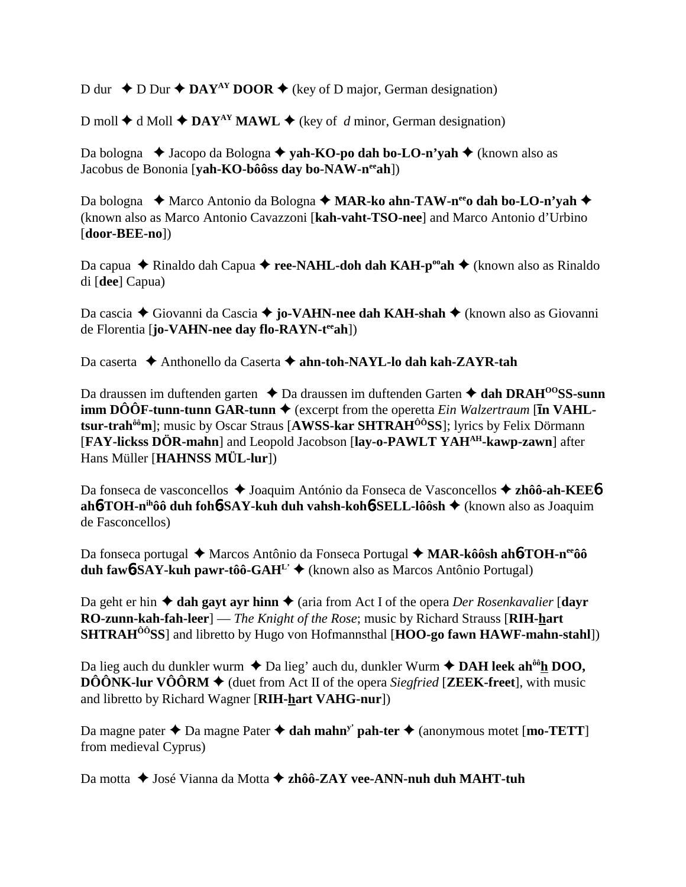D dur ✦ D Dur ✦ **DAY^AY DOOR** ✦ (key of D major, German designation)

D moll ✦ d Moll ✦ **DAY^AY MAWL** ✦ (key of *d* minor, German designation)

Da bologna ✦ Jacopo da Bologna ✦ **yah-KO-po dah bo-LO-n'yah** ✦ (known also as Jacobus de Bononia [**yah-KO-bôôss day bo-NAW-n^ee ah**])

Da bologna ✦ Marco Antonio da Bologna ✦ **MAR-ko ahn-TAW-n^ee o dah bo-LO-n'yah** ✦ (known also as Marco Antonio Cavazzoni [**kah-vaht-TSO-nee**] and Marco Antonio d'Urbino [**door-BEE-no**])

Da capua ✦ Rinaldo dah Capua ✦ **ree-NAHL-doh dah KAH-p^oo ah** ✦ (known also as Rinaldo di [**dee**] Capua)

Da cascia ✦ Giovanni da Cascia ✦ **jo-VAHN-nee dah KAH-shah** ✦ (known also as Giovanni de Florentia [**jo-VAHN-nee day flo-RAYN-t^ee ah**])

Da caserta ✦ Anthonello da Caserta ✦ **ahn-toh-NAYL-lo dah kah-ZAYR-tah**

Da draussen im duftenden garten ✦ Da draussen im duftenden Garten ✦ **dah DRAH^OO SS-sunn imm DÔÔF-tunn-tunn GAR-tunn** ✦ (excerpt from the operetta *Ein Walzertraum* [**īn VAHL-tsur-trah^ôô m**]; music by Oscar Straus [**AWSS-kar SHTRAH^ÔÔ SS**]; lyrics by Felix Dörmann [**FAY-lickss DÖR-mahn**] and Leopold Jacobson [**lay-o-PAWLT YAH^AH -kawp-zawn**] after Hans Müller [**HAHNSS MÜL-lur**])

Da fonseca de vasconcellos ✦ Joaquim António da Fonseca de Vasconcellos ✦ **zhôô-ah-KEEɓ ahɓ-TOH-n^ih ôô duh fohɓ-SAY-kuh duh vahsh-kohɓ-SELL-lôôsh** ✦ (known also as Joaquim de Fasconcellos)

Da fonseca portugal ✦ Marcos Antônio da Fonseca Portugal ✦ **MAR-kôôsh ahɓ-TOH-n^ee ôô duh fawɓ-SAY-kuh pawr-tôô-GAH^L'** ✦ (known also as Marcos Antônio Portugal)

Da geht er hin ✦ **dah gayt ayr hinn** ✦ (aria from Act I of the opera *Der Rosenkavalier* [**dayr RO-zunn-kah-fah-leer**] — *The Knight of the Rose*; music by Richard Strauss [**RIH-hart SHTRAH^ÔÔ SS**] and libretto by Hugo von Hofmannsthal [**HOO-go fawn HAWF-mahn-stahl**])

Da lieg auch du dunkler wurm ✦ Da lieg' auch du, dunkler Wurm ✦ **DAH leek ah^ôô h DOO, DÔÔNK-lur VÔÔRM** ✦ (duet from Act II of the opera *Siegfried* [**ZEEK-freet**], with music and libretto by Richard Wagner [**RIH-hart VAHG-nur**])

Da magne pater ✦ Da magne Pater ✦ **dah mahn^y' pah-ter** ✦ (anonymous motet [**mo-TETT**] from medieval Cyprus)

Da motta ✦ José Vianna da Motta ✦ **zhôô-ZAY vee-ANN-nuh duh MAHT-tuh**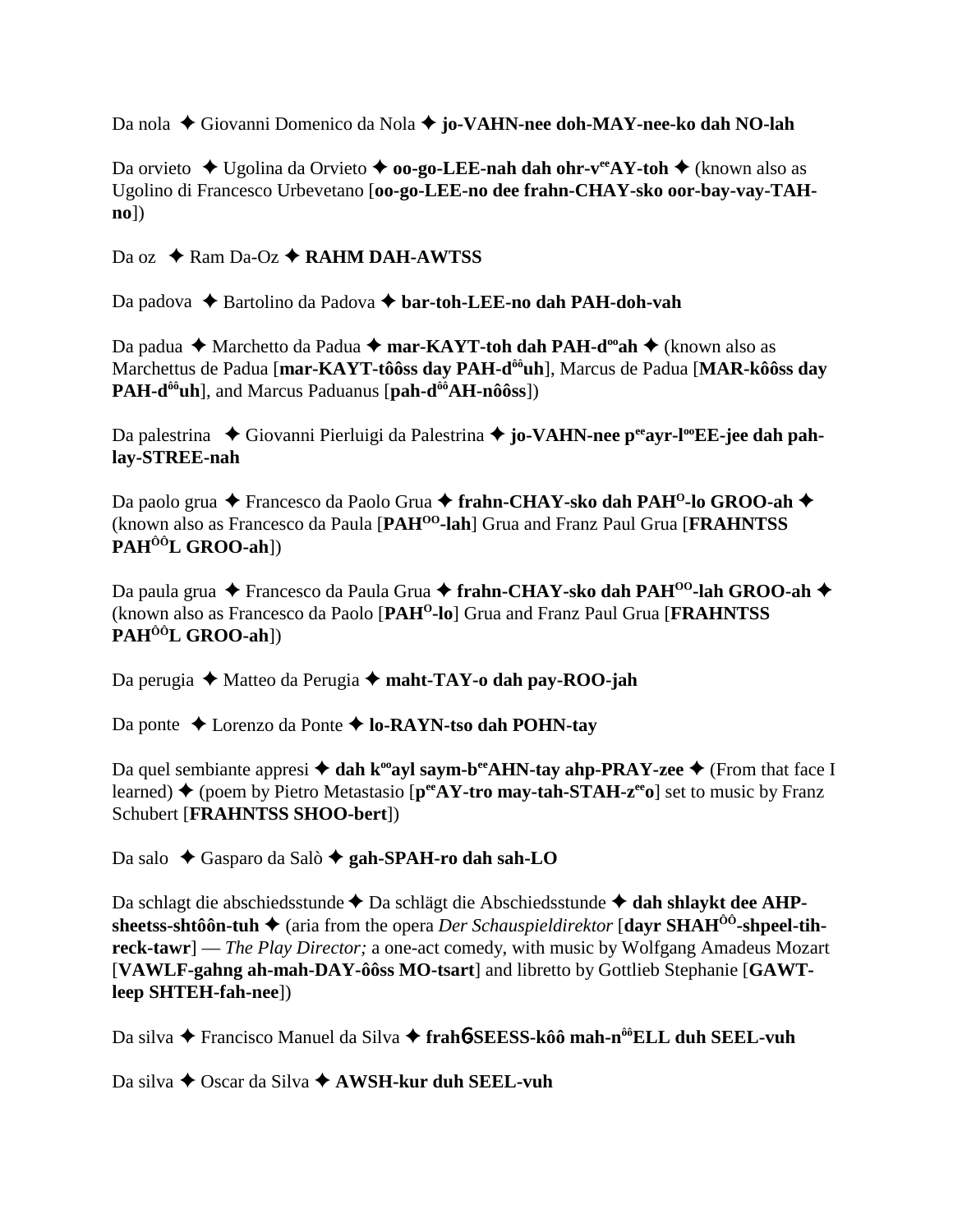Da nola ✦ Giovanni Domenico da Nola ✦ **jo-VAHN-nee doh-MAY-nee-ko dah NO-lah**

Da orvieto ✦ Ugolina da Orvieto ✦ **oo-go-LEE-nah dah ohr-v[ee]AY-toh** ✦ (known also as Ugolino di Francesco Urbevetano [**oo-go-LEE-no dee frahn-CHAY-sko oor-bay-vay-TAH-no**])

Da oz ✦ Ram Da-Oz ✦ **RAHM DAH-AWTSS**

Da padova ✦ Bartolino da Padova ✦ **bar-toh-LEE-no dah PAH-doh-vah**

Da padua ✦ Marchetto da Padua ✦ **mar-KAYT-toh dah PAH-d[oo]ah** ✦ (known also as Marchettus de Padua [**mar-KAYT-tôôss day PAH-d[ôô]uh**], Marcus de Padua [**MAR-kôôss day PAH-d[ôô]uh**], and Marcus Paduanus [**pah-d[ôô]AH-nôôss**])

Da palestrina ✦ Giovanni Pierluigi da Palestrina ✦ **jo-VAHN-nee p[ee]ayr-l[oo]EE-jee dah pah-lay-STREE-nah**

Da paolo grua ✦ Francesco da Paolo Grua ✦ **frahn-CHAY-sko dah PAH[O]-lo GROO-ah** ✦ (known also as Francesco da Paula [**PAH[OO]-lah**] Grua and Franz Paul Grua [**FRAHNTSS PAH[ÔÔ]L GROO-ah**])

Da paula grua ✦ Francesco da Paula Grua ✦ **frahn-CHAY-sko dah PAH[OO]-lah GROO-ah** ✦ (known also as Francesco da Paolo [**PAH[O]-lo**] Grua and Franz Paul Grua [**FRAHNTSS PAH[ÔÔ]L GROO-ah**])

Da perugia ✦ Matteo da Perugia ✦ **maht-TAY-o dah pay-ROO-jah**

Da ponte ✦ Lorenzo da Ponte ✦ **lo-RAYN-tso dah POHN-tay**

Da quel sembiante appresi ✦ **dah k[oo]ayl saym-b[ee]AHN-tay ahp-PRAY-zee** ✦ (From that face I learned) ✦ (poem by Pietro Metastasio [**p[ee]AY-tro may-tah-STAH-z[ee]o**] set to music by Franz Schubert [**FRAHNTSS SHOO-bert**])

Da salo ✦ Gasparo da Salò ✦ **gah-SPAH-ro dah sah-LO**

Da schlagt die abschiedsstunde ✦ Da schlägt die Abschiedsstunde ✦ **dah shlaykt dee AHP-sheetss-shtôôn-tuh** ✦ (aria from the opera *Der Schauspieldirektor* [**dayr SHAH[ÔÔ]-shpeel-tih-reck-tawr**] — *The Play Director;* a one-act comedy, with music by Wolfgang Amadeus Mozart [**VAWLF-gahng ah-mah-DAY-ôôss MO-tsart**] and libretto by Gottlieb Stephanie [**GAWT-leep SHTEH-fah-nee**])

Da silva ✦ Francisco Manuel da Silva ✦ **frahб SEESS-kôô mah-n[ôô]ELL duh SEEL-vuh**

Da silva ✦ Oscar da Silva ✦ **AWSH-kur duh SEEL-vuh**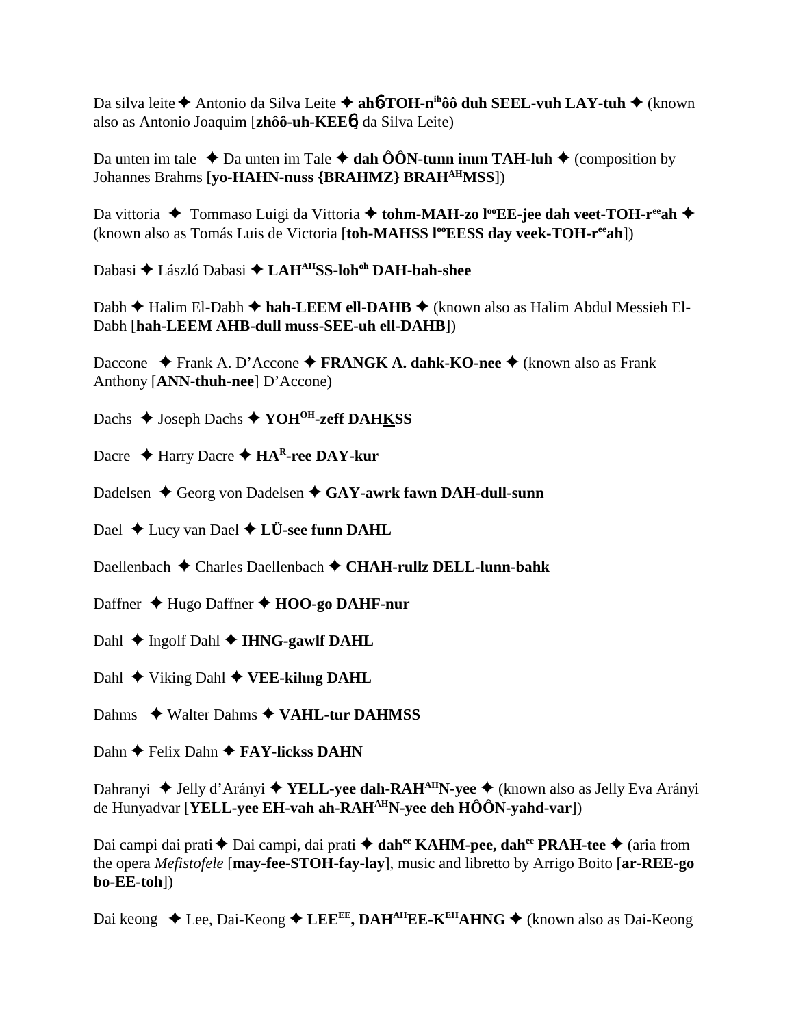Da silva leite ✦ Antonio da Silva Leite ✦ **ah6TOH-n[ih]ôô duh SEEL-vuh LAY-tuh** ✦ (known also as Antonio Joaquim [**zhôô-uh-KEE6**] da Silva Leite)

Da unten im tale ✦ Da unten im Tale ✦ **dah ÔÔN-tunn imm TAH-luh** ✦ (composition by Johannes Brahms [**yo-HAHN-nuss {BRAHMZ} BRAH[AH]MSS**])

Da vittoria ✦ Tommaso Luigi da Vittoria ✦ **tohm-MAH-zo l[oo]EE-jee dah veet-TOH-r[ee]ah** ✦ (known also as Tomás Luis de Victoria [**toh-MAHSS l[oo]EESS day veek-TOH-r[ee]ah**])

Dabasi ✦ László Dabasi ✦ **LAH[AH]SS-loh[oh] DAH-bah-shee**

Dabh ✦ Halim El-Dabh ✦ **hah-LEEM ell-DAHB** ✦ (known also as Halim Abdul Messieh El-Dabh [**hah-LEEM AHB-dull muss-SEE-uh ell-DAHB**])

Daccone ✦ Frank A. D'Accone ✦ **FRANGK A. dahk-KO-nee** ✦ (known also as Frank Anthony [**ANN-thuh-nee**] D'Accone)

Dachs ✦ Joseph Dachs ✦ **YOH[OH]-zeff DAHKSS**

Dacre ✦ Harry Dacre ✦ **HA[R]-ree DAY-kur**

Dadelsen ✦ Georg von Dadelsen ✦ **GAY-awrk fawn DAH-dull-sunn**

Dael ✦ Lucy van Dael ✦ **LÜ-see funn DAHL**

Daellenbach ✦ Charles Daellenbach ✦ **CHAH-rullz DELL-lunn-bahk**

Daffner ✦ Hugo Daffner ✦ **HOO-go DAHF-nur**

Dahl ✦ Ingolf Dahl ✦ **IHNG-gawlf DAHL**

Dahl ✦ Viking Dahl ✦ **VEE-kihng DAHL**

Dahms ✦ Walter Dahms ✦ **VAHL-tur DAHMSS**

Dahn ✦ Felix Dahn ✦ **FAY-lickss DAHN**

Dahranyi ✦ Jelly d'Arányi ✦ **YELL-yee dah-RAH[AH]N-yee** ✦ (known also as Jelly Eva Arányi de Hunyadvar [**YELL-yee EH-vah ah-RAH[AH]N-yee deh HÔÔN-yahd-var**])

Dai campi dai prati ✦ Dai campi, dai prati ✦ **dah[ee] KAHM-pee, dah[ee] PRAH-tee** ✦ (aria from the opera *Mefistofele* [**may-fee-STOH-fay-lay**], music and libretto by Arrigo Boito [**ar-REE-go bo-EE-toh**])

Dai keong ✦ Lee, Dai-Keong ✦ **LEE[EE], DAH[AH]EE-K[EH]AHNG** ✦ (known also as Dai-Keong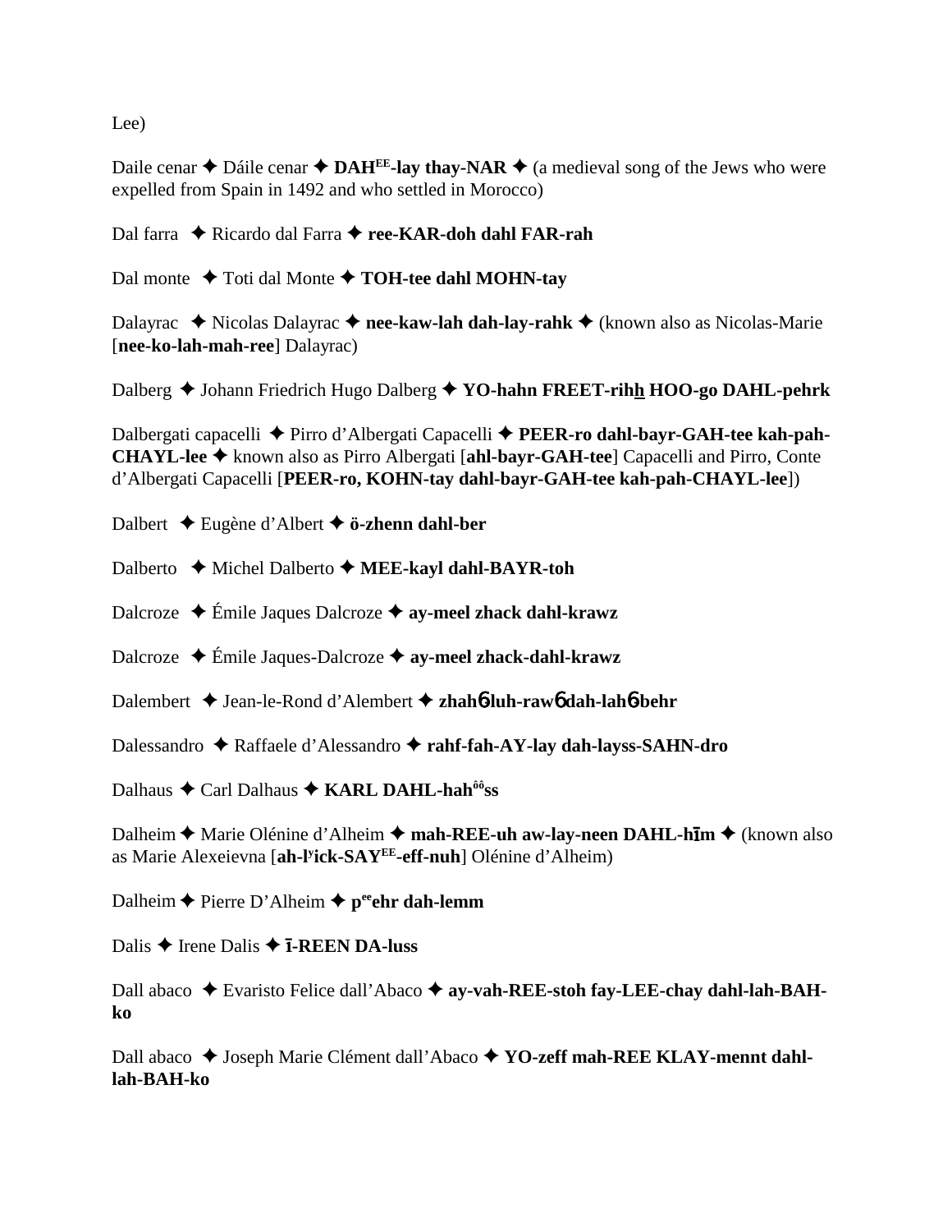Lee)

Daile cenar ✦ Dáile cenar ✦ **DAH[EE]-lay thay-NAR** ✦ (a medieval song of the Jews who were expelled from Spain in 1492 and who settled in Morocco)

Dal farra ✦ Ricardo dal Farra ✦ **ree-KAR-doh dahl FAR-rah**

Dal monte ✦ Toti dal Monte ✦ **TOH-tee dahl MOHN-tay**

Dalayrac ✦ Nicolas Dalayrac ✦ **nee-kaw-lah dah-lay-rahk** ✦ (known also as Nicolas-Marie [**nee-ko-lah-mah-ree**] Dalayrac)

Dalberg ✦ Johann Friedrich Hugo Dalberg ✦ **YO-hahn FREET-rihh HOO-go DAHL-pehrk**

Dalbergati capacelli ✦ Pirro d'Albergati Capacelli ✦ **PEER-ro dahl-bayr-GAH-tee kah-pah-CHAYL-lee** ✦ known also as Pirro Albergati [**ahl-bayr-GAH-tee**] Capacelli and Pirro, Conte d'Albergati Capacelli [**PEER-ro, KOHN-tay dahl-bayr-GAH-tee kah-pah-CHAYL-lee**])

Dalbert ✦ Eugène d'Albert ✦ **ö-zhenn dahl-ber**

Dalberto ✦ Michel Dalberto ✦ **MEE-kayl dahl-BAYR-toh**

Dalcroze ✦ Émile Jaques Dalcroze ✦ **ay-meel zhack dahl-krawz**

Dalcroze ✦ Émile Jaques-Dalcroze ✦ **ay-meel zhack-dahl-krawz**

Dalembert ✦ Jean-le-Rond d'Alembert ✦ **zhahɓ-luh-rawɓ dah-lahɓ-behr**

Dalessandro ✦ Raffaele d'Alessandro ✦ **rahf-fah-AY-lay dah-layss-SAHN-dro**

Dalhaus ✦ Carl Dalhaus ✦ **KARL DAHL-hah[ôô]ss**

Dalheim ✦ Marie Olénine d'Alheim ✦ **mah-REE-uh aw-lay-neen DAHL-hīm** ✦ (known also as Marie Alexeievna [**ah-l[y]ick-SAY[EE]-eff-nuh**] Olénine d'Alheim)

Dalheim ✦ Pierre D'Alheim ✦ **p[ee]ehr dah-lemm**

Dalis ✦ Irene Dalis ✦ **ī-REEN DA-luss**

Dall abaco ✦ Evaristo Felice dall'Abaco ✦ **ay-vah-REE-stoh fay-LEE-chay dahl-lah-BAH-ko**

Dall abaco ✦ Joseph Marie Clément dall'Abaco ✦ **YO-zeff mah-REE KLAY-mennt dahl-lah-BAH-ko**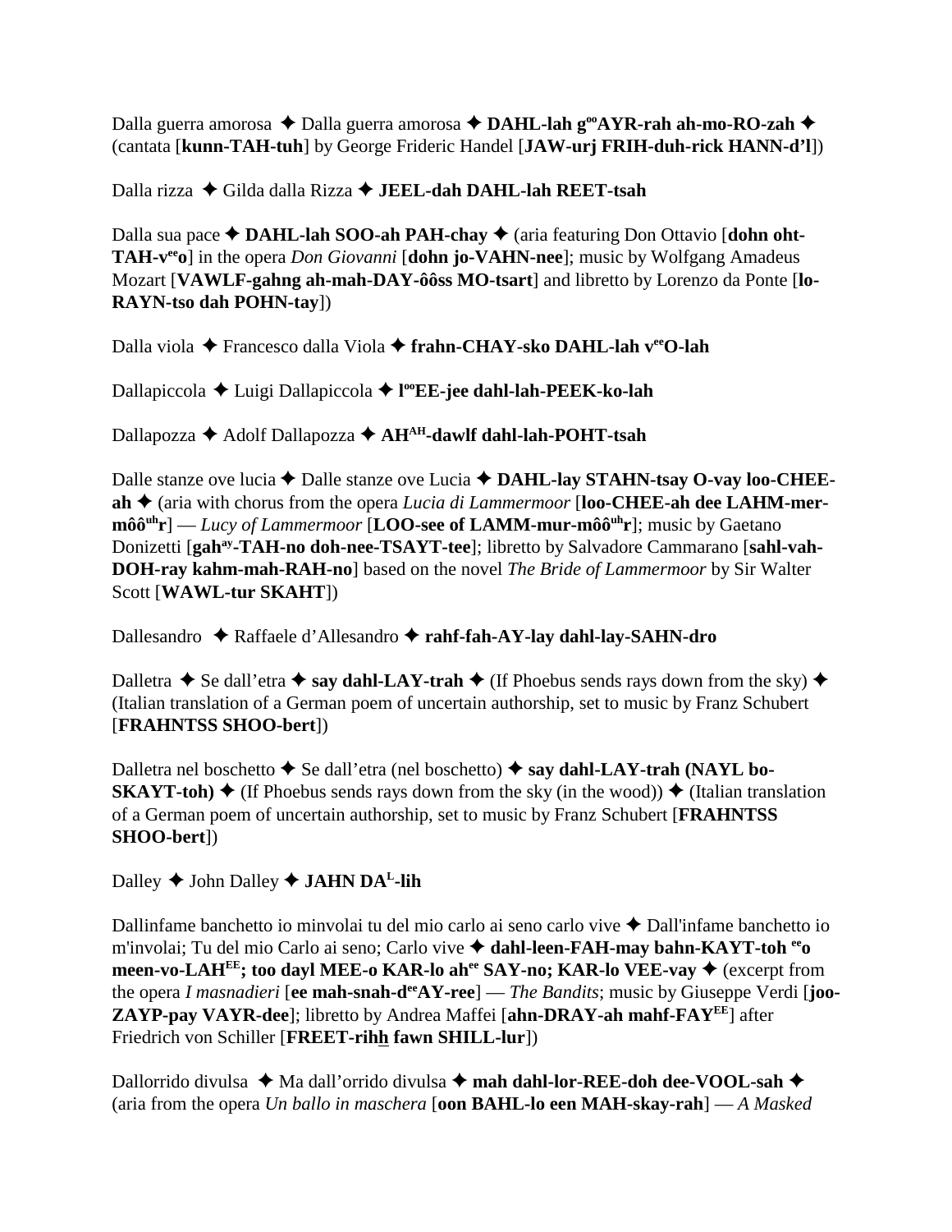Dalla guerra amorosa ✦ Dalla guerra amorosa ✦ **DAHL-lah g[oo]AYR-rah ah-mo-RO-zah** ✦ (cantata [**kunn-TAH-tuh**] by George Frideric Handel [**JAW-urj FRIH-duh-rick HANN-d'l**])

Dalla rizza ✦ Gilda dalla Rizza ✦ **JEEL-dah DAHL-lah REET-tsah**

Dalla sua pace ✦ **DAHL-lah SOO-ah PAH-chay** ✦ (aria featuring Don Ottavio [**dohn oht-TAH-v[ee]o**] in the opera *Don Giovanni* [**dohn jo-VAHN-nee**]; music by Wolfgang Amadeus Mozart [**VAWLF-gahng ah-mah-DAY-ôôss MO-tsart**] and libretto by Lorenzo da Ponte [**lo-RAYN-tso dah POHN-tay**])

Dalla viola ✦ Francesco dalla Viola ✦ **frahn-CHAY-sko DAHL-lah v[ee]O-lah**

Dallapiccola ✦ Luigi Dallapiccola ✦ **l[oo]EE-jee dahl-lah-PEEK-ko-lah**

Dallapozza ✦ Adolf Dallapozza ✦ **AH[AH]-dawlf dahl-lah-POHT-tsah**

Dalle stanze ove lucia ✦ Dalle stanze ove Lucia ✦ **DAHL-lay STAHN-tsay O-vay loo-CHEE-ah** ✦ (aria with chorus from the opera *Lucia di Lammermoor* [**loo-CHEE-ah dee LAHM-mer-môô[uh]r**] — *Lucy of Lammermoor* [**LOO-see of LAMM-mur-môô[uh]r**]; music by Gaetano Donizetti [**gah[ay]-TAH-no doh-nee-TSAYT-tee**]; libretto by Salvadore Cammarano [**sahl-vah-DOH-ray kahm-mah-RAH-no**] based on the novel *The Bride of Lammermoor* by Sir Walter Scott [**WAWL-tur SKAHT**])

Dallesandro ✦ Raffaele d'Allesandro ✦ **rahf-fah-AY-lay dahl-lay-SAHN-dro**

Dalletra ✦ Se dall'etra ✦ **say dahl-LAY-trah** ✦ (If Phoebus sends rays down from the sky) ✦ (Italian translation of a German poem of uncertain authorship, set to music by Franz Schubert [**FRAHNTSS SHOO-bert**])

Dalletra nel boschetto ✦ Se dall'etra (nel boschetto) ✦ **say dahl-LAY-trah (NAYL bo-SKAYT-toh)** ✦ (If Phoebus sends rays down from the sky (in the wood)) ✦ (Italian translation of a German poem of uncertain authorship, set to music by Franz Schubert [**FRAHNTSS SHOO-bert**])

Dalley ✦ John Dalley ✦ **JAHN DA[L]-lih**

Dallinfame banchetto io minvolai tu del mio carlo ai seno carlo vive ✦ Dall'infame banchetto io m'invola; Tu del mio Carlo ai seno; Carlo vive ✦ **dahl-leen-FAH-may bahn-KAYT-toh [ee]o meen-vo-LAH[EE]; too dayl MEE-o KAR-lo ah[ee] SAY-no; KAR-lo VEE-vay** ✦ (excerpt from the opera *I masnadieri* [**ee mah-snah-d[ee]AY-ree**] — *The Bandits*; music by Giuseppe Verdi [**joo-ZAYP-pay VAYR-dee**]; libretto by Andrea Maffei [**ahn-DRAY-ah mahf-FAY[EE]**] after Friedrich von Schiller [**FREET-rihh fawn SHILL-lur**])

Dallorrido divulsa ✦ Ma dall'orrido divulsa ✦ **mah dahl-lor-REE-doh dee-VOOL-sah** ✦ (aria from the opera *Un ballo in maschera* [**oon BAHL-lo een MAH-skay-rah**] — *A Masked*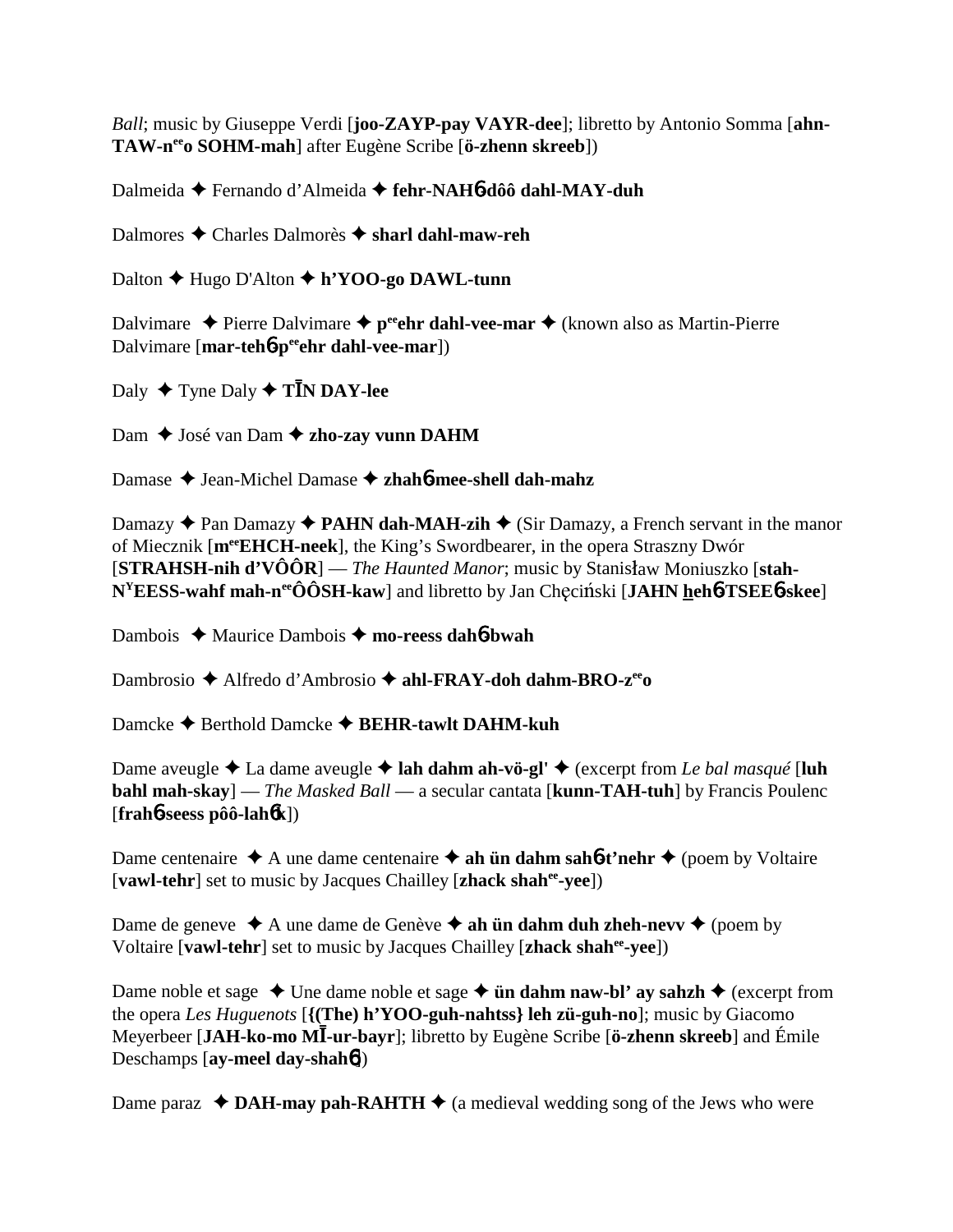*Ball*; music by Giuseppe Verdi [**joo-ZAYP-pay VAYR-dee**]; libretto by Antonio Somma [**ahn-TAW-n**ee**o SOHM-mah**] after Eugène Scribe [**ö-zhenn skreeb**])

Dalmeida ✦ Fernando d'Almeida ✦ **fehr-NAH6-dôô dahl-MAY-duh**

Dalmores ✦ Charles Dalmorès ✦ **sharl dahl-maw-reh**

Dalton ✦ Hugo D'Alton ✦ **h'YOO-go DAWL-tunn**

Dalvimare ✦ Pierre Dalvimare ✦ **p**ee**ehr dahl-vee-mar** ✦ (known also as Martin-Pierre Dalvimare [**mar-teh6-p**ee**ehr dahl-vee-mar**])

Daly ✦ Tyne Daly ✦ **TĪN DAY-lee**

Dam ✦ José van Dam ✦ **zho-zay vunn DAHM**

Damase ✦ Jean-Michel Damase ✦ **zhah6-mee-shell dah-mahz**

Damazy ✦ Pan Damazy ✦ **PAHN dah-MAH-zih** ✦ (Sir Damazy, a French servant in the manor of Miecznik [**m**ee**EHCH-neek**], the King's Swordbearer, in the opera Straszny Dwór [**STRAHSH-nih d'VÔÔR**] — *The Haunted Manor*; music by Stanisław Moniuszko [**stah-N**Y**EESS-wahf mah-n**ee**ÔÔSH-kaw**] and libretto by Jan Chęciński [**JAHN heh6-TSEE6-skee**]

Dambois ✦ Maurice Dambois ✦ **mo-reess dah6-bwah**

Dambrosio ✦ Alfredo d'Ambrosio ✦ **ahl-FRAY-doh dahm-BRO-z**ee**o**

Damcke ✦ Berthold Damcke ✦ **BEHR-tawlt DAHM-kuh**

Dame aveugle ✦ La dame aveugle ✦ **lah dahm ah-vö-gl'** ✦ (excerpt from *Le bal masqué* [**luh bahl mah-skay**] — *The Masked Ball* — a secular cantata [**kunn-TAH-tuh**] by Francis Poulenc [**frah6-seess pôô-lah6k**])

Dame centenaire ✦ A une dame centenaire ✦ **ah ün dahm sah6-t'nehr** ✦ (poem by Voltaire [**vawl-tehr**] set to music by Jacques Chailley [**zhack shah**ee**-yee**])

Dame de geneve ✦ A une dame de Genève ✦ **ah ün dahm duh zheh-nevv** ✦ (poem by Voltaire [**vawl-tehr**] set to music by Jacques Chailley [**zhack shah**ee**-yee**])

Dame noble et sage ✦ Une dame noble et sage ✦ **ün dahm naw-bl' ay sahzh** ✦ (excerpt from the opera *Les Huguenots* [**{(The) h'YOO-guh-nahtss} leh zü-guh-no**]; music by Giacomo Meyerbeer [**JAH-ko-mo MĪ-ur-bayr**]; libretto by Eugène Scribe [**ö-zhenn skreeb**] and Émile Deschamps [**ay-meel day-shah6**])

Dame paraz ✦ **DAH-may pah-RAHTH** ✦ (a medieval wedding song of the Jews who were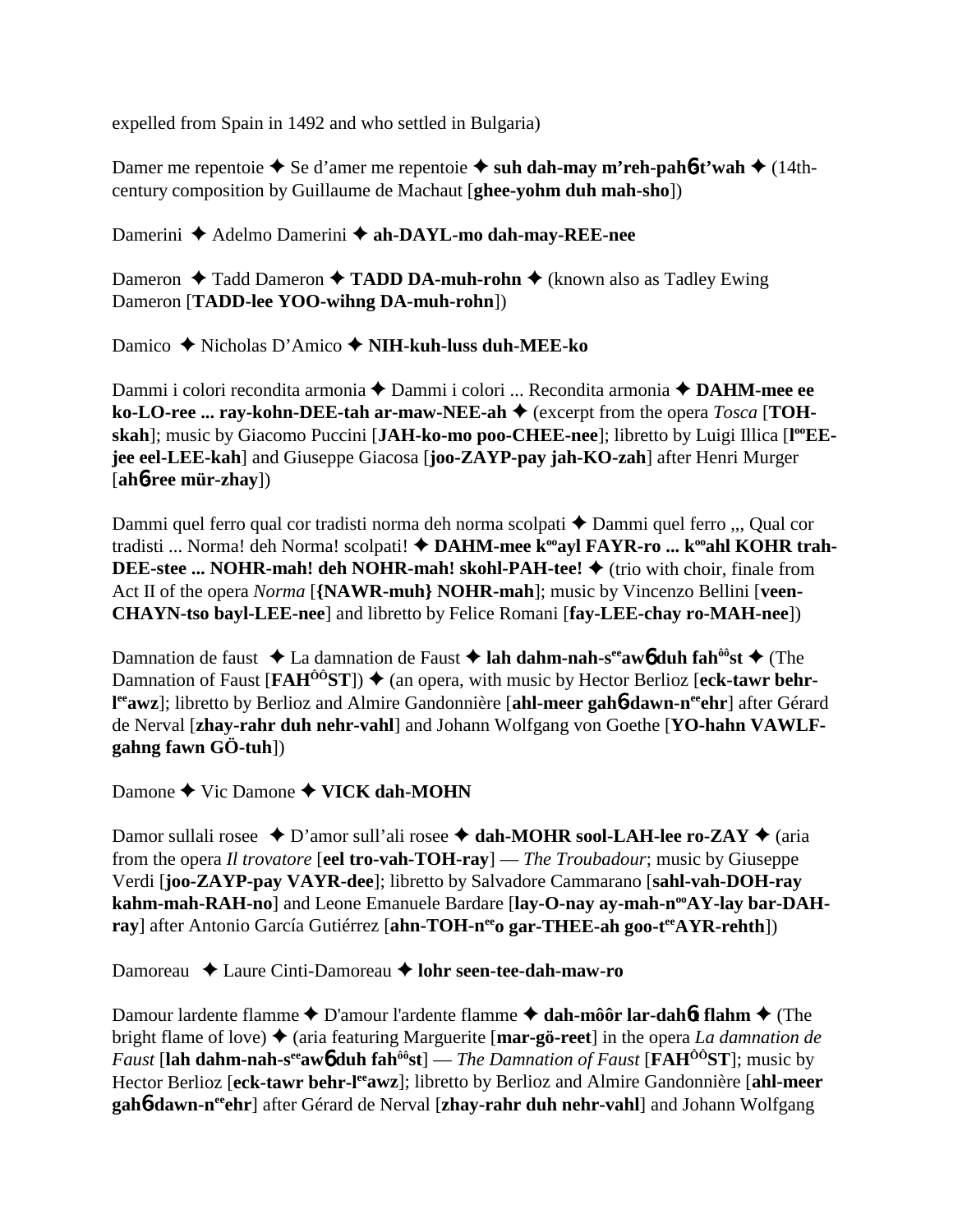expelled from Spain in 1492 and who settled in Bulgaria)

Damer me repentoie ✦ Se d'amer me repentoie ✦ **suh dah-may m'reh-pah6-t'wah** ✦ (14th-century composition by Guillaume de Machaut [**ghee-yohm duh mah-sho**])

Damerini ✦ Adelmo Damerini ✦ **ah-DAYL-mo dah-may-REE-nee**

Dameron ✦ Tadd Dameron ✦ **TADD DA-muh-rohn** ✦ (known also as Tadley Ewing Dameron [**TADD-lee YOO-wihng DA-muh-rohn**])

Damico ✦ Nicholas D'Amico ✦ **NIH-kuh-luss duh-MEE-ko**

Dammi i colori recondita armonia ✦ Dammi i colori ... Recondita armonia ✦ **DAHM-mee ee ko-LO-ree ... ray-kohn-DEE-tah ar-maw-NEE-ah** ✦ (excerpt from the opera *Tosca* [**TOH-skah**]; music by Giacomo Puccini [**JAH-ko-mo poo-CHEE-nee**]; libretto by Luigi Illica [**l**ººEE-**jee eel-LEE-kah**] and Giuseppe Giacosa [**joo-ZAYP-pay jah-KO-zah**] after Henri Murger [**ah6-ree mür-zhay**])

Dammi quel ferro qual cor tradisti norma deh norma scolpati ✦ Dammi quel ferro ,,, Qual cor tradisti ... Norma! deh Norma! scolpati! ✦ **DAHM-mee k**ºº**ayl FAYR-ro ... k**ºº**ahl KOHR trah-DEE-stee ... NOHR-mah! deh NOHR-mah! skohl-PAH-tee!** ✦ (trio with choir, finale from Act II of the opera *Norma* [**{NAWR-muh} NOHR-mah**]; music by Vincenzo Bellini [**veen-CHAYN-tso bayl-LEE-nee**] and libretto by Felice Romani [**fay-LEE-chay ro-MAH-nee**])

Damnation de faust ✦ La damnation de Faust ✦ **lah dahm-nah-s**ee**aw6 duh fah**ôô**st** ✦ (The Damnation of Faust [**FAH**ÔÔ**ST**]) ✦ (an opera, with music by Hector Berlioz [**eck-tawr behr-l**ee**awz**]; libretto by Berlioz and Almire Gandonnière [**ahl-meer gah6-dawn-n**ee**ehr**] after Gérard de Nerval [**zhay-rahr duh nehr-vahl**] and Johann Wolfgang von Goethe [**YO-hahn VAWLF-gahng fawn GÖ-tuh**])

Damone ✦ Vic Damone ✦ **VICK dah-MOHN**

Damor sullali rosee ✦ D'amor sull'ali rosee ✦ **dah-MOHR sool-LAH-lee ro-ZAY** ✦ (aria from the opera *Il trovatore* [**eel tro-vah-TOH-ray**] — *The Troubadour*; music by Giuseppe Verdi [**joo-ZAYP-pay VAYR-dee**]; libretto by Salvadore Cammarano [**sahl-vah-DOH-ray kahm-mah-RAH-no**] and Leone Emanuele Bardare [**lay-O-nay ay-mah-n**ºº**AY-lay bar-DAH-ray**] after Antonio García Gutiérrez [**ahn-TOH-n**ee**o gar-THEE-ah goo-t**ee**AYR-rehth**])

Damoreau ✦ Laure Cinti-Damoreau ✦ **lohr seen-tee-dah-maw-ro**

Damour lardente flamme ✦ D'amour l'ardente flamme ✦ **dah-môôr lar-dah6t flahm** ✦ (The bright flame of love) ✦ (aria featuring Marguerite [**mar-gö-reet**] in the opera *La damnation de Faust* [**lah dahm-nah-s**ee**aw6 duh fah**ôô**st**] — *The Damnation of Faust* [**FAH**ÔÔ**ST**]; music by Hector Berlioz [**eck-tawr behr-l**ee**awz**]; libretto by Berlioz and Almire Gandonnière [**ahl-meer gah6-dawn-n**ee**ehr**] after Gérard de Nerval [**zhay-rahr duh nehr-vahl**] and Johann Wolfgang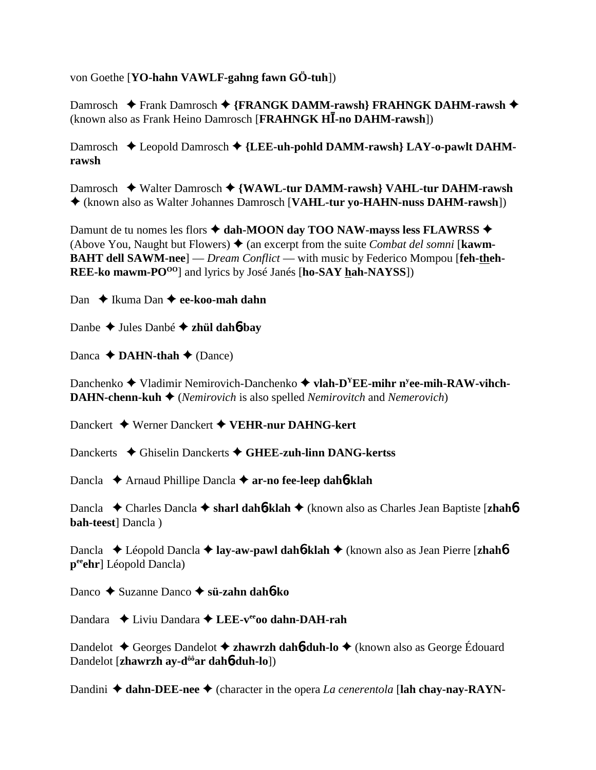von Goethe [**YO-hahn VAWLF-gahng fawn GÖ-tuh**])

Damrosch ✦ Frank Damrosch ✦ **{FRANGK DAMM-rawsh} FRAHNGK DAHM-rawsh** ✦ (known also as Frank Heino Damrosch [**FRAHNGK HĪ-no DAHM-rawsh**])

Damrosch ✦ Leopold Damrosch ✦ **{LEE-uh-pohld DAMM-rawsh} LAY-o-pawlt DAHM-rawsh**

Damrosch ✦ Walter Damrosch ✦ **{WAWL-tur DAMM-rawsh} VAHL-tur DAHM-rawsh** ✦ (known also as Walter Johannes Damrosch [**VAHL-tur yo-HAHN-nuss DAHM-rawsh**])

Damunt de tu nomes les flors ✦ **dah-MOON day TOO NAW-mayss less FLAWRSS** ✦ (Above You, Naught but Flowers) ✦ (an excerpt from the suite *Combat del somni* [**kawm-BAHT dell SAWM-nee**] — *Dream Conflict* — with music by Federico Mompou [**feh-theh-REE-ko mawm-PO^OO^**] and lyrics by José Janés [**ho-SAY hah-NAYSS**])

Dan ✦ Ikuma Dan ✦ **ee-koo-mah dahn**

Danbe ✦ Jules Danbé ✦ **zhül dah6bay**

Danca ✦ **DAHN-thah** ✦ (Dance)

Danchenko ✦ Vladimir Nemirovich-Danchenko ✦ **vlah-D^Y^EE-mihr n^y^ee-mih-RAW-vihch-DAHN-chenn-kuh** ✦ (*Nemirovich* is also spelled *Nemirovitch* and *Nemerovich*)

Danckert ✦ Werner Danckert ✦ **VEHR-nur DAHNG-kert**

Danckerts ✦ Ghiselin Danckerts ✦ **GHEE-zuh-linn DANG-kertss**

Dancla ✦ Arnaud Phillipe Dancla ✦ **ar-no fee-leep dah6klah**

Dancla ✦ Charles Dancla ✦ **sharl dah6klah** ✦ (known also as Charles Jean Baptiste [**zhah6 bah-teest**] Dancla )

Dancla ✦ Léopold Dancla ✦ **lay-aw-pawl dah6klah** ✦ (known also as Jean Pierre [**zhah6 p^ee^ehr**] Léopold Dancla)

Danco ✦ Suzanne Danco ✦ **sü-zahn dah6ko**

Dandara ✦ Liviu Dandara ✦ **LEE-v^ee^oo dahn-DAH-rah**

Dandelot ✦ Georges Dandelot ✦ **zhawrzh dah6duh-lo** ✦ (known also as George Édouard Dandelot [**zhawrzh ay-d^ôô^ar dah6duh-lo**])

Dandini ✦ **dahn-DEE-nee** ✦ (character in the opera *La cenerentola* [**lah chay-nay-RAYN-**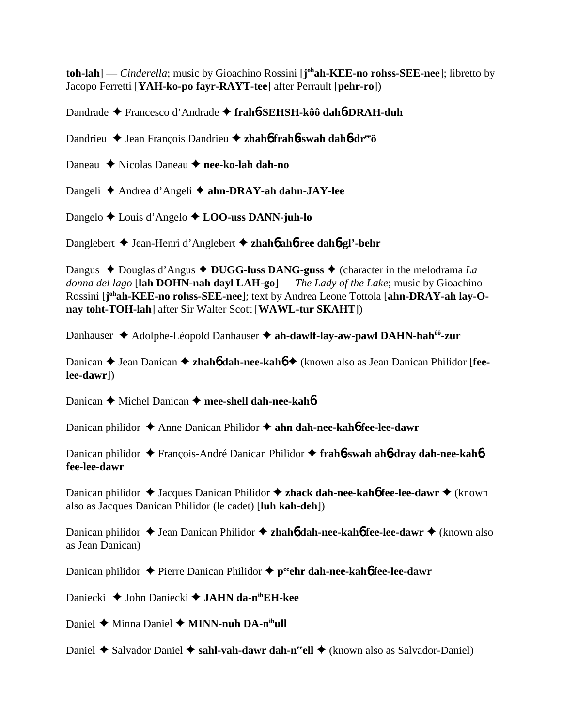**toh-lah**] — *Cinderella*; music by Gioachino Rossini [**j**[oh]**ah-KEE-no rohss-SEE-nee**]; libretto by Jacopo Ferretti [**YAH-ko-po fayr-RAYT-tee**] after Perrault [**pehr-ro**])

Dandrade ✦ Francesco d'Andrade ✦ **frah**б**-SEHSH-kôô dah**б**-DRAH-duh**

Dandrieu ✦ Jean François Dandrieu ✦ **zhah**б **frah**б**-swah dah**б**-dr**[ee]**ö**

Daneau ✦ Nicolas Daneau ✦ **nee-ko-lah dah-no**

Dangeli ✦ Andrea d'Angeli ✦ **ahn-DRAY-ah dahn-JAY-lee**

Dangelo ✦ Louis d'Angelo ✦ **LOO-uss DANN-juh-lo**

Danglebert ✦ Jean-Henri d'Anglebert ✦ **zhah**б **ah**б**-ree dah**б**-gl'-behr**

Dangus ✦ Douglas d'Angus ✦ **DUGG-luss DANG-guss** ✦ (character in the melodrama *La donna del lago* [**lah DOHN-nah dayl LAH-go**] — *The Lady of the Lake*; music by Gioachino Rossini [**j**[oh]**ah-KEE-no rohss-SEE-nee**]; text by Andrea Leone Tottola [**ahn-DRAY-ah lay-O-nay toht-TOH-lah**] after Sir Walter Scott [**WAWL-tur SKAHT**])

Danhauser ✦ Adolphe-Léopold Danhauser ✦ **ah-dawlf-lay-aw-pawl DAHN-hah**[ôô]**-zur**

Danican ✦ Jean Danican ✦ **zhah**б **dah-nee-kah**б ✦ (known also as Jean Danican Philidor [**fee-lee-dawr**])

Danican ✦ Michel Danican ✦ **mee-shell dah-nee-kah**б

Danican philidor ✦ Anne Danican Philidor ✦ **ahn dah-nee-kah**б **fee-lee-dawr**

Danican philidor ✦ François-André Danican Philidor ✦ **frah**б**-swah ah**б**-dray dah-nee-kah**б **fee-lee-dawr**

Danican philidor ✦ Jacques Danican Philidor ✦ **zhack dah-nee-kah**б **fee-lee-dawr** ✦ (known also as Jacques Danican Philidor (le cadet) [**luh kah-deh**])

Danican philidor ✦ Jean Danican Philidor ✦ **zhah**б **dah-nee-kah**б **fee-lee-dawr** ✦ (known also as Jean Danican)

Danican philidor ✦ Pierre Danican Philidor ✦ **p**[ee]**ehr dah-nee-kah**б **fee-lee-dawr**

Daniecki ✦ John Daniecki ✦ **JAHN da-n**[ih]**EH-kee**

Daniel ✦ Minna Daniel ✦ **MINN-nuh DA-n**[ih]**ull**

Daniel ✦ Salvador Daniel ✦ **sahl-vah-dawr dah-n**[ee]**ell** ✦ (known also as Salvador-Daniel)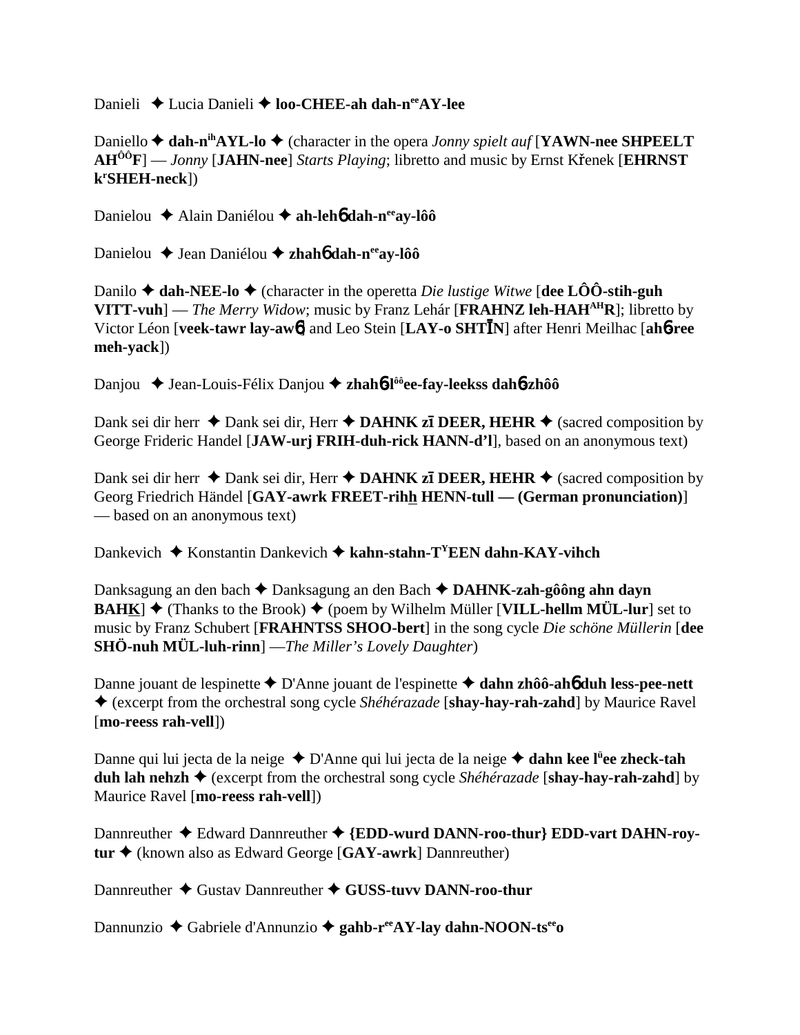Danieli ✦ Lucia Danieli ✦ **loo-CHEE-ah dah-n**[ee]**AY-lee**

Daniello ✦ **dah-n**[ih]**AYL-lo** ✦ (character in the opera *Jonny spielt auf* [**YAWN-nee SHPEELT AH**[ÔÔ]**F**] — *Jonny* [**JAHN-nee**] *Starts Playing*; libretto and music by Ernst Křenek [**EHRNST k**[r]**SHEH-neck**])

Danielou ✦ Alain Daniélou ✦ **ah-lehɓ dah-n**[ee]**ay-lôô**

Danielou ✦ Jean Daniélou ✦ **zhahɓ dah-n**[ee]**ay-lôô**

Danilo ✦ **dah-NEE-lo** ✦ (character in the operetta *Die lustige Witwe* [**dee LÔÔ-stih-guh VITT-vuh**] — *The Merry Widow*; music by Franz Lehár [**FRAHNZ leh-HAH**[AH]**R**]; libretto by Victor Léon [**veek-tawr lay-awɓ**] and Leo Stein [**LAY-o SHTĪN**] after Henri Meilhac [**ahɓ-ree meh-yack**])

Danjou ✦ Jean-Louis-Félix Danjou ✦ **zhahɓ-l**[ôô]**ee-fay-leekss dahɓ-zhôô**

Dank sei dir herr ✦ Dank sei dir, Herr ✦ **DAHNK zī DEER, HEHR** ✦ (sacred composition by George Frideric Handel [**JAW-urj FRIH-duh-rick HANN-d'l**], based on an anonymous text)

Dank sei dir herr ✦ Dank sei dir, Herr ✦ **DAHNK zī DEER, HEHR** ✦ (sacred composition by Georg Friedrich Händel [**GAY-awrk FREET-rihh HENN-tull — (German pronunciation)**] — based on an anonymous text)

Dankevich ✦ Konstantin Dankevich ✦ **kahn-stahn-T**[Y]**EEN dahn-KAY-vihch**

Danksagung an den bach ✦ Danksagung an den Bach ✦ **DAHNK-zah-gôông ahn dayn BAHK** ✦ (Thanks to the Brook) ✦ (poem by Wilhelm Müller [**VILL-hellm MÜL-lur**] set to music by Franz Schubert [**FRAHNTSS SHOO-bert**] in the song cycle *Die schöne Müllerin* [**dee SHÖ-nuh MÜL-luh-rinn**] —*The Miller's Lovely Daughter*)

Danne jouant de lespinette ✦ D'Anne jouant de l'espinette ✦ **dahn zhôô-ahɓ duh less-pee-nett** ✦ (excerpt from the orchestral song cycle *Shéhérazade* [**shay-hay-rah-zahd**] by Maurice Ravel [**mo-reess rah-vell**])

Danne qui lui jecta de la neige ✦ D'Anne qui lui jecta de la neige ✦ **dahn kee l**[ü]**ee zheck-tah duh lah nehzh** ✦ (excerpt from the orchestral song cycle *Shéhérazade* [**shay-hay-rah-zahd**] by Maurice Ravel [**mo-reess rah-vell**])

Dannreuther ✦ Edward Dannreuther ✦ **{EDD-wurd DANN-roo-thur} EDD-vart DAHN-roy-tur** ✦ (known also as Edward George [**GAY-awrk**] Dannreuther)

Dannreuther ✦ Gustav Dannreuther ✦ **GUSS-tuvv DANN-roo-thur**

Dannunzio ✦ Gabriele d'Annunzio ✦ **gahb-r**[ee]**AY-lay dahn-NOON-ts**[ee]**o**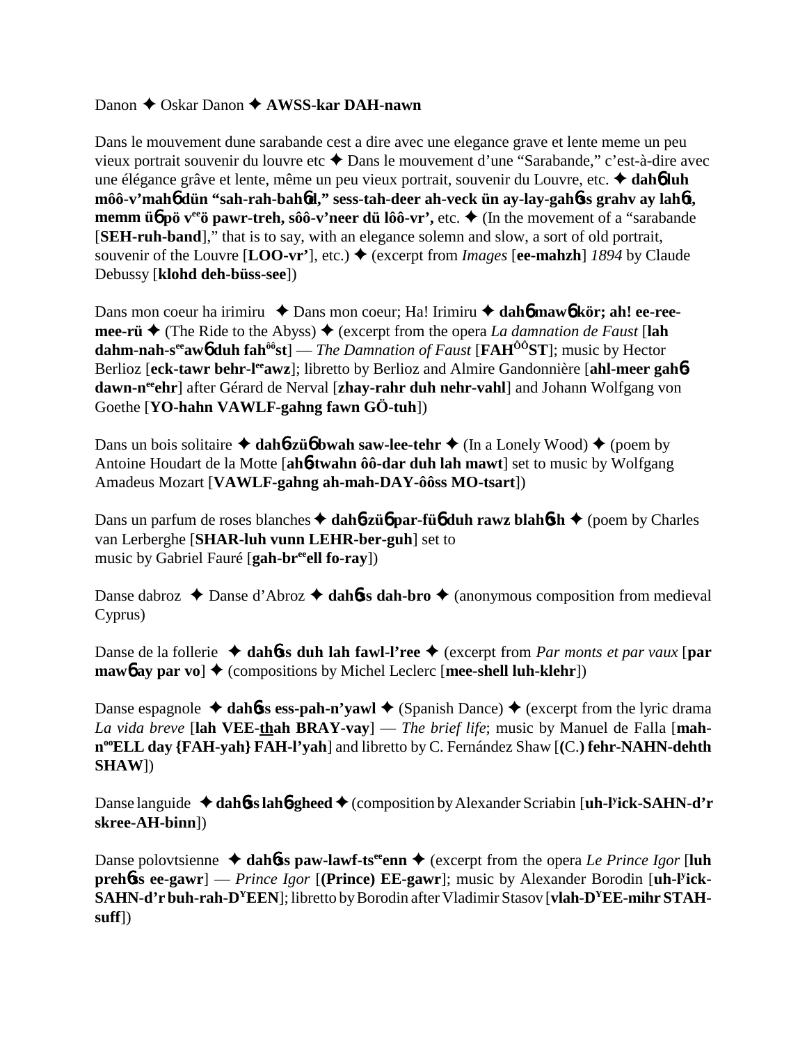Danon ✦ Oskar Danon ✦ **AWSS-kar DAH-nawn**

Dans le mouvement dune sarabande cest a dire avec une elegance grave et lente meme un peu vieux portrait souvenir du louvre etc ✦ Dans le mouvement d'une "Sarabande," c'est-à-dire avec une élégance grâve et lente, même un peu vieux portrait, souvenir du Louvre, etc. ✦ **dahɓ luh môô-v'mahɓ dün "sah-rah-bahɓd," sess-tah-deer ah-veck ün ay-lay-gahɓss grahv ay lahɓt, memm üɓ pö v^ee^ö pawr-treh, sôô-v'neer dü lôô-vr',** etc. ✦ (In the movement of a "sarabande [**SEH-ruh-band**]," that is to say, with an elegance solemn and slow, a sort of old portrait, souvenir of the Louvre [**LOO-vr'**], etc.) ✦ (excerpt from *Images* [**ee-mahzh**] *1894* by Claude Debussy [**klohd deh-büss-see**])

Dans mon coeur ha irimiru ✦ Dans mon coeur; Ha! Irimiru ✦ **dahɓ mawɓ kör; ah! ee-ree-mee-rü** ✦ (The Ride to the Abyss) ✦ (excerpt from the opera *La damnation de Faust* [**lah dahm-nah-s^ee^awɓ duh fah^ôô^st**] — *The Damnation of Faust* [**FAH^ÔÔ^ST**]; music by Hector Berlioz [**eck-tawr behr-l^ee^awz**]; libretto by Berlioz and Almire Gandonnière [**ahl-meer gahɓ-dawn-n^ee^ehr**] after Gérard de Nerval [**zhay-rahr duh nehr-vahl**] and Johann Wolfgang von Goethe [**YO-hahn VAWLF-gahng fawn GÖ-tuh**])

Dans un bois solitaire ✦ **dahɓ-züɓ bwah saw-lee-tehr** ✦ (In a Lonely Wood) ✦ (poem by Antoine Houdart de la Motte [**ahɓ-twahn ôô-dar duh lah mawt**] set to music by Wolfgang Amadeus Mozart [**VAWLF-gahng ah-mah-DAY-ôôss MO-tsart**])

Dans un parfum de roses blanches ✦ **dahɓ-züɓ par-füɓ duh rawz blahɓsh** ✦ (poem by Charles van Lerberghe [**SHAR-luh vunn LEHR-ber-guh**] set to music by Gabriel Fauré [**gah-br^ee^ell fo-ray**])

Danse dabroz ✦ Danse d'Abroz ✦ **dahɓss dah-bro** ✦ (anonymous composition from medieval Cyprus)

Danse de la follerie ✦ **dahɓss duh lah fawl-l'ree** ✦ (excerpt from *Par monts et par vaux* [**par mawɓ ay par vo**] ✦ (compositions by Michel Leclerc [**mee-shell luh-klehr**])

Danse espagnole ✦ **dahɓss ess-pah-n'yawl** ✦ (Spanish Dance) ✦ (excerpt from the lyric drama *La vida breve* [**lah VEE-thah BRAY-vay**] — *The brief life*; music by Manuel de Falla [**mah-n^oo^ELL day {FAH-yah} FAH-l'yah**] and libretto by C. Fernández Shaw [**(C.) fehr-NAHN-dehth SHAW**])

Danse languide ✦ **dahɓss lahɓ-gheed** ✦ (composition by Alexander Scriabin [**uh-l^y^ick-SAHN-d'r skree-AH-binn**])

Danse polovtsienne ✦ **dahɓss paw-lawf-ts^ee^enn** ✦ (excerpt from the opera *Le Prince Igor* [**luh prehɓss ee-gawr**] — *Prince Igor* [**(Prince) EE-gawr**]; music by Alexander Borodin [**uh-l^y^ick-SAHN-d'r buh-rah-D^Y^EEN**]; libretto by Borodin after Vladimir Stasov [**vlah-D^Y^EE-mihr STAH-suff**])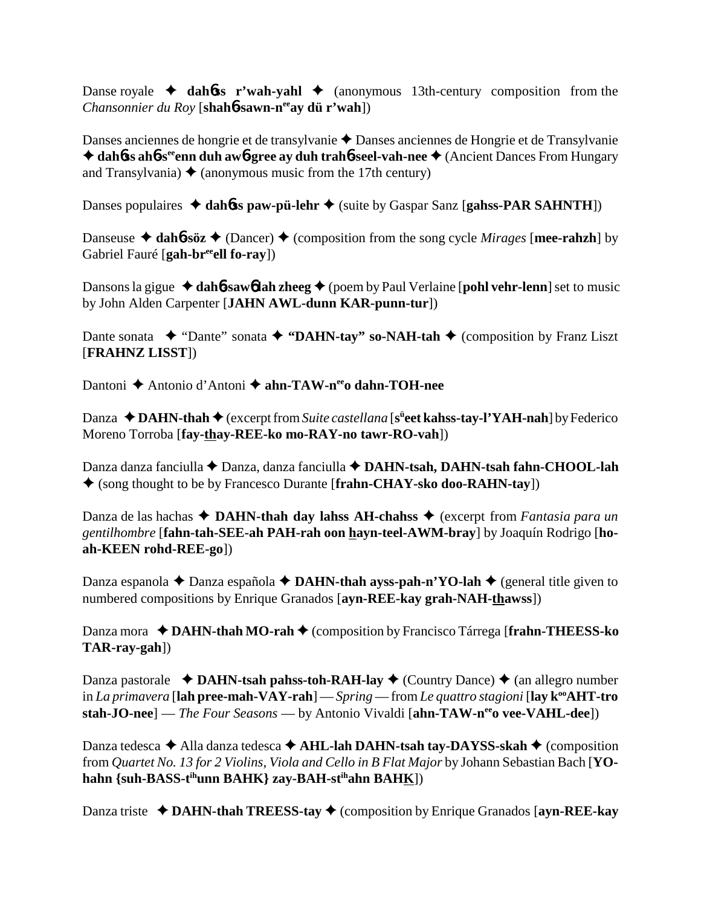Danse royale ✦ **dahɳss r'wah-yahl** ✦ (anonymous 13th-century composition from the *Chansonnier du Roy* [**shahɳ-sawn-n[ee]ay dü r'wah**])

Danses anciennes de hongrie et de transylvanie ✦ Danses anciennes de Hongrie et de Transylvanie ✦ **dahɳss ahɳ-s[ee]enn duh awɳ-gree ay duh trahɳ-seel-vah-nee** ✦ (Ancient Dances From Hungary and Transylvania) ✦ (anonymous music from the 17th century)

Danses populaires ✦ **dahɳss paw-pü-lehr** ✦ (suite by Gaspar Sanz [**gahss-PAR SAHNTH**])

Danseuse ✦ **dahɳ-söz** ✦ (Dancer) ✦ (composition from the song cycle *Mirages* [**mee-rahzh**] by Gabriel Fauré [**gah-br[ee]ell fo-ray**])

Dansons la gigue ✦ **dahɳ-sawɳ lah zheeg** ✦ (poem by Paul Verlaine [**pohl vehr-lenn**] set to music by John Alden Carpenter [**JAHN AWL-dunn KAR-punn-tur**])

Dante sonata ✦ "Dante" sonata ✦ **"DAHN-tay" so-NAH-tah** ✦ (composition by Franz Liszt [**FRAHNZ LISST**])

Dantoni ✦ Antonio d'Antoni ✦ **ahn-TAW-n[ee]o dahn-TOH-nee**

Danza ✦ **DAHN-thah** ✦ (excerpt from *Suite castellana* [**s[ü]eet kahss-tay-l'YAH-nah**] by Federico Moreno Torroba [**fay-thay-REE-ko mo-RAY-no tawr-RO-vah**])

Danza danza fanciulla ✦ Danza, danza fanciulla ✦ **DAHN-tsah, DAHN-tsah fahn-CHOOL-lah** ✦ (song thought to be by Francesco Durante [**frahn-CHAY-sko doo-RAHN-tay**])

Danza de las hachas ✦ **DAHN-thah day lahss AH-chahss** ✦ (excerpt from *Fantasia para un gentilhombre* [**fahn-tah-SEE-ah PAH-rah oon hayn-teel-AWM-bray**] by Joaquín Rodrigo [**ho-ah-KEEN rohd-REE-go**])

Danza espanola ✦ Danza española ✦ **DAHN-thah ayss-pah-n'YO-lah** ✦ (general title given to numbered compositions by Enrique Granados [**ayn-REE-kay grah-NAH-thawss**])

Danza mora ✦ **DAHN-thah MO-rah** ✦ (composition by Francisco Tárrega [**frahn-THEESS-ko TAR-ray-gah**])

Danza pastorale ✦ **DAHN-tsah pahss-toh-RAH-lay** ✦ (Country Dance) ✦ (an allegro number in *La primavera* [**lah pree-mah-VAY-rah**] — *Spring* — from *Le quattro stagioni* [**lay k[oo]AHT-tro stah-JO-nee**] — *The Four Seasons* — by Antonio Vivaldi [**ahn-TAW-n[ee]o vee-VAHL-dee**])

Danza tedesca ✦ Alla danza tedesca ✦ **AHL-lah DAHN-tsah tay-DAYSS-skah** ✦ (composition from *Quartet No. 13 for 2 Violins, Viola and Cello in B Flat Major* by Johann Sebastian Bach [**YO-hahn {suh-BASS-t[ih]unn BAHK} zay-BAH-st[ih]ahn BAHK**])

Danza triste ✦ **DAHN-thah TREESS-tay** ✦ (composition by Enrique Granados [**ayn-REE-kay**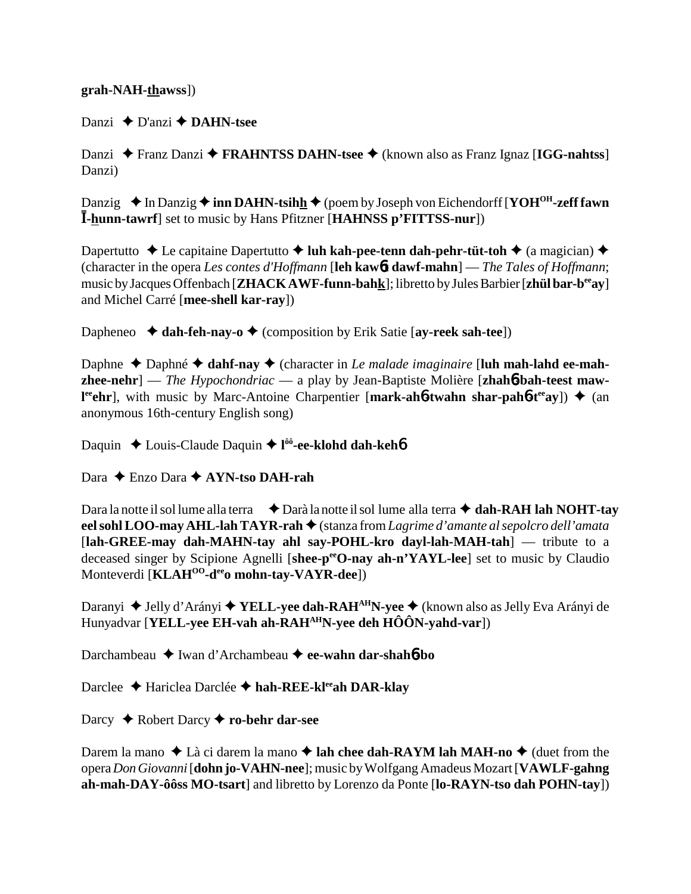**grah-NAH-thawss**])

Danzi ✦ D'anzi ✦ **DAHN-tsee**

Danzi ✦ Franz Danzi ✦ **FRAHNTSS DAHN-tsee** ✦ (known also as Franz Ignaz [**IGG-nahtss**] Danzi)

Danzig ✦ In Danzig ✦ **inn DAHN-tsihh** ✦ (poem by Joseph von Eichendorff [**YOH**[OH]**-zeff fawn Ī-hunn-tawrf**] set to music by Hans Pfitzner [**HAHNSS p'FITTSS-nur**])

Dapertutto ✦ Le capitaine Dapertutto ✦ **luh kah-pee-tenn dah-pehr-tüt-toh** ✦ (a magician) ✦ (character in the opera *Les contes d'Hoffmann* [**leh kawб dawf-mahn**] — *The Tales of Hoffmann*; music by Jacques Offenbach [**ZHACK AWF-funn-bahk**]; libretto by Jules Barbier [**zhül bar-b**[ee]**ay**] and Michel Carré [**mee-shell kar-ray**])

Dapheneo ✦ **dah-feh-nay-o** ✦ (composition by Erik Satie [**ay-reek sah-tee**])

Daphne ✦ Daphné ✦ **dahf-nay** ✦ (character in *Le malade imaginaire* [**luh mah-lahd ee-mah-zhee-nehr**] — *The Hypochondriac* — a play by Jean-Baptiste Molière [**zhahб-bah-teest maw-l**[ee]**ehr**], with music by Marc-Antoine Charpentier [**mark-ahб-twahn shar-pahб-t**[ee]**ay**]) ✦ (an anonymous 16th-century English song)

Daquin ✦ Louis-Claude Daquin ✦ **l**[ôô]**-ee-klohd dah-kehб**

Dara ✦ Enzo Dara ✦ **AYN-tso DAH-rah**

Dara la notte il sol lume alla terra ✦ Darà la notte il sol lume alla terra ✦ **dah-RAH lah NOHT-tay eel sohl LOO-may AHL-lah TAYR-rah** ✦ (stanza from *Lagrime d'amante al sepolcro dell'amata* [**lah-GREE-may dah-MAHN-tay ahl say-POHL-kro dayl-lah-MAH-tah**] — tribute to a deceased singer by Scipione Agnelli [**shee-p**[ee]**O-nay ah-n'YAYL-lee**] set to music by Claudio Monteverdi [**KLAH**[OO]**-d**[ee]**o mohn-tay-VAYR-dee**])

Daranyi ✦ Jelly d'Arányi ✦ **YELL-yee dah-RAH**[AH]**N-yee** ✦ (known also as Jelly Eva Arányi de Hunyadvar [**YELL-yee EH-vah ah-RAH**[AH]**N-yee deh HÔÔN-yahd-var**])

Darchambeau ✦ Iwan d'Archambeau ✦ **ee-wahn dar-shahб-bo**

Darclee ✦ Hariclea Darclée ✦ **hah-REE-kl**[ee]**ah DAR-klay**

Darcy ✦ Robert Darcy ✦ **ro-behr dar-see**

Darem la mano ✦ Là ci darem la mano ✦ **lah chee dah-RAYM lah MAH-no** ✦ (duet from the opera *Don Giovanni* [**dohn jo-VAHN-nee**]; music by Wolfgang Amadeus Mozart [**VAWLF-gahng ah-mah-DAY-ôôss MO-tsart**] and libretto by Lorenzo da Ponte [**lo-RAYN-tso dah POHN-tay**])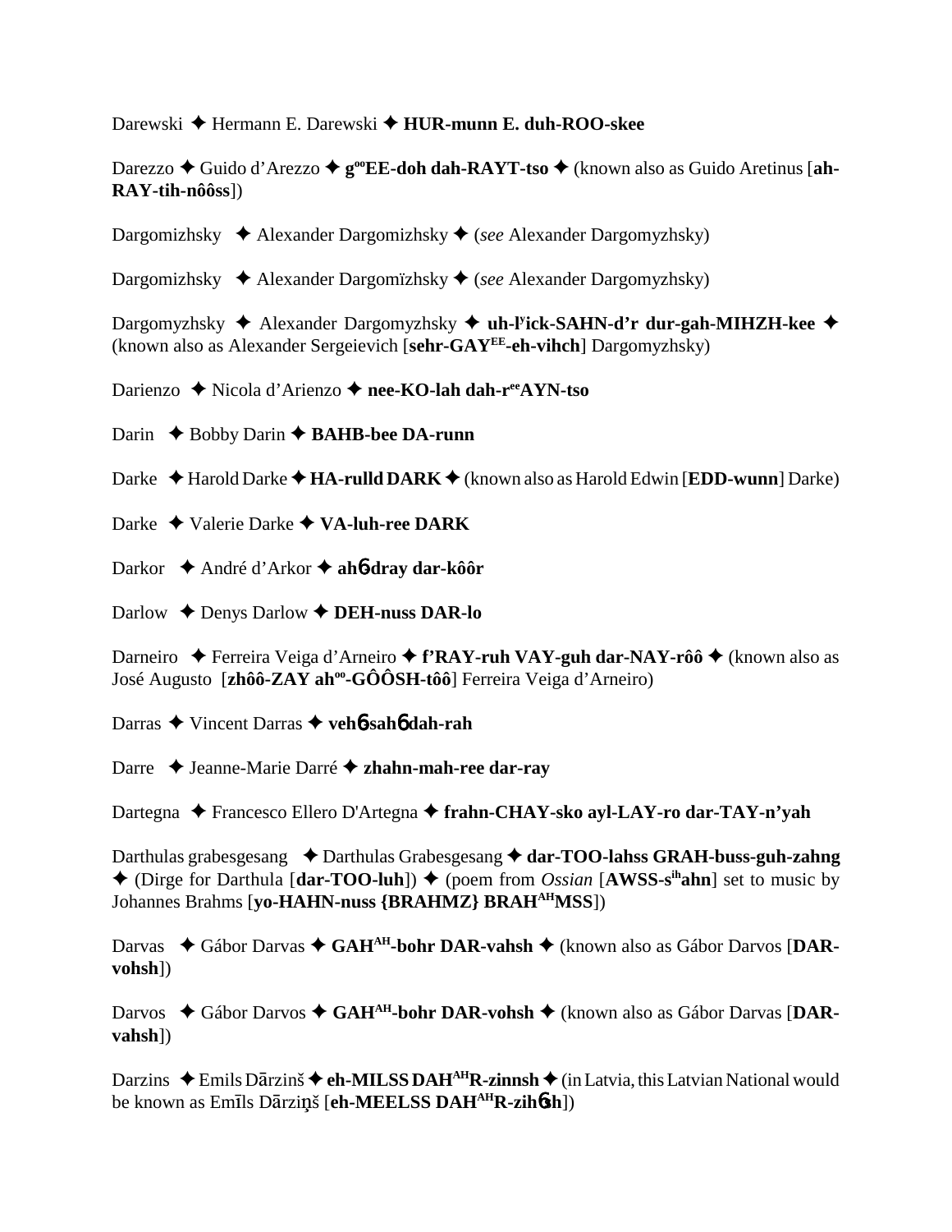Darewski ✦ Hermann E. Darewski ✦ **HUR-munn E. duh-ROO-skee**

Darezzo ✦ Guido d'Arezzo ✦ **g^oo^EE-doh dah-RAYT-tso** ✦ (known also as Guido Aretinus [**ah-RAY-tih-nôôss**])

Dargomizhsky ✦ Alexander Dargomizhsky ✦ (*see* Alexander Dargomyzhsky)

Dargomizhsky ✦ Alexander Dargomïzhsky ✦ (*see* Alexander Dargomyzhsky)

Dargomyzhsky ✦ Alexander Dargomyzhsky ✦ **uh-l^y^ick-SAHN-d'r dur-gah-MIHZH-kee** ✦ (known also as Alexander Sergeievich [**sehr-GAY^EE^-eh-vihch**] Dargomyzhsky)

Darienzo ✦ Nicola d'Arienzo ✦ **nee-KO-lah dah-r^ee^AYN-tso**

Darin ✦ Bobby Darin ✦ **BAHB-bee DA-runn**

Darke ✦ Harold Darke ✦ **HA-rulld DARK** ✦ (known also as Harold Edwin [**EDD-wunn**] Darke)

Darke ✦ Valerie Darke ✦ **VA-luh-ree DARK**

Darkor ✦ André d'Arkor ✦ **ah6-dray dar-kôôr**

Darlow ✦ Denys Darlow ✦ **DEH-nuss DAR-lo**

Darneiro ✦ Ferreira Veiga d'Arneiro ✦ **f'RAY-ruh VAY-guh dar-NAY-rôô** ✦ (known also as José Augusto [**zhôô-ZAY ah^oo^-GÔÔSH-tôô**] Ferreira Veiga d'Arneiro)

Darras ✦ Vincent Darras ✦ **veh6-sah6 dah-rah**

Darre ✦ Jeanne-Marie Darré ✦ **zhahn-mah-ree dar-ray**

Dartegna ✦ Francesco Ellero D'Artegna ✦ **frahn-CHAY-sko ayl-LAY-ro dar-TAY-n'yah**

Darthulas grabesgesang ✦ Darthulas Grabesgesang ✦ **dar-TOO-lahss GRAH-buss-guh-zahng** ✦ (Dirge for Darthula [**dar-TOO-luh**]) ✦ (poem from *Ossian* [**AWSS-s^ih^ahn**] set to music by Johannes Brahms [**yo-HAHN-nuss {BRAHMZ} BRAH^AH^MSS**])

Darvas ✦ Gábor Darvas ✦ **GAH^AH^-bohr DAR-vahsh** ✦ (known also as Gábor Darvos [**DAR-vohsh**])

Darvos ✦ Gábor Darvos ✦ **GAH^AH^-bohr DAR-vohsh** ✦ (known also as Gábor Darvas [**DAR-vahsh**])

Darzins ✦ Emils Dārzinš ✦ **eh-MILSS DAH^AH^R-zinnsh** ✦ (in Latvia, this Latvian National would be known as Emīls Dārziņš [**eh-MEELSS DAH^AH^R-zih6sh**])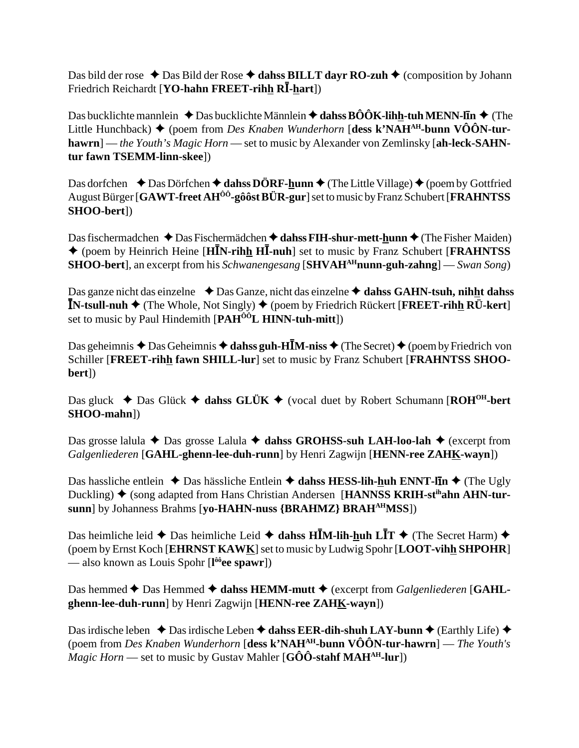Das bild der rose ✦ Das Bild der Rose ✦ **dahss BILLT dayr RO-zuh** ✦ (composition by Johann Friedrich Reichardt [**YO-hahn FREET-rihh RĪ-hart**])

Das bucklichte mannlein ✦ Das bucklichte Männlein ✦ **dahss BÔÔK-lihh-tuh MENN-līn** ✦ (The Little Hunchback) ✦ (poem from *Des Knaben Wunderhorn* [**dess k'NAH^AH-bunn VÔÔN-tur-hawrn**] — *the Youth's Magic Horn* — set to music by Alexander von Zemlinsky [**ah-leck-SAHN-tur fawn TSEMM-linn-skee**])

Das dorfchen ✦ Das Dörfchen ✦ **dahss DÖRF-hunn** ✦ (The Little Village) ✦ (poem by Gottfried August Bürger [**GAWT-freet AH^ÔÔ-gôôst BÜR-gur**] set to music by Franz Schubert [**FRAHNTSS SHOO-bert**])

Das fischermadchen ✦ Das Fischermädchen ✦ **dahss FIH-shur-mett-hunn** ✦ (The Fisher Maiden) ✦ (poem by Heinrich Heine [**HĪN-rihh HĪ-nuh**] set to music by Franz Schubert [**FRAHNTSS SHOO-bert**], an excerpt from his *Schwanengesang* [**SHVAH^AH nunn-guh-zahng**] — *Swan Song*)

Das ganze nicht das einzelne ✦ Das Ganze, nicht das einzelne ✦ **dahss GAHN-tsuh, nihht dahss ĪN-tsull-nuh** ✦ (The Whole, Not Singly) ✦ (poem by Friedrich Rückert [**FREET-rihh RÜ-kert**] set to music by Paul Hindemith [**PAH^ÔÔL HINN-tuh-mitt**])

Das geheimnis ✦ Das Geheimnis ✦ **dahss guh-HĪM-niss** ✦ (The Secret) ✦ (poem by Friedrich von Schiller [**FREET-rihh fawn SHILL-lur**] set to music by Franz Schubert [**FRAHNTSS SHOO-bert**])

Das gluck ✦ Das Glück ✦ **dahss GLÜK** ✦ (vocal duet by Robert Schumann [**ROH^OH-bert SHOO-mahn**])

Das grosse lalula ✦ Das grosse Lalula ✦ **dahss GROHSS-suh LAH-loo-lah** ✦ (excerpt from *Galgenliederen* [**GAHL-ghenn-lee-duh-runn**] by Henri Zagwijn [**HENN-ree ZAHK-wayn**])

Das hassliche entlein ✦ Das hässliche Entlein ✦ **dahss HESS-lih-huh ENNT-līn** ✦ (The Ugly Duckling) ✦ (song adapted from Hans Christian Andersen [**HANNSS KRIH-st^ih ahn AHN-tur-sunn**] by Johanness Brahms [**yo-HAHN-nuss {BRAHMZ} BRAH^AH MSS**])

Das heimliche leid ✦ Das heimliche Leid ✦ **dahss HĪM-lih-huh LĪT** ✦ (The Secret Harm) ✦ (poem by Ernst Koch [**EHRNST KAWK**] set to music by Ludwig Spohr [**LOOT-vihh SHPOHR**] — also known as Louis Spohr [**l^ôô ee spawr**])

Das hemmed ✦ Das Hemmed ✦ **dahss HEMM-mutt** ✦ (excerpt from *Galgenliederen* [**GAHL-ghenn-lee-duh-runn**] by Henri Zagwijn [**HENN-ree ZAHK-wayn**])

Das irdische leben ✦ Das irdische Leben ✦ **dahss EER-dih-shuh LAY-bunn** ✦ (Earthly Life) ✦ (poem from *Des Knaben Wunderhorn* [**dess k'NAH^AH-bunn VÔÔN-tur-hawrn**] — *The Youth's Magic Horn* — set to music by Gustav Mahler [**GÔÔ-stahf MAH^AH-lur**])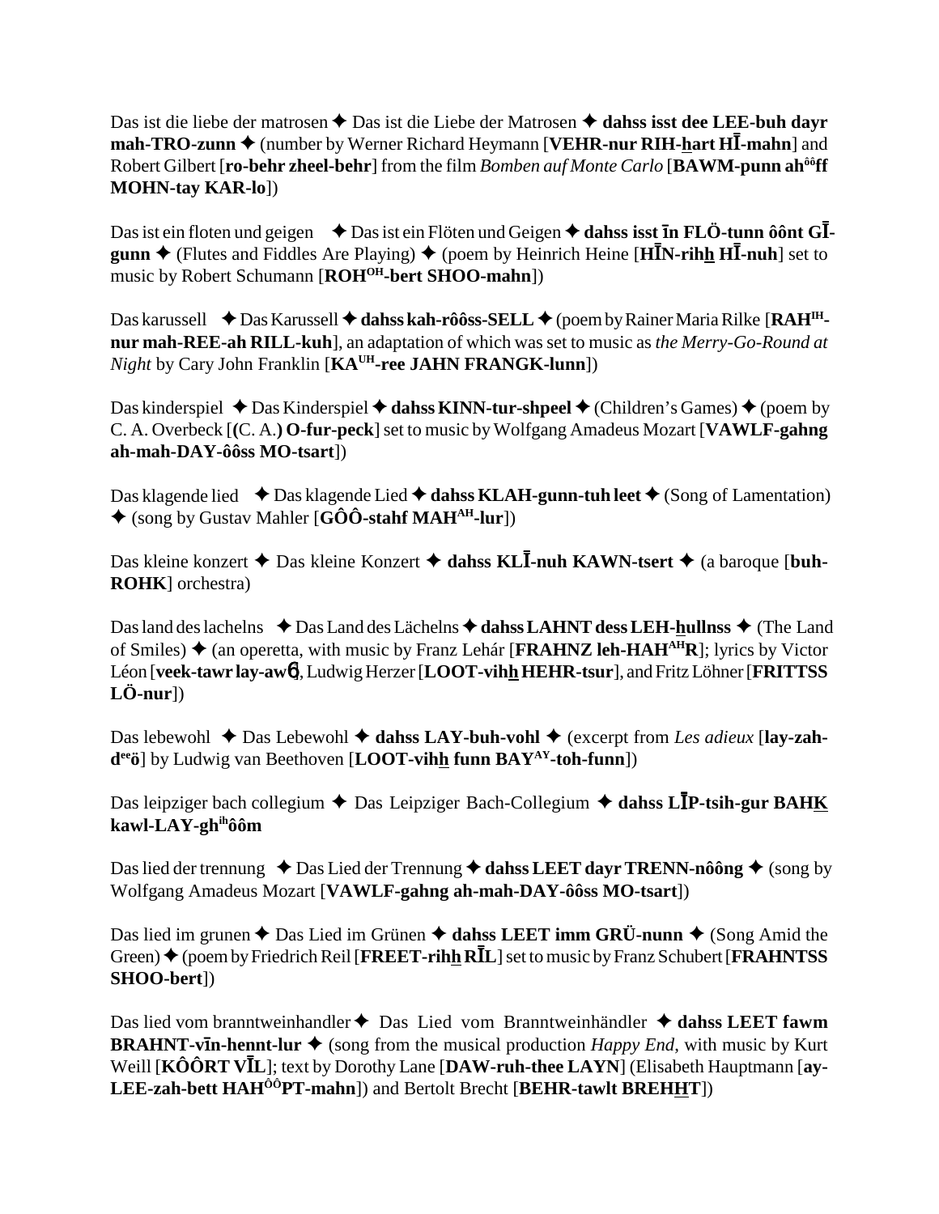Das ist die liebe der matrosen ✦ Das ist die Liebe der Matrosen ✦ **dahss isst dee LEE-buh dayr mah-TRO-zunn** ✦ (number by Werner Richard Heymann [**VEHR-nur RIH-hart HĪ-mahn**] and Robert Gilbert [**ro-behr zheel-behr**] from the film *Bomben auf Monte Carlo* [**BAWM-punn ahôôff MOHN-tay KAR-lo**])

Das ist ein floten und geigen ✦ Das ist ein Flöten und Geigen ✦ **dahss isst īn FLÖ-tunn ôônt GĪ-gunn** ✦ (Flutes and Fiddles Are Playing) ✦ (poem by Heinrich Heine [**HĪN-rihh HĪ-nuh**] set to music by Robert Schumann [**ROHOH-bert SHOO-mahn**])

Das karussell ✦ Das Karussell ✦ **dahss kah-rôôss-SELL** ✦ (poem by Rainer Maria Rilke [**RAHIH-nur mah-REE-ah RILL-kuh**], an adaptation of which was set to music as *the Merry-Go-Round at Night* by Cary John Franklin [**KAUH-ree JAHN FRANGK-lunn**])

Das kinderspiel ✦ Das Kinderspiel ✦ **dahss KINN-tur-shpeel** ✦ (Children's Games) ✦ (poem by C. A. Overbeck [**(C. A.) O-fur-peck**] set to music by Wolfgang Amadeus Mozart [**VAWLF-gahng ah-mah-DAY-ôôss MO-tsart**])

Das klagende lied ✦ Das klagende Lied ✦ **dahss KLAH-gunn-tuh leet** ✦ (Song of Lamentation) ✦ (song by Gustav Mahler [**GÔÔ-stahf MAHAH-lur**])

Das kleine konzert ✦ Das kleine Konzert ✦ **dahss KLĪ-nuh KAWN-tsert** ✦ (a baroque [**buh-ROHK**] orchestra)

Das land des lachelns ✦ Das Land des Lächelns ✦ **dahss LAHNT dess LEH-hullnss** ✦ (The Land of Smiles) ✦ (an operetta, with music by Franz Lehár [**FRAHNZ leh-HAHAHR**]; lyrics by Victor Léon [**veek-tawr lay-awN**], Ludwig Herzer [**LOOT-vihh HEHR-tsur**], and Fritz Löhner [**FRITTSS LÖ-nur**])

Das lebewohl ✦ Das Lebewohl ✦ **dahss LAY-buh-vohl** ✦ (excerpt from *Les adieux* [**lay-zah-deeö**] by Ludwig van Beethoven [**LOOT-vihh funn BAYAY-toh-funn**])

Das leipziger bach collegium ✦ Das Leipziger Bach-Collegium ✦ **dahss LĪP-tsih-gur BAHK kawl-LAY-ghihôôm**

Das lied der trennung ✦ Das Lied der Trennung ✦ **dahss LEET dayr TRENN-nôông** ✦ (song by Wolfgang Amadeus Mozart [**VAWLF-gahng ah-mah-DAY-ôôss MO-tsart**])

Das lied im grunen ✦ Das Lied im Grünen ✦ **dahss LEET imm GRÜ-nunn** ✦ (Song Amid the Green) ✦ (poem by Friedrich Reil [**FREET-rihh RĪL**] set to music by Franz Schubert [**FRAHNTSS SHOO-bert**])

Das lied vom branntweinhandler ✦ Das Lied vom Branntweinhändler ✦ **dahss LEET fawm BRAHNT-vīn-hennt-lur** ✦ (song from the musical production *Happy End*, with music by Kurt Weill [**KÔÔRT VĪL**]; text by Dorothy Lane [**DAW-ruh-thee LAYN**] (Elisabeth Hauptmann [**ay-LEE-zah-bett HAHÔÔPT-mahn**]) and Bertolt Brecht [**BEHR-tawlt BREHHT**])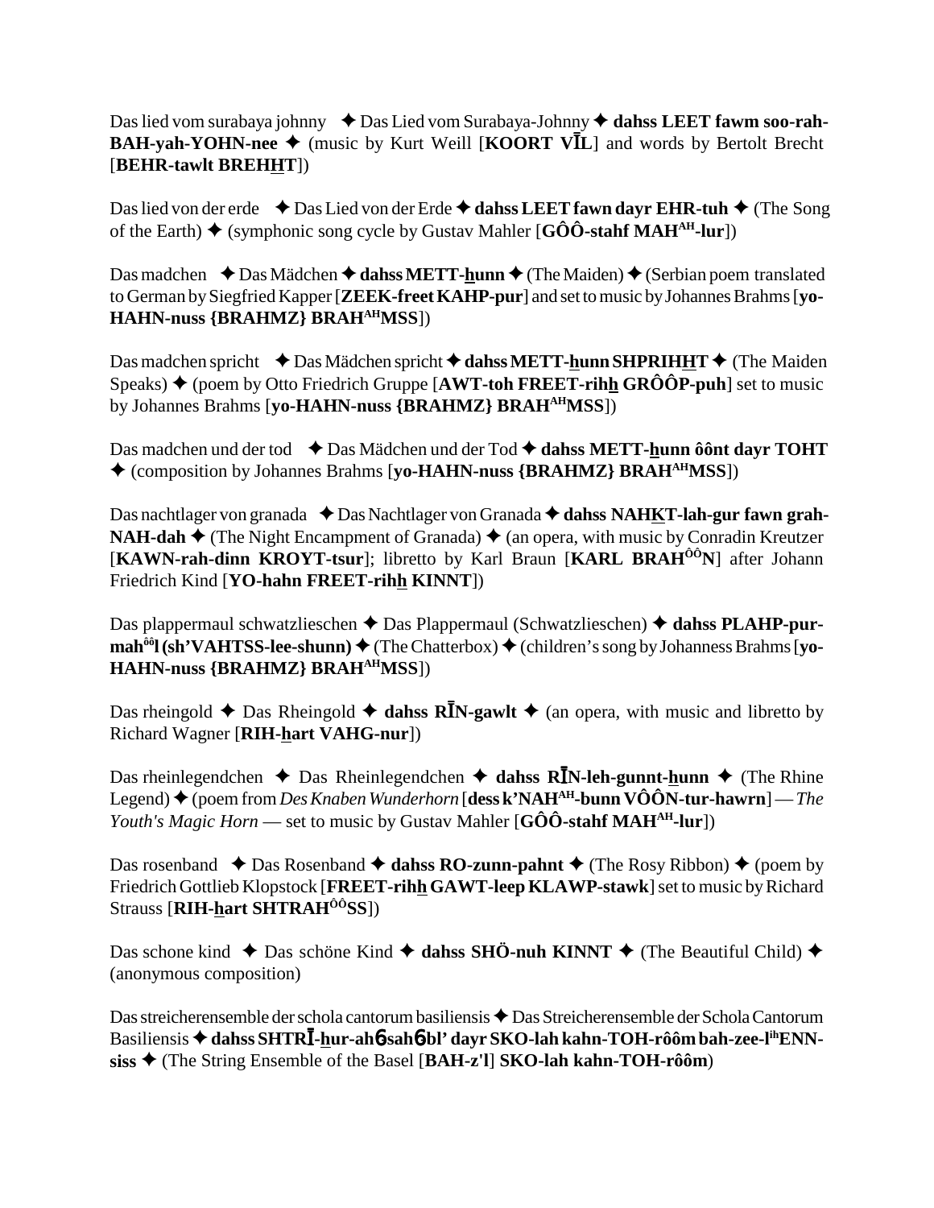Das lied vom surabaya johnny ✦ Das Lied vom Surabaya-Johnny ✦ **dahss LEET fawm soo-rah-BAH-yah-YOHN-nee** ✦ (music by Kurt Weill [**KOORT VĪL**] and words by Bertolt Brecht [**BEHR-tawlt BREHHT**])

Das lied von der erde ✦ Das Lied von der Erde ✦ **dahss LEET fawn dayr EHR-tuh** ✦ (The Song of the Earth) ✦ (symphonic song cycle by Gustav Mahler [**GÔÔ-stahf MAHAH-lur**])

Das madchen ✦ Das Mädchen ✦ **dahss METT-hunn** ✦ (The Maiden) ✦ (Serbian poem translated to German by Siegfried Kapper [**ZEEK-freet KAHP-pur**] and set to music by Johannes Brahms [**yo-HAHN-nuss {BRAHMZ} BRAHAHMSS**])

Das madchen spricht ✦ Das Mädchen spricht ✦ **dahss METT-hunn SHPRIHHT** ✦ (The Maiden Speaks) ✦ (poem by Otto Friedrich Gruppe [**AWT-toh FREET-rihh GRÔÔP-puh**] set to music by Johannes Brahms [**yo-HAHN-nuss {BRAHMZ} BRAHAHMSS**])

Das madchen und der tod ✦ Das Mädchen und der Tod ✦ **dahss METT-hunn ôônt dayr TOHT** ✦ (composition by Johannes Brahms [**yo-HAHN-nuss {BRAHMZ} BRAHAHMSS**])

Das nachtlager von granada ✦ Das Nachtlager von Granada ✦ **dahss NAHKT-lah-gur fawn grah-NAH-dah** ✦ (The Night Encampment of Granada) ✦ (an opera, with music by Conradin Kreutzer [**KAWN-rah-dinn KROYT-tsur**]; libretto by Karl Braun [**KARL BRAHÔÔN**] after Johann Friedrich Kind [**YO-hahn FREET-rihh KINNT**])

Das plappermaul schwatzlieschen ✦ Das Plappermaul (Schwatzlieschen) ✦ **dahss PLAHP-pur-mahôôl (sh'VAHTSS-lee-shunn)** ✦ (The Chatterbox) ✦ (children's song by Johanness Brahms [**yo-HAHN-nuss {BRAHMZ} BRAHAHMSS**])

Das rheingold ✦ Das Rheingold ✦ **dahss RĪN-gawlt** ✦ (an opera, with music and libretto by Richard Wagner [**RIH-hart VAHG-nur**])

Das rheinlegendchen ✦ Das Rheinlegendchen ✦ **dahss RĪN-leh-gunnt-hunn** ✦ (The Rhine Legend) ✦ (poem from *Des Knaben Wunderhorn* [**dess k'NAHAH-bunn VÔÔN-tur-hawrn**] — *The Youth's Magic Horn* — set to music by Gustav Mahler [**GÔÔ-stahf MAHAH-lur**])

Das rosenband ✦ Das Rosenband ✦ **dahss RO-zunn-pahnt** ✦ (The Rosy Ribbon) ✦ (poem by Friedrich Gottlieb Klopstock [**FREET-rihh GAWT-leep KLAWP-stawk**] set to music by Richard Strauss [**RIH-hart SHTRAHÔÔSS**])

Das schone kind ✦ Das schöne Kind ✦ **dahss SHÖ-nuh KINNT** ✦ (The Beautiful Child) ✦ (anonymous composition)

Das streicherensemble der schola cantorum basiliensis ✦ Das Streicherensemble der Schola Cantorum Basiliensis ✦ **dahss SHTRĪ-hur-ahɓsahɓbl' dayr SKO-lah kahn-TOH-rôôm bah-zee-lihENN-siss** ✦ (The String Ensemble of the Basel [**BAH-z'l**] **SKO-lah kahn-TOH-rôôm**)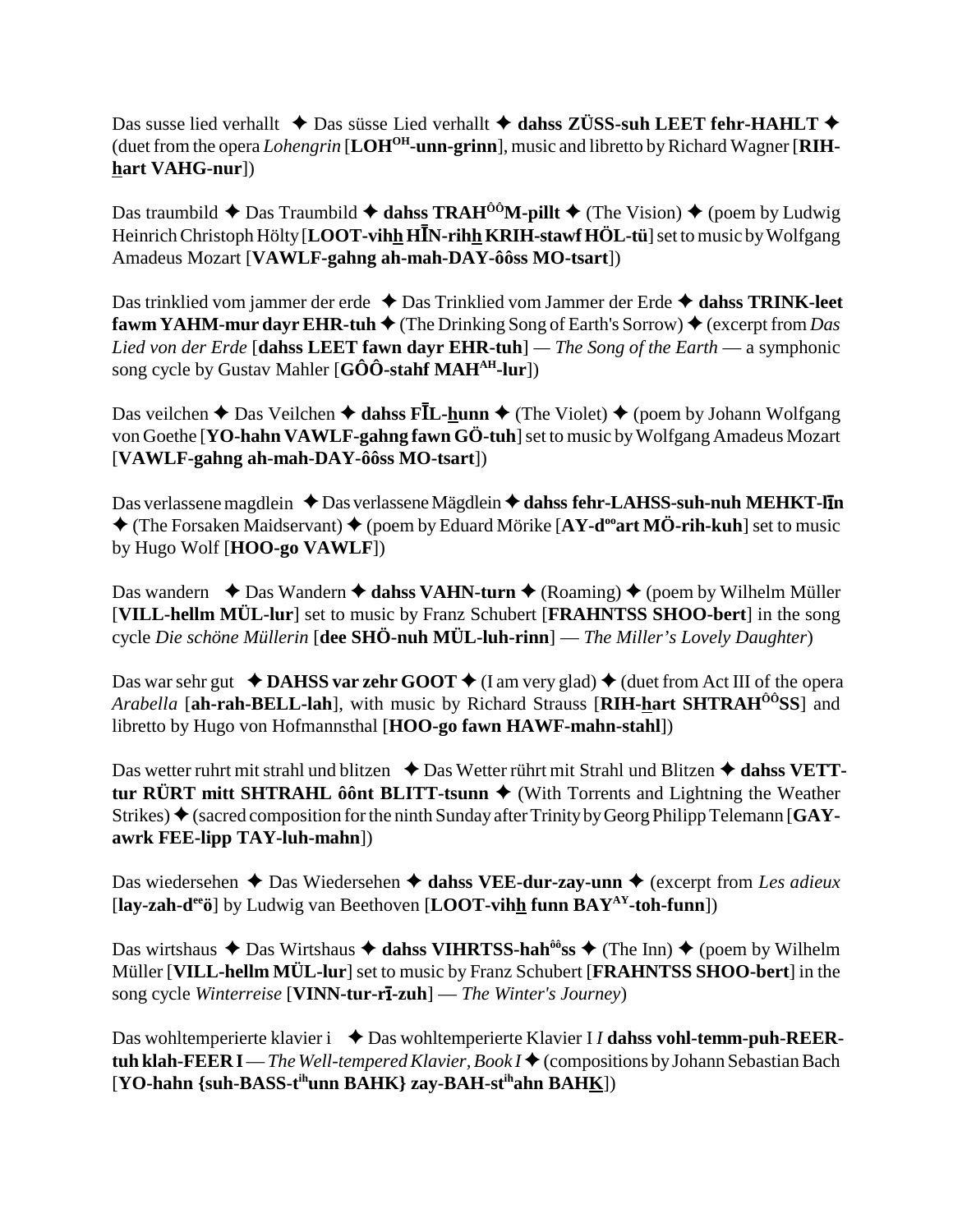Das susse lied verhallt ✦ Das süsse Lied verhallt ✦ **dahss ZÜSS-suh LEET fehr-HAHLT** ✦ (duet from the opera *Lohengrin* [**LOH$^{OH}$-unn-grinn**], music and libretto by Richard Wagner [**RIH-hart VAHG-nur**])

Das traumbild ✦ Das Traumbild ✦ **dahss TRAH$^{ÔÔ}$M-pillt** ✦ (The Vision) ✦ (poem by Ludwig Heinrich Christoph Hölty [**LOOT-vihh HĪN-rihh KRIH-stawf HÖL-tü**] set to music by Wolfgang Amadeus Mozart [**VAWLF-gahng ah-mah-DAY-ôôss MO-tsart**])

Das trinklied vom jammer der erde ✦ Das Trinklied vom Jammer der Erde ✦ **dahss TRINK-leet fawm YAHM-mur dayr EHR-tuh** ✦ (The Drinking Song of Earth's Sorrow) ✦ (excerpt from *Das Lied von der Erde* [**dahss LEET fawn dayr EHR-tuh**] — *The Song of the Earth* — a symphonic song cycle by Gustav Mahler [**GÔÔ-stahf MAH$^{AH}$-lur**])

Das veilchen ✦ Das Veilchen ✦ **dahss FĪL-hunn** ✦ (The Violet) ✦ (poem by Johann Wolfgang von Goethe [**YO-hahn VAWLF-gahng fawn GÖ-tuh**] set to music by Wolfgang Amadeus Mozart [**VAWLF-gahng ah-mah-DAY-ôôss MO-tsart**])

Das verlassene magdlein ✦ Das verlassene Mägdlein ✦ **dahss fehr-LAHSS-suh-nuh MEHKT-līn** ✦ (The Forsaken Maidservant) ✦ (poem by Eduard Mörike [**AY-d$^{oo}$art MÖ-rih-kuh**] set to music by Hugo Wolf [**HOO-go VAWLF**])

Das wandern ✦ Das Wandern ✦ **dahss VAHN-turn** ✦ (Roaming) ✦ (poem by Wilhelm Müller [**VILL-hellm MÜL-lur**] set to music by Franz Schubert [**FRAHNTSS SHOO-bert**] in the song cycle *Die schöne Müllerin* [**dee SHÖ-nuh MÜL-luh-rinn**] — *The Miller's Lovely Daughter*)

Das war sehr gut ✦ **DAHSS var zehr GOOT** ✦ (I am very glad) ✦ (duet from Act III of the opera *Arabella* [**ah-rah-BELL-lah**], with music by Richard Strauss [**RIH-hart SHTRAH$^{ÔÔ}$SS**] and libretto by Hugo von Hofmannsthal [**HOO-go fawn HAWF-mahn-stahl**])

Das wetter ruhrt mit strahl und blitzen ✦ Das Wetter rührt mit Strahl und Blitzen ✦ **dahss VETT-tur RÜRT mitt SHTRAHL ôônt BLITT-tsunn** ✦ (With Torrents and Lightning the Weather Strikes) ✦ (sacred composition for the ninth Sunday after Trinity by Georg Philipp Telemann [**GAY-awrk FEE-lipp TAY-luh-mahn**])

Das wiedersehen ✦ Das Wiedersehen ✦ **dahss VEE-dur-zay-unn** ✦ (excerpt from *Les adieux* [**lay-zah-d$^{ee}$ö**] by Ludwig van Beethoven [**LOOT-vihh funn BAY$^{AY}$-toh-funn**])

Das wirtshaus ✦ Das Wirtshaus ✦ **dahss VIHRTSS-hah$^{ôô}$ss** ✦ (The Inn) ✦ (poem by Wilhelm Müller [**VILL-hellm MÜL-lur**] set to music by Franz Schubert [**FRAHNTSS SHOO-bert**] in the song cycle *Winterreise* [**VINN-tur-rī-zuh**] — *The Winter's Journey*)

Das wohltemperierte klavier i ✦ Das wohltemperierte Klavier I *I* **dahss vohl-temm-puh-REER-tuh klah-FEER I** — *The Well-tempered Klavier, Book I* ✦ (compositions by Johann Sebastian Bach [**YO-hahn {suh-BASS-t$^{ih}$unn BAHK} zay-BAH-st$^{ih}$ahn BAHK**])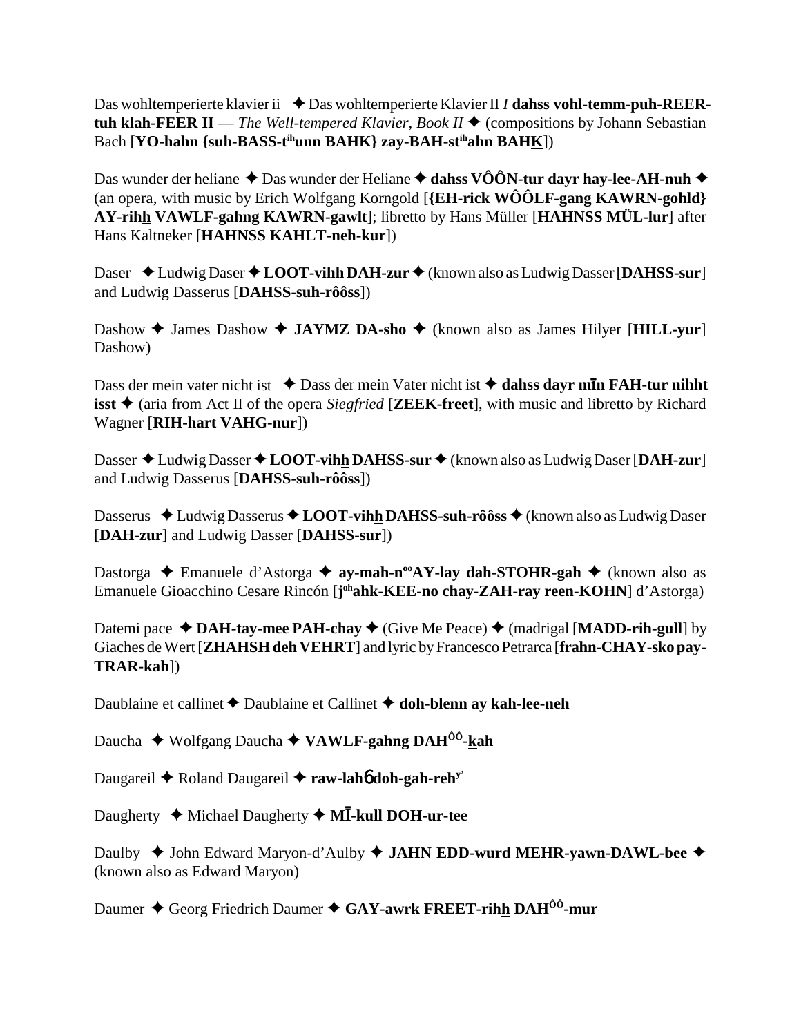Das wohltemperierte klavier ii ✦ Das wohltemperierte Klavier II *I* **dahss vohl-temm-puh-REER-tuh klah-FEER II** — *The Well-tempered Klavier, Book II* ✦ (compositions by Johann Sebastian Bach [**YO-hahn {suh-BASS-t**ihunn **BAHK} zay-BAH-st**ihahn **BAHK**])

Das wunder der heliane ✦ Das wunder der Heliane ✦ **dahss VÔÔN-tur dayr hay-lee-AH-nuh** ✦ (an opera, with music by Erich Wolfgang Korngold [**{EH-rick WÔÔLF-gang KAWRN-gohld} AY-rihh VAWLF-gahng KAWRN-gawlt**]; libretto by Hans Müller [**HAHNSS MÜL-lur**] after Hans Kaltneker [**HAHNSS KAHLT-neh-kur**])

Daser ✦ Ludwig Daser ✦ **LOOT-vihh DAH-zur** ✦ (known also as Ludwig Dasser [**DAHSS-sur**] and Ludwig Dasserus [**DAHSS-suh-rôôss**])

Dashow ✦ James Dashow ✦ **JAYMZ DA-sho** ✦ (known also as James Hilyer [**HILL-yur**] Dashow)

Dass der mein vater nicht ist ✦ Dass der mein Vater nicht ist ✦ **dahss dayr mīn FAH-tur nihht isst** ✦ (aria from Act II of the opera *Siegfried* [**ZEEK-freet**], with music and libretto by Richard Wagner [**RIH-hart VAHG-nur**])

Dasser ✦ Ludwig Dasser ✦ **LOOT-vihh DAHSS-sur** ✦ (known also as Ludwig Daser [**DAH-zur**] and Ludwig Dasserus [**DAHSS-suh-rôôss**])

Dasserus ✦ Ludwig Dasserus ✦ **LOOT-vihh DAHSS-suh-rôôss** ✦ (known also as Ludwig Daser [**DAH-zur**] and Ludwig Dasser [**DAHSS-sur**])

Dastorga ✦ Emanuele d'Astorga ✦ **ay-mah-n**ooAY**-lay dah-STOHR-gah** ✦ (known also as Emanuele Gioacchino Cesare Rincón [**j**ohahk**-KEE-no chay-ZAH-ray reen-KOHN**] d'Astorga)

Datemi pace ✦ **DAH-tay-mee PAH-chay** ✦ (Give Me Peace) ✦ (madrigal [**MADD-rih-gull**] by Giaches de Wert [**ZHAHSH deh VEHRT**] and lyric by Francesco Petrarca [**frahn-CHAY-sko pay-TRAR-kah**])

Daublaine et callinet ✦ Daublaine et Callinet ✦ **doh-blenn ay kah-lee-neh**

Daucha ✦ Wolfgang Daucha ✦ **VAWLF-gahng DAH**ÔÔ**-kah**

Daugareil ✦ Roland Daugareil ✦ **raw-lahɓ doh-gah-reh**y'

Daugherty ✦ Michael Daugherty ✦ **MĪ-kull DOH-ur-tee**

Daulby ✦ John Edward Maryon-d'Aulby ✦ **JAHN EDD-wurd MEHR-yawn-DAWL-bee** ✦ (known also as Edward Maryon)

Daumer ✦ Georg Friedrich Daumer ✦ **GAY-awrk FREET-rihh DAH**ÔÔ**-mur**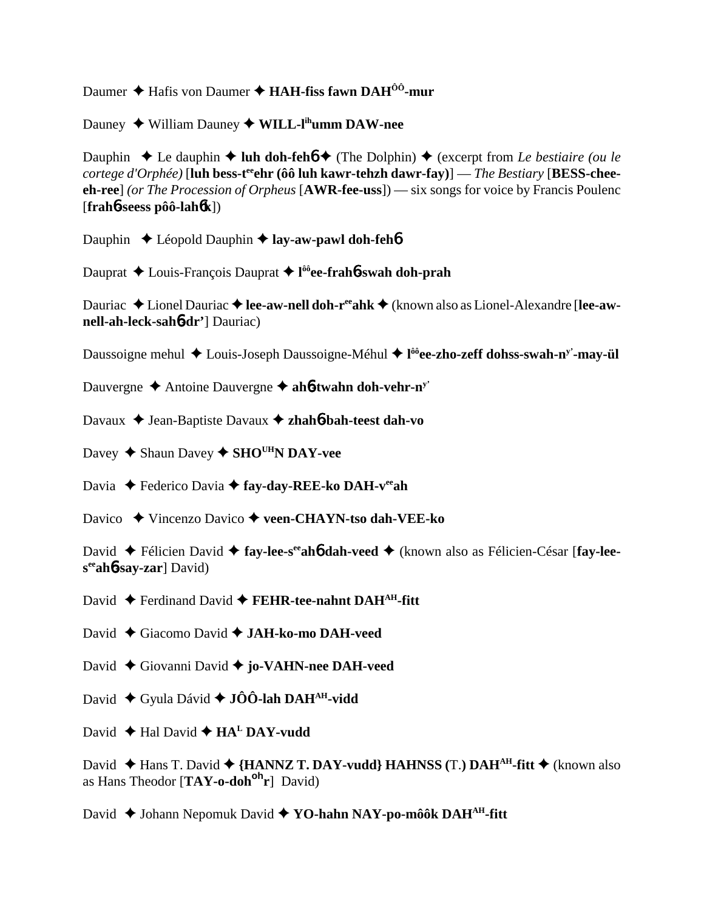Daumer ✦ Hafis von Daumer ✦ **HAH-fiss fawn DAH$^{ÔÔ}$-mur**

Dauney ✦ William Dauney ✦ **WILL-l$^{ih}$umm DAW-nee**

Dauphin ✦ Le dauphin ✦ **luh doh-feh6** ✦ (The Dolphin) ✦ (excerpt from *Le bestiaire (ou le cortege d'Orphée)* [**luh bess-t$^{ee}$ehr (ôô luh kawr-tehzh dawr-fay)**] — *The Bestiary* [**BESS-chee-eh-ree**] *(or The Procession of Orpheus* [**AWR-fee-uss**]) — six songs for voice by Francis Poulenc [**frah6-seess pôô-lah6k**])

Dauphin ✦ Léopold Dauphin ✦ **lay-aw-pawl doh-feh6**

Dauprat ✦ Louis-François Dauprat ✦ **l$^{ôô}$ee-frah6-swah doh-prah**

Dauriac ✦ Lionel Dauriac ✦ **lee-aw-nell doh-r$^{ee}$ahk** ✦ (known also as Lionel-Alexandre [**lee-aw-nell-ah-leck-sah6-dr'**] Dauriac)

Daussoigne mehul ✦ Louis-Joseph Daussoigne-Méhul ✦ **l$^{ôô}$ee-zho-zeff dohss-swah-n$^{y'}$-may-ül**

Dauvergne ✦ Antoine Dauvergne ✦ **ah6-twahn doh-vehr-n$^{y'}$**

Davaux ✦ Jean-Baptiste Davaux ✦ **zhah6-bah-teest dah-vo**

Davey ✦ Shaun Davey ✦ **SHO$^{UH}$N DAY-vee**

Davia ✦ Federico Davia ✦ **fay-day-REE-ko DAH-v$^{ee}$ah**

Davico ✦ Vincenzo Davico ✦ **veen-CHAYN-tso dah-VEE-ko**

David ✦ Félicien David ✦ **fay-lee-s$^{ee}$ah6 dah-veed** ✦ (known also as Félicien-César [**fay-lee-s$^{ee}$ah6-say-zar**] David)

David ✦ Ferdinand David ✦ **FEHR-tee-nahnt DAH$^{AH}$-fitt**

David ✦ Giacomo David ✦ **JAH-ko-mo DAH-veed**

David ✦ Giovanni David ✦ **jo-VAHN-nee DAH-veed**

David ✦ Gyula Dávid ✦ **JÔÔ-lah DAH$^{AH}$-vidd**

David ✦ Hal David ✦ **HA$^{L}$ DAY-vudd**

David ✦ Hans T. David ✦ **{HANNZ T. DAY-vudd} HAHNSS (T.) DAH$^{AH}$-fitt** ✦ (known also as Hans Theodor [**TAY-o-doh$^{oh}$r**] David)

David ✦ Johann Nepomuk David ✦ **YO-hahn NAY-po-môôk DAH$^{AH}$-fitt**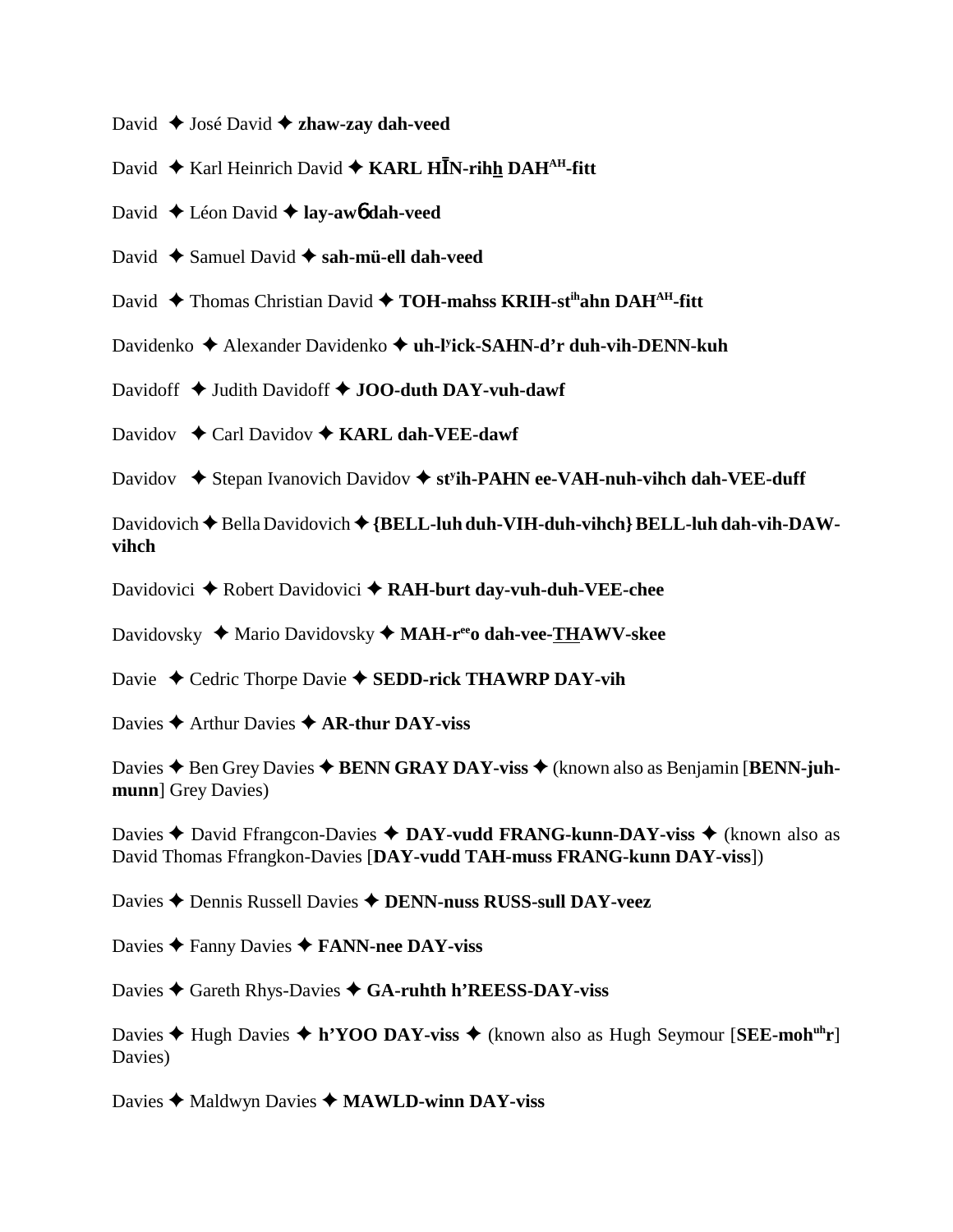David ✦ José David ✦ **zhaw-zay dah-veed**

David ✦ Karl Heinrich David ✦ **KARL HĪN-rihh DAH[AH]-fitt**

David ✦ Léon David ✦ **lay-awɓ dah-veed**

David ✦ Samuel David ✦ **sah-mü-ell dah-veed**

David ✦ Thomas Christian David ✦ **TOH-mahss KRIH-st[ih]ahn DAH[AH]-fitt**

Davidenko ✦ Alexander Davidenko ✦ **uh-l[y]ick-SAHN-d'r duh-vih-DENN-kuh**

Davidoff ✦ Judith Davidoff ✦ **JOO-duth DAY-vuh-dawf**

Davidov ✦ Carl Davidov ✦ **KARL dah-VEE-dawf**

Davidov ✦ Stepan Ivanovich Davidov ✦ **st[y]ih-PAHN ee-VAH-nuh-vihch dah-VEE-duff**

Davidovich ✦ Bella Davidovich ✦ **{BELL-luh duh-VIH-duh-vihch} BELL-luh dah-vih-DAW-vihch**

Davidovici ✦ Robert Davidovici ✦ **RAH-burt day-vuh-duh-VEE-chee**

Davidovsky ✦ Mario Davidovsky ✦ **MAH-r[ee]o dah-vee-THAWV-skee**

Davie ✦ Cedric Thorpe Davie ✦ **SEDD-rick THAWRP DAY-vih**

Davies ✦ Arthur Davies ✦ **AR-thur DAY-viss**

Davies ✦ Ben Grey Davies ✦ **BENN GRAY DAY-viss** ✦ (known also as Benjamin [**BENN-juh-munn**] Grey Davies)

Davies ✦ David Ffrangcon-Davies ✦ **DAY-vudd FRANG-kunn-DAY-viss** ✦ (known also as David Thomas Ffrangkon-Davies [**DAY-vudd TAH-muss FRANG-kunn DAY-viss**])

Davies ✦ Dennis Russell Davies ✦ **DENN-nuss RUSS-sull DAY-veez**

Davies ✦ Fanny Davies ✦ **FANN-nee DAY-viss**

Davies ✦ Gareth Rhys-Davies ✦ **GA-ruhth h'REESS-DAY-viss**

Davies ✦ Hugh Davies ✦ **h'YOO DAY-viss** ✦ (known also as Hugh Seymour [**SEE-moh[uh]r**] Davies)

Davies ✦ Maldwyn Davies ✦ **MAWLD-winn DAY-viss**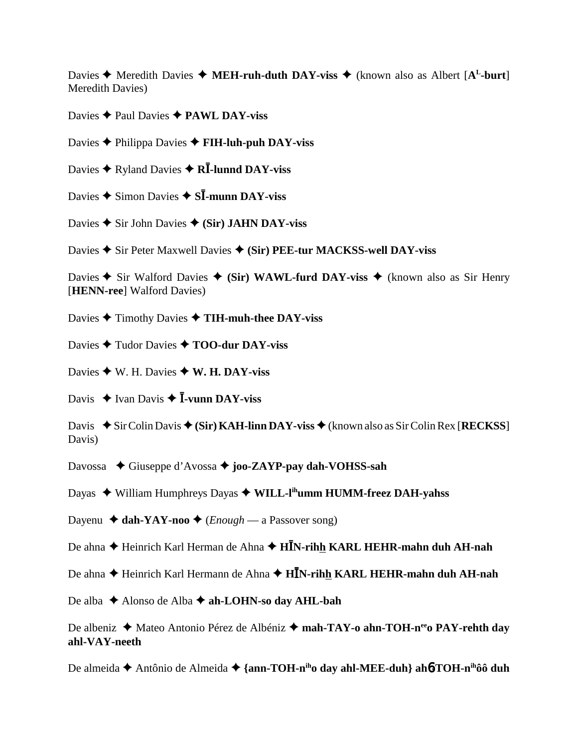Davies ✦ Meredith Davies ✦ **MEH-ruh-duth DAY-viss** ✦ (known also as Albert [**A**[L]**-burt**] Meredith Davies)

Davies ✦ Paul Davies ✦ **PAWL DAY-viss**

Davies ✦ Philippa Davies ✦ **FIH-luh-puh DAY-viss**

Davies ✦ Ryland Davies ✦ **RĪ-lunnd DAY-viss**

Davies ✦ Simon Davies ✦ **SĪ-munn DAY-viss**

Davies ✦ Sir John Davies ✦ **(Sir) JAHN DAY-viss**

Davies ✦ Sir Peter Maxwell Davies ✦ **(Sir) PEE-tur MACKSS-well DAY-viss**

Davies ✦ Sir Walford Davies ✦ **(Sir) WAWL-furd DAY-viss** ✦ (known also as Sir Henry [**HENN-ree**] Walford Davies)

Davies ✦ Timothy Davies ✦ **TIH-muh-thee DAY-viss**

Davies ✦ Tudor Davies ✦ **TOO-dur DAY-viss**

Davies ✦ W. H. Davies ✦ **W. H. DAY-viss**

Davis ✦ Ivan Davis ✦ **Ī-vunn DAY-viss**

Davis ✦ Sir Colin Davis ✦ **(Sir) KAH-linn DAY-viss** ✦ (known also as Sir Colin Rex [**RECKSS**] Davis)

Davossa ✦ Giuseppe d'Avossa ✦ **joo-ZAYP-pay dah-VOHSS-sah**

Dayas ✦ William Humphreys Dayas ✦ **WILL-l**[ih]**umm HUMM-freez DAH-yahss**

Dayenu ✦ **dah-YAY-noo** ✦ (*Enough* — a Passover song)

De ahna ✦ Heinrich Karl Herman de Ahna ✦ **HĪN-rihh KARL HEHR-mahn duh AH-nah**

De ahna ✦ Heinrich Karl Hermann de Ahna ✦ **HĪN-rihh KARL HEHR-mahn duh AH-nah**

De alba ✦ Alonso de Alba ✦ **ah-LOHN-so day AHL-bah**

De albeniz ✦ Mateo Antonio Pérez de Albéniz ✦ **mah-TAY-o ahn-TOH-n**[ee]**o PAY-rehth day ahl-VAY-neeth**

De almeida ✦ Antônio de Almeida ✦ **{ann-TOH-n**[ih]**o day ahl-MEE-duh} ahɓTOH-n**[ih]**ôô duh**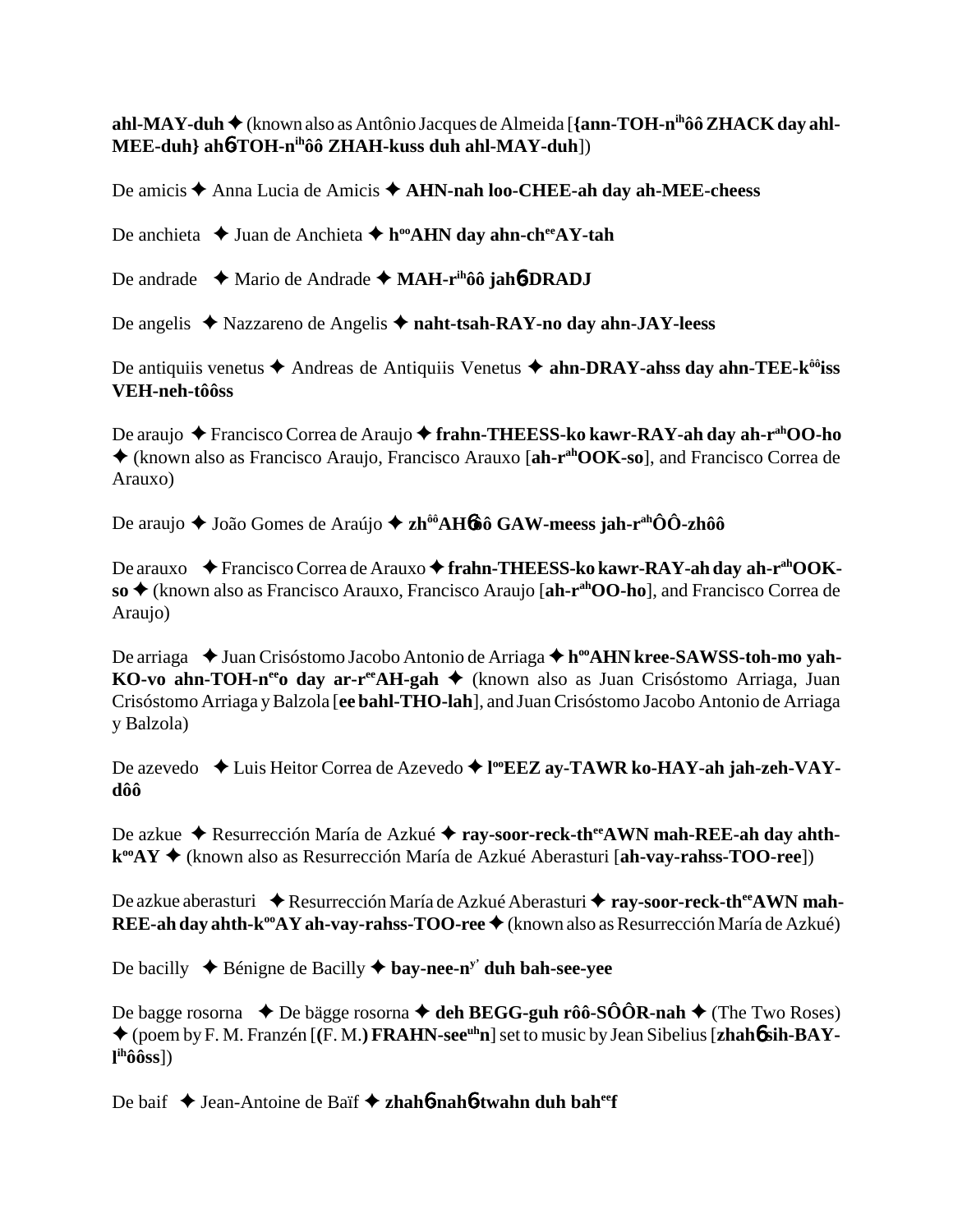**ahl-MAY-duh** ✦ (known also as Antônio Jacques de Almeida [**{ann-TOH-n**[ih]**ôô ZHACK day ahl-MEE-duh} ah**6**-TOH-n**[ih]**ôô ZHAH-kuss duh ahl-MAY-duh**])

De amicis ✦ Anna Lucia de Amicis ✦ **AHN-nah loo-CHEE-ah day ah-MEE-cheess**

De anchieta ✦ Juan de Anchieta ✦ **h**[oo]**AHN day ahn-ch**[ee]**AY-tah**

De andrade ✦ Mario de Andrade ✦ **MAH-r**[ih]**ôô jah**6**-DRADJ**

De angelis ✦ Nazzareno de Angelis ✦ **naht-tsah-RAY-no day ahn-JAY-leess**

De antiquiis venetus ✦ Andreas de Antiquiis Venetus ✦ **ahn-DRAY-ahss day ahn-TEE-k**[ôô]**iss VEH-neh-tôôss**

De araujo ✦ Francisco Correa de Araujo ✦ **frahn-THEESS-ko kawr-RAY-ah day ah-r**[ah]**OO-ho** ✦ (known also as Francisco Araujo, Francisco Arauxo [**ah-r**[ah]**OOK-so**], and Francisco Correa de Arauxo)

De araujo ✦ João Gomes de Araújo ✦ **zh**[ôô]**AH**6**ôô GAW-meess jah-r**[ah]**ÔÔ-zhôô**

De arauxo ✦ Francisco Correa de Arauxo ✦ **frahn-THEESS-ko kawr-RAY-ah day ah-r**[ah]**OOK-so** ✦ (known also as Francisco Arauxo, Francisco Araujo [**ah-r**[ah]**OO-ho**], and Francisco Correa de Araujo)

De arriaga ✦ Juan Crisóstomo Jacobo Antonio de Arriaga ✦ **h**[oo]**AHN kree-SAWSS-toh-mo yah-KO-vo ahn-TOH-n**[ee]**o day ar-r**[ee]**AH-gah** ✦ (known also as Juan Crisóstomo Arriaga, Juan Crisóstomo Arriaga y Balzola [**ee bahl-THO-lah**], and Juan Crisóstomo Jacobo Antonio de Arriaga y Balzola)

De azevedo ✦ Luis Heitor Correa de Azevedo ✦ **l**[oo]**EEZ ay-TAWR ko-HAY-ah jah-zeh-VAY-dôô**

De azkue ✦ Resurrección María de Azkué ✦ **ray-soor-reck-th**[ee]**AWN mah-REE-ah day ahth-k**[oo]**AY** ✦ (known also as Resurrección María de Azkué Aberasturi [**ah-vay-rahss-TOO-ree**])

De azkue aberasturi ✦ Resurrección María de Azkué Aberasturi ✦ **ray-soor-reck-th**[ee]**AWN mah-REE-ah day ahth-k**[oo]**AY ah-vay-rahss-TOO-ree** ✦ (known also as Resurrección María de Azkué)

De bacilly ✦ Bénigne de Bacilly ✦ **bay-nee-n**[y']**duh bah-see-yee**

De bagge rosorna ✦ De bägge rosorna ✦ **deh BEGG-guh rôô-SÔÔR-nah** ✦ (The Two Roses) ✦ (poem by F. M. Franzén [**(**F. M.**) FRAHN-see**[uh]**n**] set to music by Jean Sibelius [**zhah**6 **sih-BAY-l**[ih]**ôôss**])

De baif ✦ Jean-Antoine de Baïf ✦ **zhah**6**-nah**6**-twahn duh bah**[ee]**f**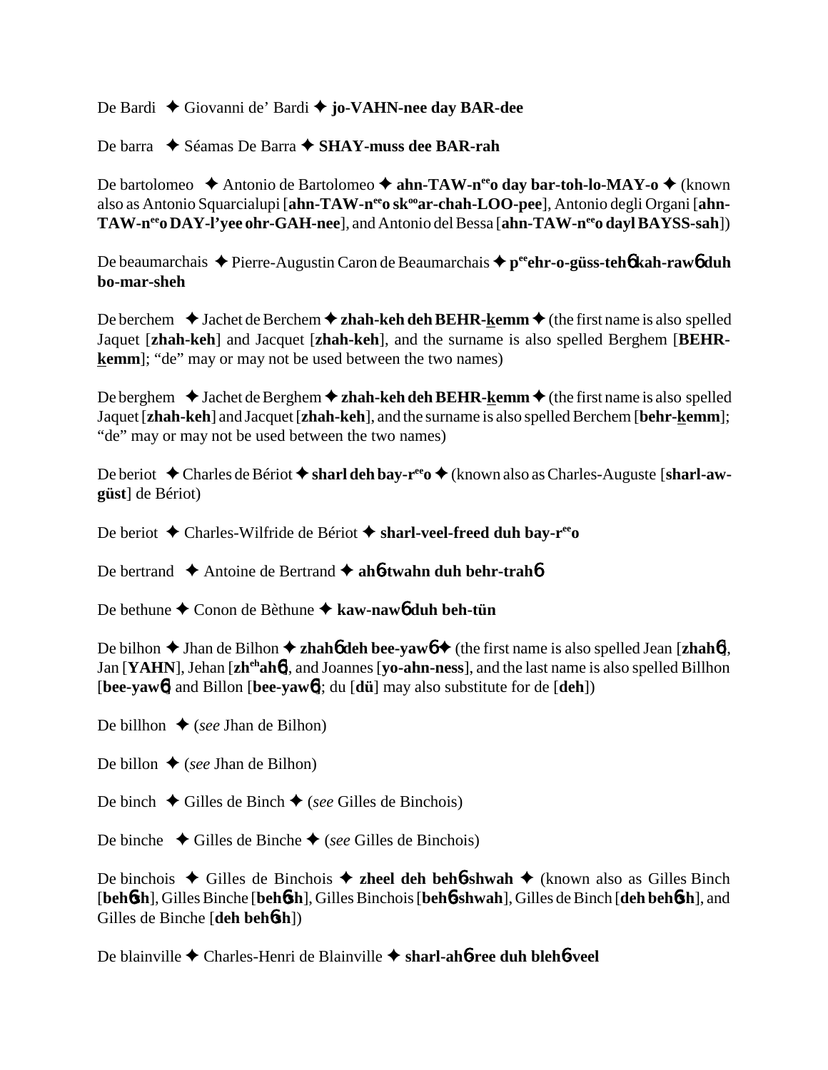De Bardi ✦ Giovanni de' Bardi ✦ **jo-VAHN-nee day BAR-dee**

De barra ✦ Séamas De Barra ✦ **SHAY-muss dee BAR-rah**

De bartolomeo ✦ Antonio de Bartolomeo ✦ **ahn-TAW-n$^{ee}$o day bar-toh-lo-MAY-o** ✦ (known also as Antonio Squarcialupi [**ahn-TAW-n$^{ee}$o sk$^{oo}$ar-chah-LOO-pee**], Antonio degli Organi [**ahn-TAW-n$^{ee}$o DAY-l'yee ohr-GAH-nee**], and Antonio del Bessa [**ahn-TAW-n$^{ee}$o dayl BAYSS-sah**])

De beaumarchais ✦ Pierre-Augustin Caron de Beaumarchais ✦ **p$^{ee}$ehr-o-güss-tehɓ kah-rawɓ duh bo-mar-sheh**

De berchem ✦ Jachet de Berchem ✦ **zhah-keh deh BEHR-kemm** ✦ (the first name is also spelled Jaquet [**zhah-keh**] and Jacquet [**zhah-keh**], and the surname is also spelled Berghem [**BEHR-kemm**]; "de" may or may not be used between the two names)

De berghem ✦ Jachet de Berghem ✦ **zhah-keh deh BEHR-kemm** ✦ (the first name is also spelled Jaquet [**zhah-keh**] and Jacquet [**zhah-keh**], and the surname is also spelled Berchem [**behr-kemm**]; "de" may or may not be used between the two names)

De beriot ✦ Charles de Bériot ✦ **sharl deh bay-r$^{ee}$o** ✦ (known also as Charles-Auguste [**sharl-aw-güst**] de Bériot)

De beriot ✦ Charles-Wilfride de Bériot ✦ **sharl-veel-freed duh bay-r$^{ee}$o**

De bertrand ✦ Antoine de Bertrand ✦ **ahɓ-twahn duh behr-trahɓ**

De bethune ✦ Conon de Bèthune ✦ **kaw-nawɓ duh beh-tün**

De bilhon ✦ Jhan de Bilhon ✦ **zhahɓ deh bee-yawɓ** ✦ (the first name is also spelled Jean [**zhahɓ**], Jan [**YAHN**], Jehan [**zh$^{eh}$ahɓ**], and Joannes [**yo-ahn-ness**], and the last name is also spelled Billhon [**bee-yawɓ**] and Billon [**bee-yawɓ**]; du [**dü**] may also substitute for de [**deh**])

De billhon ✦ (*see* Jhan de Bilhon)

De billon ✦ (*see* Jhan de Bilhon)

De binch ✦ Gilles de Binch ✦ (*see* Gilles de Binchois)

De binche ✦ Gilles de Binche ✦ (*see* Gilles de Binchois)

De binchois ✦ Gilles de Binchois ✦ **zheel deh behɓ-shwah** ✦ (known also as Gilles Binch [**behɓsh**], Gilles Binche [**behɓsh**], Gilles Binchois [**behɓ-shwah**], Gilles de Binch [**deh behɓsh**], and Gilles de Binche [**deh behɓsh**])

De blainville ✦ Charles-Henri de Blainville ✦ **sharl-ahɓ-ree duh blehɓ-veel**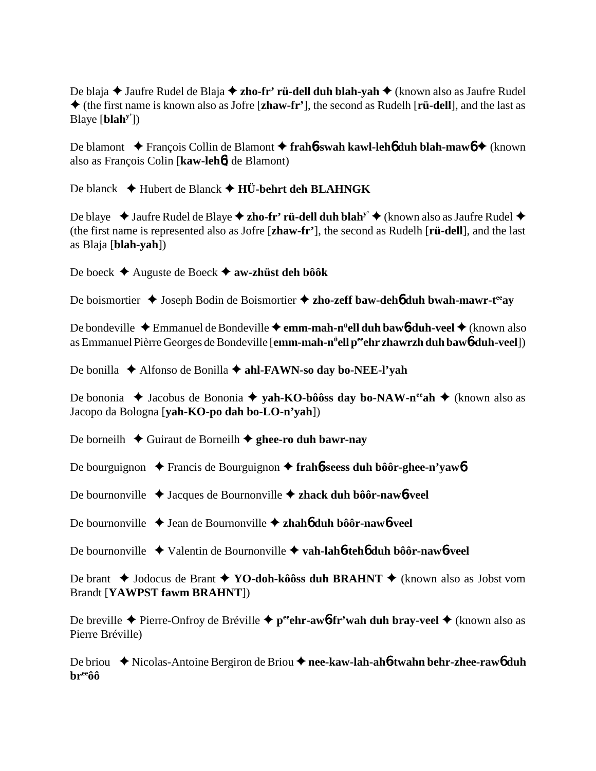De blaja ✦ Jaufre Rudel de Blaja ✦ **zho-fr' rü-dell duh blah-yah** ✦ (known also as Jaufre Rudel ✦ (the first name is known also as Jofre [**zhaw-fr'**], the second as Rudelh [**rü-dell**], and the last as Blaye [**blah**[y']])

De blamont ✦ François Collin de Blamont ✦ **frah**6 **swah kawl-leh**6 **duh blah-maw**6 ✦ (known also as François Colin [**kaw-leh**6] de Blamont)

De blanck ✦ Hubert de Blanck ✦ **HÜ-behrt deh BLAHNGK**

De blaye ✦ Jaufre Rudel de Blaye ✦ **zho-fr' rü-dell duh blah**[y'] ✦ (known also as Jaufre Rudel ✦ (the first name is represented also as Jofre [**zhaw-fr'**], the second as Rudelh [**rü-dell**], and the last as Blaja [**blah-yah**])

De boeck ✦ Auguste de Boeck ✦ **aw-zhüst deh bôôk**

De boismortier ✦ Joseph Bodin de Boismortier ✦ **zho-zeff baw-deh**6 **duh bwah-mawr-t**[ee]**ay**

De bondeville ✦ Emmanuel de Bondeville ✦ **emm-mah-n**[ü]**ell duh baw**6 **duh-veel** ✦ (known also as Emmanuel Pièrre Georges de Bondeville [**emm-mah-n**[ü]**ell p**[ee]**ehr zhawrzh duh baw**6 **duh-veel**])

De bonilla ✦ Alfonso de Bonilla ✦ **ahl-FAWN-so day bo-NEE-l'yah**

De bononia ✦ Jacobus de Bononia ✦ **yah-KO-bôôss day bo-NAW-n**[ee]**ah** ✦ (known also as Jacopo da Bologna [**yah-KO-po dah bo-LO-n'yah**])

De borneilh ✦ Guiraut de Borneilh ✦ **ghee-ro duh bawr-nay**

De bourguignon ✦ Francis de Bourguignon ✦ **frah**6 **seess duh bôôr-ghee-n'yaw**6

De bournonville ✦ Jacques de Bournonville ✦ **zhack duh bôôr-naw**6 **veel**

De bournonville ✦ Jean de Bournonville ✦ **zhah**6 **duh bôôr-naw**6 **veel**

De bournonville ✦ Valentin de Bournonville ✦ **vah-lah**6 **teh**6 **duh bôôr-naw**6 **veel**

De brant ✦ Jodocus de Brant ✦ **YO-doh-kôôss duh BRAHNT** ✦ (known also as Jobst vom Brandt [**YAWPST fawm BRAHNT**])

De breville ✦ Pierre-Onfroy de Bréville ✦ **p**[ee]**ehr-aw**6 **fr'wah duh bray-veel** ✦ (known also as Pierre Bréville)

De briou ✦ Nicolas-Antoine Bergiron de Briou ✦ **nee-kaw-lah-ah**6 **twahn behr-zhee-raw**6 **duh br**[ee]**ôô**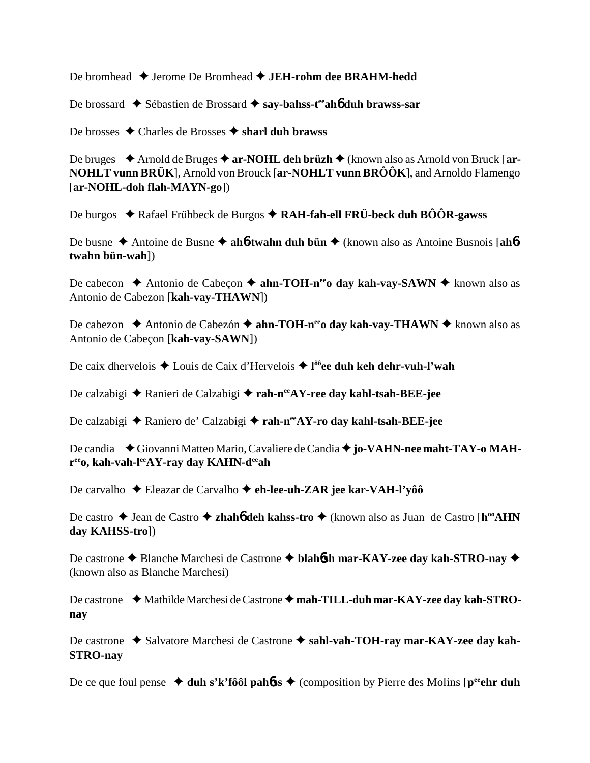De bromhead ✦ Jerome De Bromhead ✦ **JEH-rohm dee BRAHM-hedd**

De brossard ✦ Sébastien de Brossard ✦ **say-bahss-t**[ee]**ah**6 **duh brawss-sar**

De brosses ✦ Charles de Brosses ✦ **sharl duh brawss**

De bruges ✦ Arnold de Bruges ✦ **ar-NOHL deh brüzh** ✦ (known also as Arnold von Bruck [**ar-NOHLT vunn BRÜK**], Arnold von Brouck [**ar-NOHLT vunn BRÔÔK**], and Arnoldo Flamengo [**ar-NOHL-doh flah-MAYN-go**])

De burgos ✦ Rafael Frühbeck de Burgos ✦ **RAH-fah-ell FRÜ-beck duh BÔÔR-gawss**

De busne ✦ Antoine de Busne ✦ **ah**6**twahn duh bün** ✦ (known also as Antoine Busnois [**ah**6 **twahn bün-wah**])

De cabecon ✦ Antonio de Cabeçon ✦ **ahn-TOH-n**[ee]**o day kah-vay-SAWN** ✦ known also as Antonio de Cabezon [**kah-vay-THAWN**])

De cabezon ✦ Antonio de Cabezón ✦ **ahn-TOH-n**[ee]**o day kah-vay-THAWN** ✦ known also as Antonio de Cabeçon [**kah-vay-SAWN**])

De caix dhervelois ✦ Louis de Caix d'Hervelois ✦ **l**[ôô]**ee duh keh dehr-vuh-l'wah**

De calzabigi ✦ Ranieri de Calzabigi ✦ **rah-n**[ee]**AY-ree day kahl-tsah-BEE-jee**

De calzabigi ✦ Raniero de' Calzabigi ✦ **rah-n**[ee]**AY-ro day kahl-tsah-BEE-jee**

De candia ✦ Giovanni Matteo Mario, Cavaliere de Candia ✦ **jo-VAHN-nee maht-TAY-o MAH-r**[ee]**o, kah-vah-l**[ee]**AY-ray day KAHN-d**[ee]**ah**

De carvalho ✦ Eleazar de Carvalho ✦ **eh-lee-uh-ZAR jee kar-VAH-l'yôô**

De castro ✦ Jean de Castro ✦ **zhah**6 **deh kahss-tro** ✦ (known also as Juan de Castro [**h**[oo]**AHN day KAHSS-tro**])

De castrone ✦ Blanche Marchesi de Castrone ✦ **blah**6**sh mar-KAY-zee day kah-STRO-nay** ✦ (known also as Blanche Marchesi)

De castrone ✦ Mathilde Marchesi de Castrone ✦ **mah-TILL-duh mar-KAY-zee day kah-STRO-nay**

De castrone ✦ Salvatore Marchesi de Castrone ✦ **sahl-vah-TOH-ray mar-KAY-zee day kah-STRO-nay**

De ce que foul pense ✦ **duh s'k'fôôl pah**6**ss** ✦ (composition by Pierre des Molins [**p**[ee]**ehr duh**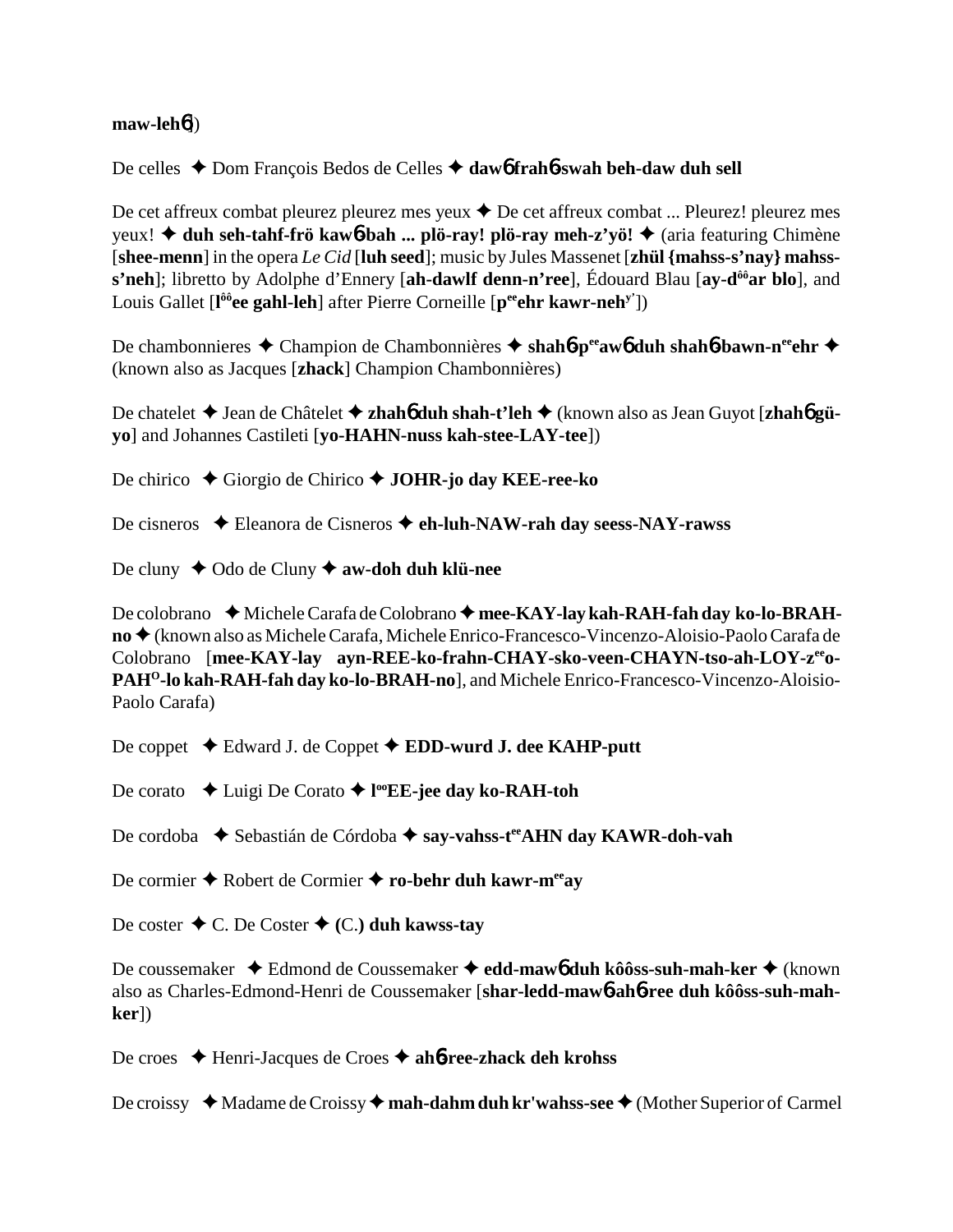**maw-leh6**)

De celles ✦ Dom François Bedos de Celles ✦ **daw6 frah6-swah beh-daw duh sell**

De cet affreux combat pleurez pleurez mes yeux ✦ De cet affreux combat ... Pleurez! pleurez mes yeux! ✦ **duh seh-tahf-frö kaw6-bah ... plö-ray! plö-ray meh-z'yö!** ✦ (aria featuring Chimène [**shee-menn**] in the opera *Le Cid* [**luh seed**]; music by Jules Massenet [**zhül {mahss-s'nay} mahss-s'neh**]; libretto by Adolphe d'Ennery [**ah-dawlf denn-n'ree**], Édouard Blau [**ay-d^ôô^ar blo**], and Louis Gallet [**l^ôô^ee gahl-leh**] after Pierre Corneille [**p^ee^ehr kawr-neh^y'**])

De chambonnieres ✦ Champion de Chambonnières ✦ **shah6-p^ee^aw6 duh shah6-bawn-n^ee^ehr** ✦ (known also as Jacques [**zhack**] Champion Chambonnières)

De chatelet ✦ Jean de Châtelet ✦ **zhah6 duh shah-t'leh** ✦ (known also as Jean Guyot [**zhah6 gü-yo**] and Johannes Castileti [**yo-HAHN-nuss kah-stee-LAY-tee**])

De chirico ✦ Giorgio de Chirico ✦ **JOHR-jo day KEE-ree-ko**

De cisneros ✦ Eleanora de Cisneros ✦ **eh-luh-NAW-rah day seess-NAY-rawss**

De cluny ✦ Odo de Cluny ✦ **aw-doh duh klü-nee**

De colobrano ✦ Michele Carafa de Colobrano ✦ **mee-KAY-lay kah-RAH-fah day ko-lo-BRAH-no** ✦ (known also as Michele Carafa, Michele Enrico-Francesco-Vincenzo-Aloisio-Paolo Carafa de Colobrano [**mee-KAY-lay ayn-REE-ko-frahn-CHAY-sko-veen-CHAYN-tso-ah-LOY-z^ee^o-PAH^O^-lo kah-RAH-fah day ko-lo-BRAH-no**], and Michele Enrico-Francesco-Vincenzo-Aloisio-Paolo Carafa)

De coppet ✦ Edward J. de Coppet ✦ **EDD-wurd J. dee KAHP-putt**

De corato ✦ Luigi De Corato ✦ **l^oo^EE-jee day ko-RAH-toh**

De cordoba ✦ Sebastián de Córdoba ✦ **say-vahss-t^ee^AHN day KAWR-doh-vah**

De cormier ✦ Robert de Cormier ✦ **ro-behr duh kawr-m^ee^ay**

De coster ✦ C. De Coster ✦ **(C.) duh kawss-tay**

De coussemaker ✦ Edmond de Coussemaker ✦ **edd-maw6 duh kôôss-suh-mah-ker** ✦ (known also as Charles-Edmond-Henri de Coussemaker [**shar-ledd-maw6-ah6-ree duh kôôss-suh-mah-ker**])

De croes ✦ Henri-Jacques de Croes ✦ **ah6-ree-zhack deh krohss**

De croissy ✦ Madame de Croissy ✦ **mah-dahm duh kr'wahss-see** ✦ (Mother Superior of Carmel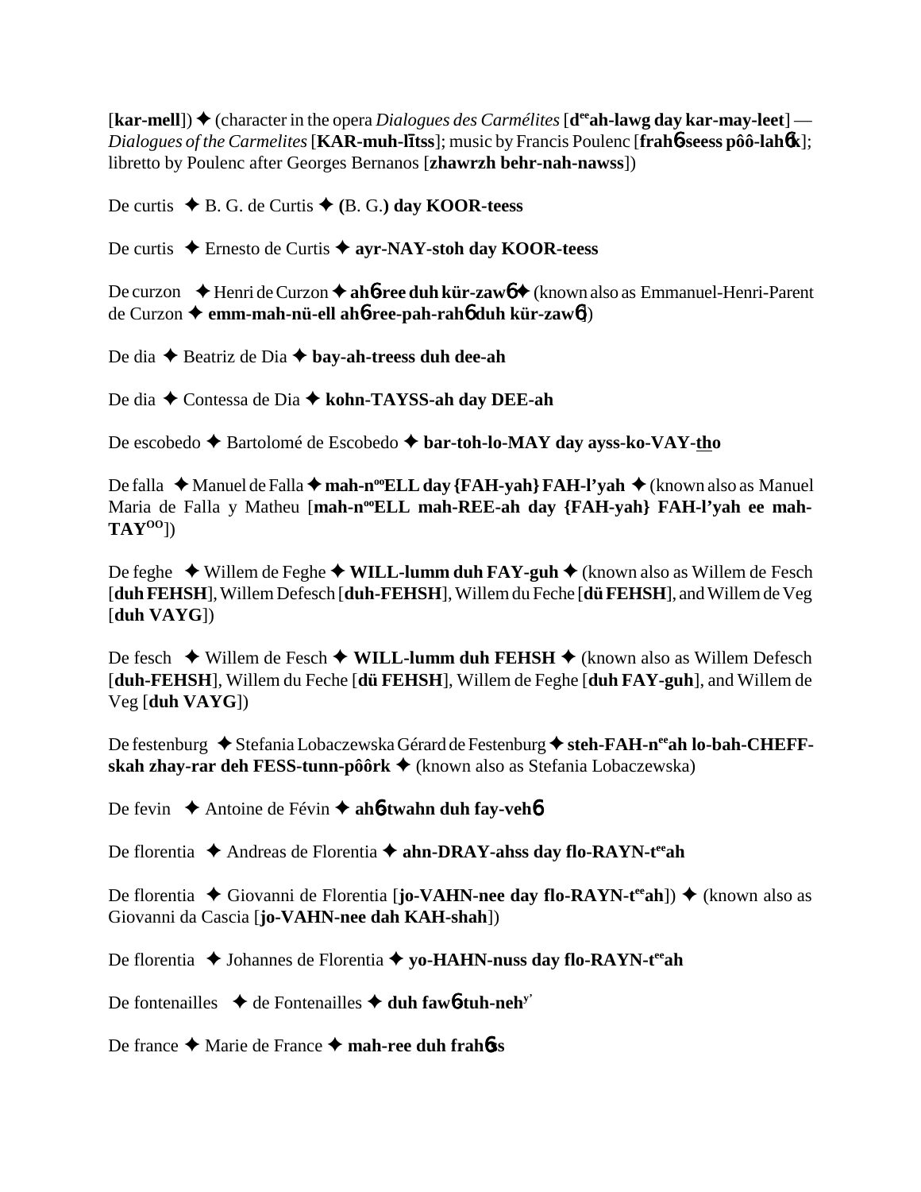[**kar-mell**]) ✦ (character in the opera *Dialogues des Carmélites* [**d**ee**ah-lawg day kar-may-leet**] — *Dialogues of the Carmelites* [**KAR-muh-lītss**]; music by Francis Poulenc [**frah**6**-seess pôô-lah**6**k**]; libretto by Poulenc after Georges Bernanos [**zhawrzh behr-nah-nawss**])

De curtis ✦ B. G. de Curtis ✦ **(**B. G.**) day KOOR-teess**

De curtis ✦ Ernesto de Curtis ✦ **ayr-NAY-stoh day KOOR-teess**

De curzon ✦ Henri de Curzon ✦ **ah**6**-ree duh kür-zaw**6 ✦ (known also as Emmanuel-Henri-Parent de Curzon ✦ **emm-mah-nü-ell ah**6**-ree-pah-rah**6 **duh kür-zaw**6)

De dia ✦ Beatriz de Dia ✦ **bay-ah-treess duh dee-ah**

De dia ✦ Contessa de Dia ✦ **kohn-TAYSS-ah day DEE-ah**

De escobedo ✦ Bartolomé de Escobedo ✦ **bar-toh-lo-MAY day ayss-ko-VAY-tho**

De falla ✦ Manuel de Falla ✦ **mah-n**oo**ELL day {FAH-yah} FAH-l'yah** ✦ (known also as Manuel Maria de Falla y Matheu [**mah-n**oo**ELL mah-REE-ah day {FAH-yah} FAH-l'yah ee mah-TAY**OO])

De feghe ✦ Willem de Feghe ✦ **WILL-lumm duh FAY-guh** ✦ (known also as Willem de Fesch [**duh FEHSH**], Willem Defesch [**duh-FEHSH**], Willem du Feche [**dü FEHSH**], and Willem de Veg [**duh VAYG**])

De fesch ✦ Willem de Fesch ✦ **WILL-lumm duh FEHSH** ✦ (known also as Willem Defesch [**duh-FEHSH**], Willem du Feche [**dü FEHSH**], Willem de Feghe [**duh FAY-guh**], and Willem de Veg [**duh VAYG**])

De festenburg ✦ Stefania Lobaczewska Gérard de Festenburg ✦ **steh-FAH-n**ee**ah lo-bah-CHEFF-skah zhay-rar deh FESS-tunn-pôôrk** ✦ (known also as Stefania Lobaczewska)

De fevin ✦ Antoine de Févin ✦ **ah**6**-twahn duh fay-veh**6

De florentia ✦ Andreas de Florentia ✦ **ahn-DRAY-ahss day flo-RAYN-t**ee**ah**

De florentia ✦ Giovanni de Florentia [**jo-VAHN-nee day flo-RAYN-t**ee**ah**]) ✦ (known also as Giovanni da Cascia [**jo-VAHN-nee dah KAH-shah**])

De florentia ✦ Johannes de Florentia ✦ **yo-HAHN-nuss day flo-RAYN-t**ee**ah**

De fontenailles ✦ de Fontenailles ✦ **duh faw**6**-tuh-neh**y'

De france ✦ Marie de France ✦ **mah-ree duh frah**6**ss**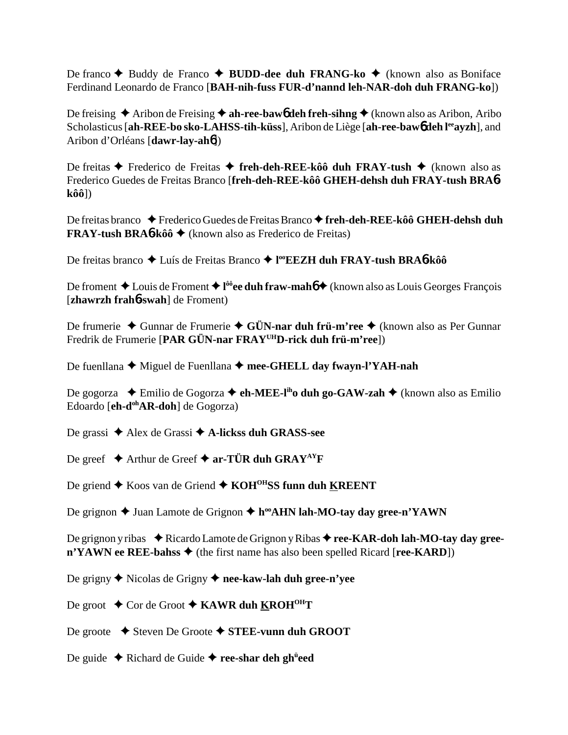De franco ✦ Buddy de Franco ✦ **BUDD-dee duh FRANG-ko** ✦ (known also as Boniface Ferdinand Leonardo de Franco [**BAH-nih-fuss FUR-d'nannd leh-NAR-doh duh FRANG-ko**])

De freising ✦ Aribon de Freising ✦ **ah-ree-baw6 deh freh-sihng** ✦ (known also as Aribon, Aribo Scholasticus [**ah-REE-bo sko-LAHSS-tih-küss**], Aribon de Liège [**ah-ree-baw6 deh l**[ee]**ayzh**], and Aribon d'Orléans [**dawr-lay-ah6**])

De freitas ✦ Frederico de Freitas ✦ **freh-deh-REE-kôô duh FRAY-tush** ✦ (known also as Frederico Guedes de Freitas Branco [**freh-deh-REE-kôô GHEH-dehsh duh FRAY-tush BRA6-kôô**])

De freitas branco ✦ Frederico Guedes de Freitas Branco ✦ **freh-deh-REE-kôô GHEH-dehsh duh FRAY-tush BRA6-kôô** ✦ (known also as Frederico de Freitas)

De freitas branco ✦ Luís de Freitas Branco ✦ **l**[oo]**EEZH duh FRAY-tush BRA6-kôô**

De froment ✦ Louis de Froment ✦ **l**[ôô]**ee duh fraw-mah6** ✦ (known also as Louis Georges François [**zhawrzh frah6-swah**] de Froment)

De frumerie ✦ Gunnar de Frumerie ✦ **GÜN-nar duh frü-m'ree** ✦ (known also as Per Gunnar Fredrik de Frumerie [**PAR GÜN-nar FRAY**[UH]**D-rick duh frü-m'ree**])

De fuenllana ✦ Miguel de Fuenllana ✦ **mee-GHELL day fwayn-l'YAH-nah**

De gogorza ✦ Emilio de Gogorza ✦ **eh-MEE-l**[ih]**o duh go-GAW-zah** ✦ (known also as Emilio Edoardo [**eh-d**[oh]**AR-doh**] de Gogorza)

De grassi ✦ Alex de Grassi ✦ **A-lickss duh GRASS-see**

De greef ✦ Arthur de Greef ✦ **ar-TÜR duh GRAY**[AY]**F**

De griend ✦ Koos van de Griend ✦ **KOH**[OH]**SS funn duh KREENT**

De grignon ✦ Juan Lamote de Grignon ✦ **h**[oo]**AHN lah-MO-tay day gree-n'YAWN**

De grignon y ribas ✦ Ricardo Lamote de Grignon y Ribas ✦ **ree-KAR-doh lah-MO-tay day gree-n'YAWN ee REE-bahss** ✦ (the first name has also been spelled Ricard [**ree-KARD**])

De grigny ✦ Nicolas de Grigny ✦ **nee-kaw-lah duh gree-n'yee**

De groot ✦ Cor de Groot ✦ **KAWR duh KROH**[OH]**T**

De groote ✦ Steven De Groote ✦ **STEE-vunn duh GROOT**

De guide ✦ Richard de Guide ✦ **ree-shar deh gh**[ü]**eed**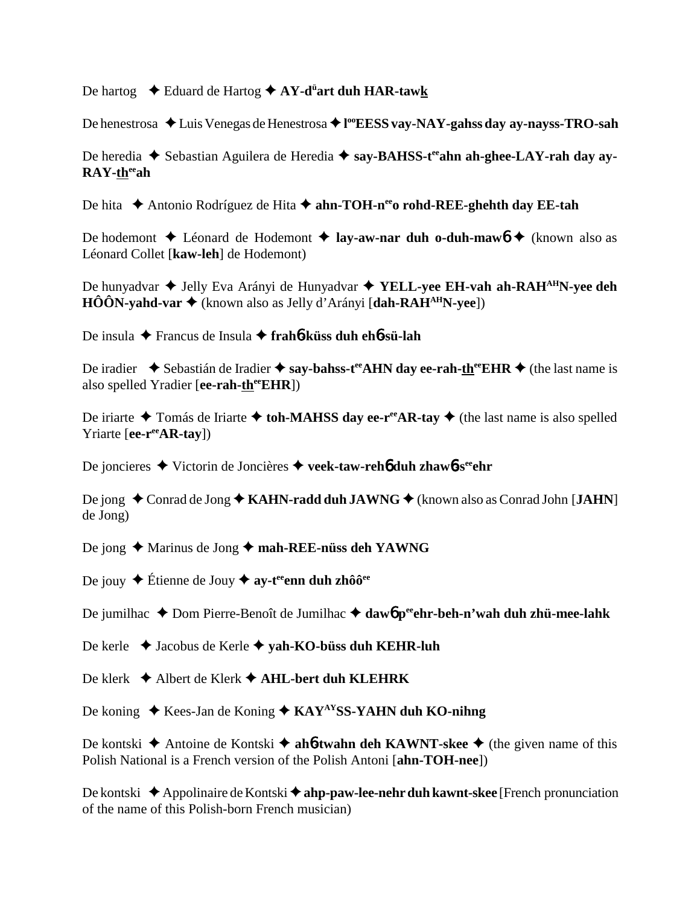De hartog ✦ Eduard de Hartog ✦ **AY-dᵘart duh HAR-taw<u>k</u>**

De henestrosa ✦ Luis Venegas de Henestrosa ✦ **lᵒᵒEESS vay-NAY-gahss day ay-nayss-TRO-sah**

De heredia ✦ Sebastian Aguilera de Heredia ✦ **say-BAHSS-tᵉᵉahn ah-ghee-LAY-rah day ay-RAY-<u>th</u>ᵉᵉah**

De hita ✦ Antonio Rodríguez de Hita ✦ **ahn-TOH-nᵉᵉo rohd-REE-ghehth day EE-tah**

De hodemont ✦ Léonard de Hodemont ✦ **lay-aw-nar duh o-duh-maw6** ✦ (known also as Léonard Collet [**kaw-leh**] de Hodemont)

De hunyadvar ✦ Jelly Eva Arányi de Hunyadvar ✦ **YELL-yee EH-vah ah-RAHᴬᴴN-yee deh HÔÔN-yahd-var** ✦ (known also as Jelly d'Arányi [**dah-RAHᴬᴴN-yee**])

De insula ✦ Francus de Insula ✦ **frah6-küss duh eh6-sü-lah**

De iradier ✦ Sebastián de Iradier ✦ **say-bahss-tᵉᵉAHN day ee-rah-<u>th</u>ᵉᵉEHR** ✦ (the last name is also spelled Yradier [**ee-rah-<u>th</u>ᵉᵉEHR**])

De iriarte ✦ Tomás de Iriarte ✦ **toh-MAHSS day ee-rᵉᵉAR-tay** ✦ (the last name is also spelled Yriarte [**ee-rᵉᵉAR-tay**])

De joncieres ✦ Victorin de Joncières ✦ **veek-taw-reh6 duh zhaw6-sᵉᵉehr**

De jong ✦ Conrad de Jong ✦ **KAHN-radd duh JAWNG** ✦ (known also as Conrad John [**JAHN**] de Jong)

De jong ✦ Marinus de Jong ✦ **mah-REE-nüss deh YAWNG**

De jouy ✦ Étienne de Jouy ✦ **ay-tᵉᵉenn duh zhôôᵉᵉ**

De jumilhac ✦ Dom Pierre-Benoît de Jumilhac ✦ **daw6 pᵉᵉehr-beh-n'wah duh zhü-mee-lahk**

De kerle ✦ Jacobus de Kerle ✦ **yah-KO-büss duh KEHR-luh**

De klerk ✦ Albert de Klerk ✦ **AHL-bert duh KLEHRK**

De koning ✦ Kees-Jan de Koning ✦ **KAYᴬʸSS-YAHN duh KO-nihng**

De kontski ✦ Antoine de Kontski ✦ **ah6-twahn deh KAWNT-skee** ✦ (the given name of this Polish National is a French version of the Polish Antoni [**ahn-TOH-nee**])

De kontski ✦ Appolinaire de Kontski ✦ **ahp-paw-lee-nehr duh kawnt-skee** [French pronunciation of the name of this Polish-born French musician)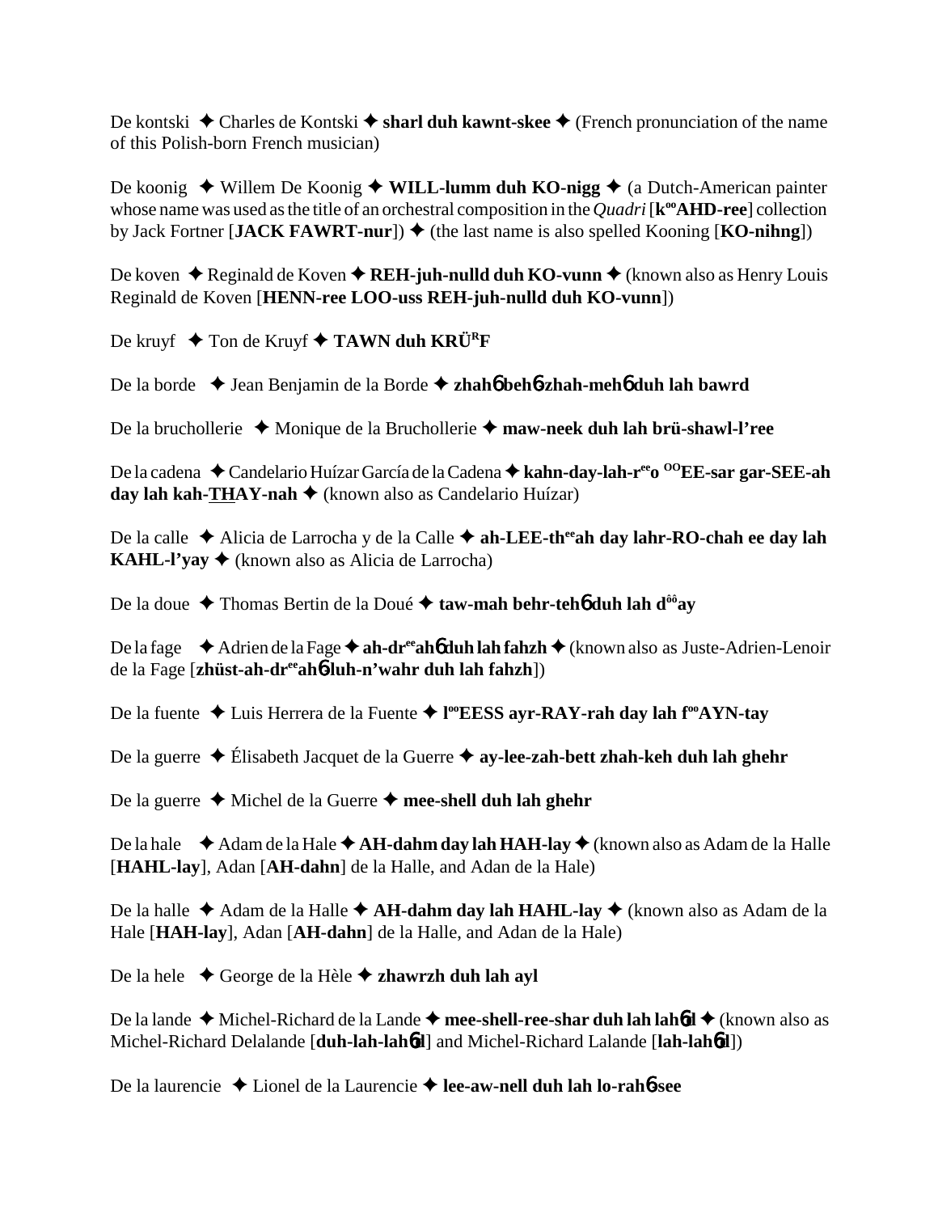De kontski ✦ Charles de Kontski ✦ **sharl duh kawnt-skee** ✦ (French pronunciation of the name of this Polish-born French musician)

De koonig ✦ Willem De Koonig ✦ **WILL-lumm duh KO-nigg** ✦ (a Dutch-American painter whose name was used as the title of an orchestral composition in the *Quadri* [**k$^{oo}$AHD-ree**] collection by Jack Fortner [**JACK FAWRT-nur**]) ✦ (the last name is also spelled Kooning [**KO-nihng**])

De koven ✦ Reginald de Koven ✦ **REH-juh-nulld duh KO-vunn** ✦ (known also as Henry Louis Reginald de Koven [**HENN-ree LOO-uss REH-juh-nulld duh KO-vunn**])

De kruyf ✦ Ton de Kruyf ✦ **TAWN duh KRÜ$^{R}$F**

De la borde ✦ Jean Benjamin de la Borde ✦ **zhahɓ behɓ-zhah-mehɓ duh lah bawrd**

De la bruchollerie ✦ Monique de la Bruchollerie ✦ **maw-neek duh lah brü-shawl-l'ree**

De la cadena ✦ Candelario Huízar García de la Cadena ✦ **kahn-day-lah-r$^{ee}$o $^{OO}$EE-sar gar-SEE-ah day lah kah-<u>TH</u>AY-nah** ✦ (known also as Candelario Huízar)

De la calle ✦ Alicia de Larrocha y de la Calle ✦ **ah-LEE-th$^{ee}$ah day lahr-RO-chah ee day lah KAHL-l'yay** ✦ (known also as Alicia de Larrocha)

De la doue ✦ Thomas Bertin de la Doué ✦ **taw-mah behr-tehɓ duh lah d$^{ôô}$ay**

De la fage ✦ Adrien de la Fage ✦ **ah-dr$^{ee}$ahɓ duh lah fahzh** ✦ (known also as Juste-Adrien-Lenoir de la Fage [**zhüst-ah-dr$^{ee}$ahɓ-luh-n'wahr duh lah fahzh**])

De la fuente ✦ Luis Herrera de la Fuente ✦ **l$^{oo}$EESS ayr-RAY-rah day lah f$^{oo}$AYN-tay**

De la guerre ✦ Élisabeth Jacquet de la Guerre ✦ **ay-lee-zah-bett zhah-keh duh lah ghehr**

De la guerre ✦ Michel de la Guerre ✦ **mee-shell duh lah ghehr**

De la hale ✦ Adam de la Hale ✦ **AH-dahm day lah HAH-lay** ✦ (known also as Adam de la Halle [**HAHL-lay**], Adan [**AH-dahn**] de la Halle, and Adan de la Hale)

De la halle ✦ Adam de la Halle ✦ **AH-dahm day lah HAHL-lay** ✦ (known also as Adam de la Hale [**HAH-lay**], Adan [**AH-dahn**] de la Halle, and Adan de la Hale)

De la hele ✦ George de la Hèle ✦ **zhawrzh duh lah ayl**

De la lande ✦ Michel-Richard de la Lande ✦ **mee-shell-ree-shar duh lah lahɓd** ✦ (known also as Michel-Richard Delalande [**duh-lah-lahɓd**] and Michel-Richard Lalande [**lah-lahɓd**])

De la laurencie ✦ Lionel de la Laurencie ✦ **lee-aw-nell duh lah lo-rahɓ-see**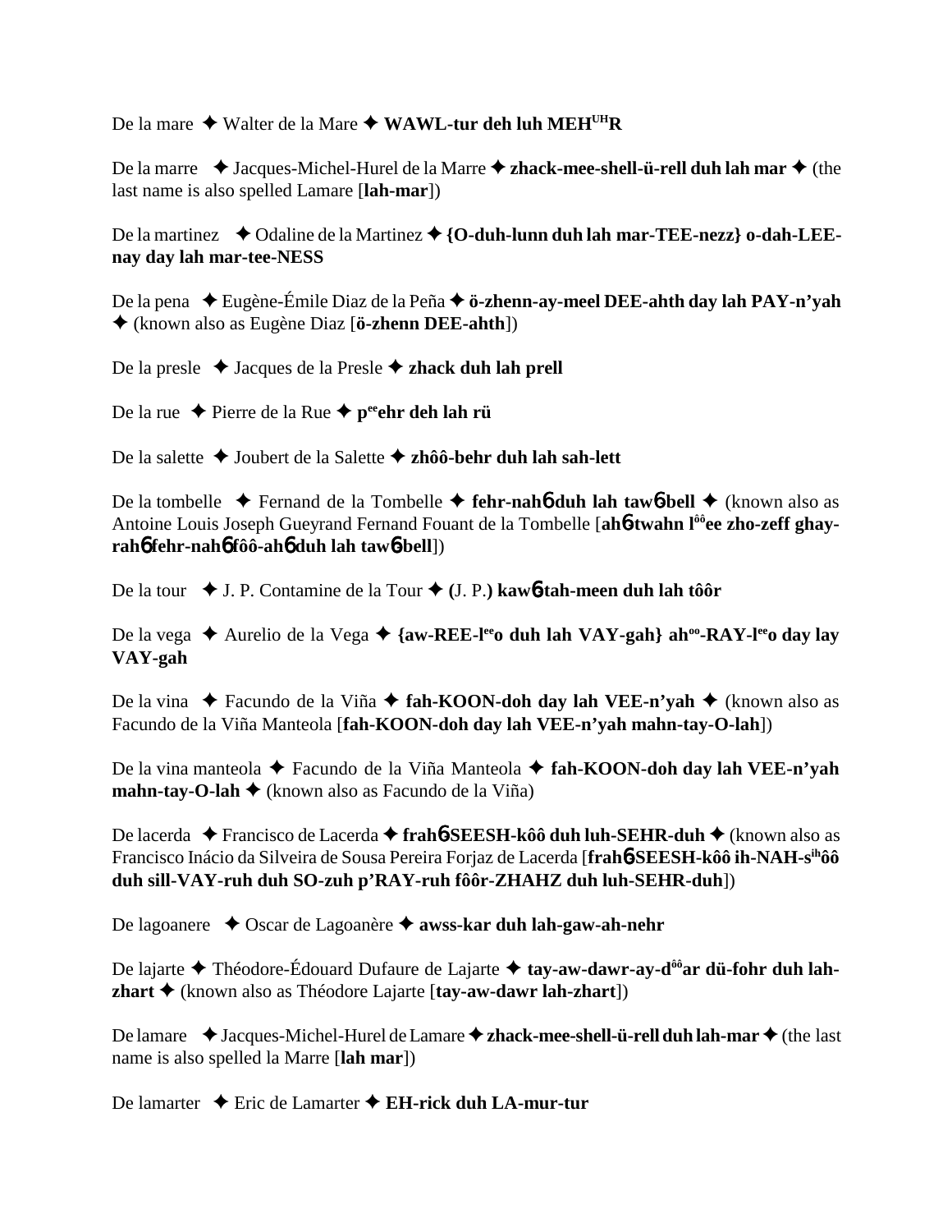De la mare ✦ Walter de la Mare ✦ **WAWL-tur deh luh MEH[UH]R**

De la marre ✦ Jacques-Michel-Hurel de la Marre ✦ **zhack-mee-shell-ü-rell duh lah mar** ✦ (the last name is also spelled Lamare [**lah-mar**])

De la martinez ✦ Odaline de la Martinez ✦ **{O-duh-lunn duh lah mar-TEE-nezz} o-dah-LEE-nay day lah mar-tee-NESS**

De la pena ✦ Eugène-Émile Diaz de la Peña ✦ **ö-zhenn-ay-meel DEE-ahth day lah PAY-n'yah** ✦ (known also as Eugène Diaz [**ö-zhenn DEE-ahth**])

De la presle ✦ Jacques de la Presle ✦ **zhack duh lah prell**

De la rue ✦ Pierre de la Rue ✦ **p[ee]ehr deh lah rü**

De la salette ✦ Joubert de la Salette ✦ **zhôô-behr duh lah sah-lett**

De la tombelle ✦ Fernand de la Tombelle ✦ **fehr-nahɳ duh lah tawɳ-bell** ✦ (known also as Antoine Louis Joseph Gueyrand Fernand Fouant de la Tombelle [**ahɳ-twahn l[ôô]ee zho-zeff ghay-rahɳ fehr-nahɳ fôô-ahɳ duh lah tawɳ-bell**])

De la tour ✦ J. P. Contamine de la Tour ✦ **(**J. P.**) kawɳ-tah-meen duh lah tôôr**

De la vega ✦ Aurelio de la Vega ✦ **{aw-REE-l[ee]o duh lah VAY-gah} ah[oo]-RAY-l[ee]o day lay VAY-gah**

De la vina ✦ Facundo de la Viña ✦ **fah-KOON-doh day lah VEE-n'yah** ✦ (known also as Facundo de la Viña Manteola [**fah-KOON-doh day lah VEE-n'yah mahn-tay-O-lah**])

De la vina manteola ✦ Facundo de la Viña Manteola ✦ **fah-KOON-doh day lah VEE-n'yah mahn-tay-O-lah** ✦ (known also as Facundo de la Viña)

De lacerda ✦ Francisco de Lacerda ✦ **frahɳ-SEESH-kôô duh luh-SEHR-duh** ✦ (known also as Francisco Inácio da Silveira de Sousa Pereira Forjaz de Lacerda [**frahɳ-SEESH-kôô ih-NAH-s[ih]ôô duh sill-VAY-ruh duh SO-zuh p'RAY-ruh fôôr-ZHAHZ duh luh-SEHR-duh**])

De lagoanere ✦ Oscar de Lagoanère ✦ **awss-kar duh lah-gaw-ah-nehr**

De lajarte ✦ Théodore-Édouard Dufaure de Lajarte ✦ **tay-aw-dawr-ay-d[ôô]ar dü-fohr duh lah-zhart** ✦ (known also as Théodore Lajarte [**tay-aw-dawr lah-zhart**])

De lamare ✦ Jacques-Michel-Hurel de Lamare ✦ **zhack-mee-shell-ü-rell duh lah-mar** ✦ (the last name is also spelled la Marre [**lah mar**])

De lamarter ✦ Eric de Lamarter ✦ **EH-rick duh LA-mur-tur**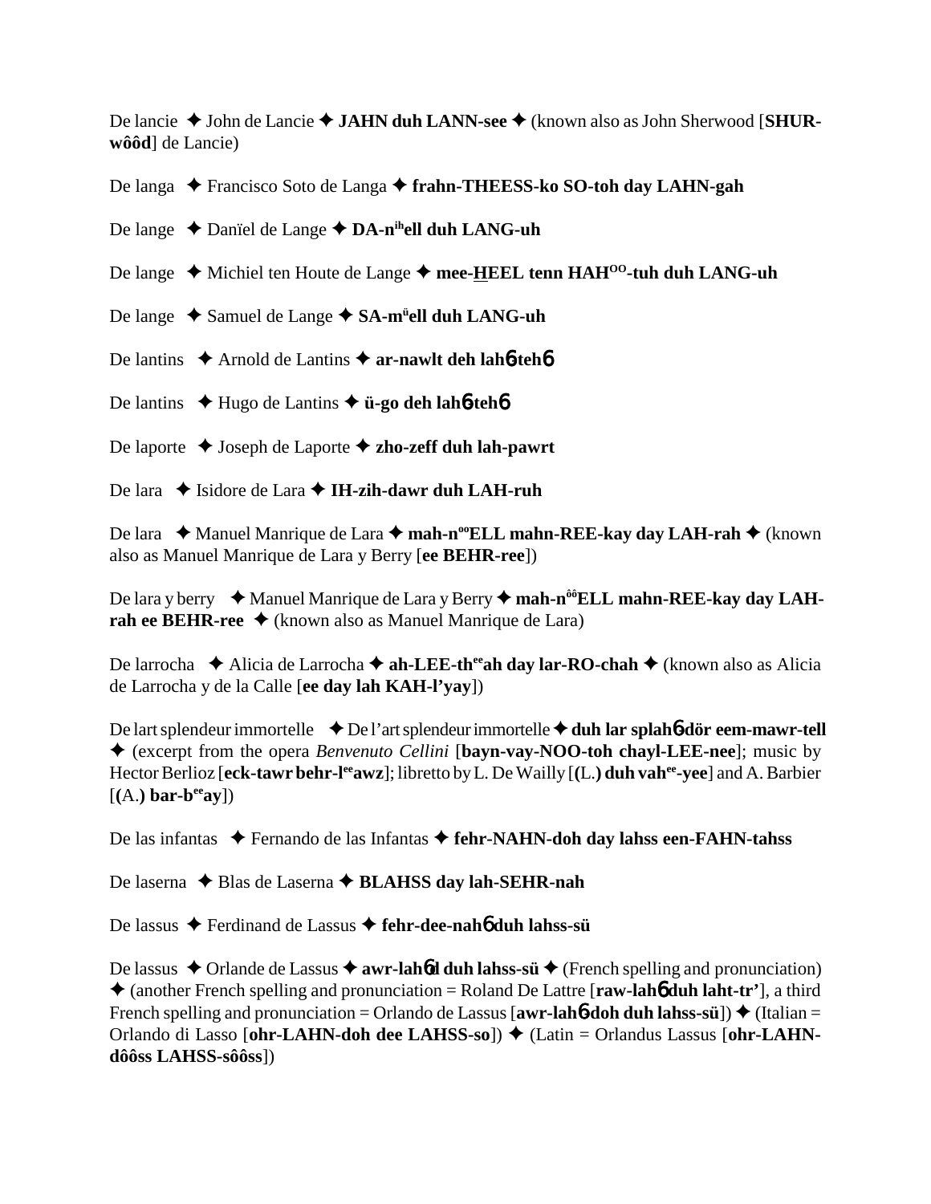De lancie ✦ John de Lancie ✦ **JAHN duh LANN-see** ✦ (known also as John Sherwood [**SHUR-wôôd**] de Lancie)

De langa ✦ Francisco Soto de Langa ✦ **frahn-THEESS-ko SO-toh day LAHN-gah**

De lange ✦ Danïel de Lange ✦ **DA-n^ih^ell duh LANG-uh**

De lange ✦ Michiel ten Houte de Lange ✦ **mee-HEEL tenn HAH^OO^-tuh duh LANG-uh**

De lange ✦ Samuel de Lange ✦ **SA-m^ü^ell duh LANG-uh**

De lantins ✦ Arnold de Lantins ✦ **ar-nawlt deh lahɓ-tehɓ**

De lantins ✦ Hugo de Lantins ✦ **ü-go deh lahɓ-tehɓ**

De laporte ✦ Joseph de Laporte ✦ **zho-zeff duh lah-pawrt**

De lara ✦ Isidore de Lara ✦ **IH-zih-dawr duh LAH-ruh**

De lara ✦ Manuel Manrique de Lara ✦ **mah-n^oo^ELL mahn-REE-kay day LAH-rah** ✦ (known also as Manuel Manrique de Lara y Berry [**ee BEHR-ree**])

De lara y berry ✦ Manuel Manrique de Lara y Berry ✦ **mah-n^ôô^ELL mahn-REE-kay day LAH-rah ee BEHR-ree** ✦ (known also as Manuel Manrique de Lara)

De larrocha ✦ Alicia de Larrocha ✦ **ah-LEE-th^ee^ah day lar-RO-chah** ✦ (known also as Alicia de Larrocha y de la Calle [**ee day lah KAH-l'yay**])

De lart splendeur immortelle ✦ De l'art splendeur immortelle ✦ **duh lar splahɓ-dör eem-mawr-tell** ✦ (excerpt from the opera *Benvenuto Cellini* [**bayn-vay-NOO-toh chayl-LEE-nee**]; music by Hector Berlioz [**eck-tawr behr-l^ee^awz**]; libretto by L. De Wailly [**(L.) duh vah^ee^-yee**] and A. Barbier [**(A.) bar-b^ee^ay**])

De las infantas ✦ Fernando de las Infantas ✦ **fehr-NAHN-doh day lahss een-FAHN-tahss**

De laserna ✦ Blas de Laserna ✦ **BLAHSS day lah-SEHR-nah**

De lassus ✦ Ferdinand de Lassus ✦ **fehr-dee-nahɓ duh lahss-sü**

De lassus ✦ Orlande de Lassus ✦ **awr-lahɓd duh lahss-sü** ✦ (French spelling and pronunciation) ✦ (another French spelling and pronunciation = Roland De Lattre [**raw-lahɓ duh laht-tr'**], a third French spelling and pronunciation = Orlando de Lassus [**awr-lahɓ-doh duh lahss-sü**]) ✦ (Italian = Orlando di Lasso [**ohr-LAHN-doh dee LAHSS-so**]) ✦ (Latin = Orlandus Lassus [**ohr-LAHN-dôôss LAHSS-sôôss**])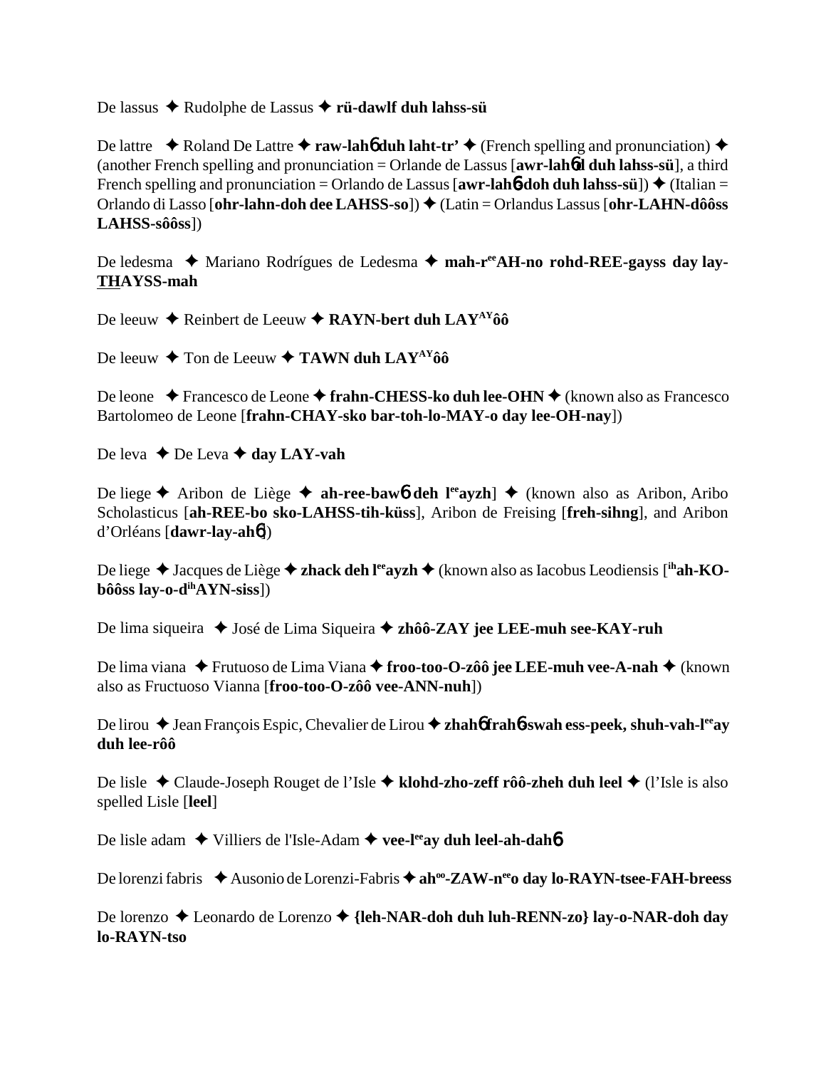De lassus ✦ Rudolphe de Lassus ✦ **rü-dawlf duh lahss-sü**

De lattre ✦ Roland De Lattre ✦ **raw-lahɓ duh laht-tr'** ✦ (French spelling and pronunciation) ✦ (another French spelling and pronunciation = Orlande de Lassus [**awr-lahɓd duh lahss-sü**], a third French spelling and pronunciation = Orlando de Lassus [**awr-lahɓ-doh duh lahss-sü**]) ✦ (Italian = Orlando di Lasso [**ohr-lahn-doh dee LAHSS-so**]) ✦ (Latin = Orlandus Lassus [**ohr-LAHN-dôôss LAHSS-sôôss**])

De ledesma ✦ Mariano Rodrígues de Ledesma ✦ **mah-r^ee^AH-no rohd-REE-gayss day lay-THAYSS-mah**

De leeuw ✦ Reinbert de Leeuw ✦ **RAYN-bert duh LAY^AY^ôô**

De leeuw ✦ Ton de Leeuw ✦ **TAWN duh LAY^AY^ôô**

De leone ✦ Francesco de Leone ✦ **frahn-CHESS-ko duh lee-OHN** ✦ (known also as Francesco Bartolomeo de Leone [**frahn-CHAY-sko bar-toh-lo-MAY-o day lee-OH-nay**])

De leva ✦ De Leva ✦ **day LAY-vah**

De liege ✦ Aribon de Liège ✦ **ah-ree-bawɓ deh l^ee^ayzh**] ✦ (known also as Aribon, Aribo Scholasticus [**ah-REE-bo sko-LAHSS-tih-küss**], Aribon de Freising [**freh-sihng**], and Aribon d'Orléans [**dawr-lay-ahɓ**])

De liege ✦ Jacques de Liège ✦ **zhack deh l^ee^ayzh** ✦ (known also as Iacobus Leodiensis [**^ih^ah-KO-bôôss lay-o-d^ih^AYN-siss**])

De lima siqueira ✦ José de Lima Siqueira ✦ **zhôô-ZAY jee LEE-muh see-KAY-ruh**

De lima viana ✦ Frutuoso de Lima Viana ✦ **froo-too-O-zôô jee LEE-muh vee-A-nah** ✦ (known also as Fructuoso Vianna [**froo-too-O-zôô vee-ANN-nuh**])

De lirou ✦ Jean François Espic, Chevalier de Lirou ✦ **zhahɓ frahɓ-swah ess-peek, shuh-vah-l^ee^ay duh lee-rôô**

De lisle ✦ Claude-Joseph Rouget de l'Isle ✦ **klohd-zho-zeff rôô-zheh duh leel** ✦ (l'Isle is also spelled Lisle [**leel**]

De lisle adam ✦ Villiers de l'Isle-Adam ✦ **vee-l^ee^ay duh leel-ah-dahɓ**

De lorenzi fabris ✦ Ausonio de Lorenzi-Fabris ✦ **ah^oo^-ZAW-n^ee^o day lo-RAYN-tsee-FAH-breess**

De lorenzo ✦ Leonardo de Lorenzo ✦ **{leh-NAR-doh duh luh-RENN-zo} lay-o-NAR-doh day lo-RAYN-tso**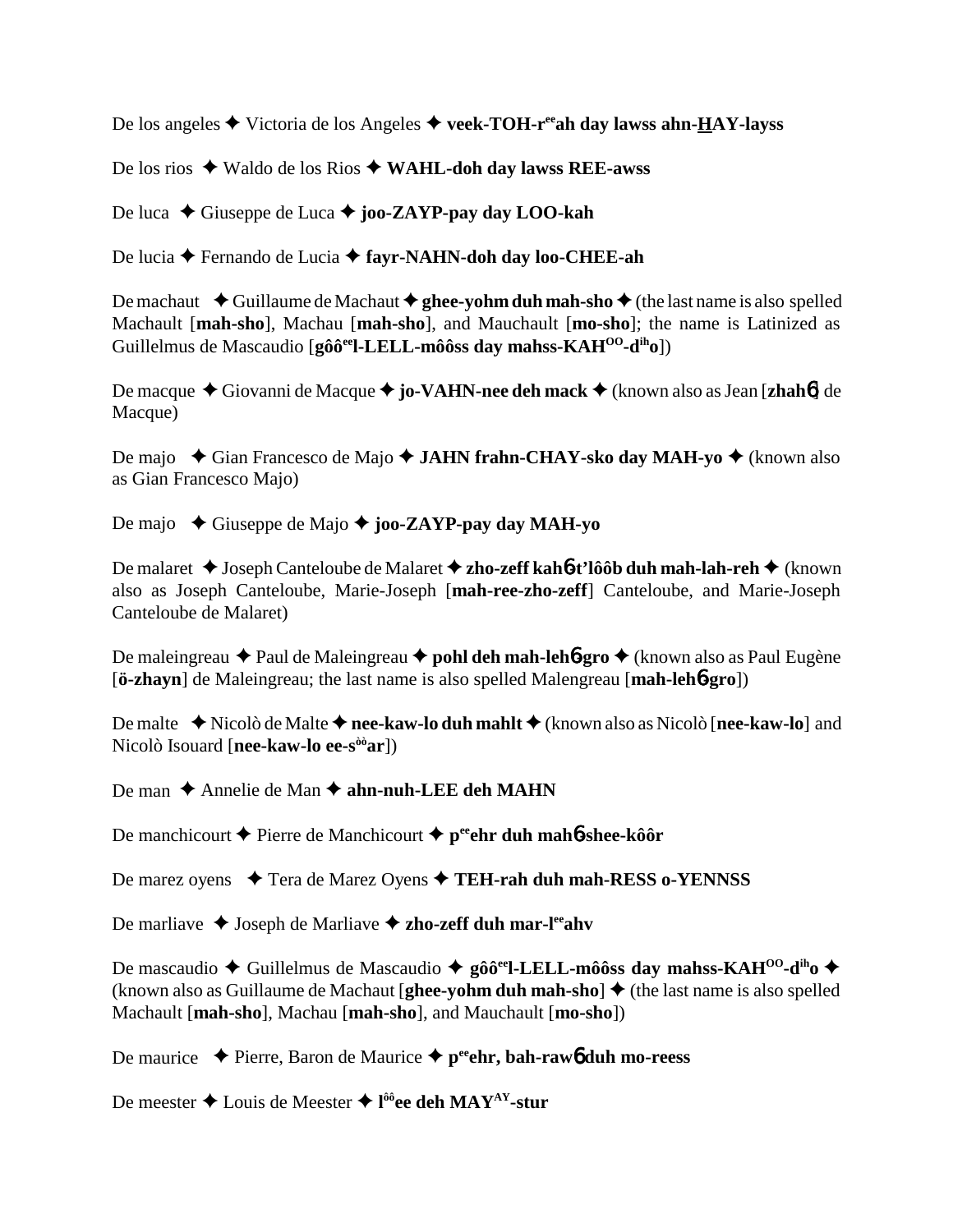De los angeles ✦ Victoria de los Angeles ✦ **veek-TOH-r^ee^ah day lawss ahn-HAY-layss**

De los rios ✦ Waldo de los Rios ✦ **WAHL-doh day lawss REE-awss**

De luca ✦ Giuseppe de Luca ✦ **joo-ZAYP-pay day LOO-kah**

De lucia ✦ Fernando de Lucia ✦ **fayr-NAHN-doh day loo-CHEE-ah**

De machaut ✦ Guillaume de Machaut ✦ **ghee-yohm duh mah-sho** ✦ (the last name is also spelled Machault [**mah-sho**], Machau [**mah-sho**], and Mauchault [**mo-sho**]; the name is Latinized as Guillelmus de Mascaudio [**gôô^ee^l-LELL-môôss day mahss-KAH^OO^-d^ih^o**])

De macque ✦ Giovanni de Macque ✦ **jo-VAHN-nee deh mack** ✦ (known also as Jean [**zhah6**] de Macque)

De majo ✦ Gian Francesco de Majo ✦ **JAHN frahn-CHAY-sko day MAH-yo** ✦ (known also as Gian Francesco Majo)

De majo ✦ Giuseppe de Majo ✦ **joo-ZAYP-pay day MAH-yo**

De malaret ✦ Joseph Canteloube de Malaret ✦ **zho-zeff kah6-t'lôôb duh mah-lah-reh** ✦ (known also as Joseph Canteloube, Marie-Joseph [**mah-ree-zho-zeff**] Canteloube, and Marie-Joseph Canteloube de Malaret)

De maleingreau ✦ Paul de Maleingreau ✦ **pohl deh mah-leh6-gro** ✦ (known also as Paul Eugène [**ö-zhayn**] de Maleingreau; the last name is also spelled Malengreau [**mah-leh6-gro**])

De malte ✦ Nicolò de Malte ✦ **nee-kaw-lo duh mahlt** ✦ (known also as Nicolò [**nee-kaw-lo**] and Nicolò Isouard [**nee-kaw-lo ee-s^òò^ar**])

De man ✦ Annelie de Man ✦ **ahn-nuh-LEE deh MAHN**

De manchicourt ✦ Pierre de Manchicourt ✦ **p^ee^ehr duh mah6-shee-kôôr**

De marez oyens ✦ Tera de Marez Oyens ✦ **TEH-rah duh mah-RESS o-YENNSS**

De marliave ✦ Joseph de Marliave ✦ **zho-zeff duh mar-l^ee^ahv**

De mascaudio ✦ Guillelmus de Mascaudio ✦ **gôô^ee^l-LELL-môôss day mahss-KAH^OO^-d^ih^o** ✦ (known also as Guillaume de Machaut [**ghee-yohm duh mah-sho**] ✦ (the last name is also spelled Machault [**mah-sho**], Machau [**mah-sho**], and Mauchault [**mo-sho**])

De maurice ✦ Pierre, Baron de Maurice ✦ **p^ee^ehr, bah-raw6 duh mo-reess**

De meester ✦ Louis de Meester ✦ **l^ôô^ee deh MAY^AY^-stur**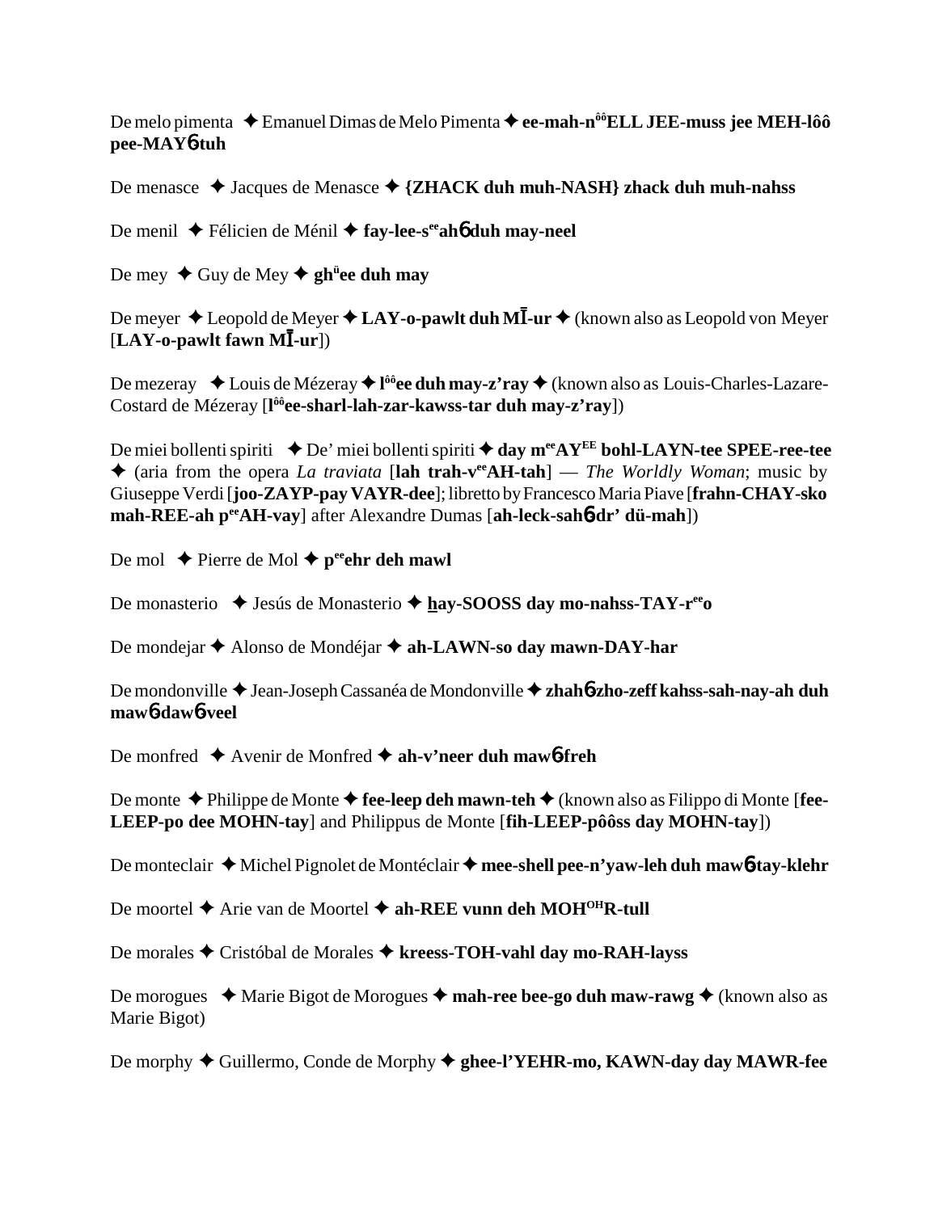De melo pimenta ✦ Emanuel Dimas de Melo Pimenta ✦ **ee-mah-n[ôô]ELL JEE-muss jee MEH-lôô pee-MAY6-tuh**

De menasce ✦ Jacques de Menasce ✦ **{ZHACK duh muh-NASH} zhack duh muh-nahss**

De menil ✦ Félicien de Ménil ✦ **fay-lee-s[ee]ah6 duh may-neel**

De mey ✦ Guy de Mey ✦ **gh[ü]ee duh may**

De meyer ✦ Leopold de Meyer ✦ **LAY-o-pawlt duh MĪ-ur** ✦ (known also as Leopold von Meyer [**LAY-o-pawlt fawn MĪ-ur**])

De mezeray ✦ Louis de Mézeray ✦ **l[ôô]ee duh may-z'ray** ✦ (known also as Louis-Charles-Lazare-Costard de Mézeray [**l[ôô]ee-sharl-lah-zar-kawss-tar duh may-z'ray**])

De miei bollenti spiriti ✦ De' miei bollenti spiriti ✦ **day m[ee]AY[EE] bohl-LAYN-tee SPEE-ree-tee** ✦ (aria from the opera *La traviata* [**lah trah-v[ee]AH-tah**] — *The Worldly Woman*; music by Giuseppe Verdi [**joo-ZAYP-pay VAYR-dee**]; libretto by Francesco Maria Piave [**frahn-CHAY-sko mah-REE-ah p[ee]AH-vay**] after Alexandre Dumas [**ah-leck-sah6-dr' dü-mah**])

De mol ✦ Pierre de Mol ✦ **p[ee]ehr deh mawl**

De monasterio ✦ Jesús de Monasterio ✦ **hay-SOOSS day mo-nahss-TAY-r[ee]o**

De mondejar ✦ Alonso de Mondéjar ✦ **ah-LAWN-so day mawn-DAY-har**

De mondonville ✦ Jean-Joseph Cassanéa de Mondonville ✦ **zhah6-zho-zeff kahss-sah-nay-ah duh maw6-daw6-veel**

De monfred ✦ Avenir de Monfred ✦ **ah-v'neer duh maw6-freh**

De monte ✦ Philippe de Monte ✦ **fee-leep deh mawn-teh** ✦ (known also as Filippo di Monte [**fee-LEEP-po dee MOHN-tay**] and Philippus de Monte [**fih-LEEP-pôôss day MOHN-tay**])

De monteclair ✦ Michel Pignolet de Montéclair ✦ **mee-shell pee-n'yaw-leh duh maw6-tay-klehr**

De moortel ✦ Arie van de Moortel ✦ **ah-REE vunn deh MOH[OH]R-tull**

De morales ✦ Cristóbal de Morales ✦ **kreess-TOH-vahl day mo-RAH-layss**

De morogues ✦ Marie Bigot de Morogues ✦ **mah-ree bee-go duh maw-rawg** ✦ (known also as Marie Bigot)

De morphy ✦ Guillermo, Conde de Morphy ✦ **ghee-l'YEHR-mo, KAWN-day day MAWR-fee**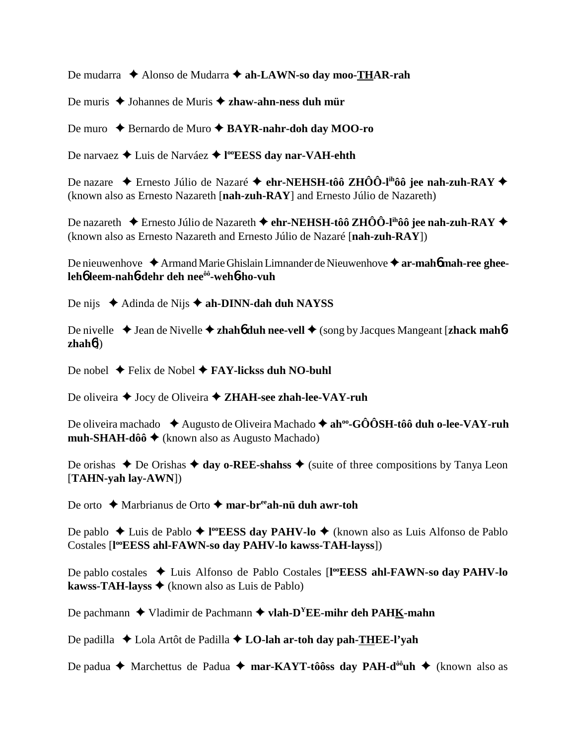De mudarra ✦ Alonso de Mudarra ✦ **ah-LAWN-so day moo-<u>TH</u>AR-rah**

De muris ✦ Johannes de Muris ✦ **zhaw-ahn-ness duh mür**

De muro ✦ Bernardo de Muro ✦ **BAYR-nahr-doh day MOO-ro**

De narvaez ✦ Luis de Narváez ✦ **l[oo]EESS day nar-VAH-ehth**

De nazare ✦ Ernesto Júlio de Nazaré ✦ **ehr-NEHSH-tôô ZHÔÔ-l[ih]ôô jee nah-zuh-RAY** ✦ (known also as Ernesto Nazareth [**nah-zuh-RAY**] and Ernesto Júlio de Nazareth)

De nazareth ✦ Ernesto Júlio de Nazareth ✦ **ehr-NEHSH-tôô ZHÔÔ-l[ih]ôô jee nah-zuh-RAY** ✦ (known also as Ernesto Nazareth and Ernesto Júlio de Nazaré [**nah-zuh-RAY**])

De nieuwenhove ✦ Armand Marie Ghislain Limnander de Nieuwenhove ✦ **ar-mahɷ mah-ree ghee-lehɷ leem-nahɷ dehr deh nee[ôô]-wehɷ-ho-vuh**

De nijs ✦ Adinda de Nijs ✦ **ah-DINN-dah duh NAYSS**

De nivelle ✦ Jean de Nivelle ✦ **zhahɷ duh nee-vell** ✦ (song by Jacques Mangeant [**zhack mahɷ-zhahɷ**])

De nobel ✦ Felix de Nobel ✦ **FAY-lickss duh NO-buhl**

De oliveira ✦ Jocy de Oliveira ✦ **ZHAH-see zhah-lee-VAY-ruh**

De oliveira machado ✦ Augusto de Oliveira Machado ✦ **ah[oo]-GÔÔSH-tôô duh o-lee-VAY-ruh muh-SHAH-dôô** ✦ (known also as Augusto Machado)

De orishas ✦ De Orishas ✦ **day o-REE-shahss** ✦ (suite of three compositions by Tanya Leon [**TAHN-yah lay-AWN**])

De orto ✦ Marbrianus de Orto ✦ **mar-br[ee]ah-nü duh awr-toh**

De pablo ✦ Luis de Pablo ✦ **l[oo]EESS day PAHV-lo** ✦ (known also as Luis Alfonso de Pablo Costales [**l[oo]EESS ahl-FAWN-so day PAHV-lo kawss-TAH-layss**])

De pablo costales ✦ Luis Alfonso de Pablo Costales [**l[oo]EESS ahl-FAWN-so day PAHV-lo kawss-TAH-layss** ✦ (known also as Luis de Pablo)

De pachmann ✦ Vladimir de Pachmann ✦ **vlah-D[Y]EE-mihr deh PAH<u>K</u>-mahn**

De padilla ✦ Lola Artôt de Padilla ✦ **LO-lah ar-toh day pah-<u>TH</u>EE-l'yah**

De padua ✦ Marchettus de Padua ✦ **mar-KAYT-tôôss day PAH-d[ôô]uh** ✦ (known also as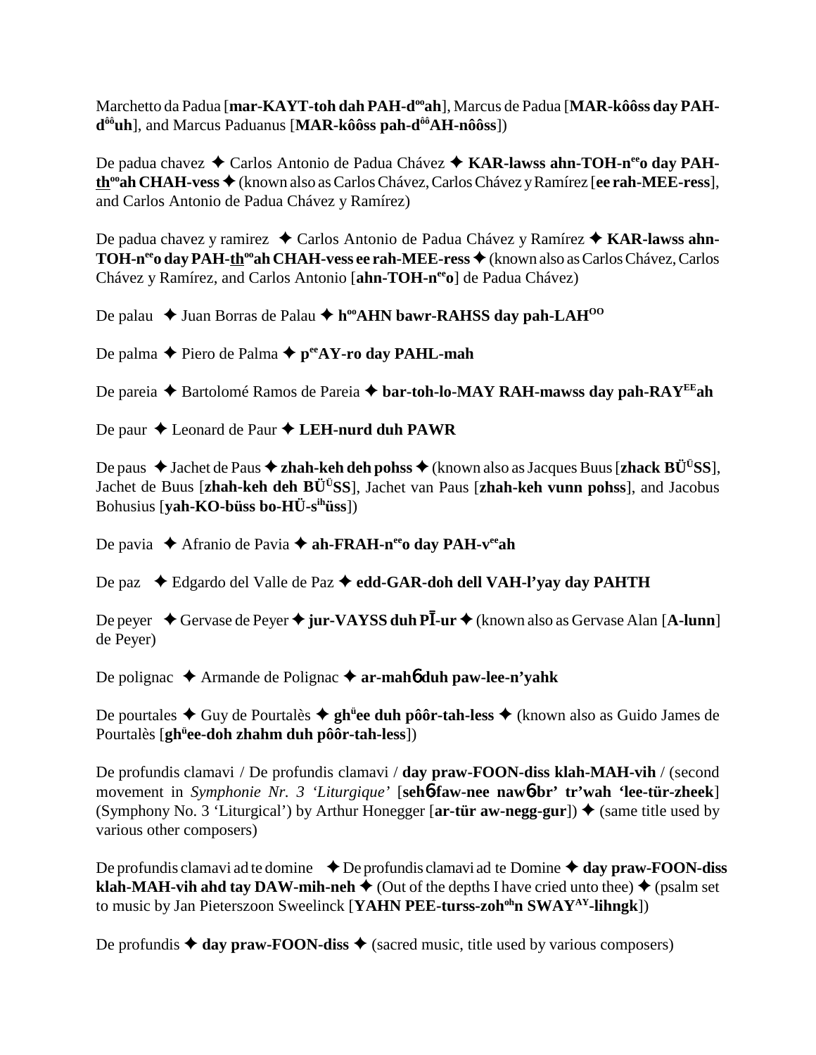Marchetto da Padua [**mar-KAYT-toh dah PAH-d$^{oo}$ah**], Marcus de Padua [**MAR-kôôss day PAH-d$^{ôô}$uh**], and Marcus Paduanus [**MAR-kôôss pah-d$^{ôô}$AH-nôôss**])

De padua chavez ✦ Carlos Antonio de Padua Chávez ✦ **KAR-lawss ahn-TOH-n$^{ee}$o day PAH-th$^{oo}$ah CHAH-vess** ✦ (known also as Carlos Chávez, Carlos Chávez y Ramírez [**ee rah-MEE-ress**], and Carlos Antonio de Padua Chávez y Ramírez)

De padua chavez y ramirez ✦ Carlos Antonio de Padua Chávez y Ramírez ✦ **KAR-lawss ahn-TOH-n$^{ee}$o day PAH-th$^{oo}$ah CHAH-vess ee rah-MEE-ress** ✦ (known also as Carlos Chávez, Carlos Chávez y Ramírez, and Carlos Antonio [**ahn-TOH-n$^{ee}$o**] de Padua Chávez)

De palau ✦ Juan Borras de Palau ✦ **h$^{oo}$AHN bawr-RAHSS day pah-LAH$^{OO}$**

De palma ✦ Piero de Palma ✦ **p$^{ee}$AY-ro day PAHL-mah**

De pareia ✦ Bartolomé Ramos de Pareia ✦ **bar-toh-lo-MAY RAH-mawss day pah-RAY$^{EE}$ah**

De paur ✦ Leonard de Paur ✦ **LEH-nurd duh PAWR**

De paus ✦ Jachet de Paus ✦ **zhah-keh deh pohss** ✦ (known also as Jacques Buus [**zhack BÜ$^{Ü}$SS**], Jachet de Buus [**zhah-keh deh BÜ$^{Ü}$SS**], Jachet van Paus [**zhah-keh vunn pohss**], and Jacobus Bohusius [**yah-KO-büss bo-HÜ-s$^{ih}$üss**])

De pavia ✦ Afranio de Pavia ✦ **ah-FRAH-n$^{ee}$o day PAH-v$^{ee}$ah**

De paz ✦ Edgardo del Valle de Paz ✦ **edd-GAR-doh dell VAH-l'yay day PAHTH**

De peyer ✦ Gervase de Peyer ✦ **jur-VAYSS duh PĪ-ur** ✦ (known also as Gervase Alan [**A-lunn**] de Peyer)

De polignac ✦ Armande de Polignac ✦ **ar-mahɓ duh paw-lee-n'yahk**

De pourtales ✦ Guy de Pourtalès ✦ **gh$^{ü}$ee duh pôôr-tah-less** ✦ (known also as Guido James de Pourtalès [**gh$^{ü}$ee-doh zhahm duh pôôr-tah-less**])

De profundis clamavi / De profundis clamavi / **day praw-FOON-diss klah-MAH-vih** / (second movement in *Symphonie Nr. 3 'Liturgique'* [**sehɓ-faw-nee nawɓbr' tr'wah 'lee-tür-zheek**] (Symphony No. 3 'Liturgical') by Arthur Honegger [**ar-tür aw-negg-gur**]) ✦ (same title used by various other composers)

De profundis clamavi ad te domine ✦ De profundis clamavi ad te Domine ✦ **day praw-FOON-diss klah-MAH-vih ahd tay DAW-mih-neh** ✦ (Out of the depths I have cried unto thee) ✦ (psalm set to music by Jan Pieterszoon Sweelinck [**YAHN PEE-turss-zoh$^{oh}$n SWAY$^{AY}$-lihngk**])

De profundis ✦ **day praw-FOON-diss** ✦ (sacred music, title used by various composers)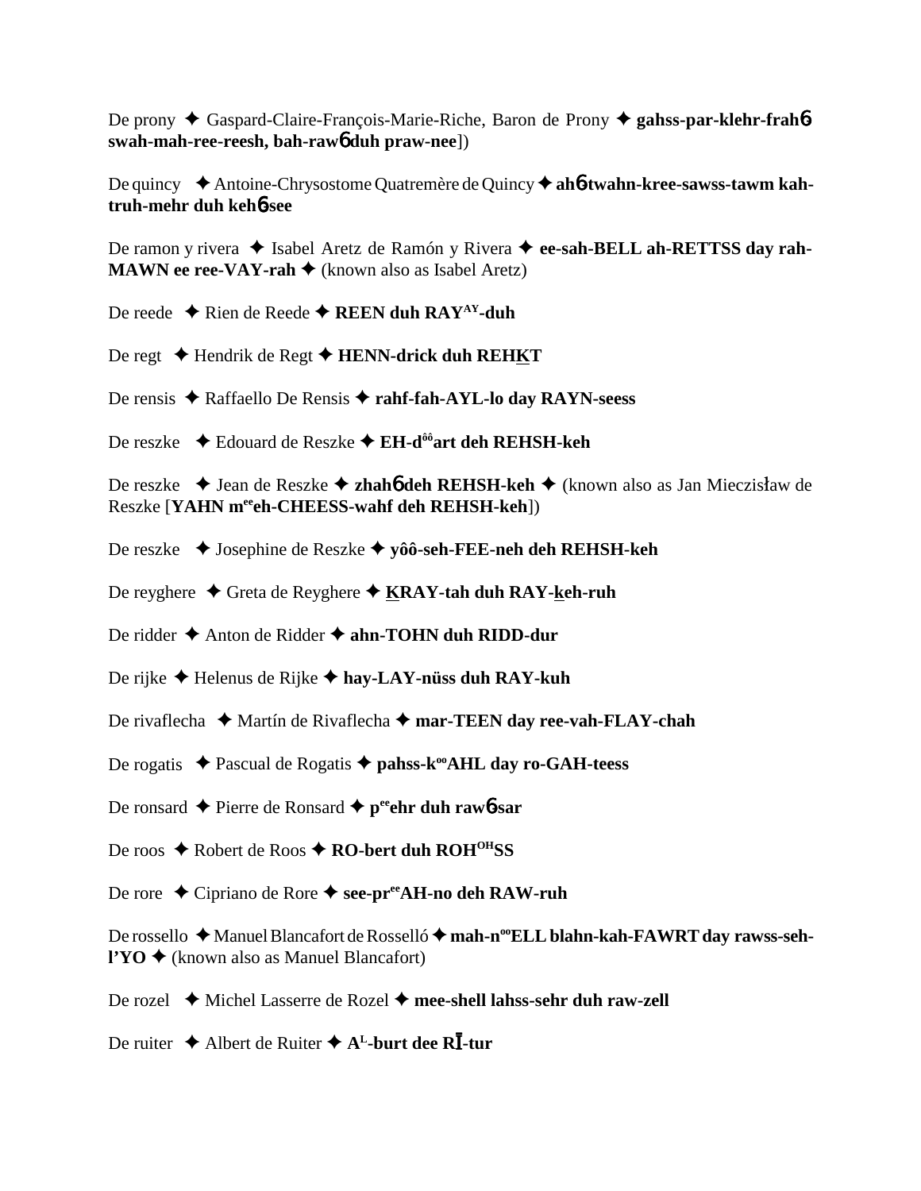De prony ✦ Gaspard-Claire-François-Marie-Riche, Baron de Prony ✦ **gahss-par-klehr-frah6 swah-mah-ree-reesh, bah-raw6 duh praw-nee**])

De quincy ✦ Antoine-Chrysostome Quatremère de Quincy ✦ **ah6-twahn-kree-sawss-tawm kah-truh-mehr duh keh6-see**

De ramon y rivera ✦ Isabel Aretz de Ramón y Rivera ✦ **ee-sah-BELL ah-RETTSS day rah-MAWN ee ree-VAY-rah** ✦ (known also as Isabel Aretz)

De reede ✦ Rien de Reede ✦ **REEN duh RAY^AY-duh**

De regt ✦ Hendrik de Regt ✦ **HENN-drick duh REHKT**

De rensis ✦ Raffaello De Rensis ✦ **rahf-fah-AYL-lo day RAYN-seess**

De reszke ✦ Edouard de Reszke ✦ **EH-d^ôô art deh REHSH-keh**

De reszke ✦ Jean de Reszke ✦ **zhah6 deh REHSH-keh** ✦ (known also as Jan Mieczisław de Reszke [**YAHN m^ee eh-CHEESS-wahf deh REHSH-keh**])

De reszke ✦ Josephine de Reszke ✦ **yôô-seh-FEE-neh deh REHSH-keh**

De reyghere ✦ Greta de Reyghere ✦ **KRAY-tah duh RAY-keh-ruh**

De ridder ✦ Anton de Ridder ✦ **ahn-TOHN duh RIDD-dur**

De rijke ✦ Helenus de Rijke ✦ **hay-LAY-nüss duh RAY-kuh**

De rivaflecha ✦ Martín de Rivaflecha ✦ **mar-TEEN day ree-vah-FLAY-chah**

De rogatis ✦ Pascual de Rogatis ✦ **pahss-k^oo AHL day ro-GAH-teess**

De ronsard ✦ Pierre de Ronsard ✦ **p^ee ehr duh raw6-sar**

De roos ✦ Robert de Roos ✦ **RO-bert duh ROH^OH SS**

De rore ✦ Cipriano de Rore ✦ **see-pr^ee AH-no deh RAW-ruh**

De rossello ✦ Manuel Blancafort de Rosselló ✦ **mah-n^oo ELL blahn-kah-FAWRT day rawss-seh-l'YO** ✦ (known also as Manuel Blancafort)

De rozel ✦ Michel Lasserre de Rozel ✦ **mee-shell lahss-sehr duh raw-zell**

De ruiter ✦ Albert de Ruiter ✦ **A^L-burt dee RĪ-tur**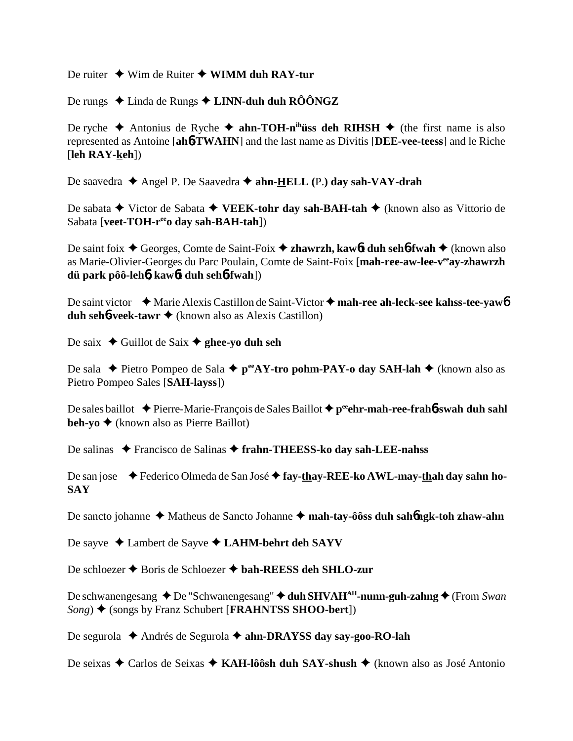De ruiter ✦ Wim de Ruiter ✦ **WIMM duh RAY-tur**

De rungs ✦ Linda de Rungs ✦ **LINN-duh duh RÔÔNGZ**

De ryche ✦ Antonius de Ryche ✦ **ahn-TOH-n[ih]üss deh RIHSH** ✦ (the first name is also represented as Antoine [**ah6-TWAHN**] and the last name as Divitis [**DEE-vee-teess**] and le Riche [**leh RAY-keh**])

De saavedra ✦ Angel P. De Saavedra ✦ **ahn-HELL (**P.**) day sah-VAY-drah**

De sabata ✦ Victor de Sabata ✦ **VEEK-tohr day sah-BAH-tah** ✦ (known also as Vittorio de Sabata [**veet-TOH-r[ee]o day sah-BAH-tah**])

De saint foix ✦ Georges, Comte de Saint-Foix ✦ **zhawrzh, kaw6t duh seh6-fwah** ✦ (known also as Marie-Olivier-Georges du Parc Poulain, Comte de Saint-Foix [**mah-ree-aw-lee-v[ee]ay-zhawrzh dü park pôô-leh6, kaw6t duh seh6-fwah**])

De saint victor ✦ Marie Alexis Castillon de Saint-Victor ✦ **mah-ree ah-leck-see kahss-tee-yaw6 duh seh6-veek-tawr** ✦ (known also as Alexis Castillon)

De saix ✦ Guillot de Saix ✦ **ghee-yo duh seh**

De sala ✦ Pietro Pompeo de Sala ✦ **p[ee]AY-tro pohm-PAY-o day SAH-lah** ✦ (known also as Pietro Pompeo Sales [**SAH-layss**])

De sales baillot ✦ Pierre-Marie-François de Sales Baillot ✦ **p[ee]ehr-mah-ree-frah6-swah duh sahl beh-yo** ✦ (known also as Pierre Baillot)

De salinas ✦ Francisco de Salinas ✦ **frahn-THEESS-ko day sah-LEE-nahss**

De san jose ✦ Federico Olmeda de San José ✦ **fay-thay-REE-ko AWL-may-thah day sahn ho-SAY**

De sancto johanne ✦ Matheus de Sancto Johanne ✦ **mah-tay-ôôss duh sah6ngk-toh zhaw-ahn**

De sayve ✦ Lambert de Sayve ✦ **LAHM-behrt deh SAYV**

De schloezer ✦ Boris de Schloezer ✦ **bah-REESS deh SHLO-zur**

De schwanengesang ✦ De "Schwanengesang" ✦ **duh SHVAH[AH]-nunn-guh-zahng** ✦ (From *Swan Song*) ✦ (songs by Franz Schubert [**FRAHNTSS SHOO-bert**])

De segurola ✦ Andrés de Segurola ✦ **ahn-DRAYSS day say-goo-RO-lah**

De seixas ✦ Carlos de Seixas ✦ **KAH-lôôsh duh SAY-shush** ✦ (known also as José Antonio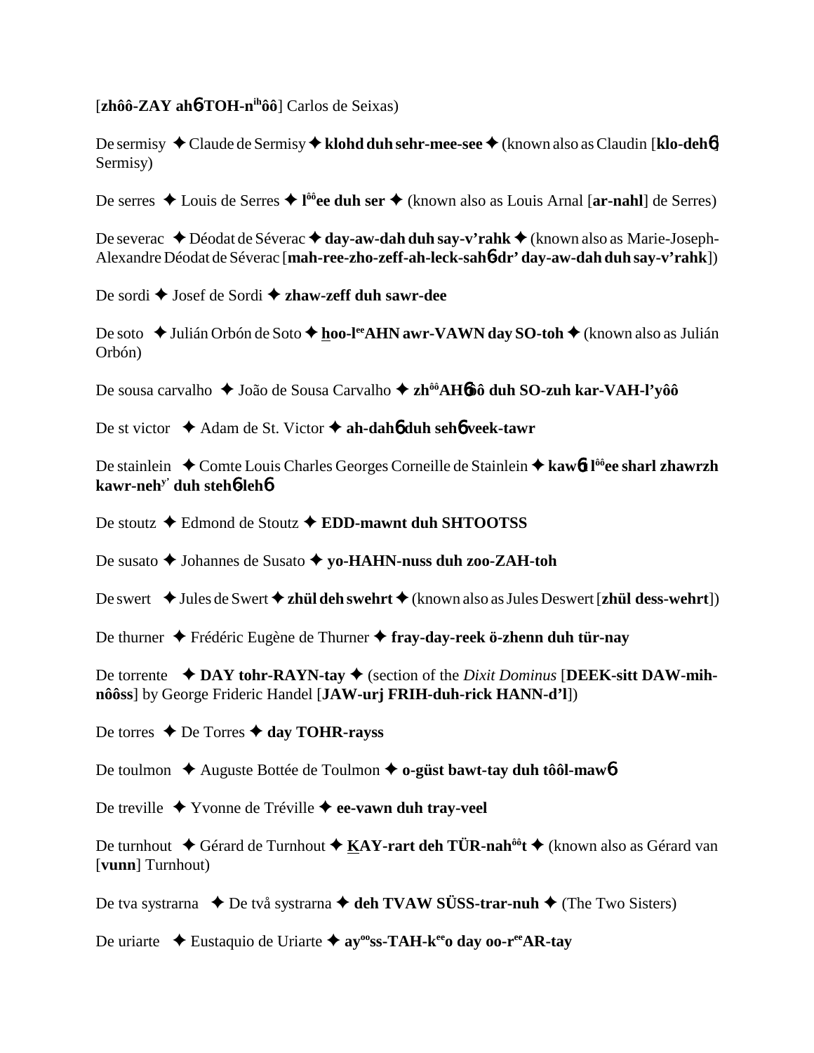[**zhôô-ZAY ah6-TOH-n**ihôô] Carlos de Seixas)

De sermisy ✦ Claude de Sermisy ✦ **klohd duh sehr-mee-see** ✦ (known also as Claudin [**klo-deh6**] Sermisy)

De serres ✦ Louis de Serres ✦ **l**ôô**ee duh ser** ✦ (known also as Louis Arnal [**ar-nahl**] de Serres)

De severac ✦ Déodat de Séverac ✦ **day-aw-dah duh say-v'rahk** ✦ (known also as Marie-Joseph-Alexandre Déodat de Séverac [**mah-ree-zho-zeff-ah-leck-sah6-dr' day-aw-dah duh say-v'rahk**])

De sordi ✦ Josef de Sordi ✦ **zhaw-zeff duh sawr-dee**

De soto ✦ Julián Orbón de Soto ✦ **hoo-l**ee**AHN awr-VAWN day SO-toh** ✦ (known also as Julián Orbón)

De sousa carvalho ✦ João de Sousa Carvalho ✦ **zh**ôô**AH6ôô duh SO-zuh kar-VAH-l'yôô**

De st victor ✦ Adam de St. Victor ✦ **ah-dah6 duh seh6 veek-tawr**

De stainlein ✦ Comte Louis Charles Georges Corneille de Stainlein ✦ **kaw6t l**ôô**ee sharl zhawrzh kawr-neh**y' **duh steh6-leh6**

De stoutz ✦ Edmond de Stoutz ✦ **EDD-mawnt duh SHTOOTSS**

De susato ✦ Johannes de Susato ✦ **yo-HAHN-nuss duh zoo-ZAH-toh**

De swert ✦ Jules de Swert ✦ **zhül deh swehrt** ✦ (known also as Jules Deswert [**zhül dess-wehrt**])

De thurner ✦ Frédéric Eugène de Thurner ✦ **fray-day-reek ö-zhenn duh tür-nay**

De torrente ✦ **DAY tohr-RAYN-tay** ✦ (section of the *Dixit Dominus* [**DEEK-sitt DAW-mih-nôôss**] by George Frideric Handel [**JAW-urj FRIH-duh-rick HANN-d'l**])

De torres ✦ De Torres ✦ **day TOHR-rayss**

De toulmon ✦ Auguste Bottée de Toulmon ✦ **o-güst bawt-tay duh tôôl-maw6**

De treville ✦ Yvonne de Tréville ✦ **ee-vawn duh tray-veel**

De turnhout ✦ Gérard de Turnhout ✦ **KAY-rart deh TÜR-nah**ôô**t** ✦ (known also as Gérard van [**vunn**] Turnhout)

De tva systrarna ✦ De två systrarna ✦ **deh TVAW SÜSS-trar-nuh** ✦ (The Two Sisters)

De uriarte ✦ Eustaquio de Uriarte ✦ **ay**oo**ss-TAH-k**ee**o day oo-r**ee**AR-tay**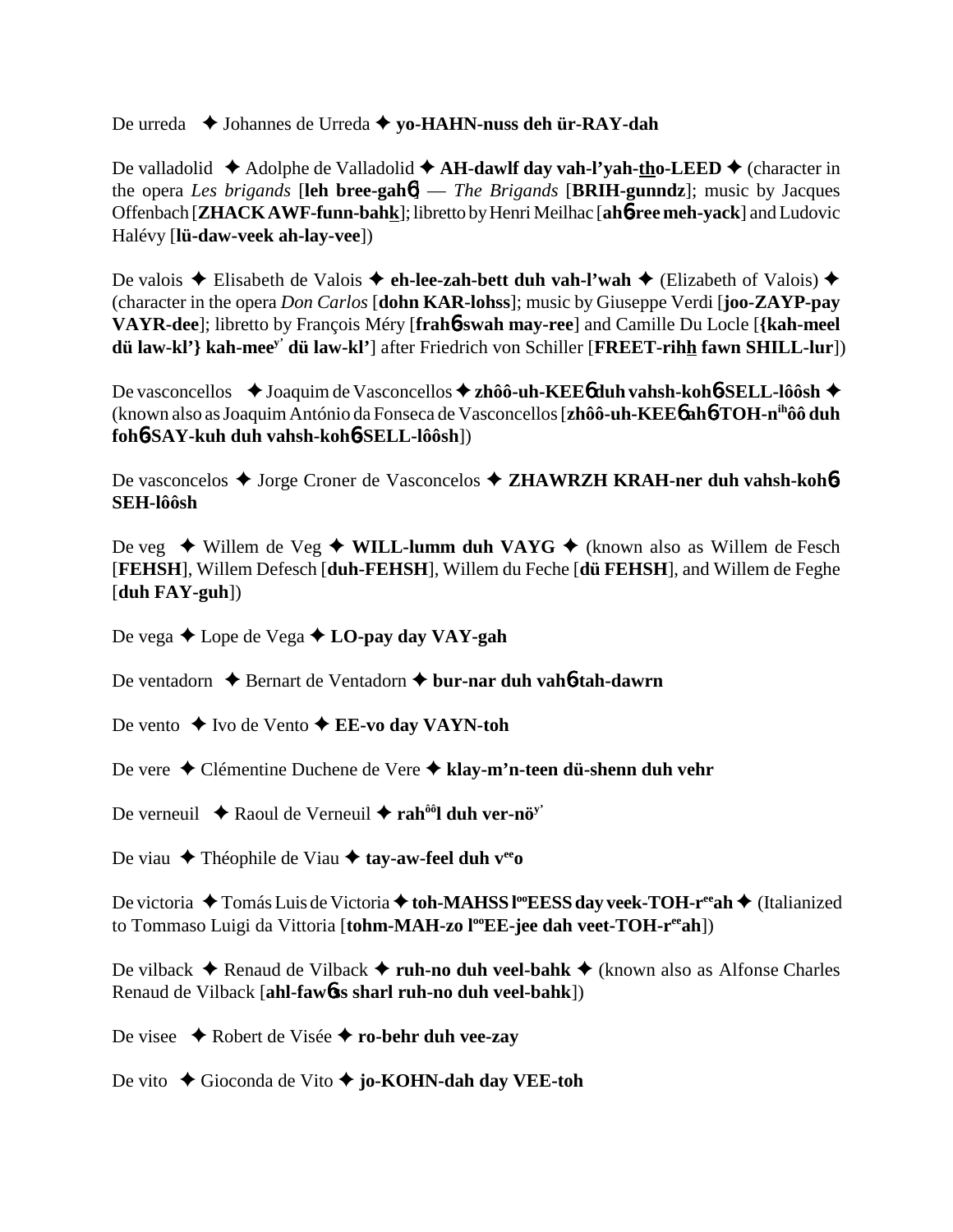De urreda ✦ Johannes de Urreda ✦ **yo-HAHN-nuss deh ür-RAY-dah**

De valladolid ✦ Adolphe de Valladolid ✦ **AH-dawlf day vah-l'yah-<u>th</u>o-LEED** ✦ (character in the opera *Les brigands* [**leh bree-gahɓ**] — *The Brigands* [**BRIH-gunndz**]; music by Jacques Offenbach [**ZHACK AWF-funn-bah<u>k</u>**]; libretto by Henri Meilhac [**ahɓ-ree meh-yack**] and Ludovic Halévy [**lü-daw-veek ah-lay-vee**])

De valois ✦ Elisabeth de Valois ✦ **eh-lee-zah-bett duh vah-l'wah** ✦ (Elizabeth of Valois) ✦ (character in the opera *Don Carlos* [**dohn KAR-lohss**]; music by Giuseppe Verdi [**joo-ZAYP-pay VAYR-dee**]; libretto by François Méry [**frahɓ-swah may-ree**] and Camille Du Locle [**{kah-meel dü law-kl'} kah-mee**[y'] **dü law-kl'**] after Friedrich von Schiller [**FREET-rih<u>h</u> fawn SHILL-lur**])

De vasconcellos ✦ Joaquim de Vasconcellos ✦ **zhôô-uh-KEEɓ duh vahsh-kohɓ-SELL-lôôsh** ✦ (known also as Joaquim António da Fonseca de Vasconcellos [**zhôô-uh-KEEɓ ahɓ-TOH-n**[ih]**ôô duh fohɓ-SAY-kuh duh vahsh-kohɓ-SELL-lôôsh**])

De vasconcelos ✦ Jorge Croner de Vasconcelos ✦ **ZHAWRZH KRAH-ner duh vahsh-kohɓ-SEH-lôôsh**

De veg ✦ Willem de Veg ✦ **WILL-lumm duh VAYG** ✦ (known also as Willem de Fesch [**FEHSH**], Willem Defesch [**duh-FEHSH**], Willem du Feche [**dü FEHSH**], and Willem de Feghe [**duh FAY-guh**])

De vega ✦ Lope de Vega ✦ **LO-pay day VAY-gah**

De ventadorn ✦ Bernart de Ventadorn ✦ **bur-nar duh vahɓ-tah-dawrn**

De vento ✦ Ivo de Vento ✦ **EE-vo day VAYN-toh**

De vere ✦ Clémentine Duchene de Vere ✦ **klay-m'n-teen dü-shenn duh vehr**

De verneuil ✦ Raoul de Verneuil ✦ **rah**[ôô]**l duh ver-nö**[y']

De viau ✦ Théophile de Viau ✦ **tay-aw-feel duh v**[ee]**o**

De victoria ✦ Tomás Luis de Victoria ✦ **toh-MAHSS l**[oo]**EESS day veek-TOH-r**[ee]**ah** ✦ (Italianized to Tommaso Luigi da Vittoria [**tohm-MAH-zo l**[oo]**EE-jee dah veet-TOH-r**[ee]**ah**])

De vilback ✦ Renaud de Vilback ✦ **ruh-no duh veel-bahk** ✦ (known also as Alfonse Charles Renaud de Vilback [**ahl-fawɓss sharl ruh-no duh veel-bahk**])

De visee ✦ Robert de Visée ✦ **ro-behr duh vee-zay**

De vito ✦ Gioconda de Vito ✦ **jo-KOHN-dah day VEE-toh**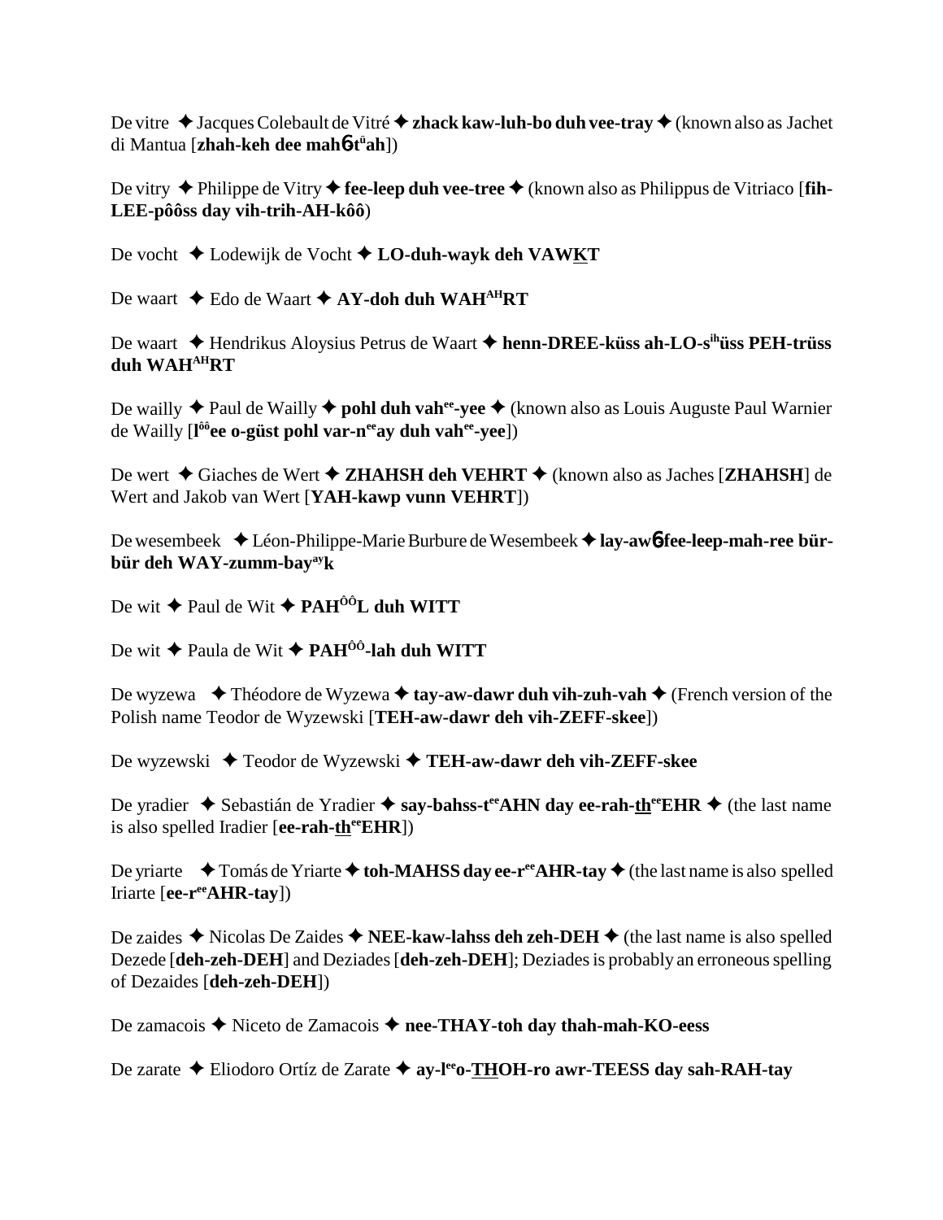De vitre ✦ Jacques Colebault de Vitré ✦ **zhack kaw-luh-bo duh vee-tray** ✦ (known also as Jachet di Mantua [**zhah-keh dee mahɓ-tüah**])

De vitry ✦ Philippe de Vitry ✦ **fee-leep duh vee-tree** ✦ (known also as Philippus de Vitriaco [**fih-LEE-pôôss day vih-trih-AH-kôô**)

De vocht ✦ Lodewijk de Vocht ✦ **LO-duh-wayk deh VAWKT**

De waart ✦ Edo de Waart ✦ **AY-doh duh WAHAHRT**

De waart ✦ Hendrikus Aloysius Petrus de Waart ✦ **henn-DREE-küss ah-LO-sihüss PEH-trüss duh WAHAHRT**

De wailly ✦ Paul de Wailly ✦ **pohl duh vahee-yee** ✦ (known also as Louis Auguste Paul Warnier de Wailly [**lôôee o-güst pohl var-neeay duh vahee-yee**])

De wert ✦ Giaches de Wert ✦ **ZHAHSH deh VEHRT** ✦ (known also as Jaches [**ZHAHSH**] de Wert and Jakob van Wert [**YAH-kawp vunn VEHRT**])

De wesembeek ✦ Léon-Philippe-Marie Burbure de Wesembeek ✦ **lay-awɓ-fee-leep-mah-ree bür-bür deh WAY-zumm-bayayk**

De wit ✦ Paul de Wit ✦ **PAHÔÔL duh WITT**

De wit ✦ Paula de Wit ✦ **PAHÔÔ-lah duh WITT**

De wyzewa ✦ Théodore de Wyzewa ✦ **tay-aw-dawr duh vih-zuh-vah** ✦ (French version of the Polish name Teodor de Wyzewski [**TEH-aw-dawr deh vih-ZEFF-skee**])

De wyzewski ✦ Teodor de Wyzewski ✦ **TEH-aw-dawr deh vih-ZEFF-skee**

De yradier ✦ Sebastián de Yradier ✦ **say-bahss-teeAHN day ee-rah-theeEHR** ✦ (the last name is also spelled Iradier [**ee-rah-theeEHR**])

De yriarte ✦ Tomás de Yriarte ✦ **toh-MAHSS day ee-reeAHR-tay** ✦ (the last name is also spelled Iriarte [**ee-reeAHR-tay**])

De zaides ✦ Nicolas De Zaides ✦ **NEE-kaw-lahss deh zeh-DEH** ✦ (the last name is also spelled Dezede [**deh-zeh-DEH**] and Deziades [**deh-zeh-DEH**]; Deziades is probably an erroneous spelling of Dezaides [**deh-zeh-DEH**])

De zamacois ✦ Niceto de Zamacois ✦ **nee-THAY-toh day thah-mah-KO-eess**

De zarate ✦ Eliodoro Ortíz de Zarate ✦ **ay-leeo-THOH-ro awr-TEESS day sah-RAH-tay**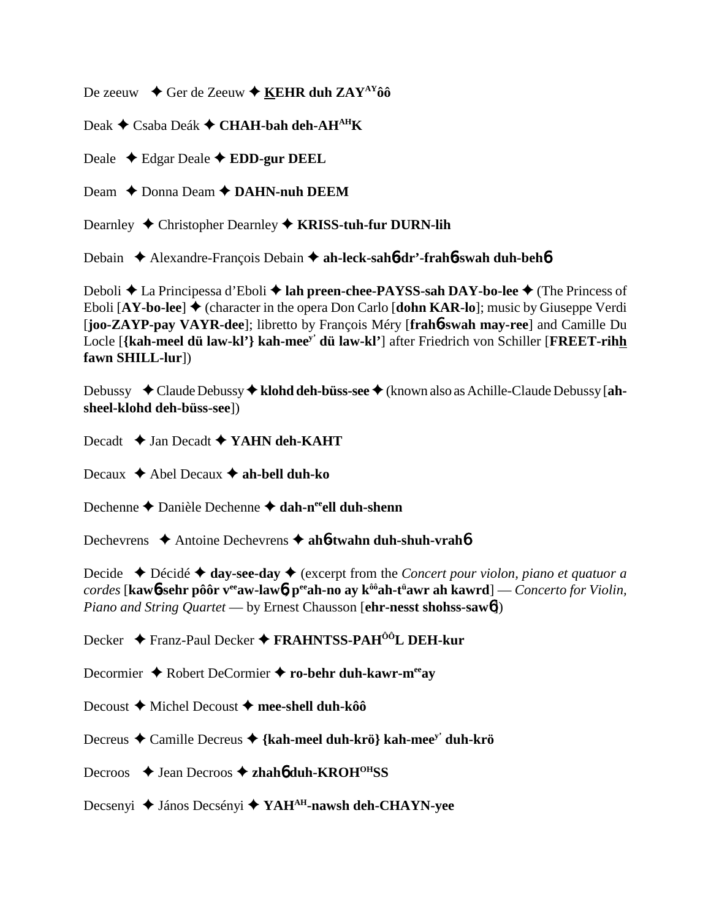De zeeuw ✦ Ger de Zeeuw ✦ **KEHR duh ZAY[AY]ôô**

Deak ✦ Csaba Deák ✦ **CHAH-bah deh-AH[AH]K**

Deale ✦ Edgar Deale ✦ **EDD-gur DEEL**

Deam ✦ Donna Deam ✦ **DAHN-nuh DEEM**

Dearnley ✦ Christopher Dearnley ✦ **KRISS-tuh-fur DURN-lih**

Debain ✦ Alexandre-François Debain ✦ **ah-leck-sahɓ-dr'-frahɓ-swah duh-behɓ**

Deboli ✦ La Principessa d'Eboli ✦ **lah preen-chee-PAYSS-sah DAY-bo-lee** ✦ (The Princess of Eboli [**AY-bo-lee**] ✦ (character in the opera Don Carlo [**dohn KAR-lo**]; music by Giuseppe Verdi [**joo-ZAYP-pay VAYR-dee**]; libretto by François Méry [**frahɓ-swah may-ree**] and Camille Du Locle [**{kah-meel dü law-kl'} kah-mee[y'] dü law-kl'**] after Friedrich von Schiller [**FREET-rihh fawn SHILL-lur**])

Debussy ✦ Claude Debussy ✦ **klohd deh-büss-see** ✦ (known also as Achille-Claude Debussy [**ah-sheel-klohd deh-büss-see**])

Decadt ✦ Jan Decadt ✦ **YAHN deh-KAHT**

Decaux ✦ Abel Decaux ✦ **ah-bell duh-ko**

Dechenne ✦ Danièle Dechenne ✦ **dah-n[ee]ell duh-shenn**

Dechevrens ✦ Antoine Dechevrens ✦ **ahɓ-twahn duh-shuh-vrahɓ**

Decide ✦ Décidé ✦ **day-see-day** ✦ (excerpt from the *Concert pour violon, piano et quatuor a cordes* [**kawɓ-sehr pôôr v[ee]aw-lawɓ, p[ee]ah-no ay k[ôô]ah-t[ü]awr ah kawrd**] — *Concerto for Violin, Piano and String Quartet* — by Ernest Chausson [**ehr-nesst shohss-sawɓ**])

Decker ✦ Franz-Paul Decker ✦ **FRAHNTSS-PAH[ÔÔ]L DEH-kur**

Decormier ✦ Robert DeCormier ✦ **ro-behr duh-kawr-m[ee]ay**

Decoust ✦ Michel Decoust ✦ **mee-shell duh-kôô**

Decreus ✦ Camille Decreus ✦ **{kah-meel duh-krö} kah-mee[y'] duh-krö**

Decroos ✦ Jean Decroos ✦ **zhahɓ duh-KROH[OH]SS**

Decsenyi ✦ János Decsényi ✦ **YAH[AH]-nawsh deh-CHAYN-yee**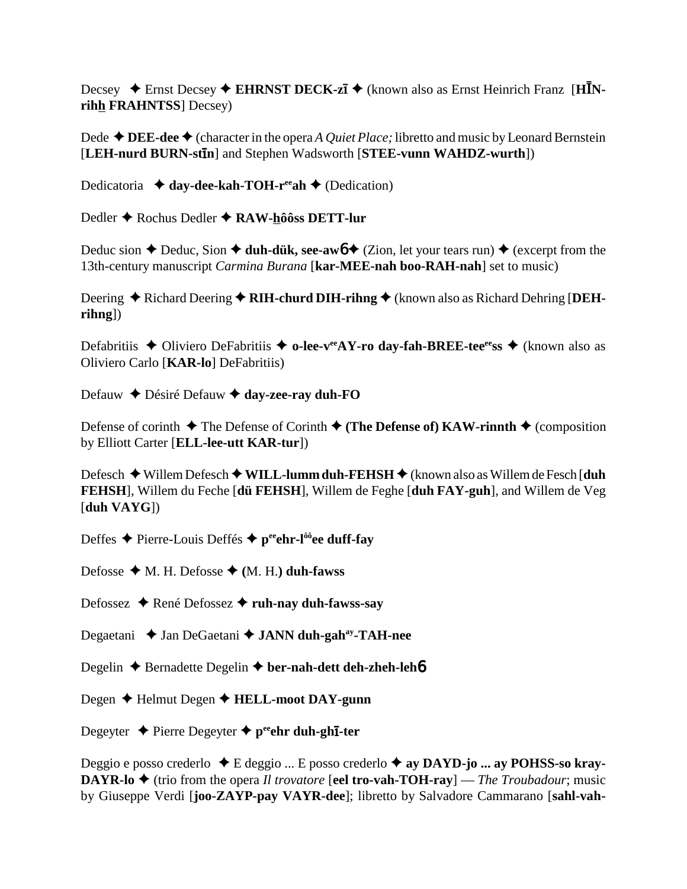Decsey ✦ Ernst Decsey ✦ **EHRNST DECK-zī** ✦ (known also as Ernst Heinrich Franz [**HĪN-rihh̲ FRAHNTSS**] Decsey)

Dede ✦ **DEE-dee** ✦ (character in the opera *A Quiet Place;* libretto and music by Leonard Bernstein [**LEH-nurd BURN-stīn**] and Stephen Wadsworth [**STEE-vunn WAHDZ-wurth**])

Dedicatoria ✦ **day-dee-kah-TOH-r^ee^ah** ✦ (Dedication)

Dedler ✦ Rochus Dedler ✦ **RAW-h̲ôôss DETT-lur**

Deduc sion ✦ Deduc, Sion ✦ **duh-dük, see-awб** ✦ (Zion, let your tears run) ✦ (excerpt from the 13th-century manuscript *Carmina Burana* [**kar-MEE-nah boo-RAH-nah**] set to music)

Deering ✦ Richard Deering ✦ **RIH-churd DIH-rihng** ✦ (known also as Richard Dehring [**DEH-rihng**])

Defabritiis ✦ Oliviero DeFabritiis ✦ **o-lee-v^ee^AY-ro day-fah-BREE-tee^ee^ss** ✦ (known also as Oliviero Carlo [**KAR-lo**] DeFabritiis)

Defauw ✦ Désiré Defauw ✦ **day-zee-ray duh-FO**

Defense of corinth ✦ The Defense of Corinth ✦ **(The Defense of) KAW-rinnth** ✦ (composition by Elliott Carter [**ELL-lee-utt KAR-tur**])

Defesch ✦ Willem Defesch ✦ **WILL-lumm duh-FEHSH** ✦ (known also as Willem de Fesch [**duh FEHSH**], Willem du Feche [**dü FEHSH**], Willem de Feghe [**duh FAY-guh**], and Willem de Veg [**duh VAYG**])

Deffes ✦ Pierre-Louis Deffés ✦ **p^ee^ehr-l^ôô^ee duff-fay**

Defosse ✦ M. H. Defosse ✦ **(**M. H.**) duh-fawss**

Defossez ✦ René Defossez ✦ **ruh-nay duh-fawss-say**

Degaetani ✦ Jan DeGaetani ✦ **JANN duh-gah^ay^-TAH-nee**

Degelin ✦ Bernadette Degelin ✦ **ber-nah-dett deh-zheh-lehб**

Degen ✦ Helmut Degen ✦ **HELL-moot DAY-gunn**

Degeyter ✦ Pierre Degeyter ✦ **p^ee^ehr duh-ghī-ter**

Deggio e posso crederlo ✦ E deggio ... E posso crederlo ✦ **ay DAYD-jo ... ay POHSS-so kray-DAYR-lo** ✦ (trio from the opera *Il trovatore* [**eel tro-vah-TOH-ray**] — *The Troubadour*; music by Giuseppe Verdi [**joo-ZAYP-pay VAYR-dee**]; libretto by Salvadore Cammarano [**sahl-vah-**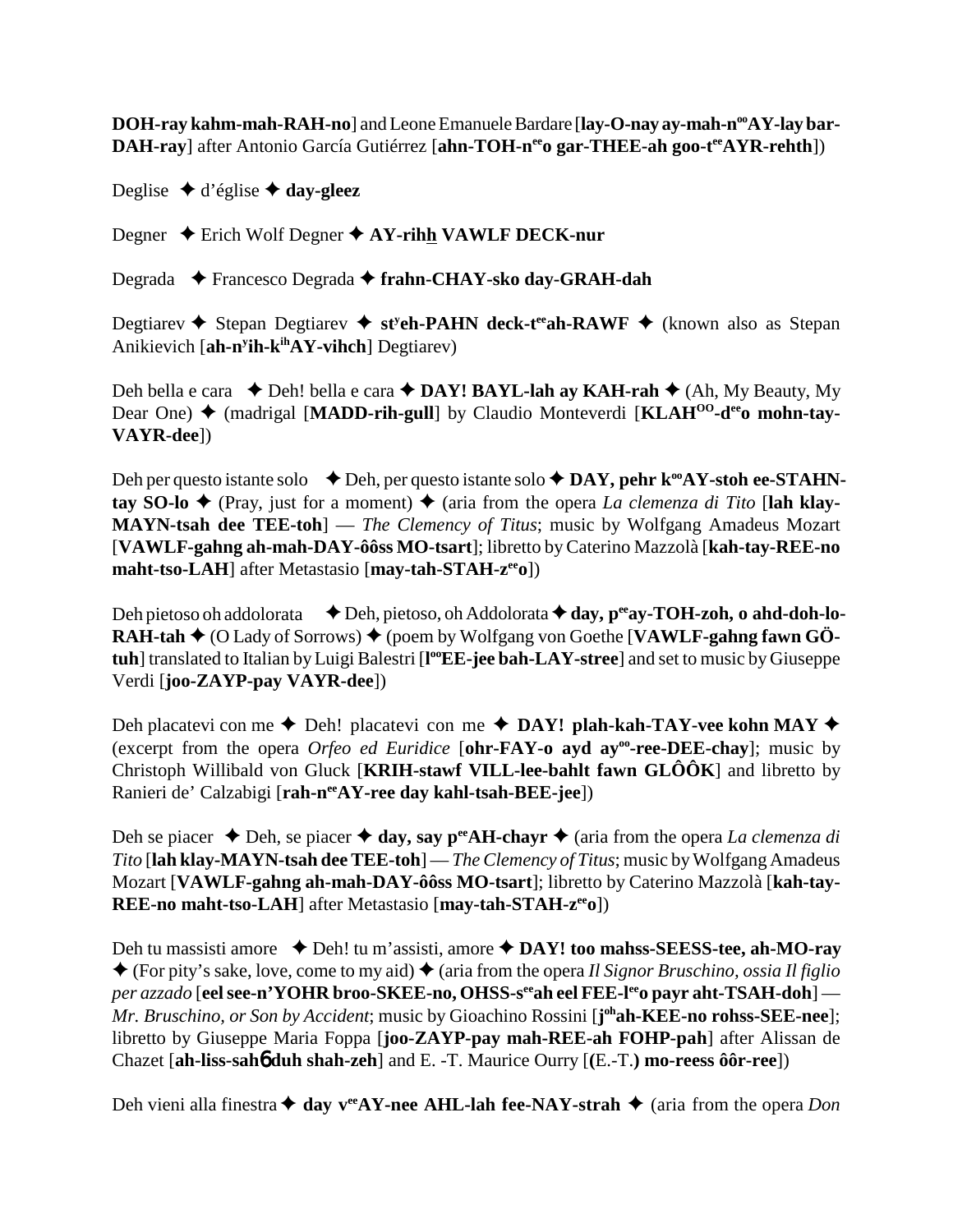**DOH-ray kahm-mah-RAH-no**] and Leone Emanuele Bardare [**lay-O-nay ay-mah-n[oo]AY-lay bar-DAH-ray**] after Antonio García Gutiérrez [**ahn-TOH-n[ee]o gar-THEE-ah goo-t[ee]AYR-rehth**])

Deglise ✦ d'église ✦ **day-gleez**

Degner ✦ Erich Wolf Degner ✦ **AY-rihh VAWLF DECK-nur**

Degrada ✦ Francesco Degrada ✦ **frahn-CHAY-sko day-GRAH-dah**

Degtiarev ✦ Stepan Degtiarev ✦ **st[y]eh-PAHN deck-t[ee]ah-RAWF** ✦ (known also as Stepan Anikievich [**ah-n[y]ih-k[ih]AY-vihch**] Degtiarev)

Deh bella e cara ✦ Deh! bella e cara ✦ **DAY! BAYL-lah ay KAH-rah** ✦ (Ah, My Beauty, My Dear One) ✦ (madrigal [**MADD-rih-gull**] by Claudio Monteverdi [**KLAH[OO]-d[ee]o mohn-tay-VAYR-dee**])

Deh per questo istante solo ✦ Deh, per questo istante solo ✦ **DAY, pehr k[oo]AY-stoh ee-STAHN-tay SO-lo** ✦ (Pray, just for a moment) ✦ (aria from the opera *La clemenza di Tito* [**lah klay-MAYN-tsah dee TEE-toh**] — *The Clemency of Titus*; music by Wolfgang Amadeus Mozart [**VAWLF-gahng ah-mah-DAY-ôôss MO-tsart**]; libretto by Caterino Mazzolà [**kah-tay-REE-no maht-tso-LAH**] after Metastasio [**may-tah-STAH-z[ee]o**])

Deh pietoso oh addolorata ✦ Deh, pietoso, oh Addolorata ✦ **day, p[ee]ay-TOH-zoh, o ahd-doh-lo-RAH-tah** ✦ (O Lady of Sorrows) ✦ (poem by Wolfgang von Goethe [**VAWLF-gahng fawn GÖ-tuh**] translated to Italian by Luigi Balestri [**l[oo]EE-jee bah-LAY-stree**] and set to music by Giuseppe Verdi [**joo-ZAYP-pay VAYR-dee**])

Deh placatevi con me ✦ Deh! placatevi con me ✦ **DAY! plah-kah-TAY-vee kohn MAY** ✦ (excerpt from the opera *Orfeo ed Euridice* [**ohr-FAY-o ayd ay[oo]-ree-DEE-chay**]; music by Christoph Willibald von Gluck [**KRIH-stawf VILL-lee-bahlt fawn GLÔÔK**] and libretto by Ranieri de' Calzabigi [**rah-n[ee]AY-ree day kahl-tsah-BEE-jee**])

Deh se piacer ✦ Deh, se piacer ✦ **day, say p[ee]AH-chayr** ✦ (aria from the opera *La clemenza di Tito* [**lah klay-MAYN-tsah dee TEE-toh**] — *The Clemency of Titus*; music by Wolfgang Amadeus Mozart [**VAWLF-gahng ah-mah-DAY-ôôss MO-tsart**]; libretto by Caterino Mazzolà [**kah-tay-REE-no maht-tso-LAH**] after Metastasio [**may-tah-STAH-z[ee]o**])

Deh tu massisti amore ✦ Deh! tu m'assisti, amore ✦ **DAY! too mahss-SEESS-tee, ah-MO-ray** ✦ (For pity's sake, love, come to my aid) ✦ (aria from the opera *Il Signor Bruschino, ossia Il figlio per azzado* [**eel see-n'YOHR broo-SKEE-no, OHSS-s[ee]ah eel FEE-l[ee]o payr aht-TSAH-doh**] — *Mr. Bruschino, or Son by Accident*; music by Gioachino Rossini [**j[oh]ah-KEE-no rohss-SEE-nee**]; libretto by Giuseppe Maria Foppa [**joo-ZAYP-pay mah-REE-ah FOHP-pah**] after Alissan de Chazet [**ah-liss-sahб duh shah-zeh**] and E. -T. Maurice Ourry [(E.-T.) **mo-reess ôôr-ree**])

Deh vieni alla finestra ✦ **day v[ee]AY-nee AHL-lah fee-NAY-strah** ✦ (aria from the opera *Don*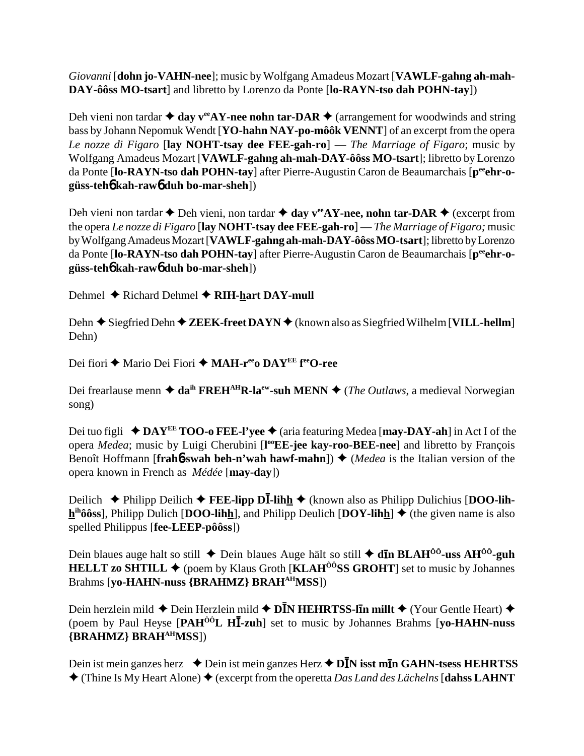*Giovanni* [**dohn jo-VAHN-nee**]; music by Wolfgang Amadeus Mozart [**VAWLF-gahng ah-mah-DAY-ôôss MO-tsart**] and libretto by Lorenzo da Ponte [**lo-RAYN-tso dah POHN-tay**])

Deh vieni non tardar ✦ **day v[ee]AY-nee nohn tar-DAR** ✦ (arrangement for woodwinds and string bass by Johann Nepomuk Wendt [**YO-hahn NAY-po-môôk VENNT**] of an excerpt from the opera *Le nozze di Figaro* [**lay NOHT-tsay dee FEE-gah-ro**] — *The Marriage of Figaro*; music by Wolfgang Amadeus Mozart [**VAWLF-gahng ah-mah-DAY-ôôss MO-tsart**]; libretto by Lorenzo da Ponte [**lo-RAYN-tso dah POHN-tay**] after Pierre-Augustin Caron de Beaumarchais [**p[ee]ehr-o-güss-tehɓ kah-rawɓ duh bo-mar-sheh**])

Deh vieni non tardar ✦ Deh vieni, non tardar ✦ **day v[ee]AY-nee, nohn tar-DAR** ✦ (excerpt from the opera *Le nozze di Figaro* [**lay NOHT-tsay dee FEE-gah-ro**] — *The Marriage of Figaro;* music by Wolfgang Amadeus Mozart [**VAWLF-gahng ah-mah-DAY-ôôss MO-tsart**]; libretto by Lorenzo da Ponte [**lo-RAYN-tso dah POHN-tay**] after Pierre-Augustin Caron de Beaumarchais [**p[ee]ehr-o-güss-tehɓ kah-rawɓ duh bo-mar-sheh**])

Dehmel ✦ Richard Dehmel ✦ **RIH-hart DAY-mull**

Dehn ✦ Siegfried Dehn ✦ **ZEEK-freet DAYN** ✦ (known also as Siegfried Wilhelm [**VILL-hellm**] Dehn)

Dei fiori ✦ Mario Dei Fiori ✦ **MAH-r[ee]o DAY[EE] f[ee]O-ree**

Dei frearlause menn ✦ **da[ih] FREH[AH]R-la[ew]-suh MENN** ✦ (*The Outlaws*, a medieval Norwegian song)

Dei tuo figli ✦ **DAY[EE] TOO-o FEE-l'yee** ✦ (aria featuring Medea [**may-DAY-ah**] in Act I of the opera *Medea*; music by Luigi Cherubini [**l[oo]EE-jee kay-roo-BEE-nee**] and libretto by François Benoît Hoffmann [**frahɓ-swah beh-n'wah hawf-mahn**]) ✦ (*Medea* is the Italian version of the opera known in French as *Médée* [**may-day**])

Deilich ✦ Philipp Deilich ✦ **FEE-lipp DĪ-lihh** ✦ (known also as Philipp Dulichius [**DOO-lih-h[ih]ôôss**], Philipp Dulich [**DOO-lihh**], and Philipp Deulich [**DOY-lihh**] ✦ (the given name is also spelled Philippus [**fee-LEEP-pôôss**])

Dein blaues auge halt so still ✦ Dein blaues Auge hält so still ✦ **dīn BLAH[ÔÔ]-uss AH[ÔÔ]-guh HELLT zo SHTILL** ✦ (poem by Klaus Groth [**KLAH[ÔÔ]SS GROHT**] set to music by Johannes Brahms [**yo-HAHN-nuss {BRAHMZ} BRAH[AH]MSS**])

Dein herzlein mild ✦ Dein Herzlein mild ✦ **DĪN HEHRTSS-līn millt** ✦ (Your Gentle Heart) ✦ (poem by Paul Heyse [**PAH[ÔÔ]L HĪ-zuh**] set to music by Johannes Brahms [**yo-HAHN-nuss {BRAHMZ} BRAH[AH]MSS**])

Dein ist mein ganzes herz ✦ Dein ist mein ganzes Herz ✦ **DĪN isst mīn GAHN-tsess HEHRTSS** ✦ (Thine Is My Heart Alone) ✦ (excerpt from the operetta *Das Land des Lächelns* [**dahss LAHNT**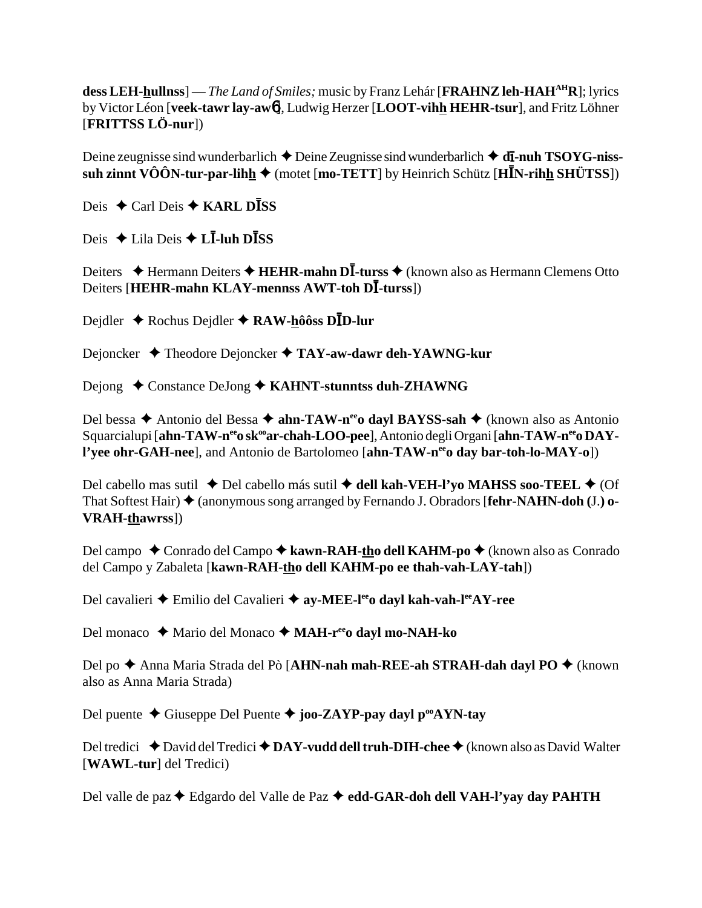**dess LEH-hullnss**] — *The Land of Smiles;* music by Franz Lehár [**FRAHNZ leh-HAH^AH^R**]; lyrics by Victor Léon [**veek-tawr lay-awN**], Ludwig Herzer [**LOOT-vihh HEHR-tsur**], and Fritz Löhner [**FRITTSS LÖ-nur**])

Deine zeugnisse sind wunderbarlich ✦ Deine Zeugnisse sind wunderbarlich ✦ **dī-nuh TSOYG-niss-suh zinnt VÔÔN-tur-par-lihh** ✦ (motet [**mo-TETT**] by Heinrich Schütz [**HĪN-rihh SHÜTSS**])

Deis ✦ Carl Deis ✦ **KARL DĪSS**

Deis ✦ Lila Deis ✦ **LĪ-luh DĪSS**

Deiters ✦ Hermann Deiters ✦ **HEHR-mahn DĪ-turss** ✦ (known also as Hermann Clemens Otto Deiters [**HEHR-mahn KLAY-mennss AWT-toh DĪ-turss**])

Dejdler ✦ Rochus Dejdler ✦ **RAW-hôôss DĪD-lur**

Dejoncker ✦ Theodore Dejoncker ✦ **TAY-aw-dawr deh-YAWNG-kur**

Dejong ✦ Constance DeJong ✦ **KAHNT-stunntss duh-ZHAWNG**

Del bessa ✦ Antonio del Bessa ✦ **ahn-TAW-n^ee^o dayl BAYSS-sah** ✦ (known also as Antonio Squarcialupi [**ahn-TAW-n^ee^o sk^oo^ar-chah-LOO-pee**], Antonio degli Organi [**ahn-TAW-n^ee^o DAY-l'yee ohr-GAH-nee**], and Antonio de Bartolomeo [**ahn-TAW-n^ee^o day bar-toh-lo-MAY-o**])

Del cabello mas sutil ✦ Del cabello más sutil ✦ **dell kah-VEH-l'yo MAHSS soo-TEEL** ✦ (Of That Softest Hair) ✦ (anonymous song arranged by Fernando J. Obradors [**fehr-NAHN-doh (J.) o-VRAH-thawrss**])

Del campo ✦ Conrado del Campo ✦ **kawn-RAH-tho dell KAHM-po** ✦ (known also as Conrado del Campo y Zabaleta [**kawn-RAH-tho dell KAHM-po ee thah-vah-LAY-tah**])

Del cavalieri ✦ Emilio del Cavalieri ✦ **ay-MEE-l^ee^o dayl kah-vah-l^ee^AY-ree**

Del monaco ✦ Mario del Monaco ✦ **MAH-r^ee^o dayl mo-NAH-ko**

Del po ✦ Anna Maria Strada del Pò [**AHN-nah mah-REE-ah STRAH-dah dayl PO** ✦ (known also as Anna Maria Strada)

Del puente ✦ Giuseppe Del Puente ✦ **joo-ZAYP-pay dayl p^oo^AYN-tay**

Del tredici ✦ David del Tredici ✦ **DAY-vudd dell truh-DIH-chee** ✦ (known also as David Walter [**WAWL-tur**] del Tredici)

Del valle de paz ✦ Edgardo del Valle de Paz ✦ **edd-GAR-doh dell VAH-l'yay day PAHTH**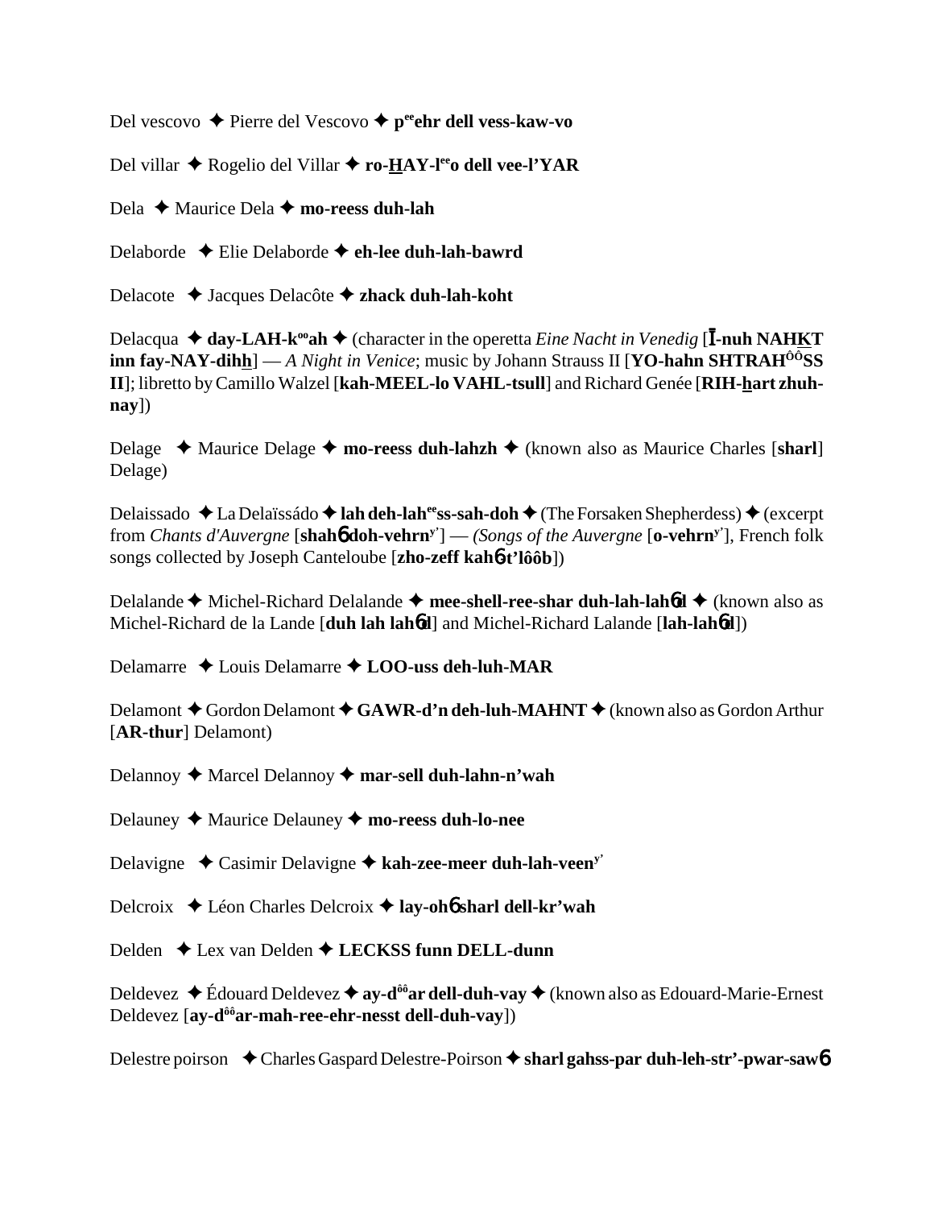Del vescovo ✦ Pierre del Vescovo ✦ **p[ee]ehr dell vess-kaw-vo**

Del villar ✦ Rogelio del Villar ✦ **ro-HAY-l[ee]o dell vee-l'YAR**

Dela ✦ Maurice Dela ✦ **mo-reess duh-lah**

Delaborde ✦ Elie Delaborde ✦ **eh-lee duh-lah-bawrd**

Delacote ✦ Jacques Delacôte ✦ **zhack duh-lah-koht**

Delacqua ✦ **day-LAH-k[oo]ah** ✦ (character in the operetta *Eine Nacht in Venedig* [**Ī-nuh NAHKT inn fay-NAY-dihh**] — *A Night in Venice*; music by Johann Strauss II [**YO-hahn SHTRAH[ÔÔ]SS II**]; libretto by Camillo Walzel [**kah-MEEL-lo VAHL-tsull**] and Richard Genée [**RIH-hart zhuh-nay**])

Delage ✦ Maurice Delage ✦ **mo-reess duh-lahzh** ✦ (known also as Maurice Charles [**sharl**] Delage)

Delaissado ✦ La Delaïssádo ✦ **lah deh-lah[ee]ss-sah-doh** ✦ (The Forsaken Shepherdess) ✦ (excerpt from *Chants d'Auvergne* [**shahɓ doh-vehrn[y']**] — *(Songs of the Auvergne* [**o-vehrn[y']**], French folk songs collected by Joseph Canteloube [**zho-zeff kahɓ-t'lôôb**])

Delalande ✦ Michel-Richard Delalande ✦ **mee-shell-ree-shar duh-lah-lahɓd** ✦ (known also as Michel-Richard de la Lande [**duh lah lahɓd**] and Michel-Richard Lalande [**lah-lahɓd**])

Delamarre ✦ Louis Delamarre ✦ **LOO-uss deh-luh-MAR**

Delamont ✦ Gordon Delamont ✦ **GAWR-d'n deh-luh-MAHNT** ✦ (known also as Gordon Arthur [**AR-thur**] Delamont)

Delannoy ✦ Marcel Delannoy ✦ **mar-sell duh-lahn-n'wah**

Delauney ✦ Maurice Delauney ✦ **mo-reess duh-lo-nee**

Delavigne ✦ Casimir Delavigne ✦ **kah-zee-meer duh-lah-veen[y']**

Delcroix ✦ Léon Charles Delcroix ✦ **lay-ohɓ sharl dell-kr'wah**

Delden ✦ Lex van Delden ✦ **LECKSS funn DELL-dunn**

Deldevez ✦ Édouard Deldevez ✦ **ay-d[ôô]ar dell-duh-vay** ✦ (known also as Edouard-Marie-Ernest Deldevez [**ay-d[ôô]ar-mah-ree-ehr-nesst dell-duh-vay**])

Delestre poirson ✦ Charles Gaspard Delestre-Poirson ✦ **sharl gahss-par duh-leh-str'-pwar-sawɓ**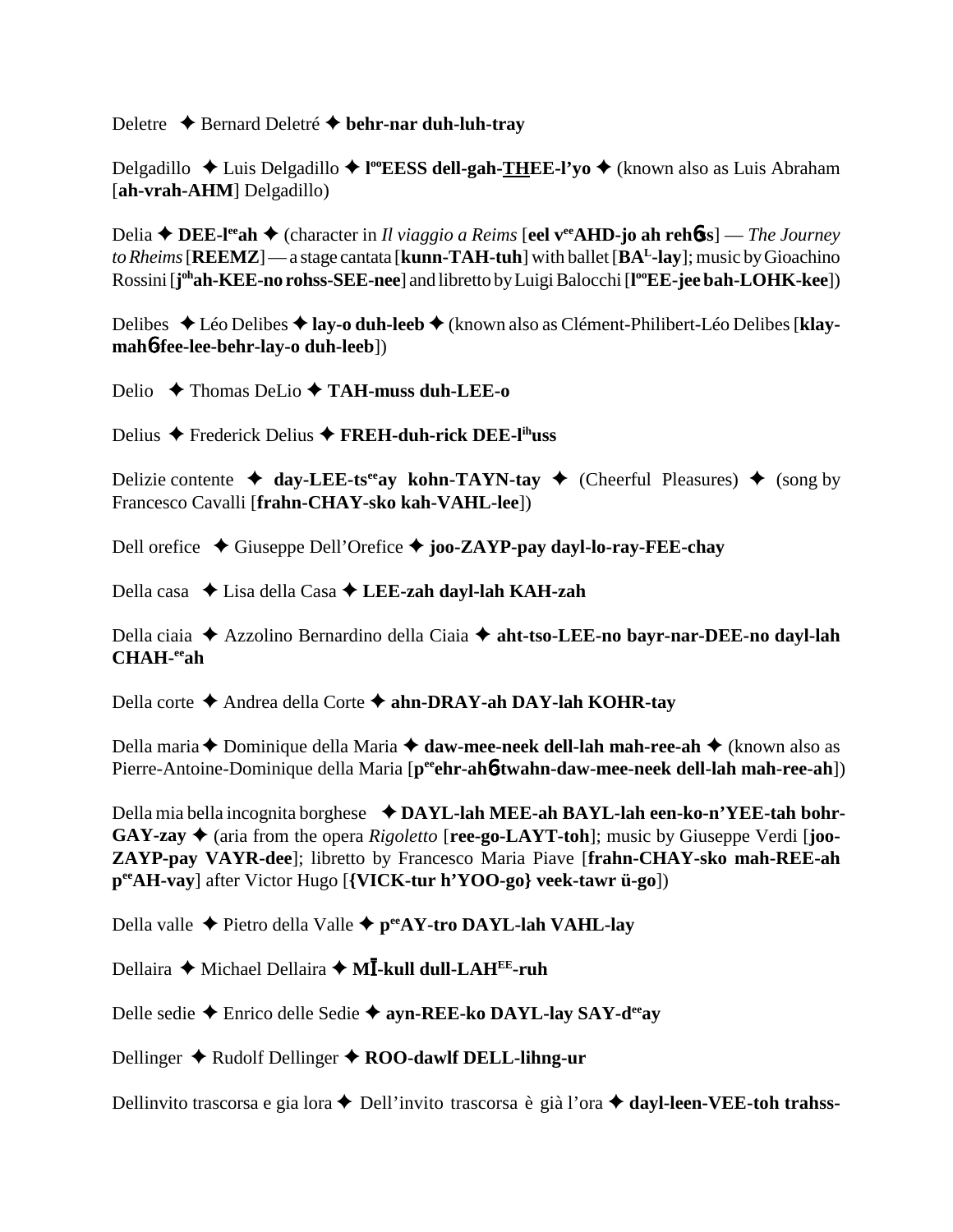Deletre ✦ Bernard Deletré ✦ **behr-nar duh-luh-tray**

Delgadillo ✦ Luis Delgadillo ✦ **l[oo]EESS dell-gah-THEE-l'yo** ✦ (known also as Luis Abraham [**ah-vrah-AHM**] Delgadillo)

Delia ✦ **DEE-l[ee]ah** ✦ (character in *Il viaggio a Reims* [**eel v[ee]AHD-jo ah rehɓss**] — *The Journey to Rheims* [**REEMZ**] — a stage cantata [**kunn-TAH-tuh**] with ballet [**BA[L]-lay**]; music by Gioachino Rossini [**j[oh]ah-KEE-no rohss-SEE-nee**] and libretto by Luigi Balocchi [**l[oo]EE-jee bah-LOHK-kee**])

Delibes ✦ Léo Delibes ✦ **lay-o duh-leeb** ✦ (known also as Clément-Philibert-Léo Delibes [**klay-mahɓ-fee-lee-behr-lay-o duh-leeb**])

Delio ✦ Thomas DeLio ✦ **TAH-muss duh-LEE-o**

Delius ✦ Frederick Delius ✦ **FREH-duh-rick DEE-l[ih]uss**

Delizie contente ✦ **day-LEE-ts[ee]ay kohn-TAYN-tay** ✦ (Cheerful Pleasures) ✦ (song by Francesco Cavalli [**frahn-CHAY-sko kah-VAHL-lee**])

Dell orefice ✦ Giuseppe Dell'Orefice ✦ **joo-ZAYP-pay dayl-lo-ray-FEE-chay**

Della casa ✦ Lisa della Casa ✦ **LEE-zah dayl-lah KAH-zah**

Della ciaia ✦ Azzolino Bernardino della Ciaia ✦ **aht-tso-LEE-no bayr-nar-DEE-no dayl-lah CHAH-[ee]ah**

Della corte ✦ Andrea della Corte ✦ **ahn-DRAY-ah DAY-lah KOHR-tay**

Della maria ✦ Dominique della Maria ✦ **daw-mee-neek dell-lah mah-ree-ah** ✦ (known also as Pierre-Antoine-Dominique della Maria [**p[ee]ehr-ahɓ-twahn-daw-mee-neek dell-lah mah-ree-ah**])

Della mia bella incognita borghese ✦ **DAYL-lah MEE-ah BAYL-lah een-ko-n'YEE-tah bohr-GAY-zay** ✦ (aria from the opera *Rigoletto* [**ree-go-LAYT-toh**]; music by Giuseppe Verdi [**joo-ZAYP-pay VAYR-dee**]; libretto by Francesco Maria Piave [**frahn-CHAY-sko mah-REE-ah p[ee]AH-vay**] after Victor Hugo [**{VICK-tur h'YOO-go} veek-tawr ü-go**])

Della valle ✦ Pietro della Valle ✦ **p[ee]AY-tro DAYL-lah VAHL-lay**

Dellaira ✦ Michael Dellaira ✦ **MĪ-kull dull-LAH[EE]-ruh**

Delle sedie ✦ Enrico delle Sedie ✦ **ayn-REE-ko DAYL-lay SAY-d[ee]ay**

Dellinger ✦ Rudolf Dellinger ✦ **ROO-dawlf DELL-lihng-ur**

Dellinvito trascorsa e gia lora ✦ Dell'invito trascorsa è già l'ora ✦ **dayl-leen-VEE-toh trahss-**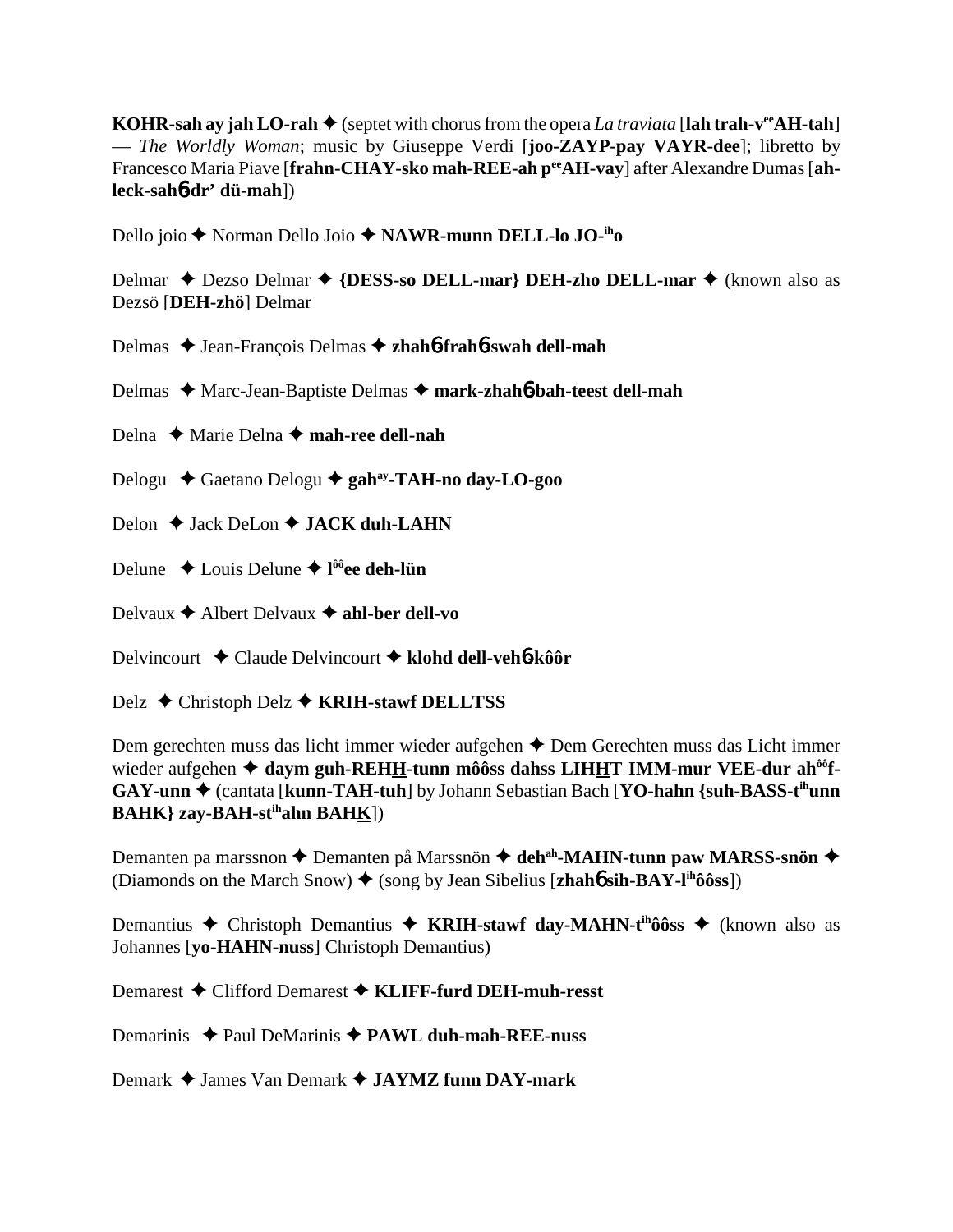**KOHR-sah ay jah LO-rah** ✦ (septet with chorus from the opera *La traviata* [**lah trah-v**ee**AH-tah**] — *The Worldly Woman*; music by Giuseppe Verdi [**joo-ZAYP-pay VAYR-dee**]; libretto by Francesco Maria Piave [**frahn-CHAY-sko mah-REE-ah p**ee**AH-vay**] after Alexandre Dumas [**ah-leck-sah**6**dr' dü-mah**])

Dello joio ✦ Norman Dello Joio ✦ **NAWR-munn DELL-lo JO-**ih**o**

Delmar ✦ Dezso Delmar ✦ **{DESS-so DELL-mar} DEH-zho DELL-mar** ✦ (known also as Dezsö [**DEH-zhö**] Delmar

Delmas ✦ Jean-François Delmas ✦ **zhah**6**-frah**6**-swah dell-mah**

Delmas ✦ Marc-Jean-Baptiste Delmas ✦ **mark-zhah**6**-bah-teest dell-mah**

Delna ✦ Marie Delna ✦ **mah-ree dell-nah**

Delogu ✦ Gaetano Delogu ✦ **gah**ay**-TAH-no day-LO-goo**

Delon ✦ Jack DeLon ✦ **JACK duh-LAHN**

Delune ✦ Louis Delune ✦ **l**ôô**ee deh-lün**

Delvaux ✦ Albert Delvaux ✦ **ahl-ber dell-vo**

Delvincourt ✦ Claude Delvincourt ✦ **klohd dell-veh**6**-kôôr**

Delz ✦ Christoph Delz ✦ **KRIH-stawf DELLTSS**

Dem gerechten muss das licht immer wieder aufgehen ✦ Dem Gerechten muss das Licht immer wieder aufgehen ✦ **daym guh-REH<u>H</u>-tunn môôss dahss LIH<u>H</u>T IMM-mur VEE-dur ah**ôô**f-GAY-unn** ✦ (cantata [**kunn-TAH-tuh**] by Johann Sebastian Bach [**YO-hahn {suh-BASS-t**ih**unn BAHK} zay-BAH-st**ih**ahn BAH<u>K</u>**])

Demanten pa marssnon ✦ Demanten på Marssnön ✦ **deh**ah**-MAHN-tunn paw MARSS-snön** ✦ (Diamonds on the March Snow) ✦ (song by Jean Sibelius [**zhah**6 **sih-BAY-l**ih**ôôss**])

Demantius ✦ Christoph Demantius ✦ **KRIH-stawf day-MAHN-t**ih**ôôss** ✦ (known also as Johannes [**yo-HAHN-nuss**] Christoph Demantius)

Demarest ✦ Clifford Demarest ✦ **KLIFF-furd DEH-muh-resst**

Demarinis ✦ Paul DeMarinis ✦ **PAWL duh-mah-REE-nuss**

Demark ✦ James Van Demark ✦ **JAYMZ funn DAY-mark**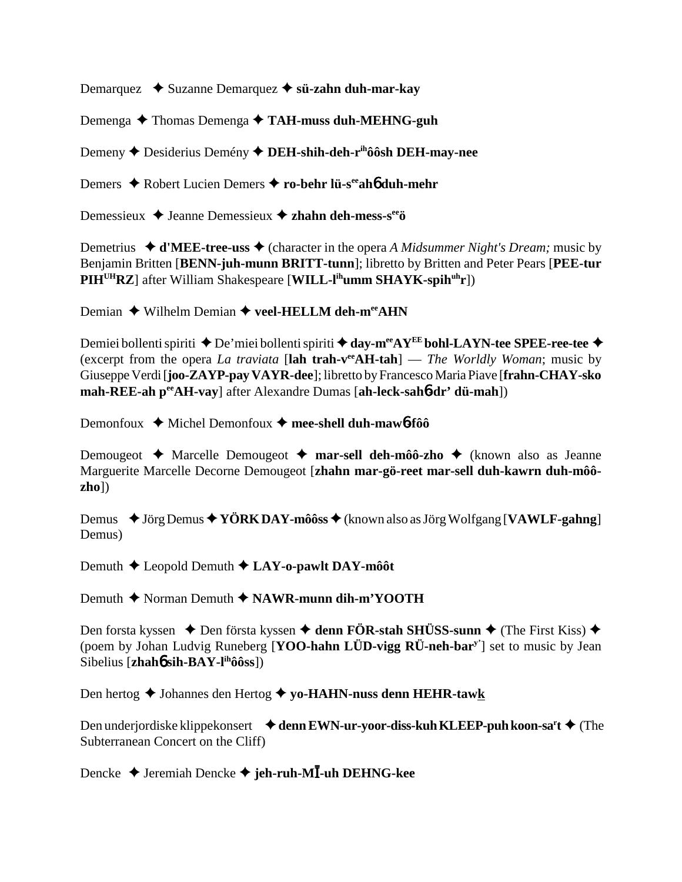Demarquez ✦ Suzanne Demarquez ✦ **sü-zahn duh-mar-kay**

Demenga ✦ Thomas Demenga ✦ **TAH-muss duh-MEHNG-guh**

Demeny ✦ Desiderius Demény ✦ **DEH-shih-deh-r^ih^ôôsh DEH-may-nee**

Demers ✦ Robert Lucien Demers ✦ **ro-behr lü-s^ee^ahɓ duh-mehr**

Demessieux ✦ Jeanne Demessieux ✦ **zhahn deh-mess-s^ee^ö**

Demetrius ✦ **d'MEE-tree-uss** ✦ (character in the opera *A Midsummer Night's Dream;* music by Benjamin Britten [**BENN-juh-munn BRITT-tunn**]; libretto by Britten and Peter Pears [**PEE-tur PIH^UH^RZ**] after William Shakespeare [**WILL-l^ih^umm SHAYK-spih^uh^r**])

Demian ✦ Wilhelm Demian ✦ **veel-HELLM deh-m^ee^AHN**

Demiei bollenti spiriti ✦ De'miei bollenti spiriti ✦ **day-m^ee^AY^EE^ bohl-LAYN-tee SPEE-ree-tee** ✦ (excerpt from the opera *La traviata* [**lah trah-v^ee^AH-tah**] — *The Worldly Woman*; music by Giuseppe Verdi [**joo-ZAYP-pay VAYR-dee**]; libretto by Francesco Maria Piave [**frahn-CHAY-sko mah-REE-ah p^ee^AH-vay**] after Alexandre Dumas [**ah-leck-sahɓ-dr' dü-mah**])

Demonfoux ✦ Michel Demonfoux ✦ **mee-shell duh-mawɓ-fôô**

Demougeot ✦ Marcelle Demougeot ✦ **mar-sell deh-môô-zho** ✦ (known also as Jeanne Marguerite Marcelle Decorne Demougeot [**zhahn mar-gö-reet mar-sell duh-kawrn duh-môô-zho**])

Demus ✦ Jörg Demus ✦ **YÖRK DAY-môôss** ✦ (known also as Jörg Wolfgang [**VAWLF-gahng**] Demus)

Demuth ✦ Leopold Demuth ✦ **LAY-o-pawlt DAY-môôt**

Demuth ✦ Norman Demuth ✦ **NAWR-munn dih-m'YOOTH**

Den forsta kyssen ✦ Den första kyssen ✦ **denn FÖR-stah SHÜSS-sunn** ✦ (The First Kiss) ✦ (poem by Johan Ludvig Runeberg [**YOO-hahn LÜD-vigg RÜ-neh-bar^y'^**] set to music by Jean Sibelius [**zhahɓ sih-BAY-l^ih^ôôss**])

Den hertog ✦ Johannes den Hertog ✦ **yo-HAHN-nuss denn HEHR-tawk**

Den underjordiske klippekonsert ✦ **denn EWN-ur-yoor-diss-kuh KLEEP-puh koon-sa^r^t** ✦ (The Subterranean Concert on the Cliff)

Dencke ✦ Jeremiah Dencke ✦ **jeh-ruh-MĪ-uh DEHNG-kee**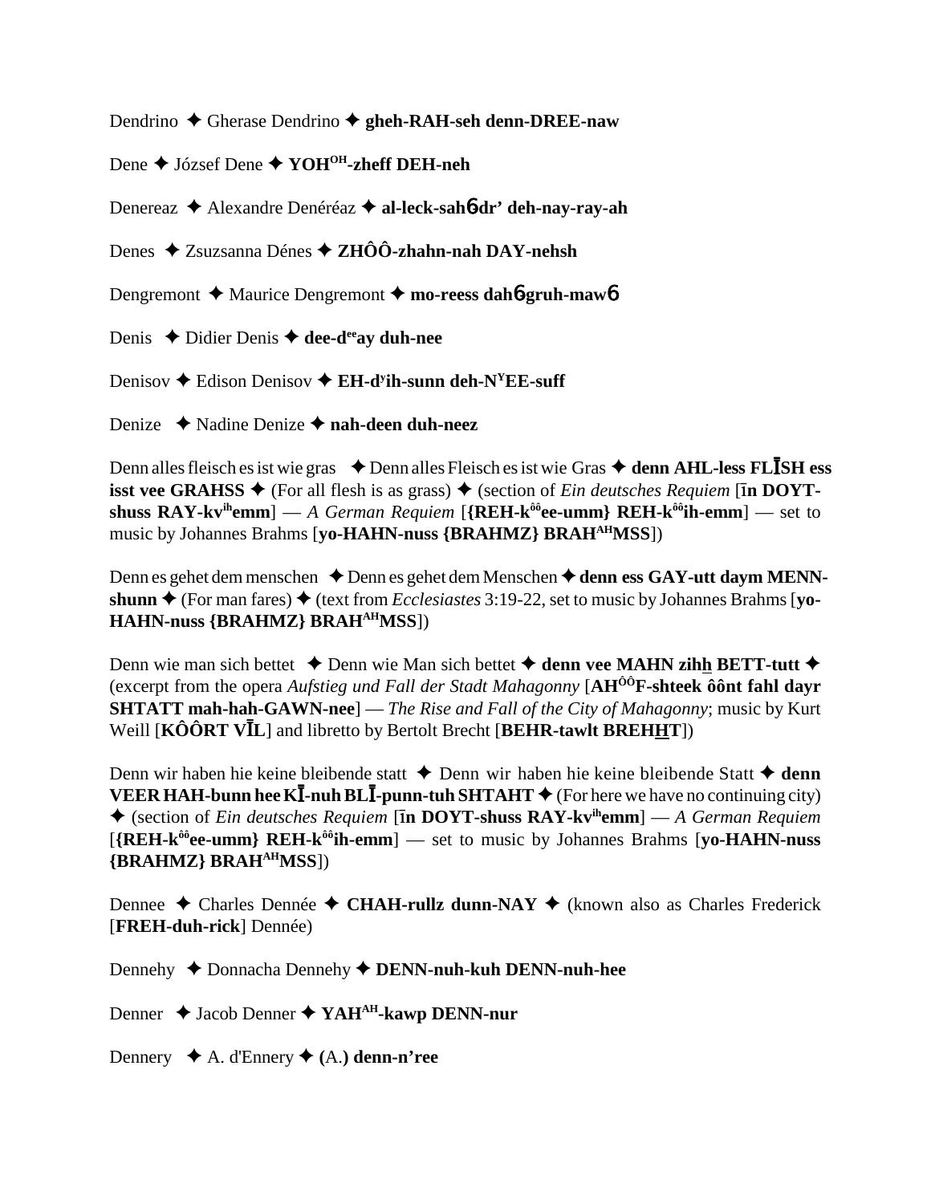Dendrino ✦ Gherase Dendrino ✦ **gheh-RAH-seh denn-DREE-naw**

Dene ✦ József Dene ✦ **YOH[OH]-zheff DEH-neh**

Denereaz ✦ Alexandre Denéréaz ✦ **al-leck-sahɓ-dr' deh-nay-ray-ah**

Denes ✦ Zsuzsanna Dénes ✦ **ZHÔÔ-zhahn-nah DAY-nehsh**

Dengremont ✦ Maurice Dengremont ✦ **mo-reess dahɓ-gruh-mawɓ**

Denis ✦ Didier Denis ✦ **dee-d[ee]ay duh-nee**

Denisov ✦ Edison Denisov ✦ **EH-d[y]ih-sunn deh-N[Y]EE-suff**

Denize ✦ Nadine Denize ✦ **nah-deen duh-neez**

Denn alles fleisch es ist wie gras ✦ Denn alles Fleisch es ist wie Gras ✦ **denn AHL-less FLĪSH ess isst vee GRAHSS** ✦ (For all flesh is as grass) ✦ (section of *Ein deutsches Requiem* [**īn DOYT-shuss RAY-kv[ih]emm**] — *A German Requiem* [**{REH-k[ôô]ee-umm} REH-k[ôô]ih-emm**] — set to music by Johannes Brahms [**yo-HAHN-nuss {BRAHMZ} BRAH[AH]MSS**])

Denn es gehet dem menschen ✦ Denn es gehet dem Menschen ✦ **denn ess GAY-utt daym MENN-shunn** ✦ (For man fares) ✦ (text from *Ecclesiastes* 3:19-22, set to music by Johannes Brahms [**yo-HAHN-nuss {BRAHMZ} BRAH[AH]MSS**])

Denn wie man sich bettet ✦ Denn wie Man sich bettet ✦ **denn vee MAHN zihh BETT-tutt** ✦ (excerpt from the opera *Aufstieg und Fall der Stadt Mahagonny* [**AH[ôô]F-shteek ôônt fahl dayr SHTATT mah-hah-GAWN-nee**] — *The Rise and Fall of the City of Mahagonny*; music by Kurt Weill [**KÔÔRT VĪL**] and libretto by Bertolt Brecht [**BEHR-tawlt BREHHT**])

Denn wir haben hie keine bleibende statt ✦ Denn wir haben hie keine bleibende Statt ✦ **denn VEER HAH-bunn hee KĪ-nuh BLĪ-punn-tuh SHTAHT** ✦ (For here we have no continuing city) ✦ (section of *Ein deutsches Requiem* [**īn DOYT-shuss RAY-kv[ih]emm**] — *A German Requiem* [**{REH-k[ôô]ee-umm} REH-k[ôô]ih-emm**] — set to music by Johannes Brahms [**yo-HAHN-nuss {BRAHMZ} BRAH[AH]MSS**])

Dennee ✦ Charles Dennée ✦ **CHAH-rullz dunn-NAY** ✦ (known also as Charles Frederick [**FREH-duh-rick**] Dennée)

Dennehy ✦ Donnacha Dennehy ✦ **DENN-nuh-kuh DENN-nuh-hee**

Denner ✦ Jacob Denner ✦ **YAH[AH]-kawp DENN-nur**

Dennery ✦ A. d'Ennery ✦ **(A.) denn-n'ree**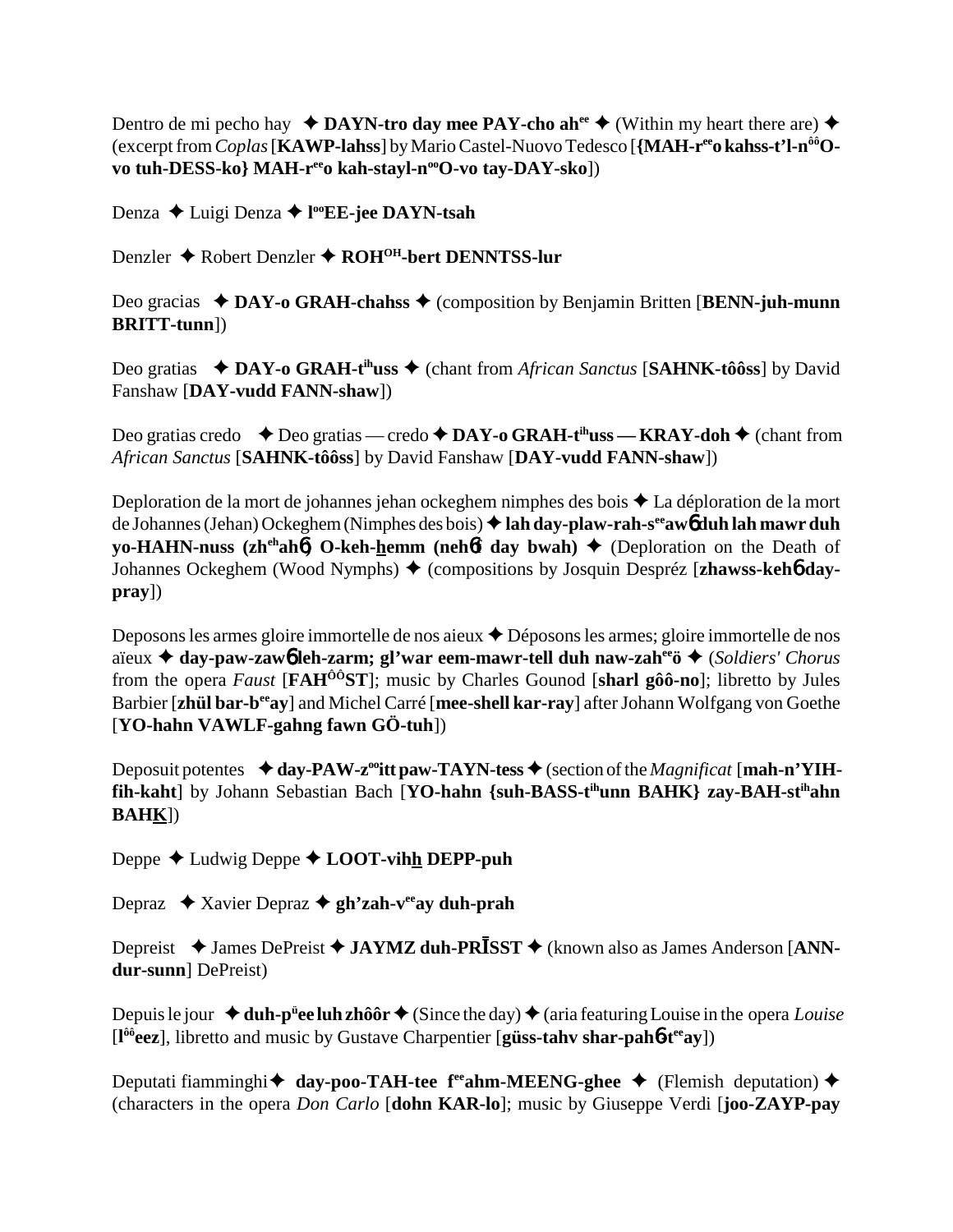Dentro de mi pecho hay ✦ **DAYN-tro day mee PAY-cho ah**[ee] ✦ (Within my heart there are) ✦ (excerpt from *Coplas* [**KAWP-lahss**] by Mario Castel-Nuovo Tedesco [**{MAH-r**[ee]**o kahss-t'l-n**[ôô]**O-vo tuh-DESS-ko} MAH-r**[ee]**o kah-stayl-n**[oo]**O-vo tay-DAY-sko**])

Denza ✦ Luigi Denza ✦ **l**[oo]**EE-jee DAYN-tsah**

Denzler ✦ Robert Denzler ✦ **ROH**[OH]**-bert DENNTSS-lur**

Deo gracias ✦ **DAY-o GRAH-chahss** ✦ (composition by Benjamin Britten [**BENN-juh-munn BRITT-tunn**])

Deo gratias ✦ **DAY-o GRAH-t**[ih]**uss** ✦ (chant from *African Sanctus* [**SAHNK-tôôss**] by David Fanshaw [**DAY-vudd FANN-shaw**])

Deo gratias credo ✦ Deo gratias — credo ✦ **DAY-o GRAH-t**[ih]**uss — KRAY-doh** ✦ (chant from *African Sanctus* [**SAHNK-tôôss**] by David Fanshaw [**DAY-vudd FANN-shaw**])

Deploration de la mort de johannes jehan ockeghem nimphes des bois ✦ La déploration de la mort de Johannes (Jehan) Ockeghem (Nimphes des bois) ✦ **lah day-plaw-rah-s**[ee]**awɓ duh lah mawr duh yo-HAHN-nuss (zh**[eh]**ahɓ O-keh-hemm (nehɓf day bwah)** ✦ (Deploration on the Death of Johannes Ockeghem (Wood Nymphs) ✦ (compositions by Josquin Despréz [**zhawss-kehɓ day-pray**])

Deposons les armes gloire immortelle de nos aieux ✦ Déposons les armes; gloire immortelle de nos aïeux ✦ **day-paw-zawɓ leh-zarm; gl'war eem-mawr-tell duh naw-zah**[ee]**ö** ✦ (*Soldiers' Chorus* from the opera *Faust* [**FAH**[ÔÔ]**ST**]; music by Charles Gounod [**sharl gôô-no**]; libretto by Jules Barbier [**zhül bar-b**[ee]**ay**] and Michel Carré [**mee-shell kar-ray**] after Johann Wolfgang von Goethe [**YO-hahn VAWLF-gahng fawn GÖ-tuh**])

Deposuit potentes ✦ **day-PAW-z**[oo]**itt paw-TAYN-tess** ✦ (section of the *Magnificat* [**mah-n'YIH-fih-kaht**] by Johann Sebastian Bach [**YO-hahn {suh-BASS-t**[ih]**unn BAHK} zay-BAH-st**[ih]**ahn BAHK**])

Deppe ✦ Ludwig Deppe ✦ **LOOT-vihh DEPP-puh**

Depraz ✦ Xavier Depraz ✦ **gh'zah-v**[ee]**ay duh-prah**

Depreist ✦ James DePreist ✦ **JAYMZ duh-PRĪSST** ✦ (known also as James Anderson [**ANN-dur-sunn**] DePreist)

Depuis le jour ✦ **duh-p**[ü]**ee luh zhôôr** ✦ (Since the day) ✦ (aria featuring Louise in the opera *Louise* [**l**[ôô]**eez**], libretto and music by Gustave Charpentier [**güss-tahv shar-pahɓ-t**[ee]**ay**])

Deputati fiamminghi ✦ **day-poo-TAH-tee f**[ee]**ahm-MEENG-ghee** ✦ (Flemish deputation) ✦ (characters in the opera *Don Carlo* [**dohn KAR-lo**]; music by Giuseppe Verdi [**joo-ZAYP-pay**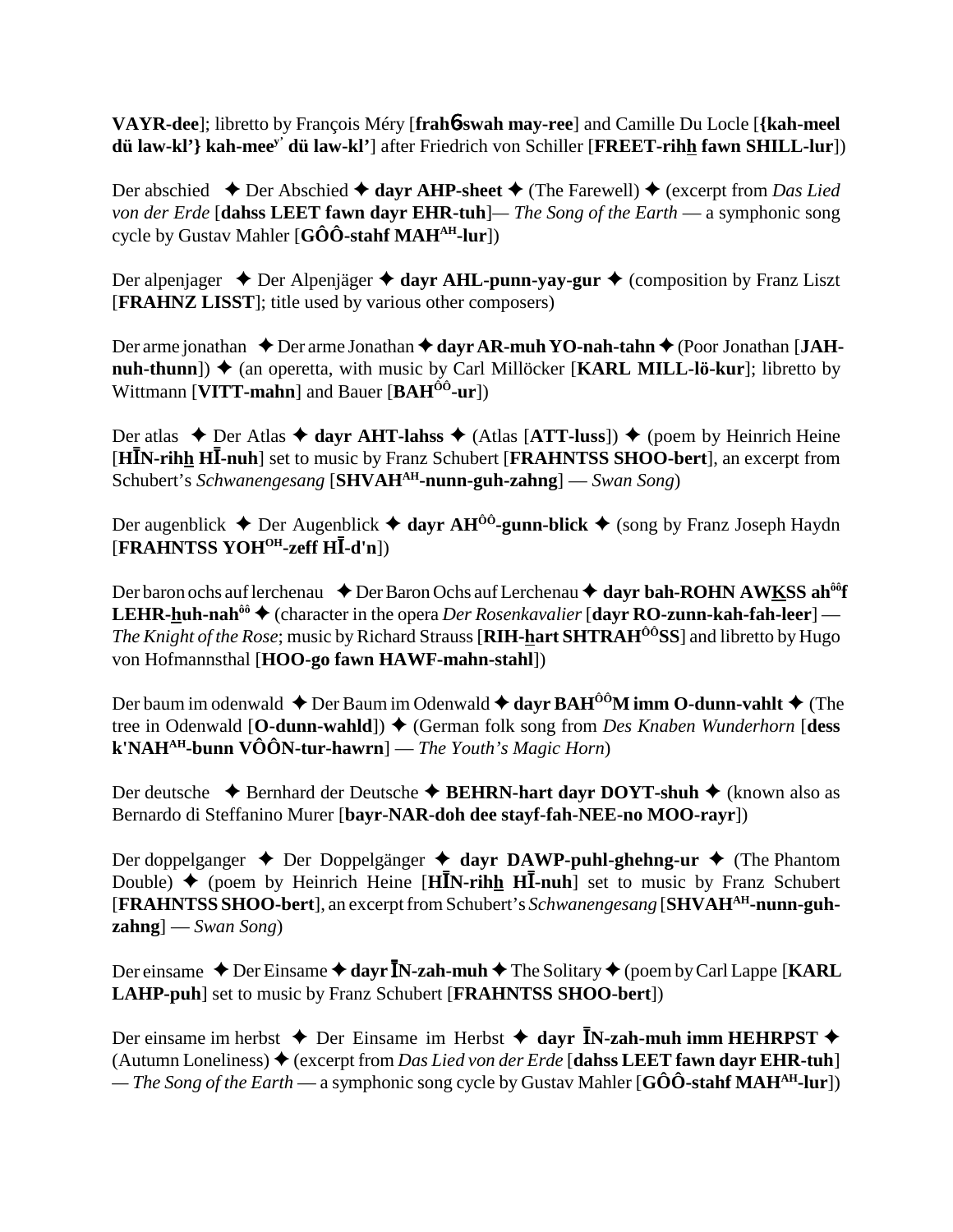**VAYR-dee**]; libretto by François Méry [**frahɓ-swah may-ree**] and Camille Du Locle [**{kah-meel dü law-kl'} kah-mee^y' dü law-kl'**] after Friedrich von Schiller [**FREET-rihh fawn SHILL-lur**])

Der abschied ✦ Der Abschied ✦ **dayr AHP-sheet** ✦ (The Farewell) ✦ (excerpt from *Das Lied von der Erde* [**dahss LEET fawn dayr EHR-tuh**]— *The Song of the Earth* — a symphonic song cycle by Gustav Mahler [**GÔÔ-stahf MAH^AH-lur**])

Der alpenjager ✦ Der Alpenjäger ✦ **dayr AHL-punn-yay-gur** ✦ (composition by Franz Liszt [**FRAHNZ LISST**]; title used by various other composers)

Der arme jonathan ✦ Der arme Jonathan ✦ **dayr AR-muh YO-nah-tahn** ✦ (Poor Jonathan [**JAH-nuh-thunn**]) ✦ (an operetta, with music by Carl Millöcker [**KARL MILL-lö-kur**]; libretto by Wittmann [**VITT-mahn**] and Bauer [**BAH^ÔÔ-ur**])

Der atlas ✦ Der Atlas ✦ **dayr AHT-lahss** ✦ (Atlas [**ATT-luss**]) ✦ (poem by Heinrich Heine [**HĪN-rihh HĪ-nuh**] set to music by Franz Schubert [**FRAHNTSS SHOO-bert**], an excerpt from Schubert's *Schwanengesang* [**SHVAH^AH-nunn-guh-zahng**] — *Swan Song*)

Der augenblick ✦ Der Augenblick ✦ **dayr AH^ÔÔ-gunn-blick** ✦ (song by Franz Joseph Haydn [**FRAHNTSS YOH^OH-zeff HĪ-d'n**])

Der baron ochs auf lerchenau ✦ Der Baron Ochs auf Lerchenau ✦ **dayr bah-ROHN AWKSS ah^ôôf LEHR-huh-nah^ôô** ✦ (character in the opera *Der Rosenkavalier* [**dayr RO-zunn-kah-fah-leer**] — *The Knight of the Rose*; music by Richard Strauss [**RIH-hart SHTRAH^ÔÔSS**] and libretto by Hugo von Hofmannsthal [**HOO-go fawn HAWF-mahn-stahl**])

Der baum im odenwald ✦ Der Baum im Odenwald ✦ **dayr BAH^ÔÔM imm O-dunn-vahlt** ✦ (The tree in Odenwald [**O-dunn-wahld**]) ✦ (German folk song from *Des Knaben Wunderhorn* [**dess k'NAH^AH-bunn VÔÔN-tur-hawrn**] — *The Youth's Magic Horn*)

Der deutsche ✦ Bernhard der Deutsche ✦ **BEHRN-hart dayr DOYT-shuh** ✦ (known also as Bernardo di Steffanino Murer [**bayr-NAR-doh dee stayf-fah-NEE-no MOO-rayr**])

Der doppelganger ✦ Der Doppelgänger ✦ **dayr DAWP-puhl-ghehng-ur** ✦ (The Phantom Double) ✦ (poem by Heinrich Heine [**HĪN-rihh HĪ-nuh**] set to music by Franz Schubert [**FRAHNTSS SHOO-bert**], an excerpt from Schubert's *Schwanengesang* [**SHVAH^AH-nunn-guh-zahng**] — *Swan Song*)

Der einsame ✦ Der Einsame ✦ **dayr ĪN-zah-muh** ✦ The Solitary ✦ (poem by Carl Lappe [**KARL LAHP-puh**] set to music by Franz Schubert [**FRAHNTSS SHOO-bert**])

Der einsame im herbst ✦ Der Einsame im Herbst ✦ **dayr ĪN-zah-muh imm HEHRPST** ✦ (Autumn Loneliness) ✦ (excerpt from *Das Lied von der Erde* [**dahss LEET fawn dayr EHR-tuh**] — *The Song of the Earth* — a symphonic song cycle by Gustav Mahler [**GÔÔ-stahf MAH^AH-lur**])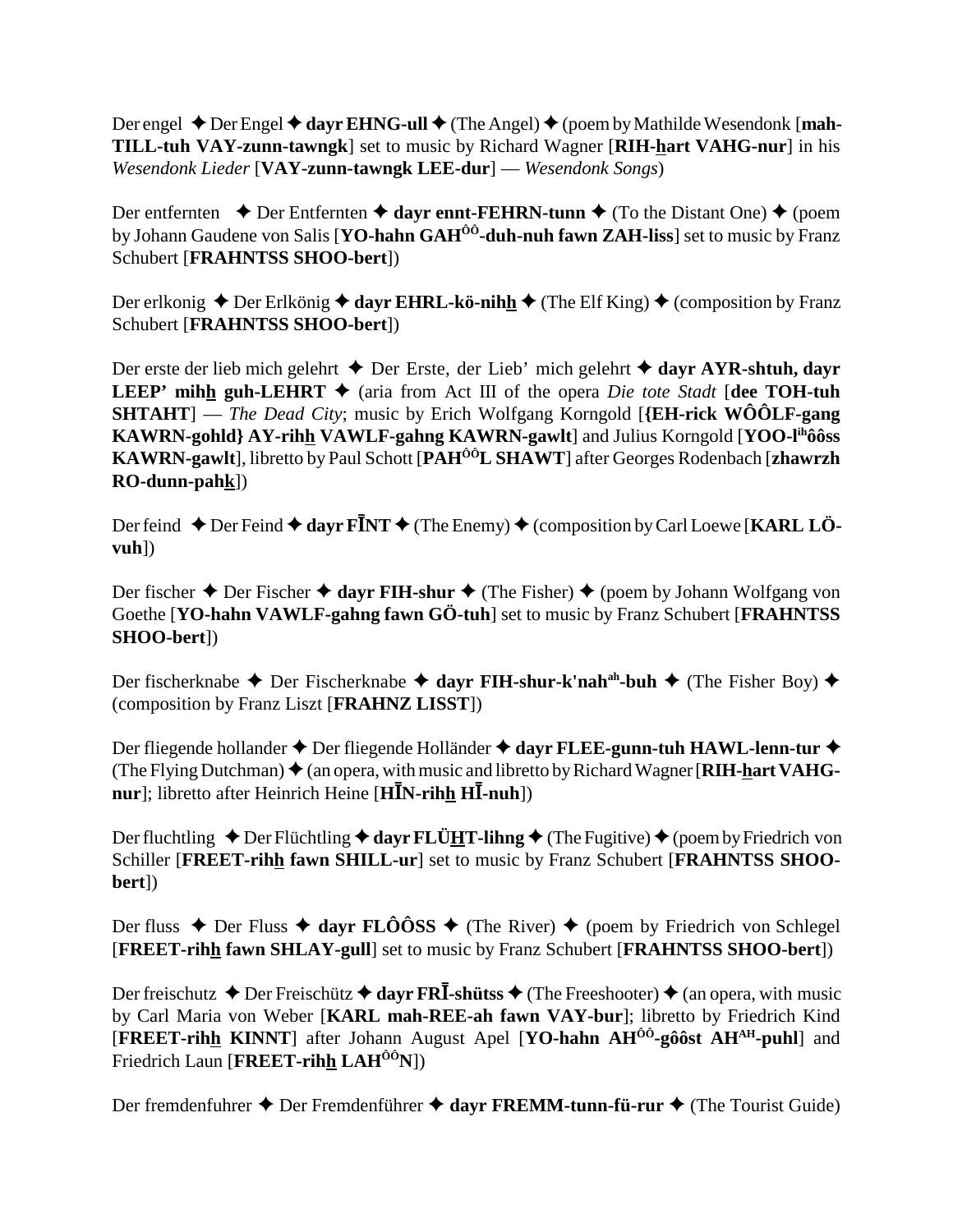Der engel ✦ Der Engel ✦ **dayr EHNG-ull** ✦ (The Angel) ✦ (poem by Mathilde Wesendonk [**mah-TILL-tuh VAY-zunn-tawngk**] set to music by Richard Wagner [**RIH-hart VAHG-nur**] in his *Wesendonk Lieder* [**VAY-zunn-tawngk LEE-dur**] — *Wesendonk Songs*)

Der entfernten ✦ Der Entfernten ✦ **dayr ennt-FEHRN-tunn** ✦ (To the Distant One) ✦ (poem by Johann Gaudene von Salis [**YO-hahn GAH$^{ÔÔ}$-duh-nuh fawn ZAH-liss**] set to music by Franz Schubert [**FRAHNTSS SHOO-bert**])

Der erlkonig ✦ Der Erlkönig ✦ **dayr EHRL-kö-nihh** ✦ (The Elf King) ✦ (composition by Franz Schubert [**FRAHNTSS SHOO-bert**])

Der erste der lieb mich gelehrt ✦ Der Erste, der Lieb' mich gelehrt ✦ **dayr AYR-shtuh, dayr LEEP' mihh guh-LEHRT** ✦ (aria from Act III of the opera *Die tote Stadt* [**dee TOH-tuh SHTAHT**] — *The Dead City*; music by Erich Wolfgang Korngold [**{EH-rick WÔÔLF-gang KAWRN-gohld} AY-rihh VAWLF-gahng KAWRN-gawlt**] and Julius Korngold [**YOO-l$^{ih}$ôôss KAWRN-gawlt**], libretto by Paul Schott [**PAH$^{ÔÔ}$L SHAWT**] after Georges Rodenbach [**zhawrzh RO-dunn-pahk**])

Der feind ✦ Der Feind ✦ **dayr FĪNT** ✦ (The Enemy) ✦ (composition by Carl Loewe [**KARL LÖ-vuh**])

Der fischer ✦ Der Fischer ✦ **dayr FIH-shur** ✦ (The Fisher) ✦ (poem by Johann Wolfgang von Goethe [**YO-hahn VAWLF-gahng fawn GÖ-tuh**] set to music by Franz Schubert [**FRAHNTSS SHOO-bert**])

Der fischerknabe ✦ Der Fischerknabe ✦ **dayr FIH-shur-k'nah$^{ah}$-buh** ✦ (The Fisher Boy) ✦ (composition by Franz Liszt [**FRAHNZ LISST**])

Der fliegende hollander ✦ Der fliegende Holländer ✦ **dayr FLEE-gunn-tuh HAWL-lenn-tur** ✦ (The Flying Dutchman) ✦ (an opera, with music and libretto by Richard Wagner [**RIH-hart VAHG-nur**]; libretto after Heinrich Heine [**HĪN-rihh HĪ-nuh**])

Der fluchtling ✦ Der Flüchtling ✦ **dayr FLÜHT-lihng** ✦ (The Fugitive) ✦ (poem by Friedrich von Schiller [**FREET-rihh fawn SHILL-ur**] set to music by Franz Schubert [**FRAHNTSS SHOO-bert**])

Der fluss ✦ Der Fluss ✦ **dayr FLÔÔSS** ✦ (The River) ✦ (poem by Friedrich von Schlegel [**FREET-rihh fawn SHLAY-gull**] set to music by Franz Schubert [**FRAHNTSS SHOO-bert**])

Der freischutz ✦ Der Freischütz ✦ **dayr FRĪ-shütss** ✦ (The Freeshooter) ✦ (an opera, with music by Carl Maria von Weber [**KARL mah-REE-ah fawn VAY-bur**]; libretto by Friedrich Kind [**FREET-rihh KINNT**] after Johann August Apel [**YO-hahn AH$^{ÔÔ}$-gôôst AH$^{AH}$-puhl**] and Friedrich Laun [**FREET-rihh LAH$^{ÔÔ}$N**])

Der fremdenfuhrer ✦ Der Fremdenführer ✦ **dayr FREMM-tunn-fü-rur** ✦ (The Tourist Guide)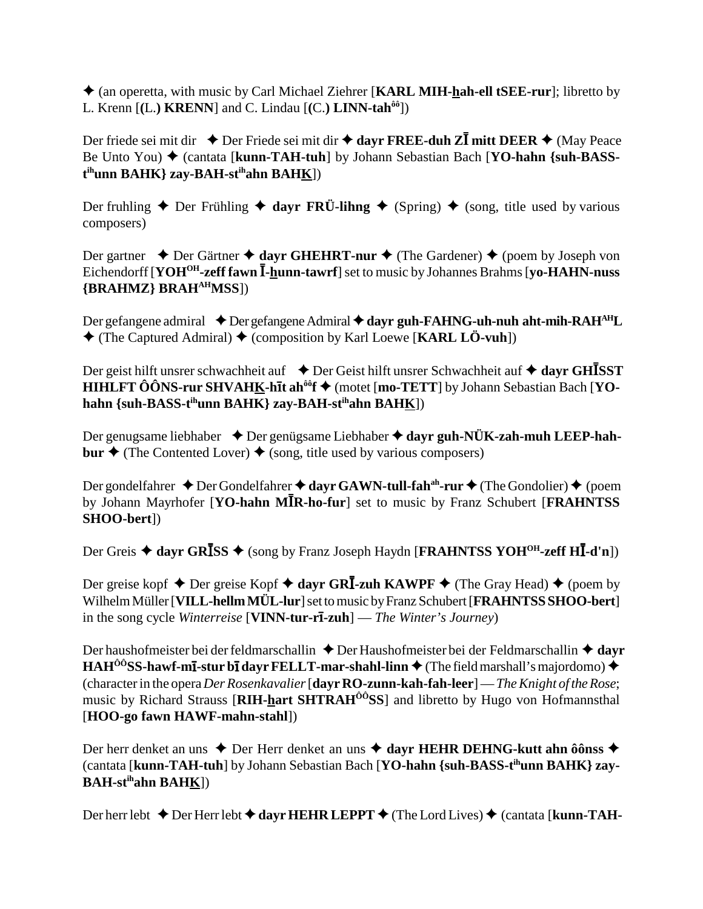✦ (an operetta, with music by Carl Michael Ziehrer [**KARL MIH-hah-ell tSEE-rur**]; libretto by L. Krenn [**(L.) KRENN**] and C. Lindau [**(C.) LINN-tah**ôô])

Der friede sei mit dir ✦ Der Friede sei mit dir ✦ **dayr FREE-duh ZĪ mitt DEER** ✦ (May Peace Be Unto You) ✦ (cantata [**kunn-TAH-tuh**] by Johann Sebastian Bach [**YO-hahn {suh-BASS-t**ih**unn BAHK} zay-BAH-st**ih**ahn BAHK**])

Der fruhling ✦ Der Frühling ✦ **dayr FRÜ-lihng** ✦ (Spring) ✦ (song, title used by various composers)

Der gartner ✦ Der Gärtner ✦ **dayr GHEHRT-nur** ✦ (The Gardener) ✦ (poem by Joseph von Eichendorff [**YOH**OH**-zeff fawn Ī-hunn-tawrf**] set to music by Johannes Brahms [**yo-HAHN-nuss {BRAHMZ} BRAH**AH**MSS**])

Der gefangene admiral ✦ Der gefangene Admiral ✦ **dayr guh-FAHNG-uh-nuh aht-mih-RAH**AH**L** ✦ (The Captured Admiral) ✦ (composition by Karl Loewe [**KARL LÖ-vuh**])

Der geist hilft unsrer schwachheit auf ✦ Der Geist hilft unsrer Schwachheit auf ✦ **dayr GHĪSST HIHLFT ÔÔNS-rur SHVAHK-hīt ah**ôô**f** ✦ (motet [**mo-TETT**] by Johann Sebastian Bach [**YO-hahn {suh-BASS-t**ih**unn BAHK} zay-BAH-st**ih**ahn BAHK**])

Der genugsame liebhaber ✦ Der genügsame Liebhaber ✦ **dayr guh-NÜK-zah-muh LEEP-hah-bur** ✦ (The Contented Lover) ✦ (song, title used by various composers)

Der gondelfahrer ✦ Der Gondelfahrer ✦ **dayr GAWN-tull-fah**ah**-rur** ✦ (The Gondolier) ✦ (poem by Johann Mayrhofer [**YO-hahn MĪR-ho-fur**] set to music by Franz Schubert [**FRAHNTSS SHOO-bert**])

Der Greis ✦ **dayr GRĪSS** ✦ (song by Franz Joseph Haydn [**FRAHNTSS YOH**OH**-zeff HĪ-d'n**])

Der greise kopf ✦ Der greise Kopf ✦ **dayr GRĪ-zuh KAWPF** ✦ (The Gray Head) ✦ (poem by Wilhelm Müller [**VILL-hellm MÜL-lur**] set to music by Franz Schubert [**FRAHNTSS SHOO-bert**] in the song cycle *Winterreise* [**VINN-tur-rī-zuh**] — *The Winter's Journey*)

Der haushofmeister bei der feldmarschallin ✦ Der Haushofmeister bei der Feldmarschallin ✦ **dayr HAH**ÔÔ**SS-hawf-mī-stur bī dayr FELLT-mar-shahl-linn** ✦ (The field marshall's majordomo) ✦ (character in the opera *Der Rosenkavalier* [**dayr RO-zunn-kah-fah-leer**] — *The Knight of the Rose*; music by Richard Strauss [**RIH-hart SHTRAH**ÔÔ**SS**] and libretto by Hugo von Hofmannsthal [**HOO-go fawn HAWF-mahn-stahl**])

Der herr denket an uns ✦ Der Herr denket an uns ✦ **dayr HEHR DEHNG-kutt ahn ôônss** ✦ (cantata [**kunn-TAH-tuh**] by Johann Sebastian Bach [**YO-hahn {suh-BASS-t**ih**unn BAHK} zay-BAH-st**ih**ahn BAHK**])

Der herr lebt ✦ Der Herr lebt ✦ **dayr HEHR LEPPT** ✦ (The Lord Lives) ✦ (cantata [**kunn-TAH-**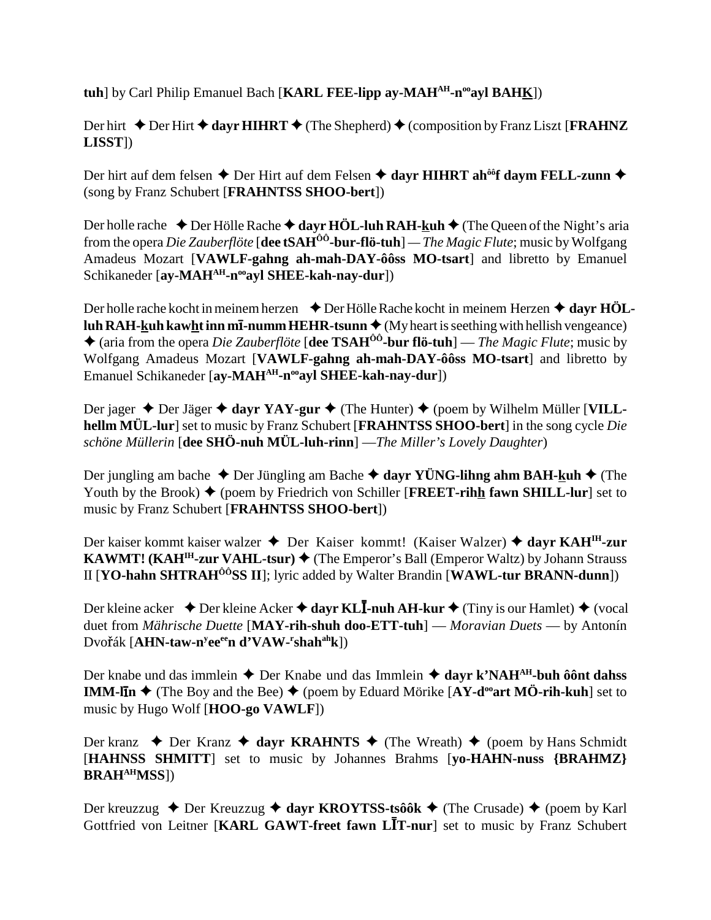**tuh**] by Carl Philip Emanuel Bach [**KARL FEE-lipp ay-MAH^AH^-n^oo^ayl BAHK**])

Der hirt ✦ Der Hirt ✦ **dayr HIHRT** ✦ (The Shepherd) ✦ (composition by Franz Liszt [**FRAHNZ LISST**])

Der hirt auf dem felsen ✦ Der Hirt auf dem Felsen ✦ **dayr HIHRT ah^ôô^f daym FELL-zunn** ✦ (song by Franz Schubert [**FRAHNTSS SHOO-bert**])

Der holle rache ✦ Der Hölle Rache ✦ **dayr HÖL-luh RAH-kuh** ✦ (The Queen of the Night's aria from the opera *Die Zauberflöte* [**dee tSAH^ÔÔ^-bur-flö-tuh**] — *The Magic Flute*; music by Wolfgang Amadeus Mozart [**VAWLF-gahng ah-mah-DAY-ôôss MO-tsart**] and libretto by Emanuel Schikaneder [**ay-MAH^AH^-n^oo^ayl SHEE-kah-nay-dur**])

Der holle rache kocht in meinem herzen ✦ Der Hölle Rache kocht in meinem Herzen ✦ **dayr HÖL-luh RAH-kuh kawht inn mī-numm HEHR-tsunn** ✦ (My heart is seething with hellish vengeance) ✦ (aria from the opera *Die Zauberflöte* [**dee TSAH^ÔÔ^-bur flö-tuh**] — *The Magic Flute*; music by Wolfgang Amadeus Mozart [**VAWLF-gahng ah-mah-DAY-ôôss MO-tsart**] and libretto by Emanuel Schikaneder [**ay-MAH^AH^-n^oo^ayl SHEE-kah-nay-dur**])

Der jager ✦ Der Jäger ✦ **dayr YAY-gur** ✦ (The Hunter) ✦ (poem by Wilhelm Müller [**VILL-hellm MÜL-lur**] set to music by Franz Schubert [**FRAHNTSS SHOO-bert**] in the song cycle *Die schöne Müllerin* [**dee SHÖ-nuh MÜL-luh-rinn**] —*The Miller's Lovely Daughter*)

Der jungling am bache ✦ Der Jüngling am Bache ✦ **dayr YÜNG-lihng ahm BAH-kuh** ✦ (The Youth by the Brook) ✦ (poem by Friedrich von Schiller [**FREET-rihh fawn SHILL-lur**] set to music by Franz Schubert [**FRAHNTSS SHOO-bert**])

Der kaiser kommt kaiser walzer ✦ Der Kaiser kommt! (Kaiser Walzer) ✦ **dayr KAH^IH^-zur KAWMT! (KAH^IH^-zur VAHL-tsur)** ✦ (The Emperor's Ball (Emperor Waltz) by Johann Strauss II [**YO-hahn SHTRAH^ÔÔ^SS II**]; lyric added by Walter Brandin [**WAWL-tur BRANN-dunn**])

Der kleine acker ✦ Der kleine Acker ✦ **dayr KLĪ-nuh AH-kur** ✦ (Tiny is our Hamlet) ✦ (vocal duet from *Mährische Duette* [**MAY-rih-shuh doo-ETT-tuh**] — *Moravian Duets* — by Antonín Dvořák [**AHN-taw-n^y^ee^ee^n d'VAW-^r^shah^ah^k**])

Der knabe und das immlein ✦ Der Knabe und das Immlein ✦ **dayr k'NAH^AH^-buh ôônt dahss IMM-līn** ✦ (The Boy and the Bee) ✦ (poem by Eduard Mörike [**AY-d^oo^art MÖ-rih-kuh**] set to music by Hugo Wolf [**HOO-go VAWLF**])

Der kranz ✦ Der Kranz ✦ **dayr KRAHNTS** ✦ (The Wreath) ✦ (poem by Hans Schmidt [**HAHNSS SHMITT**] set to music by Johannes Brahms [**yo-HAHN-nuss {BRAHMZ} BRAH^AH^MSS**])

Der kreuzzug ✦ Der Kreuzzug ✦ **dayr KROYTSS-tsôôk** ✦ (The Crusade) ✦ (poem by Karl Gottfried von Leitner [**KARL GAWT-freet fawn LĪT-nur**] set to music by Franz Schubert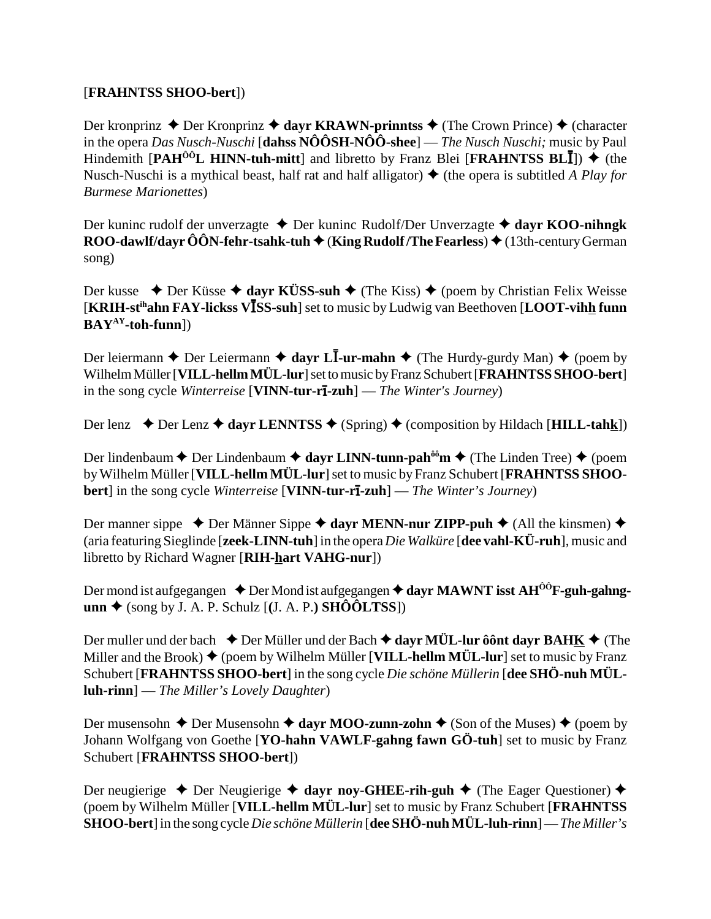[**FRAHNTSS SHOO-bert**])

Der kronprinz ✦ Der Kronprinz ✦ **dayr KRAWN-prinntss** ✦ (The Crown Prince) ✦ (character in the opera *Das Nusch-Nuschi* [**dahss NÔÔSH-NÔÔ-shee**] — *The Nusch Nuschi;* music by Paul Hindemith [**PAH^ÔÔ^L HINN-tuh-mitt**] and libretto by Franz Blei [**FRAHNTSS BLĪ**]) ✦ (the Nusch-Nuschi is a mythical beast, half rat and half alligator) ✦ (the opera is subtitled *A Play for Burmese Marionettes*)

Der kuninc rudolf der unverzagte ✦ Der kuninc Rudolf/Der Unverzagte ✦ **dayr KOO-nihngk ROO-dawlf/dayr ÔÔN-fehr-tsahk-tuh** ✦ (**King Rudolf /The Fearless**) ✦ (13th-century German song)

Der kusse ✦ Der Küsse ✦ **dayr KÜSS-suh** ✦ (The Kiss) ✦ (poem by Christian Felix Weisse [**KRIH-st^ih^ahn FAY-lickss VĪSS-suh**] set to music by Ludwig van Beethoven [**LOOT-vihh funn BAY^AY^-toh-funn**])

Der leiermann ✦ Der Leiermann ✦ **dayr LĪ-ur-mahn** ✦ (The Hurdy-gurdy Man) ✦ (poem by Wilhelm Müller [**VILL-hellm MÜL-lur**] set to music by Franz Schubert [**FRAHNTSS SHOO-bert**] in the song cycle *Winterreise* [**VINN-tur-rī-zuh**] — *The Winter's Journey*)

Der lenz ✦ Der Lenz ✦ **dayr LENNTSS** ✦ (Spring) ✦ (composition by Hildach [**HILL-tahk**])

Der lindenbaum ✦ Der Lindenbaum ✦ **dayr LINN-tunn-pah^ôô^m** ✦ (The Linden Tree) ✦ (poem by Wilhelm Müller [**VILL-hellm MÜL-lur**] set to music by Franz Schubert [**FRAHNTSS SHOO-bert**] in the song cycle *Winterreise* [**VINN-tur-rī-zuh**] — *The Winter's Journey*)

Der manner sippe ✦ Der Männer Sippe ✦ **dayr MENN-nur ZIPP-puh** ✦ (All the kinsmen) ✦ (aria featuring Sieglinde [**zeek-LINN-tuh**] in the opera *Die Walküre* [**dee vahl-KÜ-ruh**], music and libretto by Richard Wagner [**RIH-hart VAHG-nur**])

Der mond ist aufgegangen ✦ Der Mond ist aufgegangen ✦ **dayr MAWNT isst AH^ÔÔ^F-guh-gahng-unn** ✦ (song by J. A. P. Schulz [**(**J. A. P.**) SHÔÔLTSS**])

Der muller und der bach ✦ Der Müller und der Bach ✦ **dayr MÜL-lur ôônt dayr BAHK** ✦ (The Miller and the Brook) ✦ (poem by Wilhelm Müller [**VILL-hellm MÜL-lur**] set to music by Franz Schubert [**FRAHNTSS SHOO-bert**] in the song cycle *Die schöne Müllerin* [**dee SHÖ-nuh MÜL-luh-rinn**] — *The Miller's Lovely Daughter*)

Der musensohn ✦ Der Musensohn ✦ **dayr MOO-zunn-zohn** ✦ (Son of the Muses) ✦ (poem by Johann Wolfgang von Goethe [**YO-hahn VAWLF-gahng fawn GÖ-tuh**] set to music by Franz Schubert [**FRAHNTSS SHOO-bert**])

Der neugierige ✦ Der Neugierige ✦ **dayr noy-GHEE-rih-guh** ✦ (The Eager Questioner) ✦ (poem by Wilhelm Müller [**VILL-hellm MÜL-lur**] set to music by Franz Schubert [**FRAHNTSS SHOO-bert**] in the song cycle *Die schöne Müllerin* [**dee SHÖ-nuh MÜL-luh-rinn**] — *The Miller's*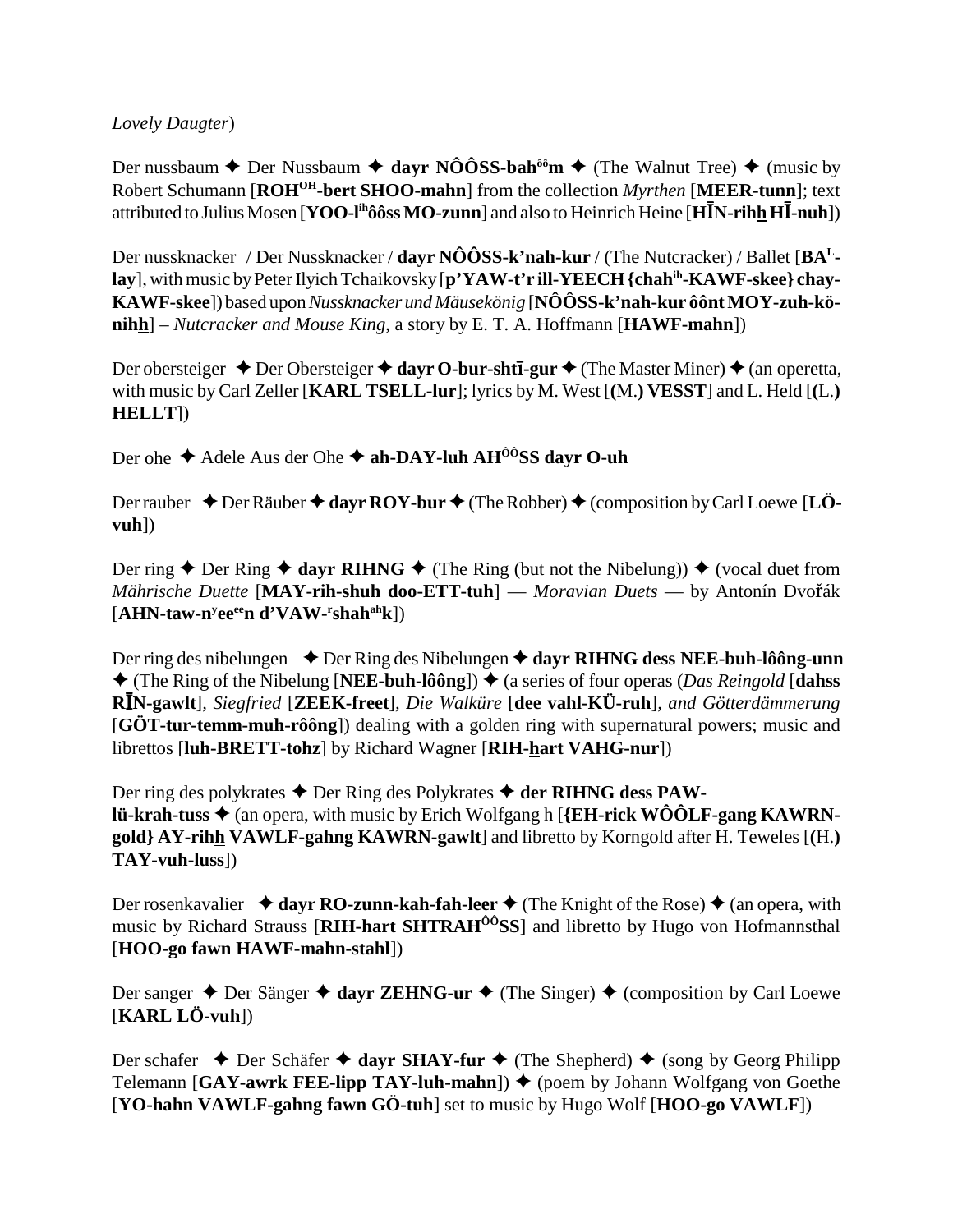*Lovely Daugter*)

Der nussbaum ✦ Der Nussbaum ✦ **dayr NÔÔSS-bah^ôô^m** ✦ (The Walnut Tree) ✦ (music by Robert Schumann [**ROH^OH^-bert SHOO-mahn**] from the collection *Myrthen* [**MEER-tunn**]; text attributed to Julius Mosen [**YOO-l^ih^ôôss MO-zunn**] and also to Heinrich Heine [**HĪN-rihh HĪ-nuh**])

Der nussknacker / Der Nussknacker / **dayr NÔÔSS-k'nah-kur** / (The Nutcracker) / Ballet [**BA^L^-lay**], with music by Peter Ilyich Tchaikovsky [**p'YAW-t'r ill-YEECH {chah^ih^-KAWF-skee} chay-KAWF-skee**]) based upon *Nussknacker und Mäusekönig* [**NÔÔSS-k'nah-kur ôônt MOY-zuh-kö-nihh**] – *Nutcracker and Mouse King*, a story by E. T. A. Hoffmann [**HAWF-mahn**])

Der obersteiger ✦ Der Obersteiger ✦ **dayr O-bur-shtī-gur** ✦ (The Master Miner) ✦ (an operetta, with music by Carl Zeller [**KARL TSELL-lur**]; lyrics by M. West [**(**M.**) VESST**] and L. Held [**(**L.**) HELLT**])

Der ohe ✦ Adele Aus der Ohe ✦ **ah-DAY-luh AH^ÔÔ^SS dayr O-uh**

Der rauber ✦ Der Räuber ✦ **dayr ROY-bur** ✦ (The Robber) ✦ (composition by Carl Loewe [**LÖ-vuh**])

Der ring ✦ Der Ring ✦ **dayr RIHNG** ✦ (The Ring (but not the Nibelung)) ✦ (vocal duet from *Mährische Duette* [**MAY-rih-shuh doo-ETT-tuh**] — *Moravian Duets* — by Antonín Dvořák [**AHN-taw-n^y^ee^ee^n d'VAW-^r^shah^ah^k**])

Der ring des nibelungen ✦ Der Ring des Nibelungen ✦ **dayr RIHNG dess NEE-buh-lôông-unn** ✦ (The Ring of the Nibelung [**NEE-buh-lôông**]) ✦ (a series of four operas (*Das Reingold* [**dahss RĪN-gawlt**], *Siegfried* [**ZEEK-freet**], *Die Walküre* [**dee vahl-KÜ-ruh**], *and Götterdämmerung* [**GÖT-tur-temm-muh-rôông**]) dealing with a golden ring with supernatural powers; music and librettos [**luh-BRETT-tohz**] by Richard Wagner [**RIH-hart VAHG-nur**])

Der ring des polykrates ✦ Der Ring des Polykrates ✦ **der RIHNG dess PAW-lü-krah-tuss** ✦ (an opera, with music by Erich Wolfgang h [**{EH-rick WÔÔLF-gang KAWRN-gold} AY-rihh VAWLF-gahng KAWRN-gawlt**] and libretto by Korngold after H. Teweles [**(**H.**) TAY-vuh-luss**])

Der rosenkavalier ✦ **dayr RO-zunn-kah-fah-leer** ✦ (The Knight of the Rose) ✦ (an opera, with music by Richard Strauss [**RIH-hart SHTRAH^ÔÔ^SS**] and libretto by Hugo von Hofmannsthal [**HOO-go fawn HAWF-mahn-stahl**])

Der sanger ✦ Der Sänger ✦ **dayr ZEHNG-ur** ✦ (The Singer) ✦ (composition by Carl Loewe [**KARL LÖ-vuh**])

Der schafer ✦ Der Schäfer ✦ **dayr SHAY-fur** ✦ (The Shepherd) ✦ (song by Georg Philipp Telemann [**GAY-awrk FEE-lipp TAY-luh-mahn**]) ✦ (poem by Johann Wolfgang von Goethe [**YO-hahn VAWLF-gahng fawn GÖ-tuh**] set to music by Hugo Wolf [**HOO-go VAWLF**])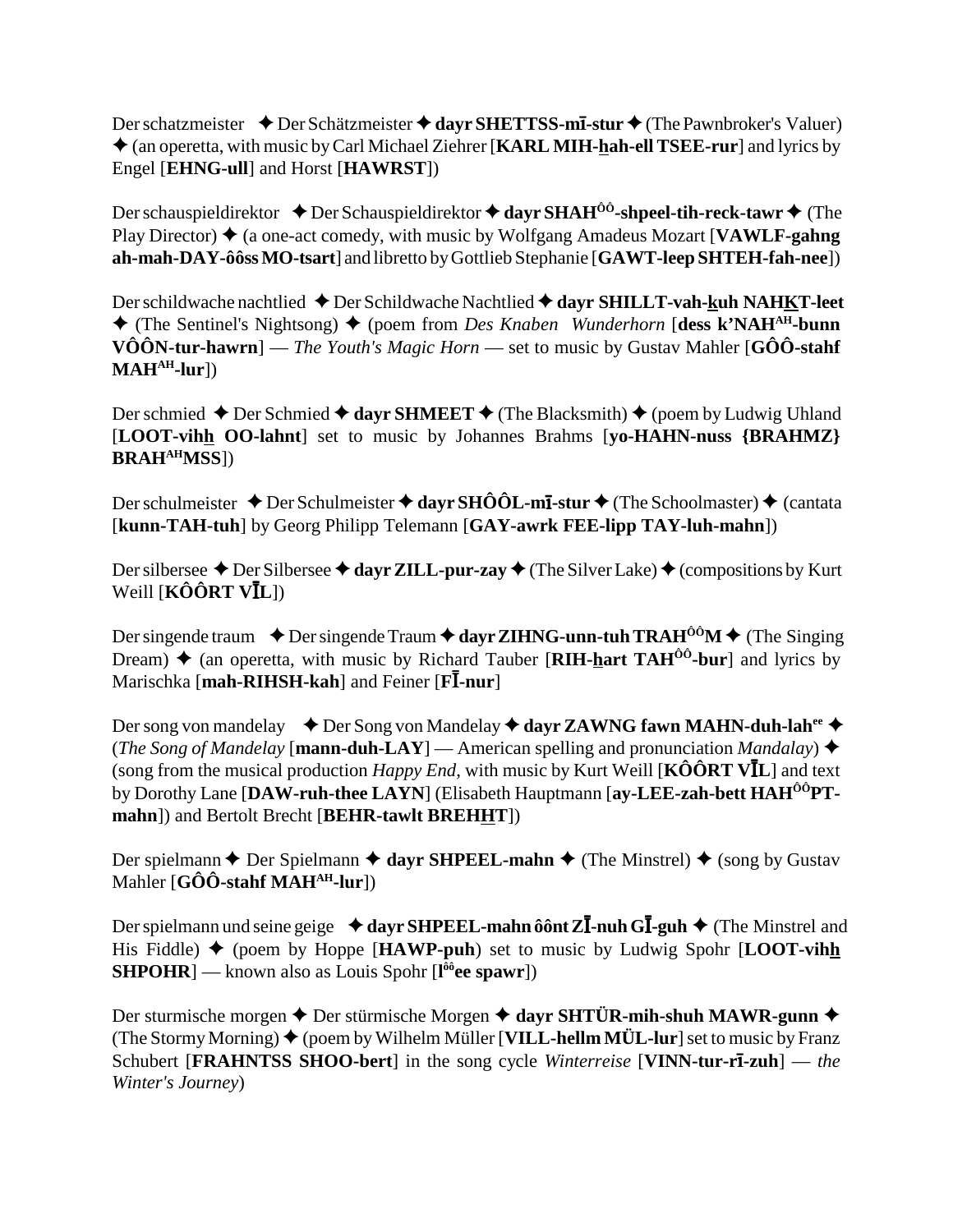Der schatzmeister ✦ Der Schätzmeister ✦ **dayr SHETTSS-mī-stur** ✦ (The Pawnbroker's Valuer) ✦ (an operetta, with music by Carl Michael Ziehrer [**KARL MIH-hah-ell TSEE-rur**] and lyrics by Engel [**EHNG-ull**] and Horst [**HAWRST**])

Der schauspieldirektor ✦ Der Schauspieldirektor ✦ **dayr SHAH$^{ôô}$-shpeel-tih-reck-tawr** ✦ (The Play Director) ✦ (a one-act comedy, with music by Wolfgang Amadeus Mozart [**VAWLF-gahng ah-mah-DAY-ôôss MO-tsart**] and libretto by Gottlieb Stephanie [**GAWT-leep SHTEH-fah-nee**])

Der schildwache nachtlied ✦ Der Schildwache Nachtlied ✦ **dayr SHILLT-vah-kuh NAHKT-leet** ✦ (The Sentinel's Nightsong) ✦ (poem from *Des Knaben Wunderhorn* [**dess k'NAH$^{AH}$-bunn VÔÔN-tur-hawrn**] — *The Youth's Magic Horn* — set to music by Gustav Mahler [**GÔÔ-stahf MAH$^{AH}$-lur**])

Der schmied ✦ Der Schmied ✦ **dayr SHMEET** ✦ (The Blacksmith) ✦ (poem by Ludwig Uhland [**LOOT-vihh OO-lahnt**] set to music by Johannes Brahms [**yo-HAHN-nuss {BRAHMZ} BRAH$^{AH}$MSS**])

Der schulmeister ✦ Der Schulmeister ✦ **dayr SHÔÔL-mī-stur** ✦ (The Schoolmaster) ✦ (cantata [**kunn-TAH-tuh**] by Georg Philipp Telemann [**GAY-awrk FEE-lipp TAY-luh-mahn**])

Der silbersee ✦ Der Silbersee ✦ **dayr ZILL-pur-zay** ✦ (The Silver Lake) ✦ (compositions by Kurt Weill [**KÔÔRT VĪL**])

Der singende traum ✦ Der singende Traum ✦ **dayr ZIHNG-unn-tuh TRAH$^{ÔÔ}$M** ✦ (The Singing Dream) ✦ (an operetta, with music by Richard Tauber [**RIH-hart TAH$^{ÔÔ}$-bur**] and lyrics by Marischka [**mah-RIHSH-kah**] and Feiner [**FĪ-nur**]

Der song von mandelay ✦ Der Song von Mandelay ✦ **dayr ZAWNG fawn MAHN-duh-lah$^{ee}$** ✦ (*The Song of Mandelay* [**mann-duh-LAY**] — American spelling and pronunciation *Mandalay*) ✦ (song from the musical production *Happy End*, with music by Kurt Weill [**KÔÔRT VĪL**] and text by Dorothy Lane [**DAW-ruh-thee LAYN**] (Elisabeth Hauptmann [**ay-LEE-zah-bett HAH$^{ÔÔ}$PT-mahn**]) and Bertolt Brecht [**BEHR-tawlt BREHHT**])

Der spielmann ✦ Der Spielmann ✦ **dayr SHPEEL-mahn** ✦ (The Minstrel) ✦ (song by Gustav Mahler [**GÔÔ-stahf MAH$^{AH}$-lur**])

Der spielmann und seine geige ✦ **dayr SHPEEL-mahn ôônt ZĪ-nuh GĪ-guh** ✦ (The Minstrel and His Fiddle) ✦ (poem by Hoppe [**HAWP-puh**) set to music by Ludwig Spohr [**LOOT-vihh SHPOHR**] — known also as Louis Spohr [**l$^{ôô}$ee spawr**])

Der sturmische morgen ✦ Der stürmische Morgen ✦ **dayr SHTÜR-mih-shuh MAWR-gunn** ✦ (The Stormy Morning) ✦ (poem by Wilhelm Müller [**VILL-hellm MÜL-lur**] set to music by Franz Schubert [**FRAHNTSS SHOO-bert**] in the song cycle *Winterreise* [**VINN-tur-rī-zuh**] — *the Winter's Journey*)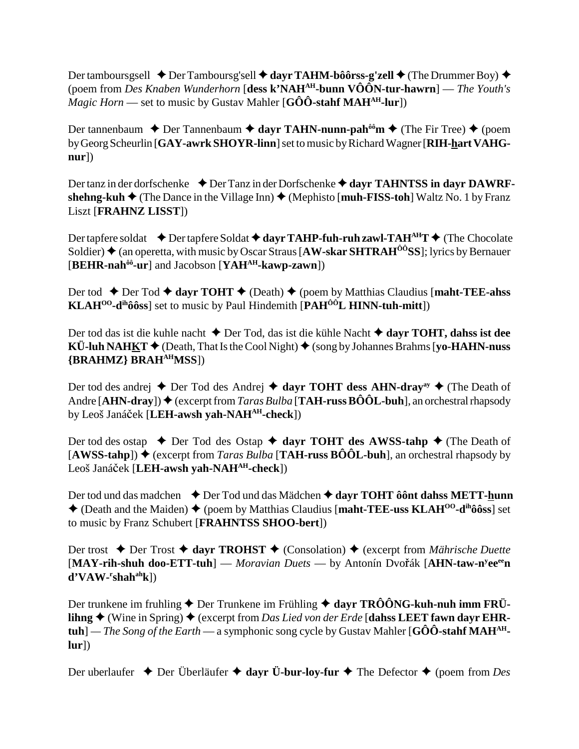Der tamboursgsell ✦ Der Tamboursg'sell ✦ **dayr TAHM-bôôrss-g'zell** ✦ (The Drummer Boy) ✦ (poem from *Des Knaben Wunderhorn* [**dess k'NAH^AH-bunn VÔÔN-tur-hawrn**] — *The Youth's Magic Horn* — set to music by Gustav Mahler [**GÔÔ-stahf MAH^AH-lur**])

Der tannenbaum ✦ Der Tannenbaum ✦ **dayr TAHN-nunn-pah^ôôm** ✦ (The Fir Tree) ✦ (poem by Georg Scheurlin [**GAY-awrk SHOYR-linn**] set to music by Richard Wagner [**RIH-hart VAHG-nur**])

Der tanz in der dorfschenke ✦ Der Tanz in der Dorfschenke ✦ **dayr TAHNTSS in dayr DAWRF-shehng-kuh** ✦ (The Dance in the Village Inn) ✦ (Mephisto [**muh-FISS-toh**] Waltz No. 1 by Franz Liszt [**FRAHNZ LISST**])

Der tapfere soldat ✦ Der tapfere Soldat ✦ **dayr TAHP-fuh-ruh zawl-TAH^AH T** ✦ (The Chocolate Soldier) ✦ (an operetta, with music by Oscar Straus [**AW-skar SHTRAH^ÔÔ SS**]; lyrics by Bernauer [**BEHR-nah^ôô-ur**] and Jacobson [**YAH^AH-kawp-zawn**])

Der tod ✦ Der Tod ✦ **dayr TOHT** ✦ (Death) ✦ (poem by Matthias Claudius [**maht-TEE-ahss KLAH^OO-d^ih ôôss**] set to music by Paul Hindemith [**PAH^ÔÔ L HINN-tuh-mitt**])

Der tod das ist die kuhle nacht ✦ Der Tod, das ist die kühle Nacht ✦ **dayr TOHT, dahss ist dee KÜ-luh NAHKT** ✦ (Death, That Is the Cool Night) ✦ (song by Johannes Brahms [**yo-HAHN-nuss {BRAHMZ} BRAH^AH MSS**])

Der tod des andrej ✦ Der Tod des Andrej ✦ **dayr TOHT dess AHN-dray^ay** ✦ (The Death of Andre [**AHN-dray**]) ✦ (excerpt from *Taras Bulba* [**TAH-russ BÔÔL-buh**], an orchestral rhapsody by Leoš Janáček [**LEH-awsh yah-NAH^AH-check**])

Der tod des ostap ✦ Der Tod des Ostap ✦ **dayr TOHT des AWSS-tahp** ✦ (The Death of [**AWSS-tahp**]) ✦ (excerpt from *Taras Bulba* [**TAH-russ BÔÔL-buh**], an orchestral rhapsody by Leoš Janáček [**LEH-awsh yah-NAH^AH-check**])

Der tod und das madchen ✦ Der Tod und das Mädchen ✦ **dayr TOHT ôônt dahss METT-hunn** ✦ (Death and the Maiden) ✦ (poem by Matthias Claudius [**maht-TEE-uss KLAH^OO-d^ih ôôss**] set to music by Franz Schubert [**FRAHNTSS SHOO-bert**])

Der trost ✦ Der Trost ✦ **dayr TROHST** ✦ (Consolation) ✦ (excerpt from *Mährische Duette* [**MAY-rih-shuh doo-ETT-tuh**] — *Moravian Duets* — by Antonín Dvořák [**AHN-taw-n^y ee^ee n d'VAW-^r shah^ah k**])

Der trunkene im fruhling ✦ Der Trunkene im Frühling ✦ **dayr TRÔÔNG-kuh-nuh imm FRÜ-lihng** ✦ (Wine in Spring) ✦ (excerpt from *Das Lied von der Erde* [**dahss LEET fawn dayr EHR-tuh**] — *The Song of the Earth* — a symphonic song cycle by Gustav Mahler [**GÔÔ-stahf MAH^AH-lur**])

Der uberlaufer ✦ Der Überläufer ✦ **dayr Ü-bur-loy-fur** ✦ The Defector ✦ (poem from *Des*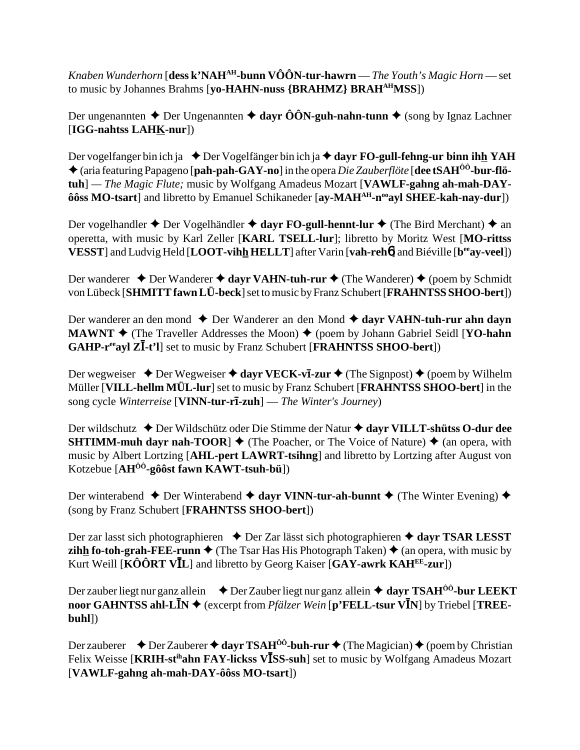*Knaben Wunderhorn* [**dess k'NAH^AH^-bunn VÔÔN-tur-hawrn** — *The Youth's Magic Horn* — set to music by Johannes Brahms [**yo-HAHN-nuss {BRAHMZ} BRAH^AH^MSS**])

Der ungenannten ✦ Der Ungenannten ✦ **dayr ÔÔN-guh-nahn-tunn** ✦ (song by Ignaz Lachner [**IGG-nahtss LAHK-nur**])

Der vogelfanger bin ich ja ✦ Der Vogelfänger bin ich ja ✦ **dayr FO-gull-fehng-ur binn ihh YAH** ✦ (aria featuring Papageno [**pah-pah-GAY-no**] in the opera *Die Zauberflöte* [**dee tSAH^ÔÔ^-bur-flö-tuh**] — *The Magic Flute;* music by Wolfgang Amadeus Mozart [**VAWLF-gahng ah-mah-DAY-ôôss MO-tsart**] and libretto by Emanuel Schikaneder [**ay-MAH^AH^-n^oo^ayl SHEE-kah-nay-dur**])

Der vogelhandler ✦ Der Vogelhändler ✦ **dayr FO-gull-hennt-lur** ✦ (The Bird Merchant) ✦ an operetta, with music by Karl Zeller [**KARL TSELL-lur**]; libretto by Moritz West [**MO-rittss VESST**] and Ludvig Held [**LOOT-vihh HELLT**] after Varin [**vah-rehɲ**] and Biéville [**b^ee^ay-veel**])

Der wanderer ✦ Der Wanderer ✦ **dayr VAHN-tuh-rur** ✦ (The Wanderer) ✦ (poem by Schmidt von Lübeck [**SHMITT fawn LÜ-beck**] set to music by Franz Schubert [**FRAHNTSS SHOO-bert**])

Der wanderer an den mond ✦ Der Wanderer an den Mond ✦ **dayr VAHN-tuh-rur ahn dayn MAWNT** ✦ (The Traveller Addresses the Moon) ✦ (poem by Johann Gabriel Seidl [**YO-hahn GAHP-r^ee^ayl ZĪ-t'l**] set to music by Franz Schubert [**FRAHNTSS SHOO-bert**])

Der wegweiser ✦ Der Wegweiser ✦ **dayr VECK-vī-zur** ✦ (The Signpost) ✦ (poem by Wilhelm Müller [**VILL-hellm MÜL-lur**] set to music by Franz Schubert [**FRAHNTSS SHOO-bert**] in the song cycle *Winterreise* [**VINN-tur-rī-zuh**] — *The Winter's Journey*)

Der wildschutz ✦ Der Wildschütz oder Die Stimme der Natur ✦ **dayr VILLT-shütss O-dur dee SHTIMM-muh dayr nah-TOOR**] ✦ (The Poacher, or The Voice of Nature) ✦ (an opera, with music by Albert Lortzing [**AHL-pert LAWRT-tsihng**] and libretto by Lortzing after August von Kotzebue [**AH^ÔÔ^-gôôst fawn KAWT-tsuh-bü**])

Der winterabend ✦ Der Winterabend ✦ **dayr VINN-tur-ah-bunnt** ✦ (The Winter Evening) ✦ (song by Franz Schubert [**FRAHNTSS SHOO-bert**])

Der zar lasst sich photographieren ✦ Der Zar lässt sich photographieren ✦ **dayr TSAR LESST zihh fo-toh-grah-FEE-runn** ✦ (The Tsar Has His Photograph Taken) ✦ (an opera, with music by Kurt Weill [**KÔÔRT VĪL**] and libretto by Georg Kaiser [**GAY-awrk KAH^EE^-zur**])

Der zauber liegt nur ganz allein ✦ Der Zauber liegt nur ganz allein ✦ **dayr TSAH^ÔÔ^-bur LEEKT noor GAHNTSS ahl-LĪN** ✦ (excerpt from *Pfälzer Wein* [**p'FELL-tsur VĪN**] by Triebel [**TREE-buhl**])

Der zauberer ✦ Der Zauberer ✦ **dayr TSAH^ÔÔ^-buh-rur** ✦ (The Magician) ✦ (poem by Christian Felix Weisse [**KRIH-st^ih^ahn FAY-lickss VĪSS-suh**] set to music by Wolfgang Amadeus Mozart [**VAWLF-gahng ah-mah-DAY-ôôss MO-tsart**])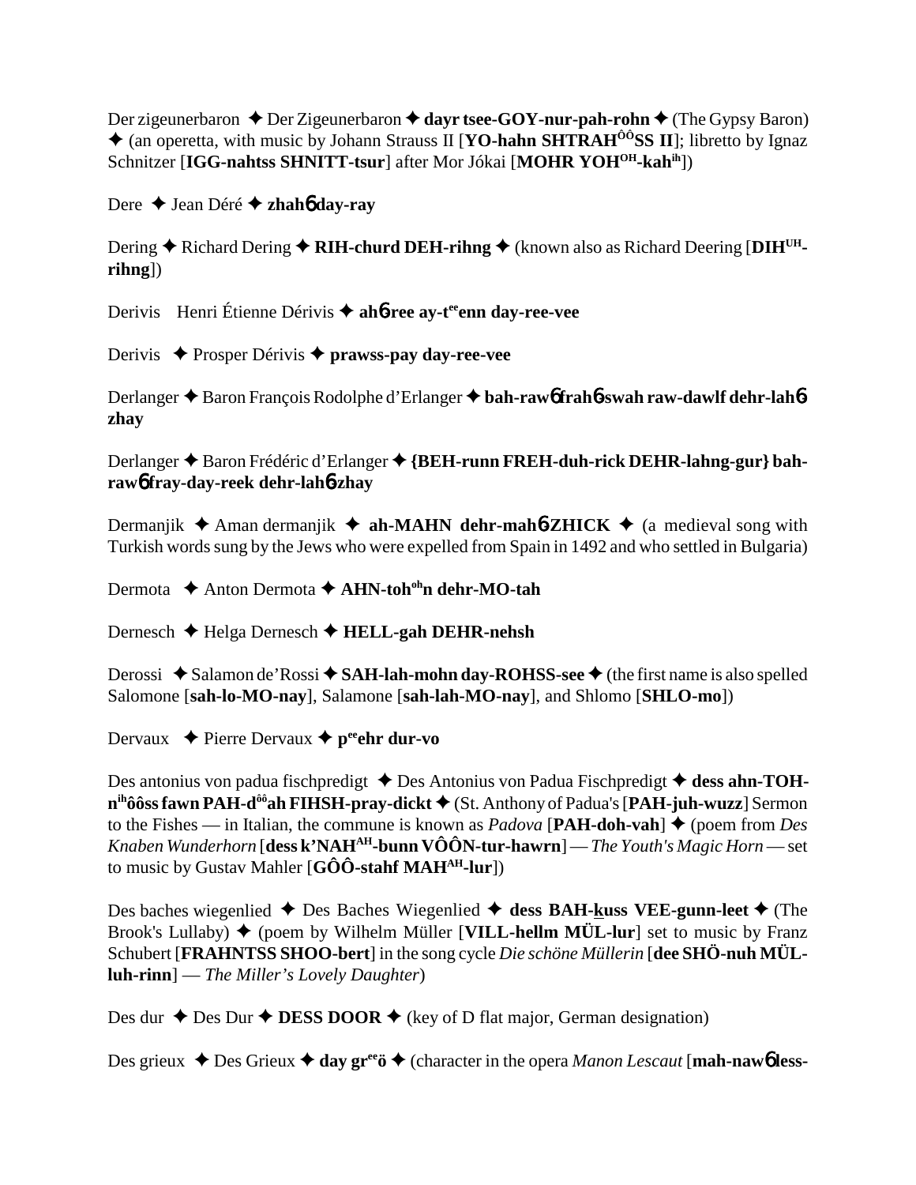Der zigeunerbaron ✦ Der Zigeunerbaron ✦ **dayr tsee-GOY-nur-pah-rohn** ✦ (The Gypsy Baron) ✦ (an operetta, with music by Johann Strauss II [**YO-hahn SHTRAH^ÔÔ^SS II**]; libretto by Ignaz Schnitzer [**IGG-nahtss SHNITT-tsur**] after Mor Jókai [**MOHR YOH^OH^-kah^ih^**])

Dere ✦ Jean Déré ✦ **zhah6 day-ray**

Dering ✦ Richard Dering ✦ **RIH-churd DEH-rihng** ✦ (known also as Richard Deering [**DIH^UH^-rihng**])

Derivis Henri Étienne Dérivis ✦ **ah6-ree ay-t^ee^enn day-ree-vee**

Derivis ✦ Prosper Dérivis ✦ **prawss-pay day-ree-vee**

Derlanger ✦ Baron François Rodolphe d'Erlanger ✦ **bah-raw6 frah6-swah raw-dawlf dehr-lah6-zhay**

Derlanger ✦ Baron Frédéric d'Erlanger ✦ **{BEH-runn FREH-duh-rick DEHR-lahng-gur} bah-raw6 fray-day-reek dehr-lah6-zhay**

Dermanjik ✦ Aman dermanjik ✦ **ah-MAHN dehr-mah6-ZHICK** ✦ (a medieval song with Turkish words sung by the Jews who were expelled from Spain in 1492 and who settled in Bulgaria)

Dermota ✦ Anton Dermota ✦ **AHN-toh^oh^n dehr-MO-tah**

Dernesch ✦ Helga Dernesch ✦ **HELL-gah DEHR-nehsh**

Derossi ✦ Salamon de'Rossi ✦ **SAH-lah-mohn day-ROHSS-see** ✦ (the first name is also spelled Salomone [**sah-lo-MO-nay**], Salamone [**sah-lah-MO-nay**], and Shlomo [**SHLO-mo**])

Dervaux ✦ Pierre Dervaux ✦ **p^ee^ehr dur-vo**

Des antonius von padua fischpredigt ✦ Des Antonius von Padua Fischpredigt ✦ **dess ahn-TOH-n^ih^ôôss fawn PAH-d^ôô^ah FIHSH-pray-dickt** ✦ (St. Anthony of Padua's [**PAH-juh-wuzz**] Sermon to the Fishes — in Italian, the commune is known as *Padova* [**PAH-doh-vah**] ✦ (poem from *Des Knaben Wunderhorn* [**dess k'NAH^AH^-bunn VÔÔN-tur-hawrn**] — *The Youth's Magic Horn* — set to music by Gustav Mahler [**GÔÔ-stahf MAH^AH^-lur**])

Des baches wiegenlied ✦ Des Baches Wiegenlied ✦ **dess BAH-kuss VEE-gunn-leet** ✦ (The Brook's Lullaby) ✦ (poem by Wilhelm Müller [**VILL-hellm MÜL-lur**] set to music by Franz Schubert [**FRAHNTSS SHOO-bert**] in the song cycle *Die schöne Müllerin* [**dee SHÖ-nuh MÜL-luh-rinn**] — *The Miller's Lovely Daughter*)

Des dur ✦ Des Dur ✦ **DESS DOOR** ✦ (key of D flat major, German designation)

Des grieux ✦ Des Grieux ✦ **day gr^ee^ö** ✦ (character in the opera *Manon Lescaut* [**mah-naw6 less-**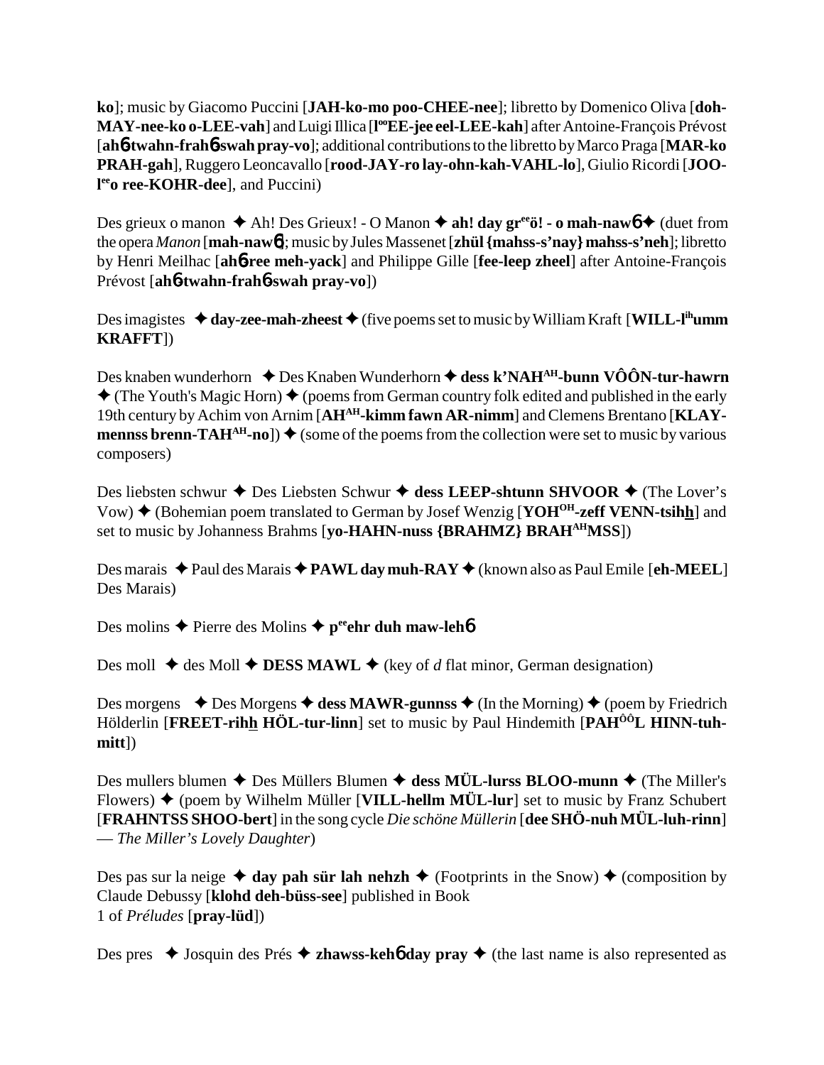**ko**]; music by Giacomo Puccini [**JAH-ko-mo poo-CHEE-nee**]; libretto by Domenico Oliva [**doh-MAY-nee-ko o-LEE-vah**] and Luigi Illica [**l°°EE-jee eel-LEE-kah**] after Antoine-François Prévost [**ah6-twahn-frah6-swah pray-vo**]; additional contributions to the libretto by Marco Praga [**MAR-ko PRAH-gah**], Ruggero Leoncavallo [**rood-JAY-ro lay-ohn-kah-VAHL-lo**], Giulio Ricordi [**JOO-l°°o ree-KOHR-dee**], and Puccini)

Des grieux o manon ✦ Ah! Des Grieux! - O Manon ✦ **ah! day gr°°ö! - o mah-naw6** ✦ (duet from the opera *Manon* [**mah-naw6**]; music by Jules Massenet [**zhül {mahss-s'nay} mahss-s'neh**]; libretto by Henri Meilhac [**ah6-ree meh-yack**] and Philippe Gille [**fee-leep zheel**] after Antoine-François Prévost [**ah6-twahn-frah6-swah pray-vo**])

Des imagistes ✦ **day-zee-mah-zheest** ✦ (five poems set to music by William Kraft [**WILL-l^ih umm KRAFFT**])

Des knaben wunderhorn ✦ Des Knaben Wunderhorn ✦ **dess k'NAH^AH-bunn VÔÔN-tur-hawrn** ✦ (The Youth's Magic Horn) ✦ (poems from German country folk edited and published in the early 19th century by Achim von Arnim [**AH^AH-kimm fawn AR-nimm**] and Clemens Brentano [**KLAY-mennss brenn-TAH^AH-no**]) ✦ (some of the poems from the collection were set to music by various composers)

Des liebsten schwur ✦ Des Liebsten Schwur ✦ **dess LEEP-shtunn SHVOOR** ✦ (The Lover's Vow) ✦ (Bohemian poem translated to German by Josef Wenzig [**YOH^OH-zeff VENN-tsihh**] and set to music by Johanness Brahms [**yo-HAHN-nuss {BRAHMZ} BRAH^AH MSS**])

Des marais ✦ Paul des Marais ✦ **PAWL day muh-RAY** ✦ (known also as Paul Emile [**eh-MEEL**] Des Marais)

Des molins ✦ Pierre des Molins ✦ **p°°ehr duh maw-leh6**

Des moll ✦ des Moll ✦ **DESS MAWL** ✦ (key of *d* flat minor, German designation)

Des morgens ✦ Des Morgens ✦ **dess MAWR-gunnss** ✦ (In the Morning) ✦ (poem by Friedrich Hölderlin [**FREET-rihh HÖL-tur-linn**] set to music by Paul Hindemith [**PAH^ÔÔ L HINN-tuh-mitt**])

Des mullers blumen ✦ Des Müllers Blumen ✦ **dess MÜL-lurss BLOO-munn** ✦ (The Miller's Flowers) ✦ (poem by Wilhelm Müller [**VILL-hellm MÜL-lur**] set to music by Franz Schubert [**FRAHNTSS SHOO-bert**] in the song cycle *Die schöne Müllerin* [**dee SHÖ-nuh MÜL-luh-rinn**] — *The Miller's Lovely Daughter*)

Des pas sur la neige ✦ **day pah sür lah nehzh** ✦ (Footprints in the Snow) ✦ (composition by Claude Debussy [**klohd deh-büss-see**] published in Book 1 of *Préludes* [**pray-lüd**])

Des pres ✦ Josquin des Prés ✦ **zhawss-keh6 day pray** ✦ (the last name is also represented as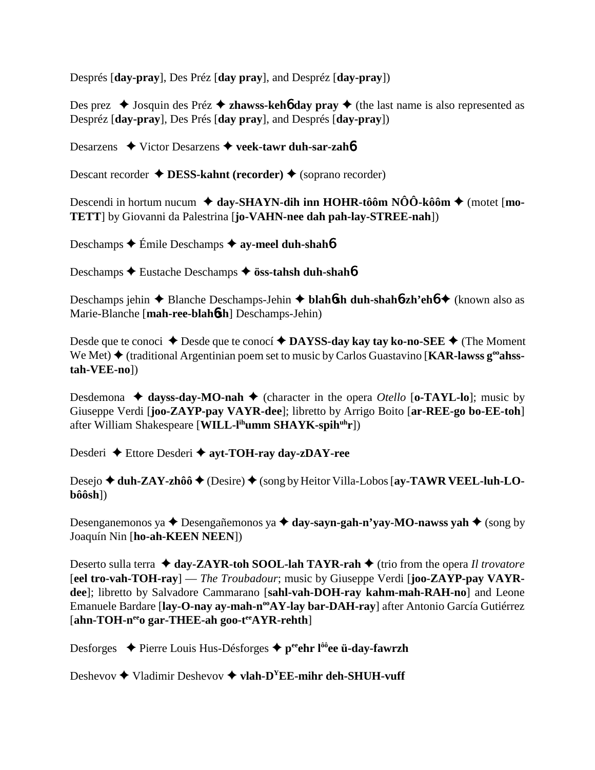Després [**day-pray**], Des Préz [**day pray**], and Despréz [**day-pray**])

Des prez ✦ Josquin des Préz ✦ **zhawss-keh6 day pray** ✦ (the last name is also represented as Despréz [**day-pray**], Des Prés [**day pray**], and Després [**day-pray**])

Desarzens ✦ Victor Desarzens ✦ **veek-tawr duh-sar-zah6**

Descant recorder ✦ **DESS-kahnt (recorder)** ✦ (soprano recorder)

Descendi in hortum nucum ✦ **day-SHAYN-dih inn HOHR-tôôm NÔÔ-kôôm** ✦ (motet [**mo-TETT**] by Giovanni da Palestrina [**jo-VAHN-nee dah pah-lay-STREE-nah**])

Deschamps ✦ Émile Deschamps ✦ **ay-meel duh-shah6**

Deschamps ✦ Eustache Deschamps ✦ **öss-tahsh duh-shah6**

Deschamps jehin ✦ Blanche Deschamps-Jehin ✦ **blah6sh duh-shah6-zh'eh6** ✦ (known also as Marie-Blanche [**mah-ree-blah6sh**] Deschamps-Jehin)

Desde que te conoci ✦ Desde que te conocí ✦ **DAYSS-day kay tay ko-no-SEE** ✦ (The Moment We Met) ✦ (traditional Argentinian poem set to music by Carlos Guastavino [**KAR-lawss g$^{oo}$ahss-tah-VEE-no**])

Desdemona ✦ **dayss-day-MO-nah** ✦ (character in the opera *Otello* [**o-TAYL-lo**]; music by Giuseppe Verdi [**joo-ZAYP-pay VAYR-dee**]; libretto by Arrigo Boito [**ar-REE-go bo-EE-toh**] after William Shakespeare [**WILL-l$^{ih}$umm SHAYK-spih$^{uh}$r**])

Desderi ✦ Ettore Desderi ✦ **ayt-TOH-ray day-zDAY-ree**

Desejo ✦ **duh-ZAY-zhôô** ✦ (Desire) ✦ (song by Heitor Villa-Lobos [**ay-TAWR VEEL-luh-LO-bôôsh**])

Desenganemonos ya ✦ Desengañemonos ya ✦ **day-sayn-gah-n'yay-MO-nawss yah** ✦ (song by Joaquín Nin [**ho-ah-KEEN NEEN**])

Deserto sulla terra ✦ **day-ZAYR-toh SOOL-lah TAYR-rah** ✦ (trio from the opera *Il trovatore* [**eel tro-vah-TOH-ray**] — *The Troubadour*; music by Giuseppe Verdi [**joo-ZAYP-pay VAYR-dee**]; libretto by Salvadore Cammarano [**sahl-vah-DOH-ray kahm-mah-RAH-no**] and Leone Emanuele Bardare [**lay-O-nay ay-mah-n$^{oo}$AY-lay bar-DAH-ray**] after Antonio García Gutiérrez [**ahn-TOH-n$^{ee}$o gar-THEE-ah goo-t$^{ee}$AYR-rehth**]

Desforges ✦ Pierre Louis Hus-Désforges ✦ **p$^{ee}$ehr l$^{ôô}$ee ü-day-fawrzh**

Deshevov ✦ Vladimir Deshevov ✦ **vlah-D$^{Y}$EE-mihr deh-SHUH-vuff**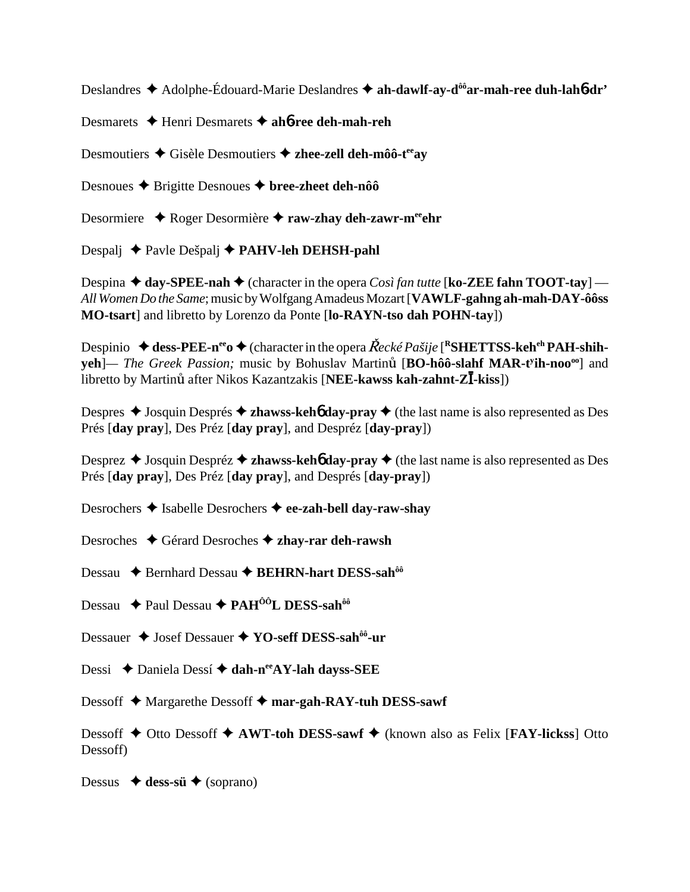Deslandres ✦ Adolphe-Édouard-Marie Deslandres ✦ **ah-dawlf-ay-d^ôô^ar-mah-ree duh-lah6-dr'**

Desmarets ✦ Henri Desmarets ✦ **ah6-ree deh-mah-reh**

Desmoutiers ✦ Gisèle Desmoutiers ✦ **zhee-zell deh-môô-t^ee^ay**

Desnoues ✦ Brigitte Desnoues ✦ **bree-zheet deh-nôô**

Desormiere ✦ Roger Desormière ✦ **raw-zhay deh-zawr-m^ee^ehr**

Despalj ✦ Pavle Dešpalj ✦ **PAHV-leh DEHSH-pahl**

Despina ✦ **day-SPEE-nah** ✦ (character in the opera *Così fan tutte* [**ko-ZEE fahn TOOT-tay**] — *All Women Do the Same*; music by Wolfgang Amadeus Mozart [**VAWLF-gahng ah-mah-DAY-ôôss MO-tsart**] and libretto by Lorenzo da Ponte [**lo-RAYN-tso dah POHN-tay**])

Despinio ✦ **dess-PEE-n^ee^o** ✦ (character in the opera *Řecké Pašije* [**^R^SHETTSS-keh^eh^ PAH-shih-yeh**]— *The Greek Passion;* music by Bohuslav Martinů [**BO-hôô-slahf MAR-t^y^ih-noo^oo^**] and libretto by Martinů after Nikos Kazantzakis [**NEE-kawss kah-zahnt-ZĪ-kiss**])

Despres ✦ Josquin Després ✦ **zhawss-keh6 day-pray** ✦ (the last name is also represented as Des Prés [**day pray**], Des Préz [**day pray**], and Despréz [**day-pray**])

Desprez ✦ Josquin Despréz ✦ **zhawss-keh6 day-pray** ✦ (the last name is also represented as Des Prés [**day pray**], Des Préz [**day pray**], and Després [**day-pray**])

Desrochers ✦ Isabelle Desrochers ✦ **ee-zah-bell day-raw-shay**

Desroches ✦ Gérard Desroches ✦ **zhay-rar deh-rawsh**

Dessau ✦ Bernhard Dessau ✦ **BEHRN-hart DESS-sah^ôô^**

Dessau ✦ Paul Dessau ✦ **PAH^ÔÔ^L DESS-sah^ôô^**

Dessauer ✦ Josef Dessauer ✦ **YO-seff DESS-sah^ôô^-ur**

Dessi ✦ Daniela Dessí ✦ **dah-n^ee^AY-lah dayss-SEE**

Dessoff ✦ Margarethe Dessoff ✦ **mar-gah-RAY-tuh DESS-sawf**

Dessoff ✦ Otto Dessoff ✦ **AWT-toh DESS-sawf** ✦ (known also as Felix [**FAY-lickss**] Otto Dessoff)

Dessus ✦ **dess-sü** ✦ (soprano)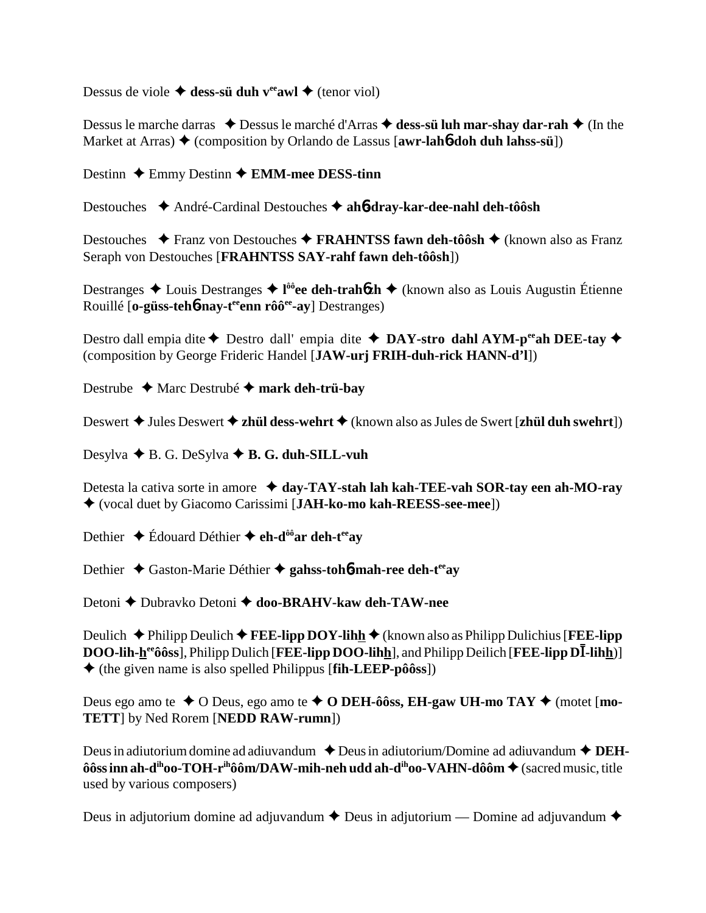Dessus de viole ✦ **dess-sü duh v<sup>ee</sup>awl** ✦ (tenor viol)

Dessus le marche darras ✦ Dessus le marché d'Arras ✦ **dess-sü luh mar-shay dar-rah** ✦ (In the Market at Arras) ✦ (composition by Orlando de Lassus [**awr-lah6-doh duh lahss-sü**])

Destinn ✦ Emmy Destinn ✦ **EMM-mee DESS-tinn**

Destouches ✦ André-Cardinal Destouches ✦ **ah6-dray-kar-dee-nahl deh-tôôsh**

Destouches ✦ Franz von Destouches ✦ **FRAHNTSS fawn deh-tôôsh** ✦ (known also as Franz Seraph von Destouches [**FRAHNTSS SAY-rahf fawn deh-tôôsh**])

Destranges ✦ Louis Destranges ✦ **l<sup>ôô</sup>ee deh-trah6zh** ✦ (known also as Louis Augustin Étienne Rouillé [**o-güss-teh6-nay-t<sup>ee</sup>enn rôô<sup>ee</sup>-ay**] Destranges)

Destro dall empia dite ✦ Destro dall' empia dite ✦ **DAY-stro dahl AYM-p<sup>ee</sup>ah DEE-tay** ✦ (composition by George Frideric Handel [**JAW-urj FRIH-duh-rick HANN-d'l**])

Destrube ✦ Marc Destrubé ✦ **mark deh-trü-bay**

Deswert ✦ Jules Deswert ✦ **zhül dess-wehrt** ✦ (known also as Jules de Swert [**zhül duh swehrt**])

Desylva ✦ B. G. DeSylva ✦ **B. G. duh-SILL-vuh**

Detesta la cativa sorte in amore ✦ **day-TAY-stah lah kah-TEE-vah SOR-tay een ah-MO-ray** ✦ (vocal duet by Giacomo Carissimi [**JAH-ko-mo kah-REESS-see-mee**])

Dethier ✦ Édouard Déthier ✦ **eh-d<sup>ôô</sup>ar deh-t<sup>ee</sup>ay**

Dethier ✦ Gaston-Marie Déthier ✦ **gahss-toh6-mah-ree deh-t<sup>ee</sup>ay**

Detoni ✦ Dubravko Detoni ✦ **doo-BRAHV-kaw deh-TAW-nee**

Deulich ✦ Philipp Deulich ✦ **FEE-lipp DOY-lihh** ✦ (known also as Philipp Dulichius [**FEE-lipp DOO-lih-h<sup>ee</sup>ôôss**], Philipp Dulich [**FEE-lipp DOO-lihh**], and Philipp Deilich [**FEE-lipp DĪ-lihh**]) ✦ (the given name is also spelled Philippus [**fih-LEEP-pôôss**])

Deus ego amo te ✦ O Deus, ego amo te ✦ **O DEH-ôôss, EH-gaw UH-mo TAY** ✦ (motet [**mo-TETT**] by Ned Rorem [**NEDD RAW-rumn**])

Deus in adiutorium domine ad adiuvandum ✦ Deus in adiutorium/Domine ad adiuvandum ✦ **DEH-ôôss inn ah-d<sup>ih</sup>oo-TOH-r<sup>ih</sup>ôôm/DAW-mih-neh udd ah-d<sup>ih</sup>oo-VAHN-dôôm** ✦ (sacred music, title used by various composers)

Deus in adjutorium domine ad adjuvandum ✦ Deus in adjutorium — Domine ad adjuvandum ✦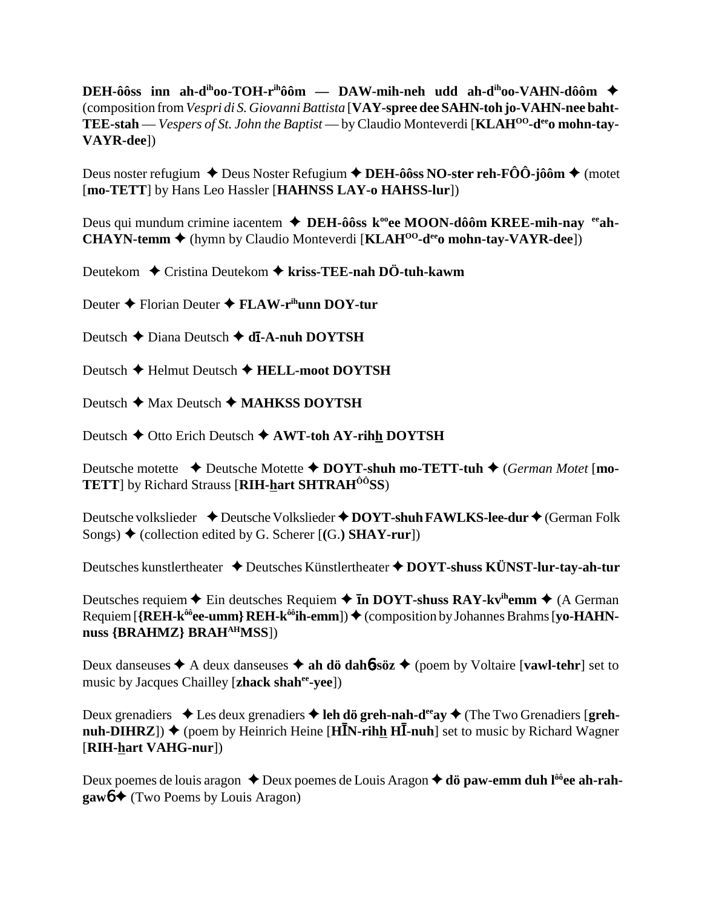**DEH-ôôss inn ah-d^ih^oo-TOH-r^ih^ôôm — DAW-mih-neh udd ah-d^ih^oo-VAHN-dôôm** ✦ (composition from *Vespri di S. Giovanni Battista* [**VAY-spree dee SAHN-toh jo-VAHN-nee baht-TEE-stah** — *Vespers of St. John the Baptist* — by Claudio Monteverdi [**KLAH^OO^-d^ee^o mohn-tay-VAYR-dee**])

Deus noster refugium ✦ Deus Noster Refugium ✦ **DEH-ôôss NO-ster reh-FÔÔ-jôôm** ✦ (motet [**mo-TETT**] by Hans Leo Hassler [**HAHNSS LAY-o HAHSS-lur**])

Deus qui mundum crimine iacentem ✦ **DEH-ôôss k^oo^ee MOON-dôôm KREE-mih-nay ^ee^ah-CHAYN-temm** ✦ (hymn by Claudio Monteverdi [**KLAH^OO^-d^ee^o mohn-tay-VAYR-dee**])

Deutekom ✦ Cristina Deutekom ✦ **kriss-TEE-nah DÖ-tuh-kawm**

Deuter ✦ Florian Deuter ✦ **FLAW-r^ih^unn DOY-tur**

Deutsch ✦ Diana Deutsch ✦ **dī-A-nuh DOYTSH**

Deutsch ✦ Helmut Deutsch ✦ **HELL-moot DOYTSH**

Deutsch ✦ Max Deutsch ✦ **MAHKSS DOYTSH**

Deutsch ✦ Otto Erich Deutsch ✦ **AWT-toh AY-rihh DOYTSH**

Deutsche motette ✦ Deutsche Motette ✦ **DOYT-shuh mo-TETT-tuh** ✦ (*German Motet* [**mo-TETT**] by Richard Strauss [**RIH-hart SHTRAH^ÔÔ^SS**)

Deutsche volkslieder ✦ Deutsche Volkslieder ✦ **DOYT-shuh FAWLKS-lee-dur** ✦ (German Folk Songs) ✦ (collection edited by G. Scherer [**(G.) SHAY-rur**])

Deutsches kunstlertheater ✦ Deutsches Künstlertheater ✦ **DOYT-shuss KÜNST-lur-tay-ah-tur**

Deutsches requiem ✦ Ein deutsches Requiem ✦ **īn DOYT-shuss RAY-kv^ih^emm** ✦ (A German Requiem [**{REH-k^ôô^ee-umm} REH-k^ôô^ih-emm**]) ✦ (composition by Johannes Brahms [**yo-HAHN-nuss {BRAHMZ} BRAH^AH^MSS**])

Deux danseuses ✦ A deux danseuses ✦ **ah dö dah6söz** ✦ (poem by Voltaire [**vawl-tehr**] set to music by Jacques Chailley [**zhack shah^ee^-yee**])

Deux grenadiers ✦ Les deux grenadiers ✦ **leh dö greh-nah-d^ee^ay** ✦ (The Two Grenadiers [**greh-nuh-DIHRZ**]) ✦ (poem by Heinrich Heine [**HĪN-rihh HĪ-nuh**] set to music by Richard Wagner [**RIH-hart VAHG-nur**])

Deux poemes de louis aragon ✦ Deux poemes de Louis Aragon ✦ **dö paw-emm duh l^ôô^ee ah-rah-gaw6** ✦ (Two Poems by Louis Aragon)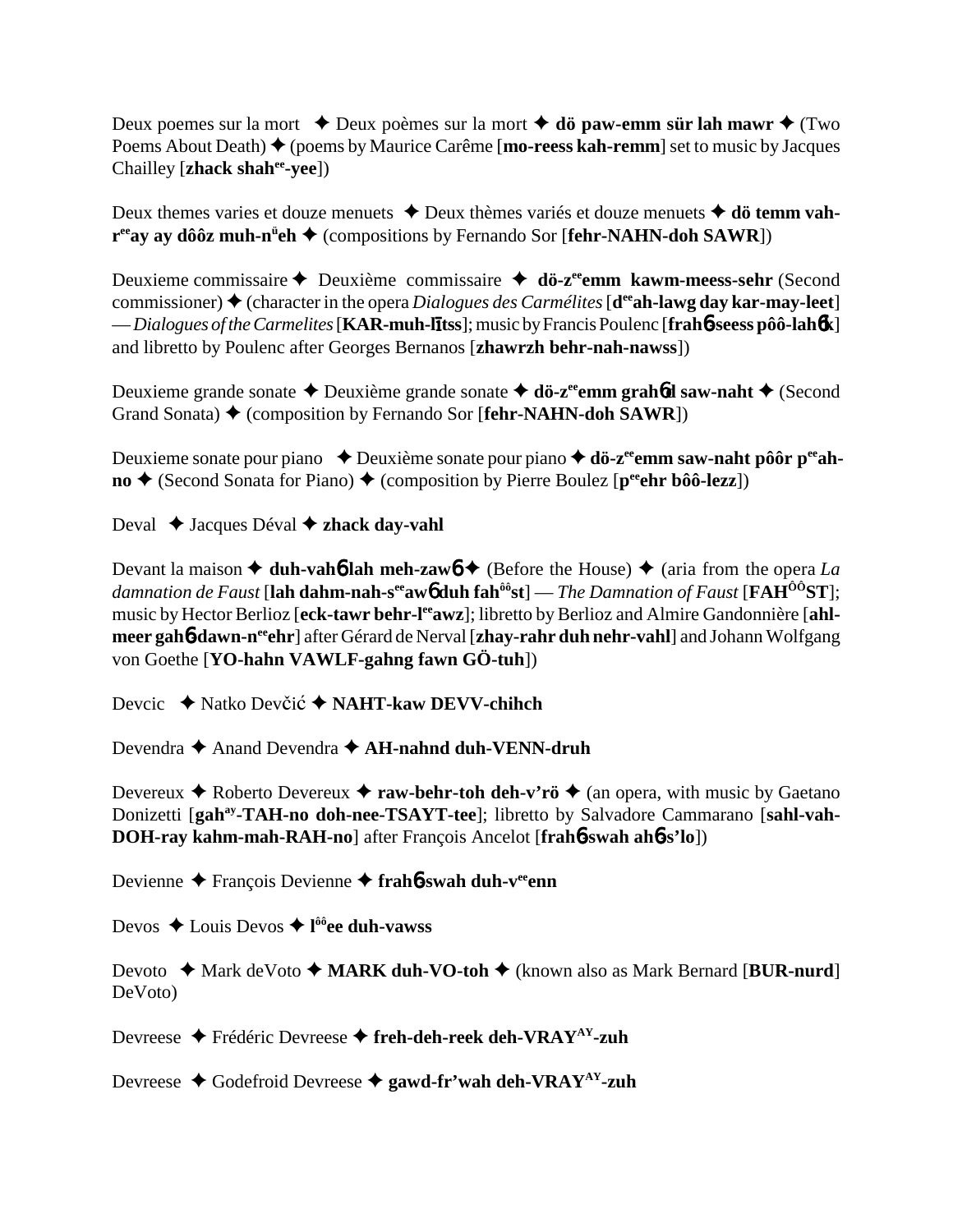Deux poemes sur la mort ✦ Deux poèmes sur la mort ✦ **dö paw-emm sür lah mawr** ✦ (Two Poems About Death) ✦ (poems by Maurice Carême [**mo-reess kah-remm**] set to music by Jacques Chailley [**zhack shah[ee]-yee**])

Deux themes varies et douze menuets ✦ Deux thèmes variés et douze menuets ✦ **dö temm vah-r[ee]ay ay dôôz muh-n[ü]eh** ✦ (compositions by Fernando Sor [**fehr-NAHN-doh SAWR**])

Deuxieme commissaire ✦ Deuxième commissaire ✦ **dö-z[ee]emm kawm-meess-sehr** (Second commissioner) ✦ (character in the opera *Dialogues des Carmélites* [**d[ee]ah-lawg day kar-may-leet**] — *Dialogues of the Carmelites* [**KAR-muh-līts**]; music by Francis Poulenc [**frahɓ-seess pôô-lahɓk**] and libretto by Poulenc after Georges Bernanos [**zhawrzh behr-nah-nawss**])

Deuxieme grande sonate ✦ Deuxième grande sonate ✦ **dö-z[ee]emm grahɓd saw-naht** ✦ (Second Grand Sonata) ✦ (composition by Fernando Sor [**fehr-NAHN-doh SAWR**])

Deuxieme sonate pour piano ✦ Deuxième sonate pour piano ✦ **dö-z[ee]emm saw-naht pôôr p[ee]ah-no** ✦ (Second Sonata for Piano) ✦ (composition by Pierre Boulez [**p[ee]ehr bôô-lezz**])

Deval ✦ Jacques Déval ✦ **zhack day-vahl**

Devant la maison ✦ **duh-vahɓ lah meh-zawɓ** ✦ (Before the House) ✦ (aria from the opera *La damnation de Faust* [**lah dahm-nah-s[ee]awɓ duh fah[ôô]st**] — *The Damnation of Faust* [**FAH[ÔÔ]ST**]; music by Hector Berlioz [**eck-tawr behr-l[ee]awz**]; libretto by Berlioz and Almire Gandonnière [**ahl-meer gahɓ-dawn-n[ee]ehr**] after Gérard de Nerval [**zhay-rahr duh nehr-vahl**] and Johann Wolfgang von Goethe [**YO-hahn VAWLF-gahng fawn GÖ-tuh**])

Devcic ✦ Natko Devčić ✦ **NAHT-kaw DEVV-chihch**

Devendra ✦ Anand Devendra ✦ **AH-nahnd duh-VENN-druh**

Devereux ✦ Roberto Devereux ✦ **raw-behr-toh deh-v'rö** ✦ (an opera, with music by Gaetano Donizetti [**gah[ay]-TAH-no doh-nee-TSAYT-tee**]; libretto by Salvadore Cammarano [**sahl-vah-DOH-ray kahm-mah-RAH-no**] after François Ancelot [**frahɓ-swah ahɓ-s'lo**])

Devienne ✦ François Devienne ✦ **frahɓ-swah duh-v[ee]enn**

Devos ✦ Louis Devos ✦ **l[ôô]ee duh-vawss**

Devoto ✦ Mark deVoto ✦ **MARK duh-VO-toh** ✦ (known also as Mark Bernard [**BUR-nurd**] DeVoto)

Devreese ✦ Frédéric Devreese ✦ **freh-deh-reek deh-VRAY[AY]-zuh**

Devreese ✦ Godefroid Devreese ✦ **gawd-fr'wah deh-VRAY[AY]-zuh**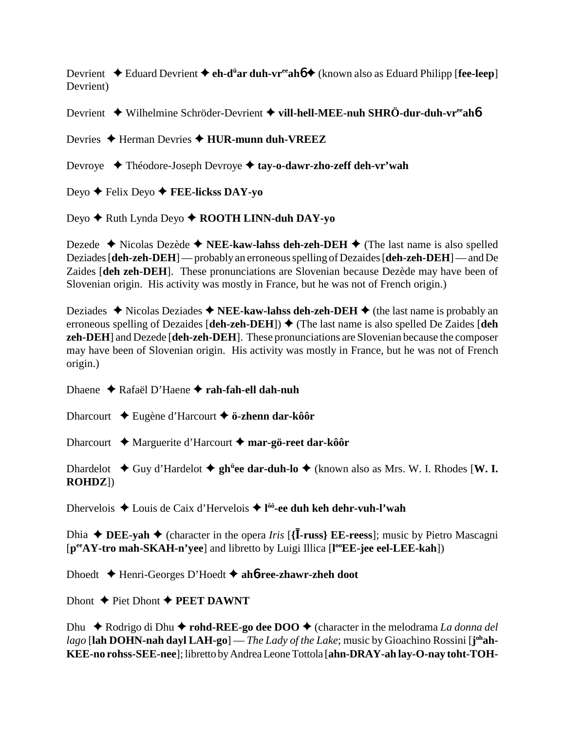Devrient ✦ Eduard Devrient ✦ **eh-d$^{\ddot{u}}$ar duh-vr$^{ee}$ah6** ✦ (known also as Eduard Philipp [**fee-leep**] Devrient)

Devrient ✦ Wilhelmine Schröder-Devrient ✦ **vill-hell-MEE-nuh SHRÖ-dur-duh-vr$^{ee}$ah6**

Devries ✦ Herman Devries ✦ **HUR-munn duh-VREEZ**

Devroye ✦ Théodore-Joseph Devroye ✦ **tay-o-dawr-zho-zeff deh-vr'wah**

Deyo ✦ Felix Deyo ✦ **FEE-lickss DAY-yo**

Deyo ✦ Ruth Lynda Deyo ✦ **ROOTH LINN-duh DAY-yo**

Dezede ✦ Nicolas Dezède ✦ **NEE-kaw-lahss deh-zeh-DEH** ✦ (The last name is also spelled Deziades [**deh-zeh-DEH**] — probably an erroneous spelling of Dezaides [**deh-zeh-DEH**] — and De Zaides [**deh zeh-DEH**]. These pronunciations are Slovenian because Dezède may have been of Slovenian origin. His activity was mostly in France, but he was not of French origin.)

Deziades ✦ Nicolas Deziades ✦ **NEE-kaw-lahss deh-zeh-DEH** ✦ (the last name is probably an erroneous spelling of Dezaides [**deh-zeh-DEH**]) ✦ (The last name is also spelled De Zaides [**deh zeh-DEH**] and Dezede [**deh-zeh-DEH**]. These pronunciations are Slovenian because the composer may have been of Slovenian origin. His activity was mostly in France, but he was not of French origin.)

Dhaene ✦ Rafaël D'Haene ✦ **rah-fah-ell dah-nuh**

Dharcourt ✦ Eugène d'Harcourt ✦ **ö-zhenn dar-kôôr**

Dharcourt ✦ Marguerite d'Harcourt ✦ **mar-gö-reet dar-kôôr**

Dhardelot ✦ Guy d'Hardelot ✦ **gh$^{\ddot{u}}$ee dar-duh-lo** ✦ (known also as Mrs. W. I. Rhodes [**W. I. ROHDZ**])

Dhervelois ✦ Louis de Caix d'Hervelois ✦ **l$^{ôô}$-ee duh keh dehr-vuh-l'wah**

Dhia ✦ **DEE-yah** ✦ (character in the opera *Iris* [**{Ī-russ} EE-reess**]; music by Pietro Mascagni [**p$^{ee}$AY-tro mah-SKAH-n'yee**] and libretto by Luigi Illica [**l$^{oo}$EE-jee eel-LEE-kah**])

Dhoedt ✦ Henri-Georges D'Hoedt ✦ **ah6ree-zhawr-zheh doot**

Dhont ✦ Piet Dhont ✦ **PEET DAWNT**

Dhu ✦ Rodrigo di Dhu ✦ **rohd-REE-go dee DOO** ✦ (character in the melodrama *La donna del lago* [**lah DOHN-nah dayl LAH-go**] — *The Lady of the Lake*; music by Gioachino Rossini [**j$^{oh}$ah-KEE-no rohss-SEE-nee**]; libretto by Andrea Leone Tottola [**ahn-DRAY-ah lay-O-nay toht-TOH-**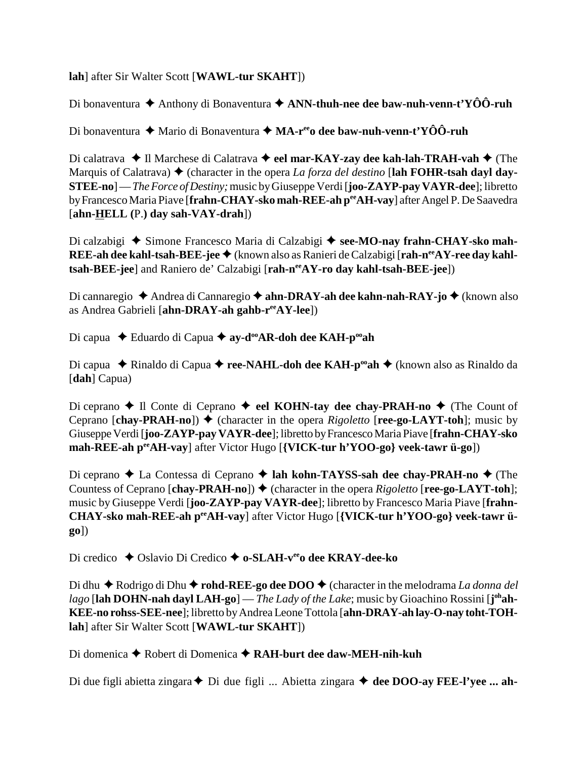**lah**] after Sir Walter Scott [**WAWL-tur SKAHT**])

Di bonaventura ✦ Anthony di Bonaventura ✦ **ANN-thuh-nee dee baw-nuh-venn-t'YÔÔ-ruh**

Di bonaventura ✦ Mario di Bonaventura ✦ **MA-r[ee]o dee baw-nuh-venn-t'YÔÔ-ruh**

Di calatrava ✦ Il Marchese di Calatrava ✦ **eel mar-KAY-zay dee kah-lah-TRAH-vah** ✦ (The Marquis of Calatrava) ✦ (character in the opera *La forza del destino* [**lah FOHR-tsah dayl day-STEE-no**] — *The Force of Destiny;* music by Giuseppe Verdi [**joo-ZAYP-pay VAYR-dee**]; libretto by Francesco Maria Piave [**frahn-CHAY-sko mah-REE-ah p[ee]AH-vay**] after Angel P. De Saavedra [**ahn-HELL (P.) day sah-VAY-drah**])

Di calzabigi ✦ Simone Francesco Maria di Calzabigi ✦ **see-MO-nay frahn-CHAY-sko mah-REE-ah dee kahl-tsah-BEE-jee** ✦ (known also as Ranieri de Calzabigi [**rah-n[ee]AY-ree day kahl-tsah-BEE-jee**] and Raniero de' Calzabigi [**rah-n[ee]AY-ro day kahl-tsah-BEE-jee**])

Di cannaregio ✦ Andrea di Cannaregio ✦ **ahn-DRAY-ah dee kahn-nah-RAY-jo** ✦ (known also as Andrea Gabrieli [**ahn-DRAY-ah gahb-r[ee]AY-lee**])

Di capua ✦ Eduardo di Capua ✦ **ay-d[oo]AR-doh dee KAH-p[oo]ah**

Di capua ✦ Rinaldo di Capua ✦ **ree-NAHL-doh dee KAH-p[oo]ah** ✦ (known also as Rinaldo da [**dah**] Capua)

Di ceprano ✦ Il Conte di Ceprano ✦ **eel KOHN-tay dee chay-PRAH-no** ✦ (The Count of Ceprano [**chay-PRAH-no**]) ✦ (character in the opera *Rigoletto* [**ree-go-LAYT-toh**]; music by Giuseppe Verdi [**joo-ZAYP-pay VAYR-dee**]; libretto by Francesco Maria Piave [**frahn-CHAY-sko mah-REE-ah p[ee]AH-vay**] after Victor Hugo [**{VICK-tur h'YOO-go} veek-tawr ü-go**])

Di ceprano ✦ La Contessa di Ceprano ✦ **lah kohn-TAYSS-sah dee chay-PRAH-no** ✦ (The Countess of Ceprano [**chay-PRAH-no**]) ✦ (character in the opera *Rigoletto* [**ree-go-LAYT-toh**]; music by Giuseppe Verdi [**joo-ZAYP-pay VAYR-dee**]; libretto by Francesco Maria Piave [**frahn-CHAY-sko mah-REE-ah p[ee]AH-vay**] after Victor Hugo [**{VICK-tur h'YOO-go} veek-tawr ü-go**])

Di credico ✦ Oslavio Di Credico ✦ **o-SLAH-v[ee]o dee KRAY-dee-ko**

Di dhu ✦ Rodrigo di Dhu ✦ **rohd-REE-go dee DOO** ✦ (character in the melodrama *La donna del lago* [**lah DOHN-nah dayl LAH-go**] — *The Lady of the Lake*; music by Gioachino Rossini [**j[oh]ah-KEE-no rohss-SEE-nee**]; libretto by Andrea Leone Tottola [**ahn-DRAY-ah lay-O-nay toht-TOH-lah**] after Sir Walter Scott [**WAWL-tur SKAHT**])

Di domenica ✦ Robert di Domenica ✦ **RAH-burt dee daw-MEH-nih-kuh**

Di due figli abietta zingara ✦ Di due figli ... Abietta zingara ✦ **dee DOO-ay FEE-l'yee ... ah-**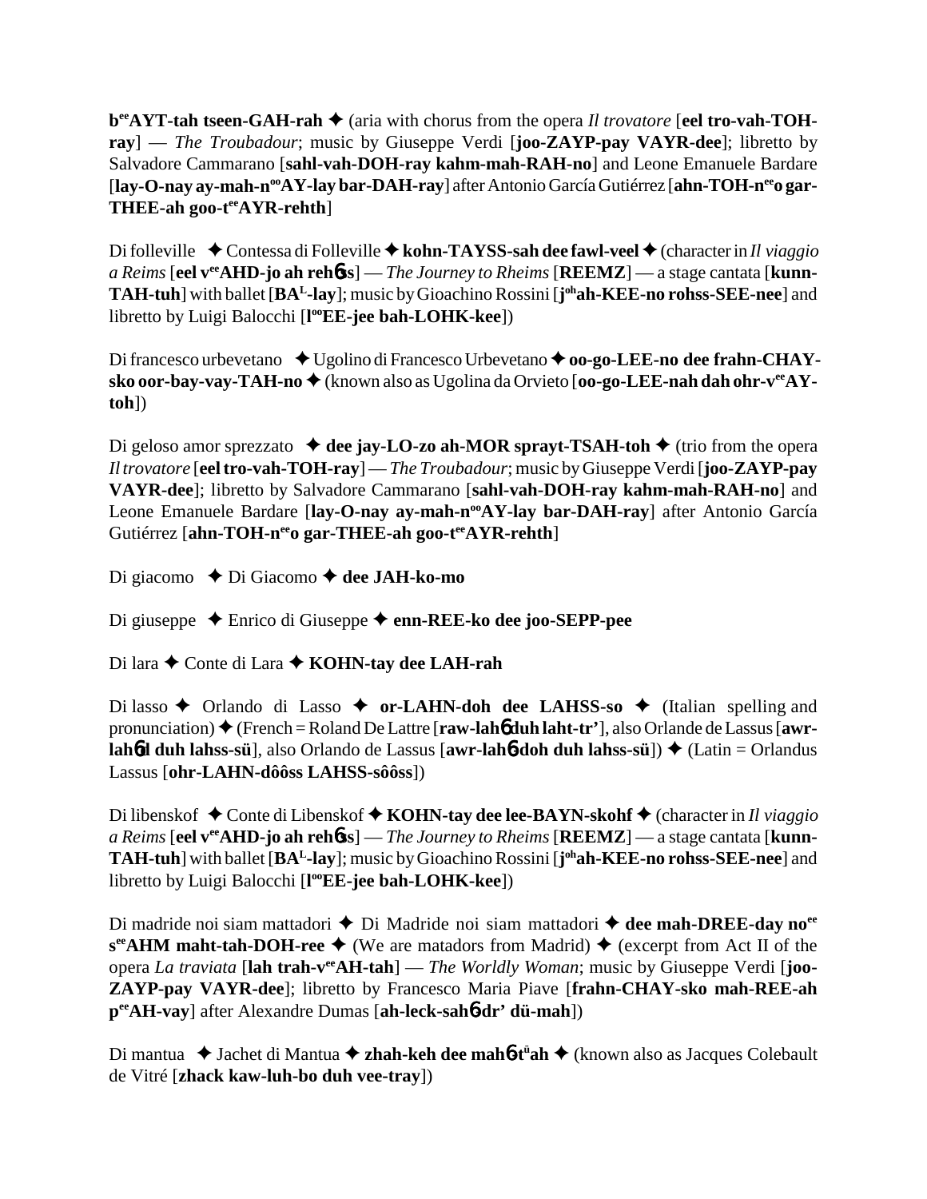**b^ee^AYT-tah tseen-GAH-rah** ✦ (aria with chorus from the opera *Il trovatore* [**eel tro-vah-TOH-ray**] — *The Troubadour*; music by Giuseppe Verdi [**joo-ZAYP-pay VAYR-dee**]; libretto by Salvadore Cammarano [**sahl-vah-DOH-ray kahm-mah-RAH-no**] and Leone Emanuele Bardare [**lay-O-nay ay-mah-n^oo^AY-lay bar-DAH-ray**] after Antonio García Gutiérrez [**ahn-TOH-n^ee^o gar-THEE-ah goo-t^ee^AYR-rehth**]

Di folleville ✦ Contessa di Folleville ✦ **kohn-TAYSS-sah dee fawl-veel** ✦ (character in *Il viaggio a Reims* [**eel v^ee^AHD-jo ah rehɶss**] — *The Journey to Rheims* [**REEMZ**] — a stage cantata [**kunn-TAH-tuh**] with ballet [**BA^L^-lay**]; music by Gioachino Rossini [**j^oh^ah-KEE-no rohss-SEE-nee**] and libretto by Luigi Balocchi [**l^oo^EE-jee bah-LOHK-kee**])

Di francesco urbevetano ✦ Ugolino di Francesco Urbevetano ✦ **oo-go-LEE-no dee frahn-CHAY-sko oor-bay-vay-TAH-no** ✦ (known also as Ugolina da Orvieto [**oo-go-LEE-nah dah ohr-v^ee^AY-toh**])

Di geloso amor sprezzato ✦ **dee jay-LO-zo ah-MOR sprayt-TSAH-toh** ✦ (trio from the opera *Il trovatore* [**eel tro-vah-TOH-ray**] — *The Troubadour*; music by Giuseppe Verdi [**joo-ZAYP-pay VAYR-dee**]; libretto by Salvadore Cammarano [**sahl-vah-DOH-ray kahm-mah-RAH-no**] and Leone Emanuele Bardare [**lay-O-nay ay-mah-n^oo^AY-lay bar-DAH-ray**] after Antonio García Gutiérrez [**ahn-TOH-n^ee^o gar-THEE-ah goo-t^ee^AYR-rehth**]

Di giacomo ✦ Di Giacomo ✦ **dee JAH-ko-mo**

Di giuseppe ✦ Enrico di Giuseppe ✦ **enn-REE-ko dee joo-SEPP-pee**

Di lara ✦ Conte di Lara ✦ **KOHN-tay dee LAH-rah**

Di lasso ✦ Orlando di Lasso ✦ **or-LAHN-doh dee LAHSS-so** ✦ (Italian spelling and pronunciation) ✦ (French = Roland De Lattre [**raw-lahɶ duh laht-tr'**], also Orlande de Lassus [**awr-lahɶd duh lahss-sü**], also Orlando de Lassus [**awr-lahɶ-doh duh lahss-sü**]) ✦ (Latin = Orlandus Lassus [**ohr-LAHN-dôôss LAHSS-sôôss**])

Di libenskof ✦ Conte di Libenskof ✦ **KOHN-tay dee lee-BAYN-skohf** ✦ (character in *Il viaggio a Reims* [**eel v^ee^AHD-jo ah rehɶss**] — *The Journey to Rheims* [**REEMZ**] — a stage cantata [**kunn-TAH-tuh**] with ballet [**BA^L^-lay**]; music by Gioachino Rossini [**j^oh^ah-KEE-no rohss-SEE-nee**] and libretto by Luigi Balocchi [**l^oo^EE-jee bah-LOHK-kee**])

Di madride noi siam mattadori ✦ Di Madride noi siam mattadori ✦ **dee mah-DREE-day no^ee^ s^ee^AHM maht-tah-DOH-ree** ✦ (We are matadors from Madrid) ✦ (excerpt from Act II of the opera *La traviata* [**lah trah-v^ee^AH-tah**] — *The Worldly Woman*; music by Giuseppe Verdi [**joo-ZAYP-pay VAYR-dee**]; libretto by Francesco Maria Piave [**frahn-CHAY-sko mah-REE-ah p^ee^AH-vay**] after Alexandre Dumas [**ah-leck-sahɶ-dr' dü-mah**])

Di mantua ✦ Jachet di Mantua ✦ **zhah-keh dee mahɶ-t^ü^ah** ✦ (known also as Jacques Colebault de Vitré [**zhack kaw-luh-bo duh vee-tray**])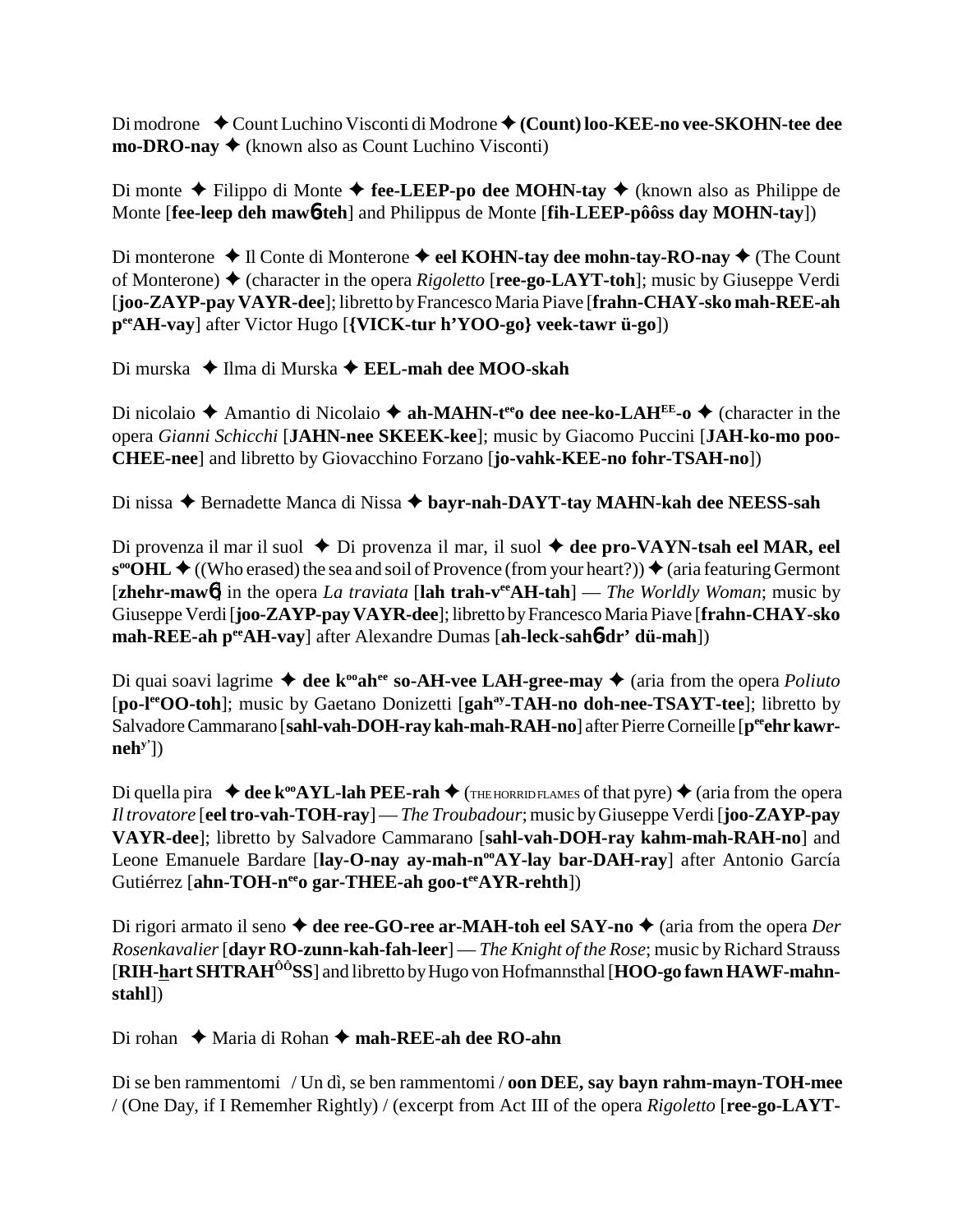Di modrone ✦ Count Luchino Visconti di Modrone ✦ **(Count) loo-KEE-no vee-SKOHN-tee dee mo-DRO-nay** ✦ (known also as Count Luchino Visconti)

Di monte ✦ Filippo di Monte ✦ **fee-LEEP-po dee MOHN-tay** ✦ (known also as Philippe de Monte [**fee-leep deh maw6-teh**] and Philippus de Monte [**fih-LEEP-pôôss day MOHN-tay**])

Di monterone ✦ Il Conte di Monterone ✦ **eel KOHN-tay dee mohn-tay-RO-nay** ✦ (The Count of Monterone) ✦ (character in the opera *Rigoletto* [**ree-go-LAYT-toh**]; music by Giuseppe Verdi [**joo-ZAYP-pay VAYR-dee**]; libretto by Francesco Maria Piave [**frahn-CHAY-sko mah-REE-ah p$^{ee}$AH-vay**] after Victor Hugo [**{VICK-tur h'YOO-go} veek-tawr ü-go**])

Di murska ✦ Ilma di Murska ✦ **EEL-mah dee MOO-skah**

Di nicolaio ✦ Amantio di Nicolaio ✦ **ah-MAHN-t$^{ee}$o dee nee-ko-LAH$^{EE}$-o** ✦ (character in the opera *Gianni Schicchi* [**JAHN-nee SKEEK-kee**]; music by Giacomo Puccini [**JAH-ko-mo poo-CHEE-nee**] and libretto by Giovacchino Forzano [**jo-vahk-KEE-no fohr-TSAH-no**])

Di nissa ✦ Bernadette Manca di Nissa ✦ **bayr-nah-DAYT-tay MAHN-kah dee NEESS-sah**

Di provenza il mar il suol ✦ Di provenza il mar, il suol ✦ **dee pro-VAYN-tsah eel MAR, eel s$^{oo}$OHL** ✦ ((Who erased) the sea and soil of Provence (from your heart?)) ✦ (aria featuring Germont [**zhehr-maw6**] in the opera *La traviata* [**lah trah-v$^{ee}$AH-tah**] — *The Worldly Woman*; music by Giuseppe Verdi [**joo-ZAYP-pay VAYR-dee**]; libretto by Francesco Maria Piave [**frahn-CHAY-sko mah-REE-ah p$^{ee}$AH-vay**] after Alexandre Dumas [**ah-leck-sah6dr' dü-mah**])

Di quai soavi lagrime ✦ **dee k$^{oo}$ah$^{ee}$ so-AH-vee LAH-gree-may** ✦ (aria from the opera *Poliuto* [**po-l$^{ee}$OO-toh**]; music by Gaetano Donizetti [**gah$^{ay}$-TAH-no doh-nee-TSAYT-tee**]; libretto by Salvadore Cammarano [**sahl-vah-DOH-ray kah-mah-RAH-no**] after Pierre Corneille [**p$^{ee}$ehr kawr-neh$^{y'}$**])

Di quella pira ✦ **dee k$^{oo}$AYL-lah PEE-rah** ✦ (THE HORRID FLAMES of that pyre) ✦ (aria from the opera *Il trovatore* [**eel tro-vah-TOH-ray**] — *The Troubadour*; music by Giuseppe Verdi [**joo-ZAYP-pay VAYR-dee**]; libretto by Salvadore Cammarano [**sahl-vah-DOH-ray kahm-mah-RAH-no**] and Leone Emanuele Bardare [**lay-O-nay ay-mah-n$^{oo}$AY-lay bar-DAH-ray**] after Antonio García Gutiérrez [**ahn-TOH-n$^{ee}$o gar-THEE-ah goo-t$^{ee}$AYR-rehth**])

Di rigori armato il seno ✦ **dee ree-GO-ree ar-MAH-toh eel SAY-no** ✦ (aria from the opera *Der Rosenkavalier* [**dayr RO-zunn-kah-fah-leer**] — *The Knight of the Rose*; music by Richard Strauss [**RIH-hart SHTRAH$^{ÔÔ}$SS**] and libretto by Hugo von Hofmannsthal [**HOO-go fawn HAWF-mahn-stahl**])

Di rohan ✦ Maria di Rohan ✦ **mah-REE-ah dee RO-ahn**

Di se ben rammentomi / Un dì, se ben rammentomi / **oon DEE, say bayn rahm-mayn-TOH-mee** / (One Day, if I Rememher Rightly) / (excerpt from Act III of the opera *Rigoletto* [**ree-go-LAYT-**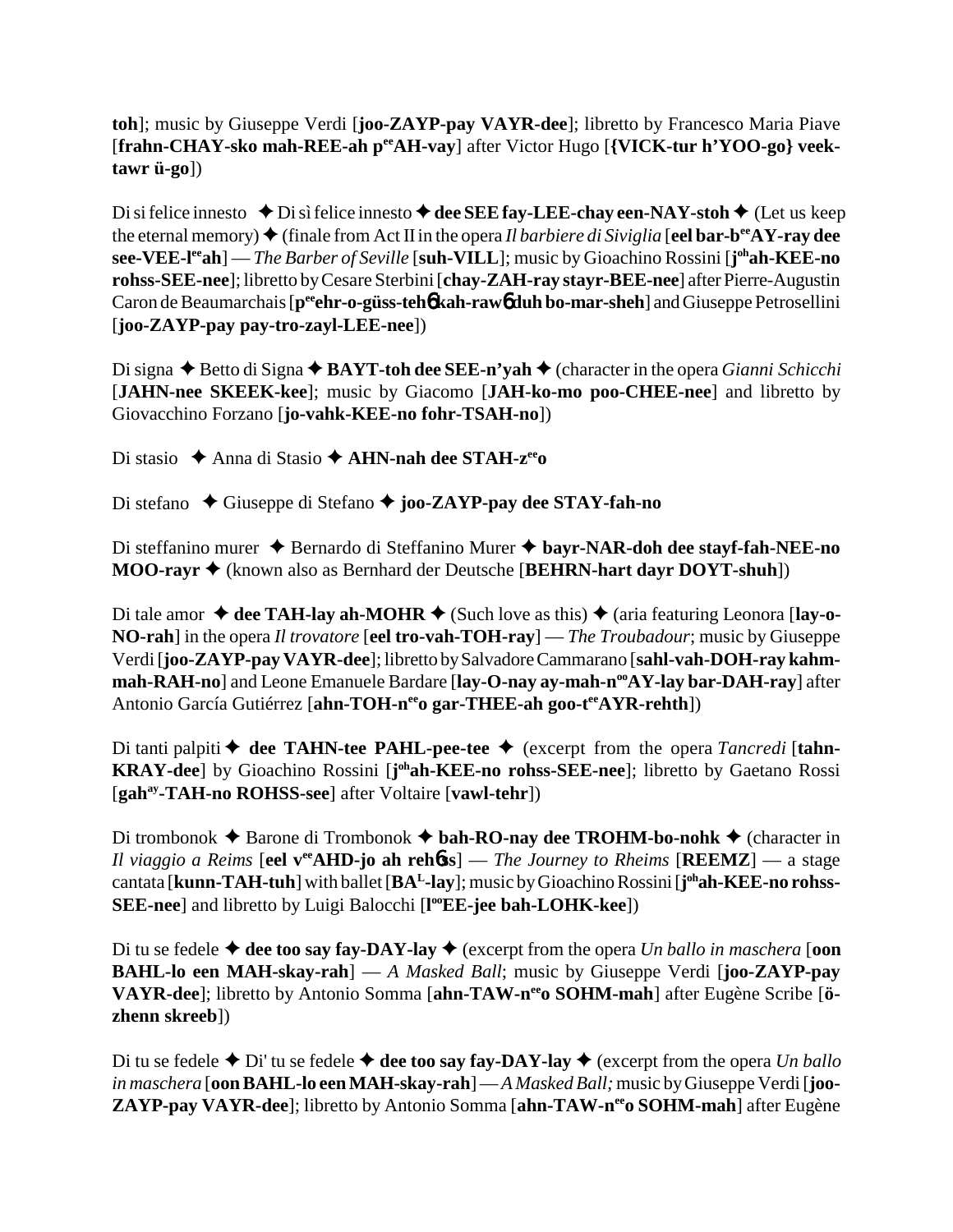**toh**]; music by Giuseppe Verdi [**joo-ZAYP-pay VAYR-dee**]; libretto by Francesco Maria Piave [**frahn-CHAY-sko mah-REE-ah p**[ee]**AH-vay**] after Victor Hugo [**{VICK-tur h'YOO-go} veek-tawr ü-go**])

Di si felice innesto ✦ Di sì felice innesto ✦ **dee SEE fay-LEE-chay een-NAY-stoh** ✦ (Let us keep the eternal memory) ✦ (finale from Act II in the opera *Il barbiere di Siviglia* [**eel bar-b**[ee]**AY-ray dee see-VEE-l**[ee]**ah**] — *The Barber of Seville* [**suh-VILL**]; music by Gioachino Rossini [**j**[oh]**ah-KEE-no rohss-SEE-nee**]; libretto by Cesare Sterbini [**chay-ZAH-ray stayr-BEE-nee**] after Pierre-Augustin Caron de Beaumarchais [**p**[ee]**ehr-o-güss-tehɓ kah-rawɓ duh bo-mar-sheh**] and Giuseppe Petrosellini [**joo-ZAYP-pay pay-tro-zayl-LEE-nee**])

Di signa ✦ Betto di Signa ✦ **BAYT-toh dee SEE-n'yah** ✦ (character in the opera *Gianni Schicchi* [**JAHN-nee SKEEK-kee**]; music by Giacomo [**JAH-ko-mo poo-CHEE-nee**] and libretto by Giovacchino Forzano [**jo-vahk-KEE-no fohr-TSAH-no**])

Di stasio ✦ Anna di Stasio ✦ **AHN-nah dee STAH-z**[ee]**o**

Di stefano ✦ Giuseppe di Stefano ✦ **joo-ZAYP-pay dee STAY-fah-no**

Di steffanino murer ✦ Bernardo di Steffanino Murer ✦ **bayr-NAR-doh dee stayf-fah-NEE-no MOO-rayr** ✦ (known also as Bernhard der Deutsche [**BEHRN-hart dayr DOYT-shuh**])

Di tale amor ✦ **dee TAH-lay ah-MOHR** ✦ (Such love as this) ✦ (aria featuring Leonora [**lay-o-NO-rah**] in the opera *Il trovatore* [**eel tro-vah-TOH-ray**] — *The Troubadour*; music by Giuseppe Verdi [**joo-ZAYP-pay VAYR-dee**]; libretto by Salvadore Cammarano [**sahl-vah-DOH-ray kahm-mah-RAH-no**] and Leone Emanuele Bardare [**lay-O-nay ay-mah-n**[oo]**AY-lay bar-DAH-ray**] after Antonio García Gutiérrez [**ahn-TOH-n**[ee]**o gar-THEE-ah goo-t**[ee]**AYR-rehth**])

Di tanti palpiti ✦ **dee TAHN-tee PAHL-pee-tee** ✦ (excerpt from the opera *Tancredi* [**tahn-KRAY-dee**] by Gioachino Rossini [**j**[oh]**ah-KEE-no rohss-SEE-nee**]; libretto by Gaetano Rossi [**gah**[ay]**-TAH-no ROHSS-see**] after Voltaire [**vawl-tehr**])

Di trombonok ✦ Barone di Trombonok ✦ **bah-RO-nay dee TROHM-bo-nohk** ✦ (character in *Il viaggio a Reims* [**eel v**[ee]**AHD-jo ah rehɓss**] — *The Journey to Rheims* [**REEMZ**] — a stage cantata [**kunn-TAH-tuh**] with ballet [**BA**[L]**-lay**]; music by Gioachino Rossini [**j**[oh]**ah-KEE-no rohss-SEE-nee**] and libretto by Luigi Balocchi [**l**[oo]**EE-jee bah-LOHK-kee**])

Di tu se fedele ✦ **dee too say fay-DAY-lay** ✦ (excerpt from the opera *Un ballo in maschera* [**oon BAHL-lo een MAH-skay-rah**] — *A Masked Ball*; music by Giuseppe Verdi [**joo-ZAYP-pay VAYR-dee**]; libretto by Antonio Somma [**ahn-TAW-n**[ee]**o SOHM-mah**] after Eugène Scribe [**ö-zhenn skreeb**])

Di tu se fedele ✦ Di' tu se fedele ✦ **dee too say fay-DAY-lay** ✦ (excerpt from the opera *Un ballo in maschera* [**oon BAHL-lo een MAH-skay-rah**] — *A Masked Ball;* music by Giuseppe Verdi [**joo-ZAYP-pay VAYR-dee**]; libretto by Antonio Somma [**ahn-TAW-n**[ee]**o SOHM-mah**] after Eugène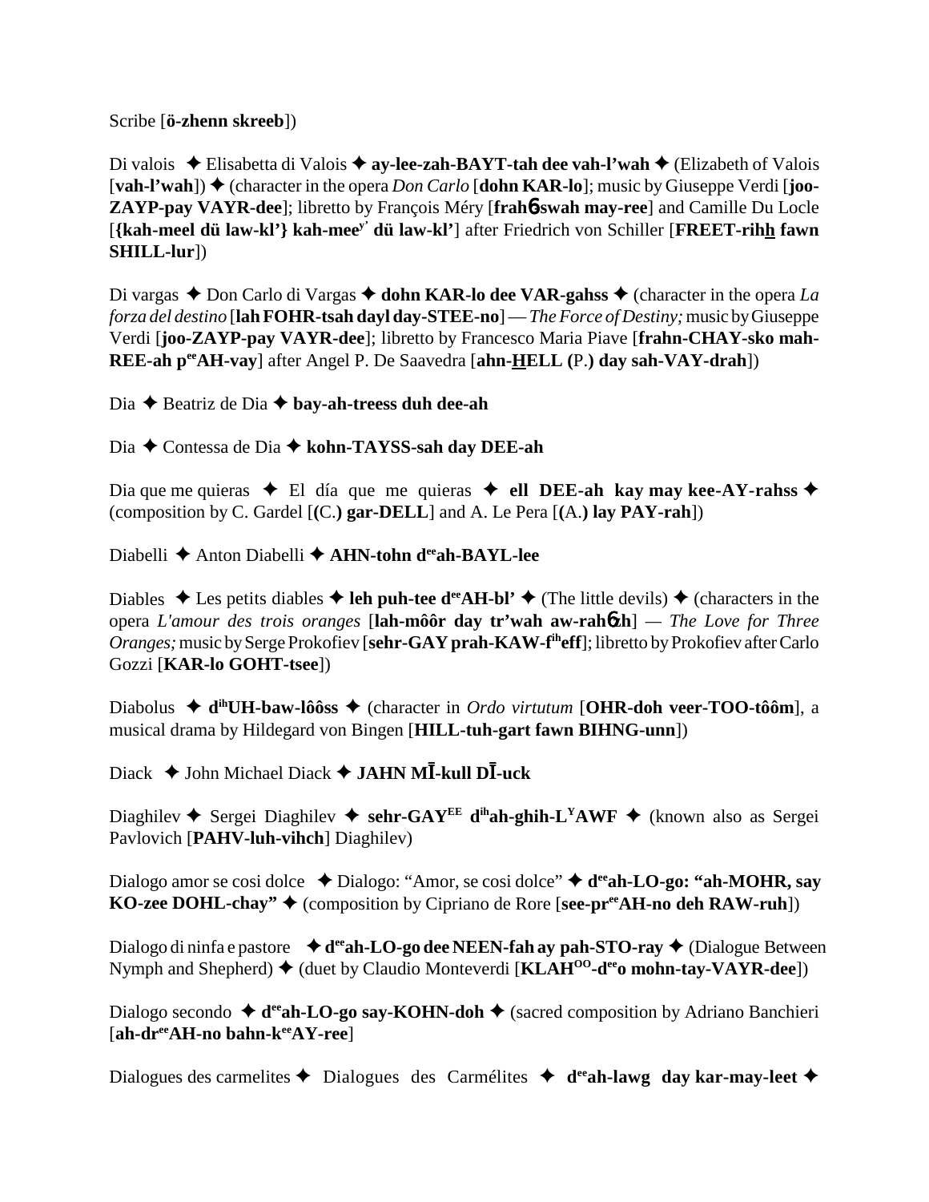Scribe [**ö-zhenn skreeb**])

Di valois ✦ Elisabetta di Valois ✦ **ay-lee-zah-BAYT-tah dee vah-l'wah** ✦ (Elizabeth of Valois [**vah-l'wah**]) ✦ (character in the opera *Don Carlo* [**dohn KAR-lo**]; music by Giuseppe Verdi [**joo-ZAYP-pay VAYR-dee**]; libretto by François Méry [**frahɓ-swah may-ree**] and Camille Du Locle [**{kah-meel dü law-kl'} kah-mee**[y'] **dü law-kl'**] after Friedrich von Schiller [**FREET-rihh fawn SHILL-lur**])

Di vargas ✦ Don Carlo di Vargas ✦ **dohn KAR-lo dee VAR-gahss** ✦ (character in the opera *La forza del destino* [**lah FOHR-tsah dayl day-STEE-no**] — *The Force of Destiny;* music by Giuseppe Verdi [**joo-ZAYP-pay VAYR-dee**]; libretto by Francesco Maria Piave [**frahn-CHAY-sko mah-REE-ah p**[ee]**AH-vay**] after Angel P. De Saavedra [**ahn-HELL (**P.**) day sah-VAY-drah**])

Dia ✦ Beatriz de Dia ✦ **bay-ah-treess duh dee-ah**

Dia ✦ Contessa de Dia ✦ **kohn-TAYSS-sah day DEE-ah**

Dia que me quieras ✦ El día que me quieras ✦ **ell DEE-ah kay may kee-AY-rahss** ✦ (composition by C. Gardel [**(**C.**) gar-DELL**] and A. Le Pera [**(**A.**) lay PAY-rah**])

Diabelli ✦ Anton Diabelli ✦ **AHN-tohn d**[ee]**ah-BAYL-lee**

Diables ✦ Les petits diables ✦ **leh puh-tee d**[ee]**AH-bl'** ✦ (The little devils) ✦ (characters in the opera *L'amour des trois oranges* [**lah-môôr day tr'wah aw-rahɓzh**] — *The Love for Three Oranges;* music by Serge Prokofiev [**sehr-GAY prah-KAW-f**[ih]**eff**]; libretto by Prokofiev after Carlo Gozzi [**KAR-lo GOHT-tsee**])

Diabolus ✦ **d**[ih]**UH-baw-lôôss** ✦ (character in *Ordo virtutum* [**OHR-doh veer-TOO-tôôm**], a musical drama by Hildegard von Bingen [**HILL-tuh-gart fawn BIHNG-unn**])

Diack ✦ John Michael Diack ✦ **JAHN MĪ-kull DĪ-uck**

Diaghilev ✦ Sergei Diaghilev ✦ **sehr-GAY**[EE] **d**[ih]**ah-ghih-L**[Y]**AWF** ✦ (known also as Sergei Pavlovich [**PAHV-luh-vihch**] Diaghilev)

Dialogo amor se cosi dolce ✦ Dialogo: "Amor, se cosi dolce" ✦ **d**[ee]**ah-LO-go: "ah-MOHR, say KO-zee DOHL-chay"** ✦ (composition by Cipriano de Rore [**see-pr**[ee]**AH-no deh RAW-ruh**])

Dialogo di ninfa e pastore ✦ **d**[ee]**ah-LO-go dee NEEN-fah ay pah-STO-ray** ✦ (Dialogue Between Nymph and Shepherd) ✦ (duet by Claudio Monteverdi [**KLAH**[OO]**-d**[ee]**o mohn-tay-VAYR-dee**])

Dialogo secondo ✦ **d**[ee]**ah-LO-go say-KOHN-doh** ✦ (sacred composition by Adriano Banchieri [**ah-dr**[ee]**AH-no bahn-k**[ee]**AY-ree**]

Dialogues des carmelites ✦ Dialogues des Carmélites ✦ **d**[ee]**ah-lawg day kar-may-leet** ✦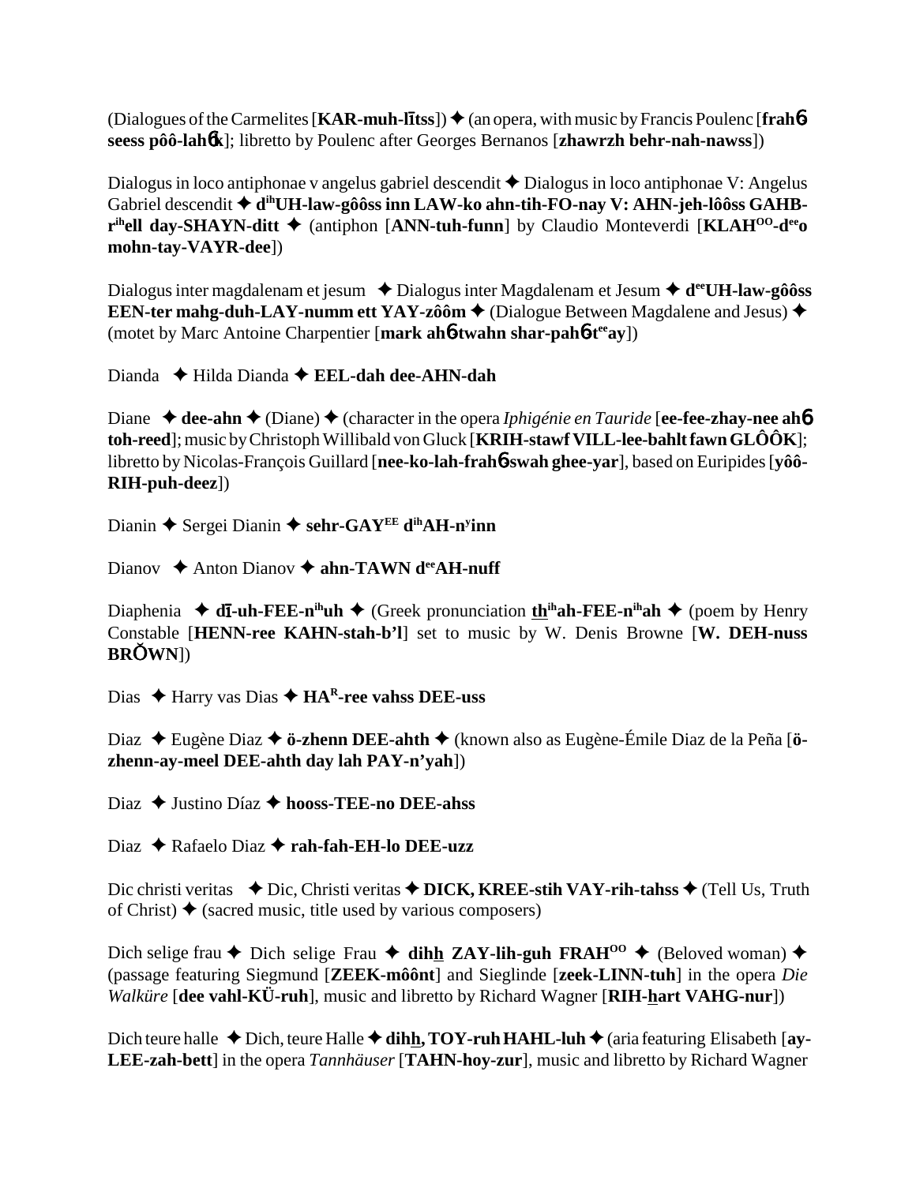(Dialogues of the Carmelites [**KAR-muh-lītss**]) ✦ (an opera, with music by Francis Poulenc [**frahɓ seess pôô-lahɓk**]; libretto by Poulenc after Georges Bernanos [**zhawrzh behr-nah-nawss**])

Dialogus in loco antiphonae v angelus gabriel descendit ✦ Dialogus in loco antiphonae V: Angelus Gabriel descendit ✦ **d^ih^UH-law-gôôss inn LAW-ko ahn-tih-FO-nay V: AHN-jeh-lôôss GAHB-r^ih^ell day-SHAYN-ditt** ✦ (antiphon [**ANN-tuh-funn**] by Claudio Monteverdi [**KLAH^OO^-d^ee^o mohn-tay-VAYR-dee**])

Dialogus inter magdalenam et jesum ✦ Dialogus inter Magdalenam et Jesum ✦ **d^ee^UH-law-gôôss EEN-ter mahg-duh-LAY-numm ett YAY-zôôm** ✦ (Dialogue Between Magdalene and Jesus) ✦ (motet by Marc Antoine Charpentier [**mark ahɓ-twahn shar-pahɓ-t^ee^ay**])

Dianda ✦ Hilda Dianda ✦ **EEL-dah dee-AHN-dah**

Diane ✦ **dee-ahn** ✦ (Diane) ✦ (character in the opera *Iphigénie en Tauride* [**ee-fee-zhay-nee ahɓ toh-reed**]; music by Christoph Willibald von Gluck [**KRIH-stawf VILL-lee-bahlt fawn GLÔÔK**]; libretto by Nicolas-François Guillard [**nee-ko-lah-frahɓ-swah ghee-yar**], based on Euripides [**yôô-RIH-puh-deez**])

Dianin ✦ Sergei Dianin ✦ **sehr-GAY^EE^ d^ih^AH-n^y^inn**

Dianov ✦ Anton Dianov ✦ **ahn-TAWN d^ee^AH-nuff**

Diaphenia ✦ **dī-uh-FEE-n^ih^uh** ✦ (Greek pronunciation **th^ih^ah-FEE-n^ih^ah** ✦ (poem by Henry Constable [**HENN-ree KAHN-stah-b'l**] set to music by W. Denis Browne [**W. DEH-nuss BRŎWN**])

Dias ✦ Harry vas Dias ✦ **HA^R^-ree vahss DEE-uss**

Diaz ✦ Eugène Diaz ✦ **ö-zhenn DEE-ahth** ✦ (known also as Eugène-Émile Diaz de la Peña [**ö-zhenn-ay-meel DEE-ahth day lah PAY-n'yah**])

Diaz ✦ Justino Díaz ✦ **hooss-TEE-no DEE-ahss**

Diaz ✦ Rafaelo Diaz ✦ **rah-fah-EH-lo DEE-uzz**

Dic christi veritas ✦ Dic, Christi veritas ✦ **DICK, KREE-stih VAY-rih-tahss** ✦ (Tell Us, Truth of Christ) ✦ (sacred music, title used by various composers)

Dich selige frau ✦ Dich selige Frau ✦ **dihh ZAY-lih-guh FRAH^OO^** ✦ (Beloved woman) ✦ (passage featuring Siegmund [**ZEEK-môônt**] and Sieglinde [**zeek-LINN-tuh**] in the opera *Die Walküre* [**dee vahl-KÜ-ruh**], music and libretto by Richard Wagner [**RIH-hart VAHG-nur**])

Dich teure halle ✦ Dich, teure Halle ✦ **dihh, TOY-ruh HAHL-luh** ✦ (aria featuring Elisabeth [**ay-LEE-zah-bett**] in the opera *Tannhäuser* [**TAHN-hoy-zur**], music and libretto by Richard Wagner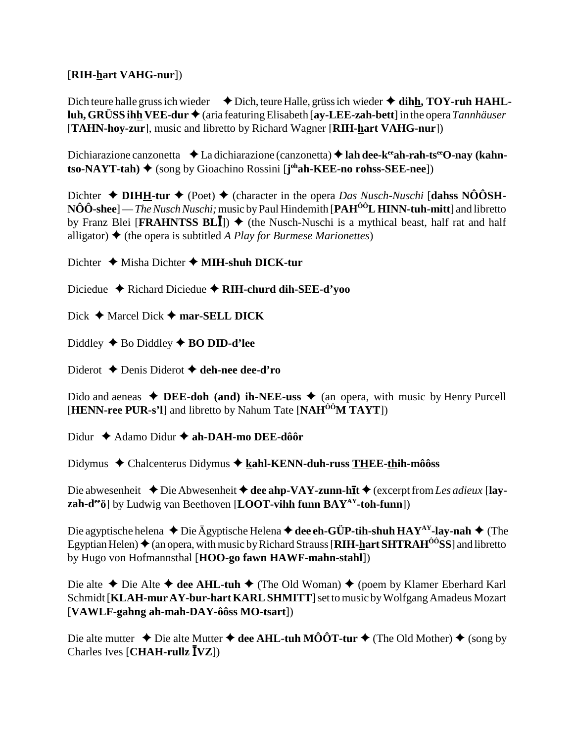[**RIH-hart VAHG-nur**])

Dich teure halle gruss ich wieder ✦ Dich, teure Halle, grüss ich wieder ✦ **dihh, TOY-ruh HAHL-luh, GRÜSS ihh VEE-dur** ✦ (aria featuring Elisabeth [**ay-LEE-zah-bett**] in the opera *Tannhäuser* [**TAHN-hoy-zur**], music and libretto by Richard Wagner [**RIH-hart VAHG-nur**])

Dichiarazione canzonetta ✦ La dichiarazione (canzonetta) ✦ **lah dee-k**[ee]**ah-rah-ts**[ee]**O-nay (kahn-tso-NAYT-tah)** ✦ (song by Gioachino Rossini [**j**[oh]**ah-KEE-no rohss-SEE-nee**])

Dichter ✦ **DIHH-tur** ✦ (Poet) ✦ (character in the opera *Das Nusch-Nuschi* [**dahss NÔÔSH-NÔÔ-shee**] — *The Nusch Nuschi;* music by Paul Hindemith [**PAH**[ÔÔ]**L HINN-tuh-mitt**] and libretto by Franz Blei [**FRAHNTSS BLĪ**]) ✦ (the Nusch-Nuschi is a mythical beast, half rat and half alligator) ✦ (the opera is subtitled *A Play for Burmese Marionettes*)

Dichter ✦ Misha Dichter ✦ **MIH-shuh DICK-tur**

Diciedue ✦ Richard Diciedue ✦ **RIH-churd dih-SEE-d'yoo**

Dick ✦ Marcel Dick ✦ **mar-SELL DICK**

Diddley ✦ Bo Diddley ✦ **BO DID-d'lee**

Diderot ✦ Denis Diderot ✦ **deh-nee dee-d'ro**

Dido and aeneas ✦ **DEE-doh (and) ih-NEE-uss** ✦ (an opera, with music by Henry Purcell [**HENN-ree PUR-s'l**] and libretto by Nahum Tate [**NAH**[ÔÔ]**M TAYT**])

Didur ✦ Adamo Didur ✦ **ah-DAH-mo DEE-dôôr**

Didymus ✦ Chalcenterus Didymus ✦ **kahl-KENN-duh-russ THEE-thih-môôss**

Die abwesenheit ✦ Die Abwesenheit ✦ **dee ahp-VAY-zunn-hīt** ✦ (excerpt from *Les adieux* [**lay-zah-d**[ee]**ö**] by Ludwig van Beethoven [**LOOT-vihh funn BAY**[AY]**-toh-funn**])

Die agyptische helena ✦ Die Ägyptische Helena ✦ **dee eh-GÜP-tih-shuh HAY**[AY]**-lay-nah** ✦ (The Egyptian Helen) ✦ (an opera, with music by Richard Strauss [**RIH-hart SHTRAH**[ÔÔ]**SS**] and libretto by Hugo von Hofmannsthal [**HOO-go fawn HAWF-mahn-stahl**])

Die alte ✦ Die Alte ✦ **dee AHL-tuh** ✦ (The Old Woman) ✦ (poem by Klamer Eberhard Karl Schmidt [**KLAH-mur AY-bur-hart KARL SHMITT**] set to music by Wolfgang Amadeus Mozart [**VAWLF-gahng ah-mah-DAY-ôôss MO-tsart**])

Die alte mutter ✦ Die alte Mutter ✦ **dee AHL-tuh MÔÔT-tur** ✦ (The Old Mother) ✦ (song by Charles Ives [**CHAH-rullz ĪVZ**])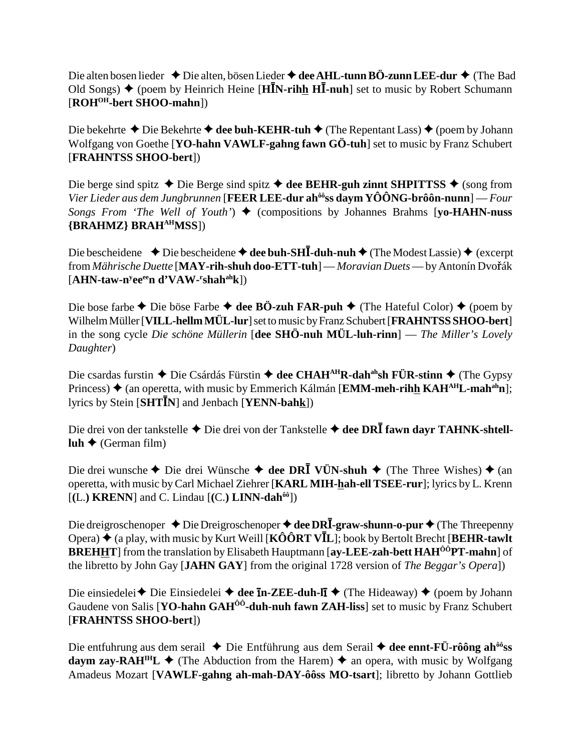Die alten bosen lieder ✦ Die alten, bösen Lieder ✦ **dee AHL-tunn BÖ-zunn LEE-dur** ✦ (The Bad Old Songs) ✦ (poem by Heinrich Heine [**HĪN-rihh̲ HĪ-nuh**] set to music by Robert Schumann [**ROH$^{OH}$-bert SHOO-mahn**])

Die bekehrte ✦ Die Bekehrte ✦ **dee buh-KEHR-tuh** ✦ (The Repentant Lass) ✦ (poem by Johann Wolfgang von Goethe [**YO-hahn VAWLF-gahng fawn GÖ-tuh**] set to music by Franz Schubert [**FRAHNTSS SHOO-bert**])

Die berge sind spitz ✦ Die Berge sind spitz ✦ **dee BEHR-guh zinnt SHPITTSS** ✦ (song from *Vier Lieder aus dem Jungbrunnen* [**FEER LEE-dur ah$^{ôô}$ss daym YÔÔNG-brôôn-nunn**] — *Four Songs From 'The Well of Youth'*) ✦ (compositions by Johannes Brahms [**yo-HAHN-nuss {BRAHMZ} BRAH$^{AH}$MSS**])

Die bescheidene ✦ Die bescheidene ✦ **dee buh-SHĪ-duh-nuh** ✦ (The Modest Lassie) ✦ (excerpt from *Mährische Duette* [**MAY-rih-shuh doo-ETT-tuh**] — *Moravian Duets* — by Antonín Dvořák [**AHN-taw-n$^{y}$ee$^{ee}$n d'VAW-$^{r}$shah$^{ah}$k**])

Die bose farbe ✦ Die böse Farbe ✦ **dee BÖ-zuh FAR-puh** ✦ (The Hateful Color) ✦ (poem by Wilhelm Müller [**VILL-hellm MÜL-lur**] set to music by Franz Schubert [**FRAHNTSS SHOO-bert**] in the song cycle *Die schöne Müllerin* [**dee SHÖ-nuh MÜL-luh-rinn**] — *The Miller's Lovely Daughter*)

Die csardas furstin ✦ Die Csárdás Fürstin ✦ **dee CHAH$^{AH}$R-dah$^{ah}$sh FÜR-stinn** ✦ (The Gypsy Princess) ✦ (an operetta, with music by Emmerich Kálmán [**EMM-meh-rihh̲ KAH$^{AH}$L-mah$^{ah}$n**]; lyrics by Stein [**SHTĪN**] and Jenbach [**YENN-bahk̲**])

Die drei von der tankstelle ✦ Die drei von der Tankstelle ✦ **dee DRĪ fawn dayr TAHNK-shtell-luh** ✦ (German film)

Die drei wunsche ✦ Die drei Wünsche ✦ **dee DRĪ VÜN-shuh** ✦ (The Three Wishes) ✦ (an operetta, with music by Carl Michael Ziehrer [**KARL MIH-h̲ah-ell TSEE-rur**]; lyrics by L. Krenn [(L.) **KRENN**] and C. Lindau [(C.) **LINN-dah$^{ôô}$**])

Die dreigroschenoper ✦ Die Dreigroschenoper ✦ **dee DRĪ-graw-shunn-o-pur** ✦ (The Threepenny Opera) ✦ (a play, with music by Kurt Weill [**KÔÔRT VĪL**]; book by Bertolt Brecht [**BEHR-tawlt BREHH̲T**] from the translation by Elisabeth Hauptmann [**ay-LEE-zah-bett HAH$^{ÔÔ}$PT-mahn**] of the libretto by John Gay [**JAHN GAY**] from the original 1728 version of *The Beggar's Opera*])

Die einsiedelei ✦ Die Einsiedelei ✦ **dee īn-ZEE-duh-lī** ✦ (The Hideaway) ✦ (poem by Johann Gaudene von Salis [**YO-hahn GAH$^{ÔÔ}$-duh-nuh fawn ZAH-liss**] set to music by Franz Schubert [**FRAHNTSS SHOO-bert**])

Die entfuhrung aus dem serail ✦ Die Entführung aus dem Serail ✦ **dee ennt-FÜ-rôông ah$^{ôô}$ss daym zay-RAH$^{IH}$L** ✦ (The Abduction from the Harem) ✦ an opera, with music by Wolfgang Amadeus Mozart [**VAWLF-gahng ah-mah-DAY-ôôss MO-tsart**]; libretto by Johann Gottlieb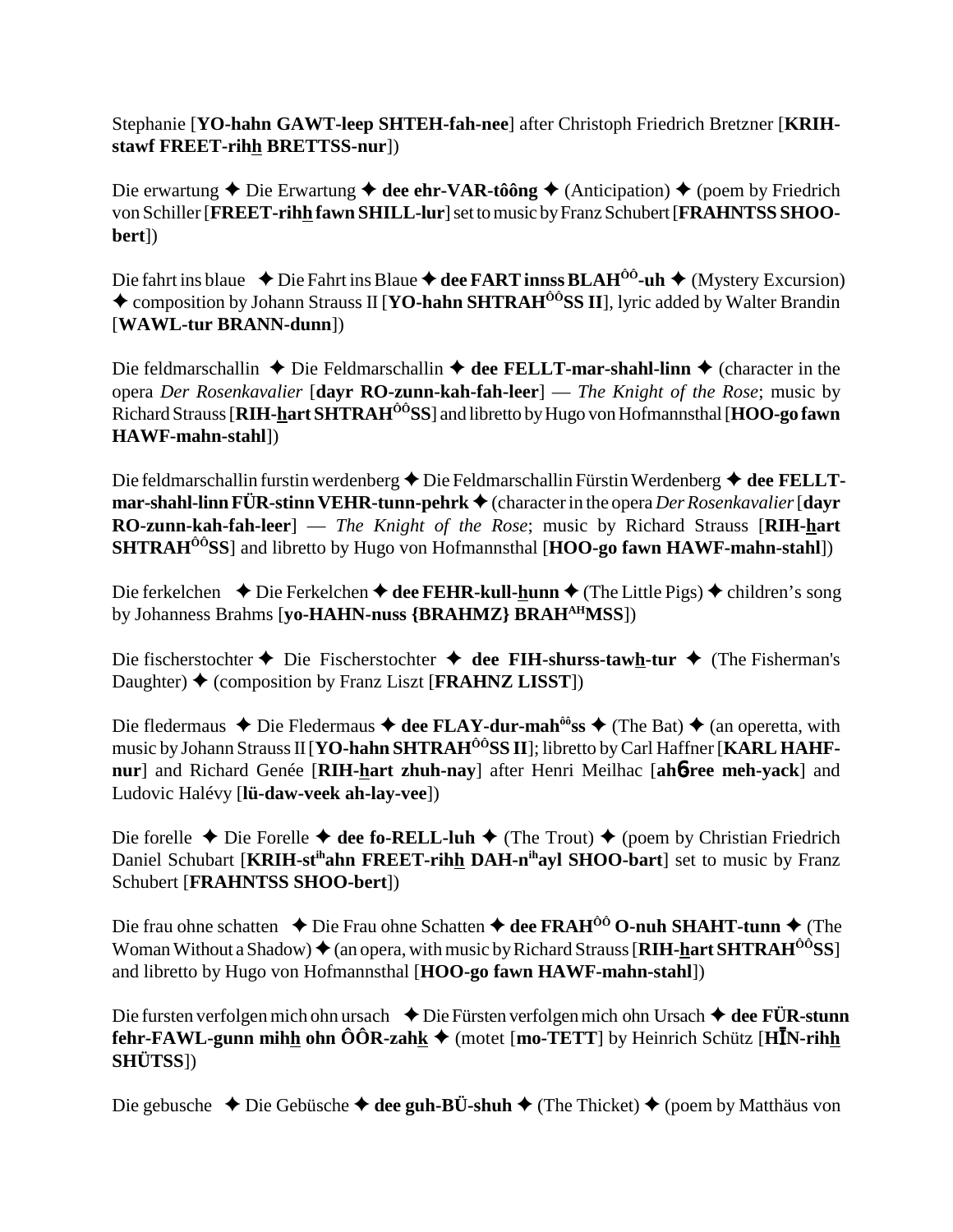Stephanie [**YO-hahn GAWT-leep SHTEH-fah-nee**] after Christoph Friedrich Bretzner [**KRIH-stawf FREET-rihh BRETTSS-nur**])

Die erwartung ✦ Die Erwartung ✦ **dee ehr-VAR-tôông** ✦ (Anticipation) ✦ (poem by Friedrich von Schiller [**FREET-rihh fawn SHILL-lur**] set to music by Franz Schubert [**FRAHNTSS SHOO-bert**])

Die fahrt ins blaue ✦ Die Fahrt ins Blaue ✦ **dee FART innss BLAH$^{ÔÔ}$-uh** ✦ (Mystery Excursion) ✦ composition by Johann Strauss II [**YO-hahn SHTRAH$^{ÔÔ}$SS II**], lyric added by Walter Brandin [**WAWL-tur BRANN-dunn**])

Die feldmarschallin ✦ Die Feldmarschallin ✦ **dee FELLT-mar-shahl-linn** ✦ (character in the opera *Der Rosenkavalier* [**dayr RO-zunn-kah-fah-leer**] — *The Knight of the Rose*; music by Richard Strauss [**RIH-hart SHTRAH$^{ÔÔ}$SS**] and libretto by Hugo von Hofmannsthal [**HOO-go fawn HAWF-mahn-stahl**])

Die feldmarschallin furstin werdenberg ✦ Die Feldmarschallin Fürstin Werdenberg ✦ **dee FELLT-mar-shahl-linn FÜR-stinn VEHR-tunn-pehrk** ✦ (character in the opera *Der Rosenkavalier* [**dayr RO-zunn-kah-fah-leer**] — *The Knight of the Rose*; music by Richard Strauss [**RIH-hart SHTRAH$^{ÔÔ}$SS**] and libretto by Hugo von Hofmannsthal [**HOO-go fawn HAWF-mahn-stahl**])

Die ferkelchen ✦ Die Ferkelchen ✦ **dee FEHR-kull-hunn** ✦ (The Little Pigs) ✦ children's song by Johanness Brahms [**yo-HAHN-nuss {BRAHMZ} BRAH$^{AH}$MSS**])

Die fischerstochter ✦ Die Fischerstochter ✦ **dee FIH-shurss-tawh-tur** ✦ (The Fisherman's Daughter) ✦ (composition by Franz Liszt [**FRAHNZ LISST**])

Die fledermaus ✦ Die Fledermaus ✦ **dee FLAY-dur-mah$^{ôô}$ss** ✦ (The Bat) ✦ (an operetta, with music by Johann Strauss II [**YO-hahn SHTRAH$^{ÔÔ}$SS II**]; libretto by Carl Haffner [**KARL HAHF-nur**] and Richard Genée [**RIH-hart zhuh-nay**] after Henri Meilhac [**ahб-ree meh-yack**] and Ludovic Halévy [**lü-daw-veek ah-lay-vee**])

Die forelle ✦ Die Forelle ✦ **dee fo-RELL-luh** ✦ (The Trout) ✦ (poem by Christian Friedrich Daniel Schubart [**KRIH-st$^{ih}$ahn FREET-rihh DAH-n$^{ih}$ayl SHOO-bart**] set to music by Franz Schubert [**FRAHNTSS SHOO-bert**])

Die frau ohne schatten ✦ Die Frau ohne Schatten ✦ **dee FRAH$^{ÔÔ}$ O-nuh SHAHT-tunn** ✦ (The Woman Without a Shadow) ✦ (an opera, with music by Richard Strauss [**RIH-hart SHTRAH$^{ÔÔ}$SS**] and libretto by Hugo von Hofmannsthal [**HOO-go fawn HAWF-mahn-stahl**])

Die fursten verfolgen mich ohn ursach ✦ Die Fürsten verfolgen mich ohn Ursach ✦ **dee FÜR-stunn fehr-FAWL-gunn mihh ohn ÔÔR-zahk** ✦ (motet [**mo-TETT**] by Heinrich Schütz [**HĪN-rihh SHÜTSS**])

Die gebusche ✦ Die Gebüsche ✦ **dee guh-BÜ-shuh** ✦ (The Thicket) ✦ (poem by Matthäus von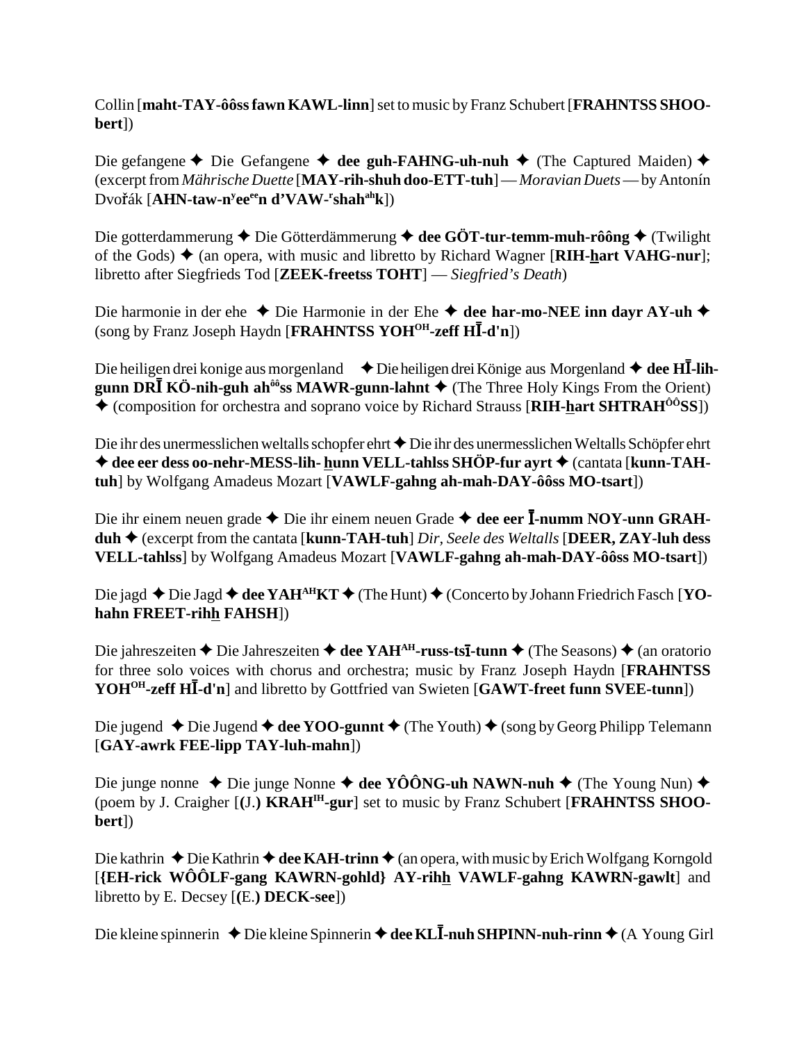Collin [**maht-TAY-ôôss fawn KAWL-linn**] set to music by Franz Schubert [**FRAHNTSS SHOO-bert**])

Die gefangene ✦ Die Gefangene ✦ **dee guh-FAHNG-uh-nuh** ✦ (The Captured Maiden) ✦ (excerpt from *Mährische Duette* [**MAY-rih-shuh doo-ETT-tuh**] — *Moravian Duets* — by Antonín Dvořák [**AHN-taw-nʸeeᵉᵉn d'VAW-ʳshahᵃʰk**])

Die gotterdammerung ✦ Die Götterdämmerung ✦ **dee GÖT-tur-temm-muh-rôông** ✦ (Twilight of the Gods) ✦ (an opera, with music and libretto by Richard Wagner [**RIH-hart VAHG-nur**]; libretto after Siegfrieds Tod [**ZEEK-freetss TOHT**] — *Siegfried's Death*)

Die harmonie in der ehe ✦ Die Harmonie in der Ehe ✦ **dee har-mo-NEE inn dayr AY-uh** ✦ (song by Franz Joseph Haydn [**FRAHNTSS YOHᴼᴴ-zeff HĪ-d'n**])

Die heiligen drei konige aus morgenland ✦ Die heiligen drei Könige aus Morgenland ✦ **dee HĪ-lih-gunn DRĪ KÖ-nih-guh ahᵒᵒss MAWR-gunn-lahnt** ✦ (The Three Holy Kings From the Orient) ✦ (composition for orchestra and soprano voice by Richard Strauss [**RIH-hart SHTRAHᴼᴼSS**])

Die ihr des unermesslichen weltalls schopfer ehrt ✦ Die ihr des unermesslichen Weltalls Schöpfer ehrt ✦ **dee eer dess oo-nehr-MESS-lih- hunn VELL-tahlss SHÖP-fur ayrt** ✦ (cantata [**kunn-TAH-tuh**] by Wolfgang Amadeus Mozart [**VAWLF-gahng ah-mah-DAY-ôôss MO-tsart**])

Die ihr einem neuen grade ✦ Die ihr einem neuen Grade ✦ **dee eer Ī-numm NOY-unn GRAH-duh** ✦ (excerpt from the cantata [**kunn-TAH-tuh**] *Dir, Seele des Weltalls* [**DEER, ZAY-luh dess VELL-tahlss**] by Wolfgang Amadeus Mozart [**VAWLF-gahng ah-mah-DAY-ôôss MO-tsart**])

Die jagd ✦ Die Jagd ✦ **dee YAHᴬᴴKT** ✦ (The Hunt) ✦ (Concerto by Johann Friedrich Fasch [**YO-hahn FREET-rihh FAHSH**])

Die jahreszeiten ✦ Die Jahreszeiten ✦ **dee YAHᴬᴴ-russ-tsī-tunn** ✦ (The Seasons) ✦ (an oratorio for three solo voices with chorus and orchestra; music by Franz Joseph Haydn [**FRAHNTSS YOHᴼᴴ-zeff HĪ-d'n**] and libretto by Gottfried van Swieten [**GAWT-freet funn SVEE-tunn**])

Die jugend ✦ Die Jugend ✦ **dee YOO-gunnt** ✦ (The Youth) ✦ (song by Georg Philipp Telemann [**GAY-awrk FEE-lipp TAY-luh-mahn**])

Die junge nonne ✦ Die junge Nonne ✦ **dee YÔÔNG-uh NAWN-nuh** ✦ (The Young Nun) ✦ (poem by J. Craigher [**(J.) KRAHᴵᴴ-gur**] set to music by Franz Schubert [**FRAHNTSS SHOO-bert**])

Die kathrin ✦ Die Kathrin ✦ **dee KAH-trinn** ✦ (an opera, with music by Erich Wolfgang Korngold [**{EH-rick WÔÔLF-gang KAWRN-gohld} AY-rihh VAWLF-gahng KAWRN-gawlt**] and libretto by E. Decsey [**(E.) DECK-see**])

Die kleine spinnerin ✦ Die kleine Spinnerin ✦ **dee KLĪ-nuh SHPINN-nuh-rinn** ✦ (A Young Girl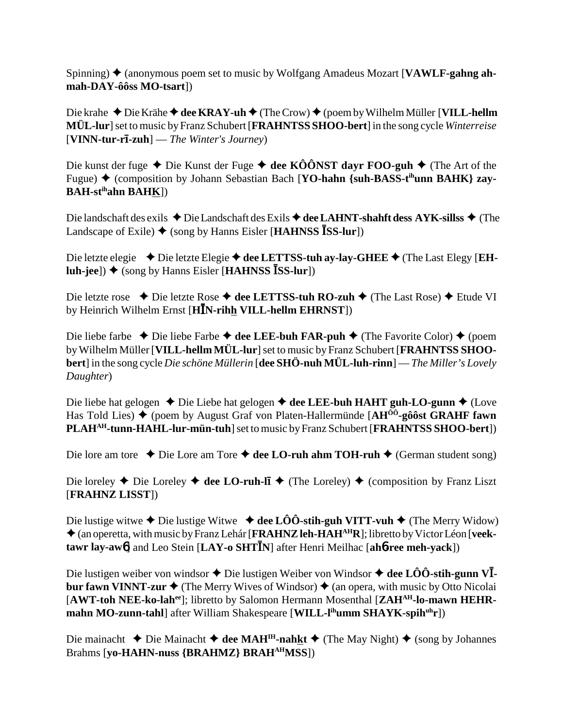Spinning) ✦ (anonymous poem set to music by Wolfgang Amadeus Mozart [**VAWLF-gahng ah-mah-DAY-ôôss MO-tsart**])

Die krahe ✦ Die Krähe ✦ **dee KRAY-uh** ✦ (The Crow) ✦ (poem by Wilhelm Müller [**VILL-hellm MÜL-lur**] set to music by Franz Schubert [**FRAHNTSS SHOO-bert**] in the song cycle *Winterreise* [**VINN-tur-rī-zuh**] — *The Winter's Journey*)

Die kunst der fuge ✦ Die Kunst der Fuge ✦ **dee KÔÔNST dayr FOO-guh** ✦ (The Art of the Fugue) ✦ (composition by Johann Sebastian Bach [**YO-hahn {suh-BASS-t^ih^unn BAHK} zay-BAH-st^ih^ahn BAHK**])

Die landschaft des exils ✦ Die Landschaft des Exils ✦ **dee LAHNT-shahft dess AYK-sillss** ✦ (The Landscape of Exile) ✦ (song by Hanns Eisler [**HAHNSS ĪSS-lur**])

Die letzte elegie ✦ Die letzte Elegie ✦ **dee LETTSS-tuh ay-lay-GHEE** ✦ (The Last Elegy [**EH-luh-jee**]) ✦ (song by Hanns Eisler [**HAHNSS ĪSS-lur**])

Die letzte rose ✦ Die letzte Rose ✦ **dee LETTSS-tuh RO-zuh** ✦ (The Last Rose) ✦ Etude VI by Heinrich Wilhelm Ernst [**HĪN-rihh VILL-hellm EHRNST**])

Die liebe farbe ✦ Die liebe Farbe ✦ **dee LEE-buh FAR-puh** ✦ (The Favorite Color) ✦ (poem by Wilhelm Müller [**VILL-hellm MÜL-lur**] set to music by Franz Schubert [**FRAHNTSS SHOO-bert**] in the song cycle *Die schöne Müllerin* [**dee SHÖ-nuh MÜL-luh-rinn**] — *The Miller's Lovely Daughter*)

Die liebe hat gelogen ✦ Die Liebe hat gelogen ✦ **dee LEE-buh HAHT guh-LO-gunn** ✦ (Love Has Told Lies) ✦ (poem by August Graf von Platen-Hallermünde [**AH^ÔÔ^-gôôst GRAHF fawn PLAH^AH^-tunn-HAHL-lur-mün-tuh**] set to music by Franz Schubert [**FRAHNTSS SHOO-bert**])

Die lore am tore ✦ Die Lore am Tore ✦ **dee LO-ruh ahm TOH-ruh** ✦ (German student song)

Die loreley ✦ Die Loreley ✦ **dee LO-ruh-lī** ✦ (The Loreley) ✦ (composition by Franz Liszt [**FRAHNZ LISST**])

Die lustige witwe ✦ Die lustige Witwe ✦ **dee LÔÔ-stih-guh VITT-vuh** ✦ (The Merry Widow) ✦ (an operetta, with music by Franz Lehár [**FRAHNZ leh-HAH^AH^R**]; libretto by Victor Léon [**veek-tawr lay-awɲ**] and Leo Stein [**LAY-o SHTĪN**] after Henri Meilhac [**ahɲ-ree meh-yack**])

Die lustigen weiber von windsor ✦ Die lustigen Weiber von Windsor ✦ **dee LÔÔ-stih-gunn VĪ-bur fawn VINNT-zur** ✦ (The Merry Wives of Windsor) ✦ (an opera, with music by Otto Nicolai [**AWT-toh NEE-ko-lah^ee^**]; libretto by Salomon Hermann Mosenthal [**ZAH^AH^-lo-mawn HEHR-mahn MO-zunn-tahl**] after William Shakespeare [**WILL-l^ih^umm SHAYK-spih^uh^r**])

Die mainacht ✦ Die Mainacht ✦ **dee MAH^IH^-nahkt** ✦ (The May Night) ✦ (song by Johannes Brahms [**yo-HAHN-nuss {BRAHMZ} BRAH^AH^MSS**])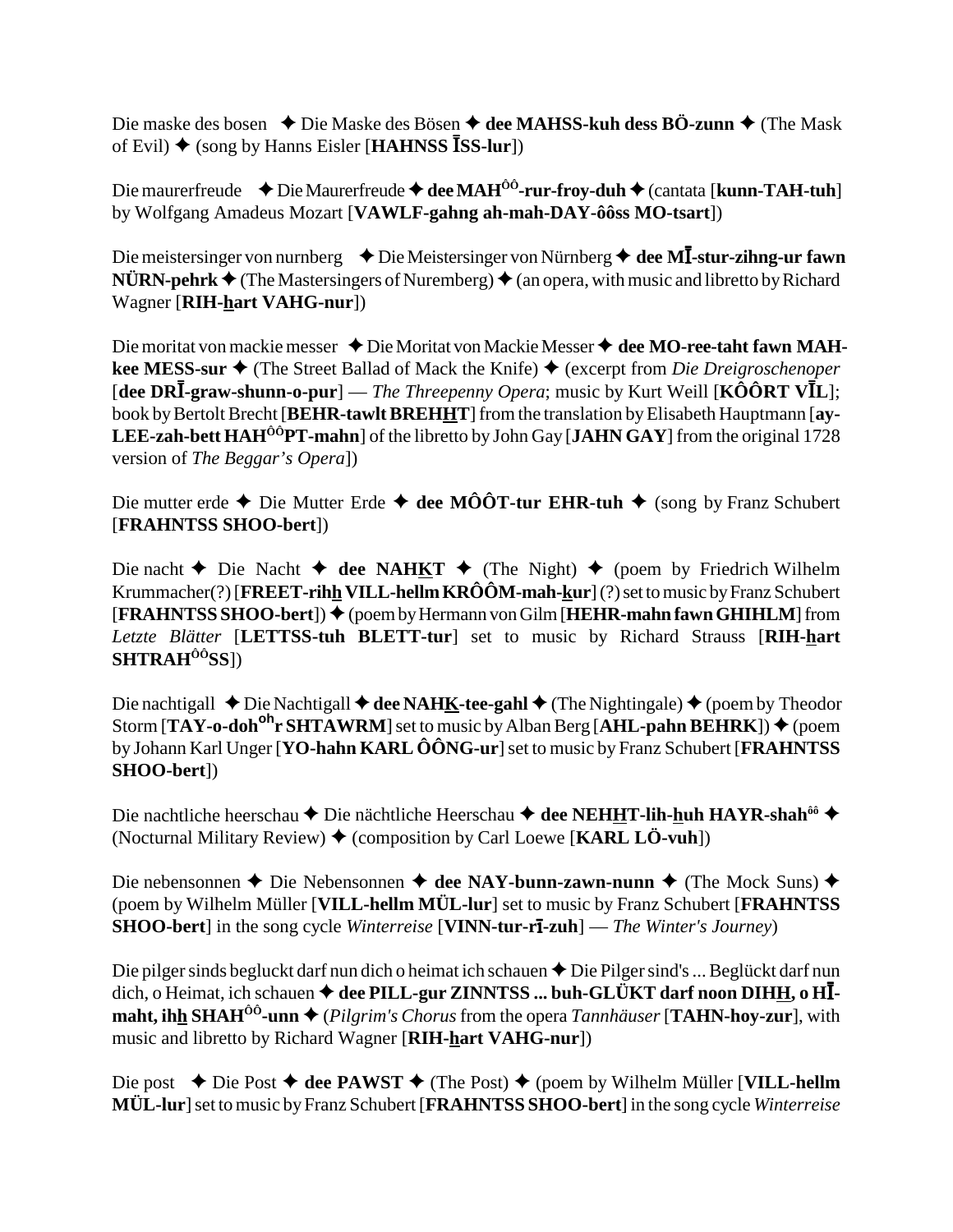Die maske des bosen ✦ Die Maske des Bösen ✦ **dee MAHSS-kuh dess BÖ-zunn** ✦ (The Mask of Evil) ✦ (song by Hanns Eisler [**HAHNSS ĪSS-lur**])

Die maurerfreude ✦ Die Maurerfreude ✦ **dee MAHÔÔ-rur-froy-duh** ✦ (cantata [**kunn-TAH-tuh**] by Wolfgang Amadeus Mozart [**VAWLF-gahng ah-mah-DAY-ôôss MO-tsart**])

Die meistersinger von nurnberg ✦ Die Meistersinger von Nürnberg ✦ **dee MĪ-stur-zihng-ur fawn NÜRN-pehrk** ✦ (The Mastersingers of Nuremberg) ✦ (an opera, with music and libretto by Richard Wagner [**RIH-hart VAHG-nur**])

Die moritat von mackie messer ✦ Die Moritat von Mackie Messer ✦ **dee MO-ree-taht fawn MAH-kee MESS-sur** ✦ (The Street Ballad of Mack the Knife) ✦ (excerpt from *Die Dreigroschenoper* [**dee DRĪ-graw-shunn-o-pur**] — *The Threepenny Opera*; music by Kurt Weill [**KÔÔRT VĪL**]; book by Bertolt Brecht [**BEHR-tawlt BREHHT**] from the translation by Elisabeth Hauptmann [**ay-LEE-zah-bett HAHÔÔPT-mahn**] of the libretto by John Gay [**JAHN GAY**] from the original 1728 version of *The Beggar's Opera*])

Die mutter erde ✦ Die Mutter Erde ✦ **dee MÔÔT-tur EHR-tuh** ✦ (song by Franz Schubert [**FRAHNTSS SHOO-bert**])

Die nacht ✦ Die Nacht ✦ **dee NAHKT** ✦ (The Night) ✦ (poem by Friedrich Wilhelm Krummacher(?) [**FREET-rihh VILL-hellm KRÔÔM-mah-kur**] (?) set to music by Franz Schubert [**FRAHNTSS SHOO-bert**]) ✦ (poem by Hermann von Gilm [**HEHR-mahn fawn GHIHLM**] from *Letzte Blätter* [**LETTSS-tuh BLETT-tur**] set to music by Richard Strauss [**RIH-hart SHTRAHÔÔSS**])

Die nachtigall ✦ Die Nachtigall ✦ **dee NAHK-tee-gahl** ✦ (The Nightingale) ✦ (poem by Theodor Storm [**TAY-o-dohohr SHTAWRM**] set to music by Alban Berg [**AHL-pahn BEHRK**]) ✦ (poem by Johann Karl Unger [**YO-hahn KARL ÔÔNG-ur**] set to music by Franz Schubert [**FRAHNTSS SHOO-bert**])

Die nachtliche heerschau ✦ Die nächtliche Heerschau ✦ **dee NEHHT-lih-huh HAYR-shahôô** ✦ (Nocturnal Military Review) ✦ (composition by Carl Loewe [**KARL LÖ-vuh**])

Die nebensonnen ✦ Die Nebensonnen ✦ **dee NAY-bunn-zawn-nunn** ✦ (The Mock Suns) ✦ (poem by Wilhelm Müller [**VILL-hellm MÜL-lur**] set to music by Franz Schubert [**FRAHNTSS SHOO-bert**] in the song cycle *Winterreise* [**VINN-tur-rī-zuh**] — *The Winter's Journey*)

Die pilger sinds begluckt darf nun dich o heimat ich schauen ✦ Die Pilger sind's ... Beglückt darf nun dich, o Heimat, ich schauen ✦ **dee PILL-gur ZINNTSS ... buh-GLÜKT darf noon DIHH, o HĪ-maht, ihh SHAHÔÔ-unn** ✦ (*Pilgrim's Chorus* from the opera *Tannhäuser* [**TAHN-hoy-zur**], with music and libretto by Richard Wagner [**RIH-hart VAHG-nur**])

Die post ✦ Die Post ✦ **dee PAWST** ✦ (The Post) ✦ (poem by Wilhelm Müller [**VILL-hellm MÜL-lur**] set to music by Franz Schubert [**FRAHNTSS SHOO-bert**] in the song cycle *Winterreise*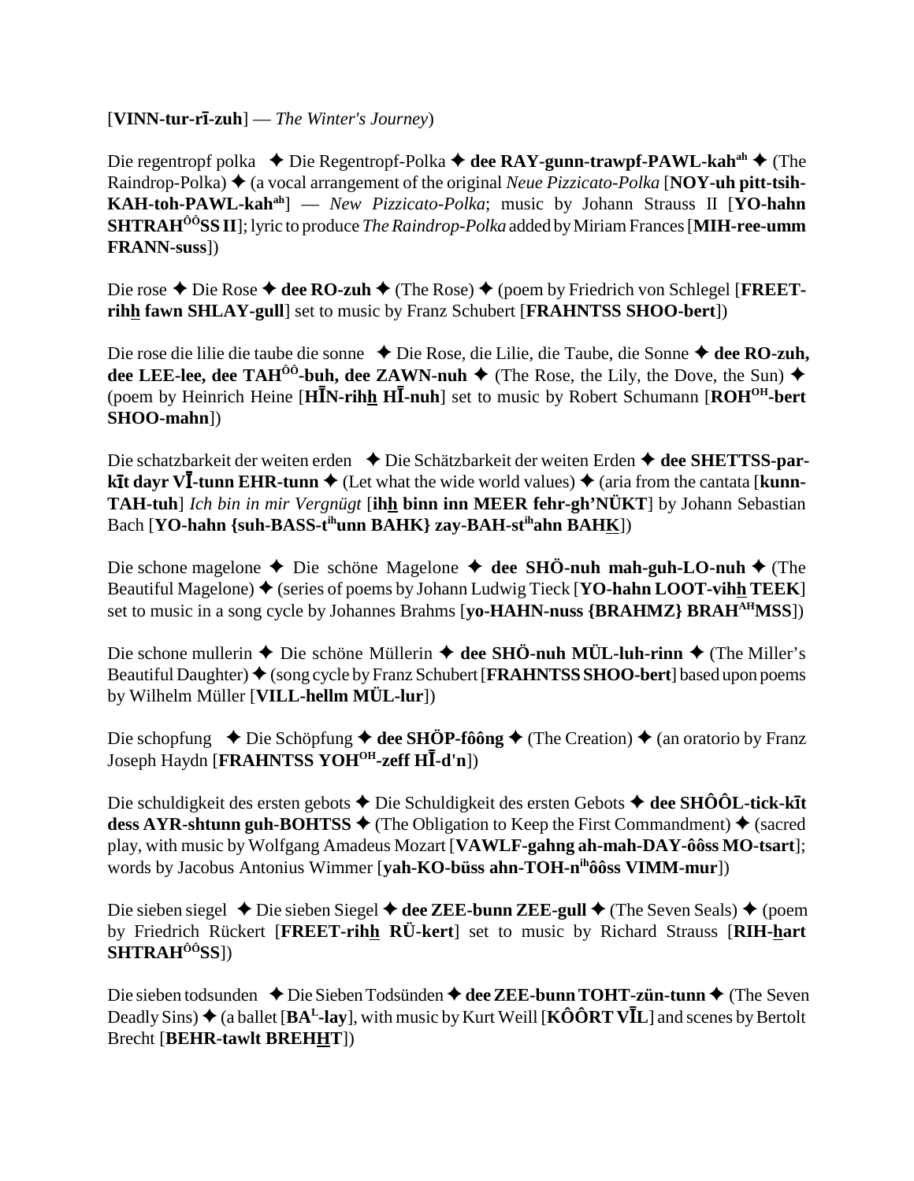[**VINN-tur-rī-zuh**] — *The Winter's Journey*)

Die regentropf polka ✦ Die Regentropf-Polka ✦ **dee RAY-gunn-trawpf-PAWL-kah**[ah] ✦ (The Raindrop-Polka) ✦ (a vocal arrangement of the original *Neue Pizzicato-Polka* [**NOY-uh pitt-tsih-KAH-toh-PAWL-kah**[ah]] — *New Pizzicato-Polka*; music by Johann Strauss II [**YO-hahn SHTRAH**[ÔÔ]**SS II**]; lyric to produce *The Raindrop-Polka* added by Miriam Frances [**MIH-ree-umm FRANN-suss**])

Die rose ✦ Die Rose ✦ **dee RO-zuh** ✦ (The Rose) ✦ (poem by Friedrich von Schlegel [**FREET-rihh fawn SHLAY-gull**] set to music by Franz Schubert [**FRAHNTSS SHOO-bert**])

Die rose die lilie die taube die sonne ✦ Die Rose, die Lilie, die Taube, die Sonne ✦ **dee RO-zuh, dee LEE-lee, dee TAH**[ÔÔ]**-buh, dee ZAWN-nuh** ✦ (The Rose, the Lily, the Dove, the Sun) ✦ (poem by Heinrich Heine [**HĪN-rihh HĪ-nuh**] set to music by Robert Schumann [**ROH**[OH]**-bert SHOO-mahn**])

Die schatzbarkeit der weiten erden ✦ Die Schätzbarkeit der weiten Erden ✦ **dee SHETTSS-par-kīt dayr VĪ-tunn EHR-tunn** ✦ (Let what the wide world values) ✦ (aria from the cantata [**kunn-TAH-tuh**] *Ich bin in mir Vergnügt* [**ihh binn inn MEER fehr-gh'NÜKT**] by Johann Sebastian Bach [**YO-hahn {suh-BASS-t**[ih]**unn BAHK} zay-BAH-st**[ih]**ahn BAHK**])

Die schone magelone ✦ Die schöne Magelone ✦ **dee SHÖ-nuh mah-guh-LO-nuh** ✦ (The Beautiful Magelone) ✦ (series of poems by Johann Ludwig Tieck [**YO-hahn LOOT-vihh TEEK**] set to music in a song cycle by Johannes Brahms [**yo-HAHN-nuss {BRAHMZ} BRAH**[AH]**MSS**])

Die schone mullerin ✦ Die schöne Müllerin ✦ **dee SHÖ-nuh MÜL-luh-rinn** ✦ (The Miller's Beautiful Daughter) ✦ (song cycle by Franz Schubert [**FRAHNTSS SHOO-bert**] based upon poems by Wilhelm Müller [**VILL-hellm MÜL-lur**])

Die schopfung ✦ Die Schöpfung ✦ **dee SHÖP-fôông** ✦ (The Creation) ✦ (an oratorio by Franz Joseph Haydn [**FRAHNTSS YOH**[OH]**-zeff HĪ-d'n**])

Die schuldigkeit des ersten gebots ✦ Die Schuldigkeit des ersten Gebots ✦ **dee SHÔÔL-tick-kīt dess AYR-shtunn guh-BOHTSS** ✦ (The Obligation to Keep the First Commandment) ✦ (sacred play, with music by Wolfgang Amadeus Mozart [**VAWLF-gahng ah-mah-DAY-ôôss MO-tsart**]; words by Jacobus Antonius Wimmer [**yah-KO-büss ahn-TOH-n**[ih]**ôôss VIMM-mur**])

Die sieben siegel ✦ Die sieben Siegel ✦ **dee ZEE-bunn ZEE-gull** ✦ (The Seven Seals) ✦ (poem by Friedrich Rückert [**FREET-rihh RÜ-kert**] set to music by Richard Strauss [**RIH-hart SHTRAH**[ÔÔ]**SS**])

Die sieben todsunden ✦ Die Sieben Todsünden ✦ **dee ZEE-bunn TOHT-zün-tunn** ✦ (The Seven Deadly Sins) ✦ (a ballet [**BA**[L]**-lay**], with music by Kurt Weill [**KÔÔRT VĪL**] and scenes by Bertolt Brecht [**BEHR-tawlt BREHHT**])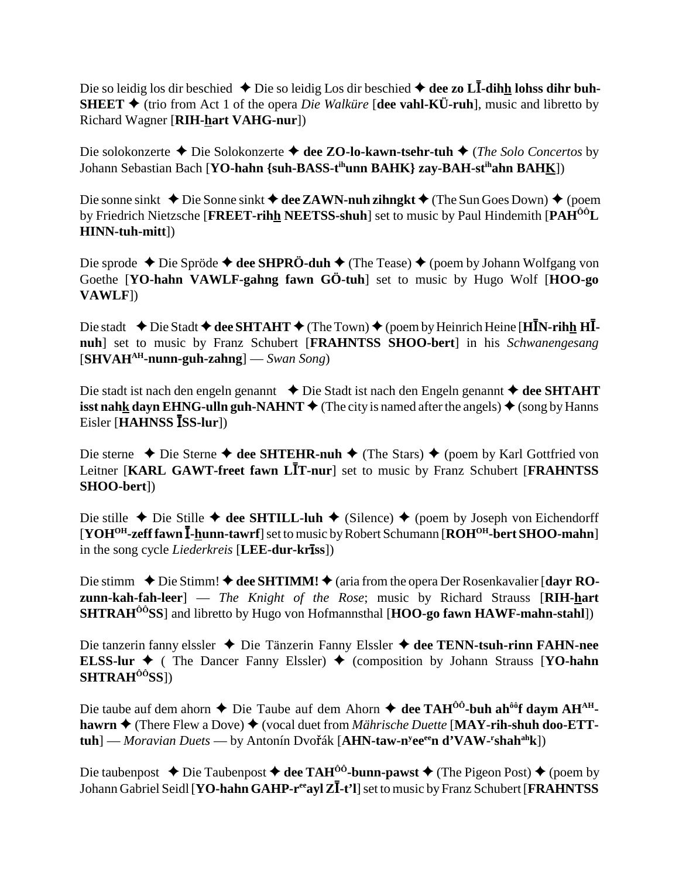Die so leidig los dir beschied ✦ Die so leidig Los dir beschied ✦ **dee zo LĪ-dih<u>h</u> lohss dihr buh-SHEET** ✦ (trio from Act 1 of the opera *Die Walküre* [**dee vahl-KÜ-ruh**], music and libretto by Richard Wagner [**RIH-<u>h</u>art VAHG-nur**])

Die solokonzerte ✦ Die Solokonzerte ✦ **dee ZO-lo-kawn-tsehr-tuh** ✦ (*The Solo Concertos* by Johann Sebastian Bach [**YO-hahn {suh-BASS-t^ih^unn BAHK} zay-BAH-st^ih^ahn BAH<u>K</u>**])

Die sonne sinkt ✦ Die Sonne sinkt ✦ **dee ZAWN-nuh zihngkt** ✦ (The Sun Goes Down) ✦ (poem by Friedrich Nietzsche [**FREET-rih<u>h</u> NEETSS-shuh**] set to music by Paul Hindemith [**PAH^ÔÔ^L HINN-tuh-mitt**])

Die sprode ✦ Die Spröde ✦ **dee SHPRÖ-duh** ✦ (The Tease) ✦ (poem by Johann Wolfgang von Goethe [**YO-hahn VAWLF-gahng fawn GÖ-tuh**] set to music by Hugo Wolf [**HOO-go VAWLF**])

Die stadt ✦ Die Stadt ✦ **dee SHTAHT** ✦ (The Town) ✦ (poem by Heinrich Heine [**HĪN-rih<u>h</u> HĪ-nuh**] set to music by Franz Schubert [**FRAHNTSS SHOO-bert**] in his *Schwanengesang* [**SHVAH^AH^-nunn-guh-zahng**] — *Swan Song*)

Die stadt ist nach den engeln genannt ✦ Die Stadt ist nach den Engeln genannt ✦ **dee SHTAHT isst nah<u>k</u> dayn EHNG-ulln guh-NAHNT** ✦ (The city is named after the angels) ✦ (song by Hanns Eisler [**HAHNSS ĪSS-lur**])

Die sterne ✦ Die Sterne ✦ **dee SHTEHR-nuh** ✦ (The Stars) ✦ (poem by Karl Gottfried von Leitner [**KARL GAWT-freet fawn LĪT-nur**] set to music by Franz Schubert [**FRAHNTSS SHOO-bert**])

Die stille ✦ Die Stille ✦ **dee SHTILL-luh** ✦ (Silence) ✦ (poem by Joseph von Eichendorff [**YOH^OH^-zeff fawn Ī-<u>h</u>unn-tawrf**] set to music by Robert Schumann [**ROH^OH^-bert SHOO-mahn**] in the song cycle *Liederkreis* [**LEE-dur-krīss**])

Die stimm ✦ Die Stimm! ✦ **dee SHTIMM!** ✦ (aria from the opera Der Rosenkavalier [**dayr RO-zunn-kah-fah-leer**] — *The Knight of the Rose*; music by Richard Strauss [**RIH-<u>h</u>art SHTRAH^ÔÔ^SS**] and libretto by Hugo von Hofmannsthal [**HOO-go fawn HAWF-mahn-stahl**])

Die tanzerin fanny elssler ✦ Die Tänzerin Fanny Elssler ✦ **dee TENN-tsuh-rinn FAHN-nee ELSS-lur** ✦ ( The Dancer Fanny Elssler) ✦ (composition by Johann Strauss [**YO-hahn SHTRAH^ÔÔ^SS**])

Die taube auf dem ahorn ✦ Die Taube auf dem Ahorn ✦ **dee TAH^ÔÔ^-buh ah^ôô^f daym AH^AH^-hawrn** ✦ (There Flew a Dove) ✦ (vocal duet from *Mährische Duette* [**MAY-rih-shuh doo-ETT-tuh**] — *Moravian Duets* — by Antonín Dvořák [**AHN-taw-n^y^ee^ee^n d'VAW-^r^shah^ah^k**])

Die taubenpost ✦ Die Taubenpost ✦ **dee TAH^ÔÔ^-bunn-pawst** ✦ (The Pigeon Post) ✦ (poem by Johann Gabriel Seidl [**YO-hahn GAHP-r^ee^ayl ZĪ-t'l**] set to music by Franz Schubert [**FRAHNTSS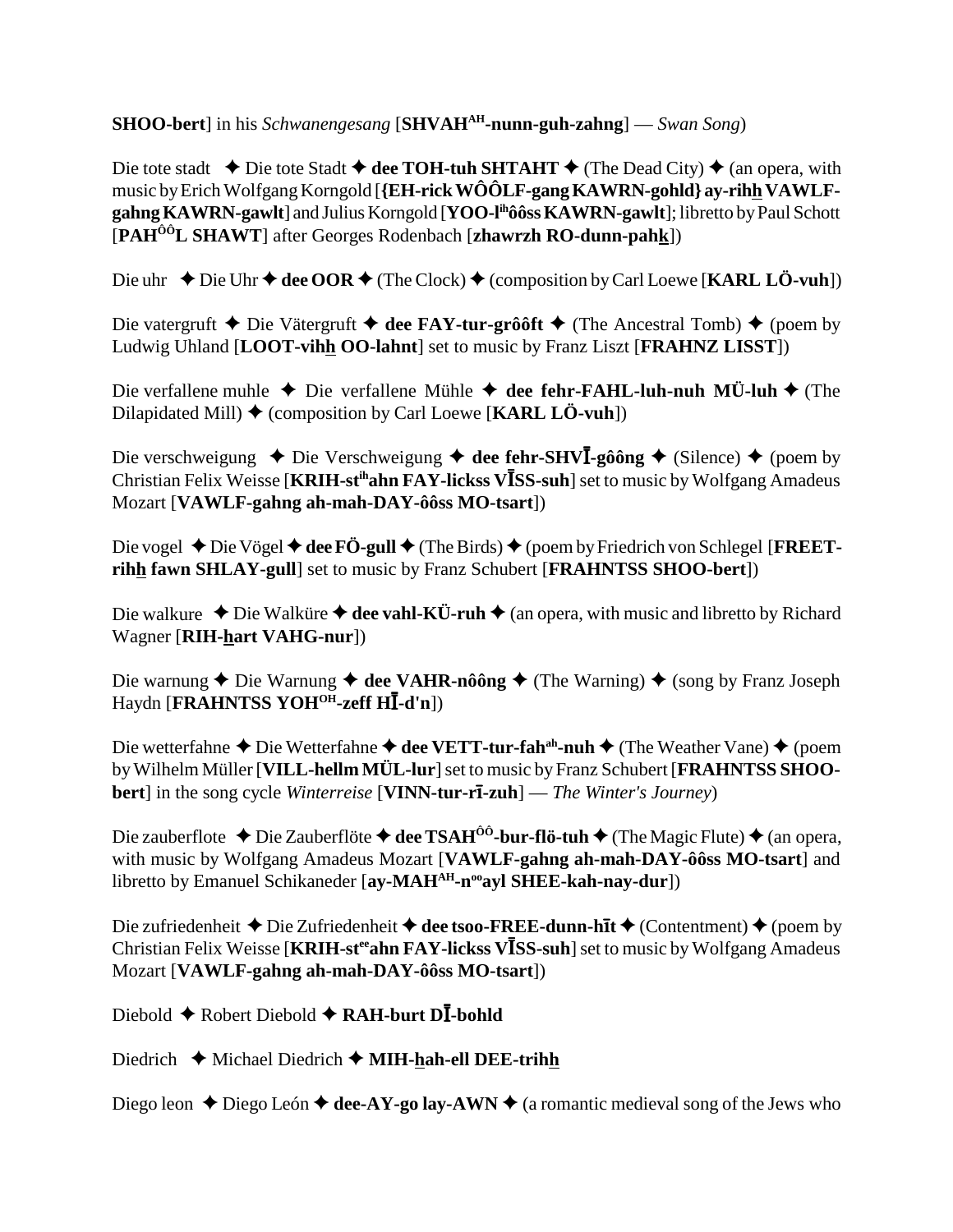**SHOO-bert**] in his *Schwanengesang* [**SHVAH^AH-nunn-guh-zahng**] — *Swan Song*)

Die tote stadt ✦ Die tote Stadt ✦ **dee TOH-tuh SHTAHT** ✦ (The Dead City) ✦ (an opera, with music by Erich Wolfgang Korngold [**{EH-rick WÔÔLF-gang KAWRN-gohld} ay-rihh VAWLF-gahng KAWRN-gawlt**] and Julius Korngold [**YOO-l^ih ôôss KAWRN-gawlt**]; libretto by Paul Schott [**PAH^ÔÔL SHAWT**] after Georges Rodenbach [**zhawrzh RO-dunn-pahk**])

Die uhr ✦ Die Uhr ✦ **dee OOR** ✦ (The Clock) ✦ (composition by Carl Loewe [**KARL LÖ-vuh**])

Die vatergruft ✦ Die Vätergruft ✦ **dee FAY-tur-grôôft** ✦ (The Ancestral Tomb) ✦ (poem by Ludwig Uhland [**LOOT-vihh OO-lahnt**] set to music by Franz Liszt [**FRAHNZ LISST**])

Die verfallene muhle ✦ Die verfallene Mühle ✦ **dee fehr-FAHL-luh-nuh MÜ-luh** ✦ (The Dilapidated Mill) ✦ (composition by Carl Loewe [**KARL LÖ-vuh**])

Die verschweigung ✦ Die Verschweigung ✦ **dee fehr-SHVĪ-gôông** ✦ (Silence) ✦ (poem by Christian Felix Weisse [**KRIH-st^ih ahn FAY-lickss VĪSS-suh**] set to music by Wolfgang Amadeus Mozart [**VAWLF-gahng ah-mah-DAY-ôôss MO-tsart**])

Die vogel ✦ Die Vögel ✦ **dee FÖ-gull** ✦ (The Birds) ✦ (poem by Friedrich von Schlegel [**FREET-rihh fawn SHLAY-gull**] set to music by Franz Schubert [**FRAHNTSS SHOO-bert**])

Die walkure ✦ Die Walküre ✦ **dee vahl-KÜ-ruh** ✦ (an opera, with music and libretto by Richard Wagner [**RIH-hart VAHG-nur**])

Die warnung ✦ Die Warnung ✦ **dee VAHR-nôông** ✦ (The Warning) ✦ (song by Franz Joseph Haydn [**FRAHNTSS YOH^OH-zeff HĪ-d'n**])

Die wetterfahne ✦ Die Wetterfahne ✦ **dee VETT-tur-fah^ah-nuh** ✦ (The Weather Vane) ✦ (poem by Wilhelm Müller [**VILL-hellm MÜL-lur**] set to music by Franz Schubert [**FRAHNTSS SHOO-bert**] in the song cycle *Winterreise* [**VINN-tur-rī-zuh**] — *The Winter's Journey*)

Die zauberflote ✦ Die Zauberflöte ✦ **dee TSAH^ÔÔ-bur-flö-tuh** ✦ (The Magic Flute) ✦ (an opera, with music by Wolfgang Amadeus Mozart [**VAWLF-gahng ah-mah-DAY-ôôss MO-tsart**] and libretto by Emanuel Schikaneder [**ay-MAH^AH-n^oo ayl SHEE-kah-nay-dur**])

Die zufriedenheit ✦ Die Zufriedenheit ✦ **dee tsoo-FREE-dunn-hīt** ✦ (Contentment) ✦ (poem by Christian Felix Weisse [**KRIH-st^ee ahn FAY-lickss VĪSS-suh**] set to music by Wolfgang Amadeus Mozart [**VAWLF-gahng ah-mah-DAY-ôôss MO-tsart**])

Diebold ✦ Robert Diebold ✦ **RAH-burt DĪ-bohld**

Diedrich ✦ Michael Diedrich ✦ **MIH-hah-ell DEE-trihh**

Diego leon ✦ Diego León ✦ **dee-AY-go lay-AWN** ✦ (a romantic medieval song of the Jews who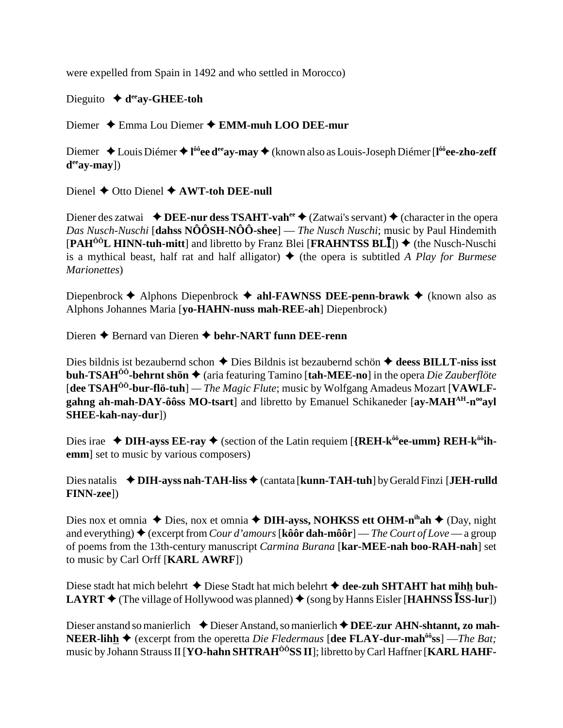were expelled from Spain in 1492 and who settled in Morocco)

Dieguito ✦ **d$^{ee}$ay-GHEE-toh**

Diemer ✦ Emma Lou Diemer ✦ **EMM-muh LOO DEE-mur**

Diemer ✦ Louis Diémer ✦ **l$^{ôô}$ee d$^{ee}$ay-may** ✦ (known also as Louis-Joseph Diémer [**l$^{ôô}$ee-zho-zeff d$^{ee}$ay-may**])

Dienel ✦ Otto Dienel ✦ **AWT-toh DEE-null**

Diener des zatwai ✦ **DEE-nur dess TSAHT-vah$^{ee}$** ✦ (Zatwai's servant) ✦ (character in the opera *Das Nusch-Nuschi* [**dahss NÔÔSH-NÔÔ-shee**] — *The Nusch Nuschi*; music by Paul Hindemith [**PAH$^{ÔÔ}$L HINN-tuh-mitt**] and libretto by Franz Blei [**FRAHNTSS BLĪ**]) ✦ (the Nusch-Nuschi is a mythical beast, half rat and half alligator) ✦ (the opera is subtitled *A Play for Burmese Marionettes*)

Diepenbrock ✦ Alphons Diepenbrock ✦ **ahl-FAWNSS DEE-penn-brawk** ✦ (known also as Alphons Johannes Maria [**yo-HAHN-nuss mah-REE-ah**] Diepenbrock)

Dieren ✦ Bernard van Dieren ✦ **behr-NART funn DEE-renn**

Dies bildnis ist bezaubernd schon ✦ Dies Bildnis ist bezaubernd schön ✦ **deess BILLT-niss isst buh-TSAH$^{ÔÔ}$-behrnt shön** ✦ (aria featuring Tamino [**tah-MEE-no**] in the opera *Die Zauberflöte* [**dee TSAH$^{ÔÔ}$-bur-flö-tuh**] — *The Magic Flute*; music by Wolfgang Amadeus Mozart [**VAWLF-gahng ah-mah-DAY-ôôss MO-tsart**] and libretto by Emanuel Schikaneder [**ay-MAH$^{AH}$-n$^{oo}$ayl SHEE-kah-nay-dur**])

Dies irae ✦ **DIH-ayss EE-ray** ✦ (section of the Latin requiem [**{REH-k$^{ôô}$ee-umm} REH-k$^{ôô}$ih-emm**] set to music by various composers)

Dies natalis ✦ **DIH-ayss nah-TAH-liss** ✦ (cantata [**kunn-TAH-tuh**] by Gerald Finzi [**JEH-rulld FINN-zee**])

Dies nox et omnia ✦ Dies, nox et omnia ✦ **DIH-ayss, NOHKSS ett OHM-n$^{ih}$ah** ✦ (Day, night and everything) ✦ (excerpt from *Cour d'amours* [**kôôr dah-môôr**] — *The Court of Love* — a group of poems from the 13th-century manuscript *Carmina Burana* [**kar-MEE-nah boo-RAH-nah**] set to music by Carl Orff [**KARL AWRF**])

Diese stadt hat mich belehrt ✦ Diese Stadt hat mich belehrt ✦ **dee-zuh SHTAHT hat mih<u>h</u> buh-LAYRT** ✦ (The village of Hollywood was planned) ✦ (song by Hanns Eisler [**HAHNSS ĪSS-lur**])

Dieser anstand so manierlich ✦ Dieser Anstand, so manierlich ✦ **DEE-zur AHN-shtannt, zo mah-NEER-lih<u>h</u>** ✦ (excerpt from the operetta *Die Fledermaus* [**dee FLAY-dur-mah$^{ôô}$ss**] —*The Bat;* music by Johann Strauss II [**YO-hahn SHTRAH$^{ÔÔ}$SS II**]; libretto by Carl Haffner [**KARL HAHF-**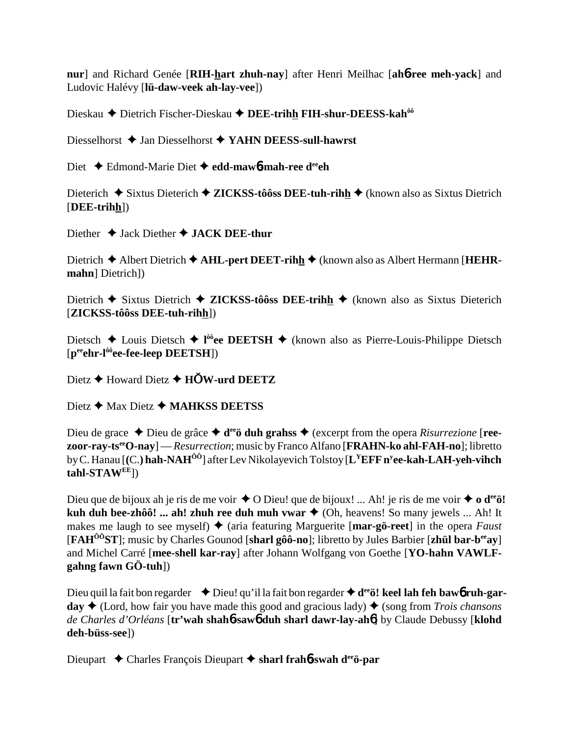**nur**] and Richard Genée [**RIH-hart zhuh-nay**] after Henri Meilhac [**ah6-ree meh-yack**] and Ludovic Halévy [**lü-daw-veek ah-lay-vee**])

Dieskau ✦ Dietrich Fischer-Dieskau ✦ **DEE-trihh FIH-shur-DEESS-kah**[ôô]

Diesselhorst ✦ Jan Diesselhorst ✦ **YAHN DEESS-sull-hawrst**

Diet ✦ Edmond-Marie Diet ✦ **edd-maw6-mah-ree d**[ee]**eh**

Dieterich ✦ Sixtus Dieterich ✦ **ZICKSS-tôôss DEE-tuh-rihh** ✦ (known also as Sixtus Dietrich [**DEE-trihh**])

Diether ✦ Jack Diether ✦ **JACK DEE-thur**

Dietrich ✦ Albert Dietrich ✦ **AHL-pert DEET-rihh** ✦ (known also as Albert Hermann [**HEHR-mahn**] Dietrich])

Dietrich ✦ Sixtus Dietrich ✦ **ZICKSS-tôôss DEE-trihh** ✦ (known also as Sixtus Dieterich [**ZICKSS-tôôss DEE-tuh-rihh**])

Dietsch ✦ Louis Dietsch ✦ **l**[ôô]**ee DEETSH** ✦ (known also as Pierre-Louis-Philippe Dietsch [**p**[ee]**ehr-l**[ôô]**ee-fee-leep DEETSH**])

Dietz ✦ Howard Dietz ✦ **HŎW-urd DEETZ**

Dietz ✦ Max Dietz ✦ **MAHKSS DEETSS**

Dieu de grace ✦ Dieu de grâce ✦ **d**[ee]**ö duh grahss** ✦ (excerpt from the opera *Risurrezione* [**ree-zoor-ray-ts**[ee]**O-nay**] — *Resurrection*; music by Franco Alfano [**FRAHN-ko ahl-FAH-no**]; libretto by C. Hanau [**(C.) hah-NAH**[ÔÔ]] after Lev Nikolayevich Tolstoy [**L**[Y]**EFF n**[y]**ee-kah-LAH-yeh-vihch tahl-STAW**[EE]])

Dieu que de bijoux ah je ris de me voir ✦ O Dieu! que de bijoux! ... Ah! je ris de me voir ✦ **o d**[ee]**ö! kuh duh bee-zhôô! ... ah! zhuh ree duh muh vwar** ✦ (Oh, heavens! So many jewels ... Ah! It makes me laugh to see myself) ✦ (aria featuring Marguerite [**mar-gö-reet**] in the opera *Faust* [**FAH**[ÔÔ]**ST**]; music by Charles Gounod [**sharl gôô-no**]; libretto by Jules Barbier [**zhül bar-b**[ee]**ay**] and Michel Carré [**mee-shell kar-ray**] after Johann Wolfgang von Goethe [**YO-hahn VAWLF-gahng fawn GÖ-tuh**])

Dieu quil la fait bon regarder ✦ Dieu! qu'il la fait bon regarder ✦ **d**[ee]**ö! keel lah feh baw6 ruh-gar-day** ✦ (Lord, how fair you have made this good and gracious lady) ✦ (song from *Trois chansons de Charles d'Orléans* [**tr'wah shah6-saw6 duh sharl dawr-lay-ah6**] by Claude Debussy [**klohd deh-büss-see**])

Dieupart ✦ Charles François Dieupart ✦ **sharl frah6-swah d**[ee]**ö-par**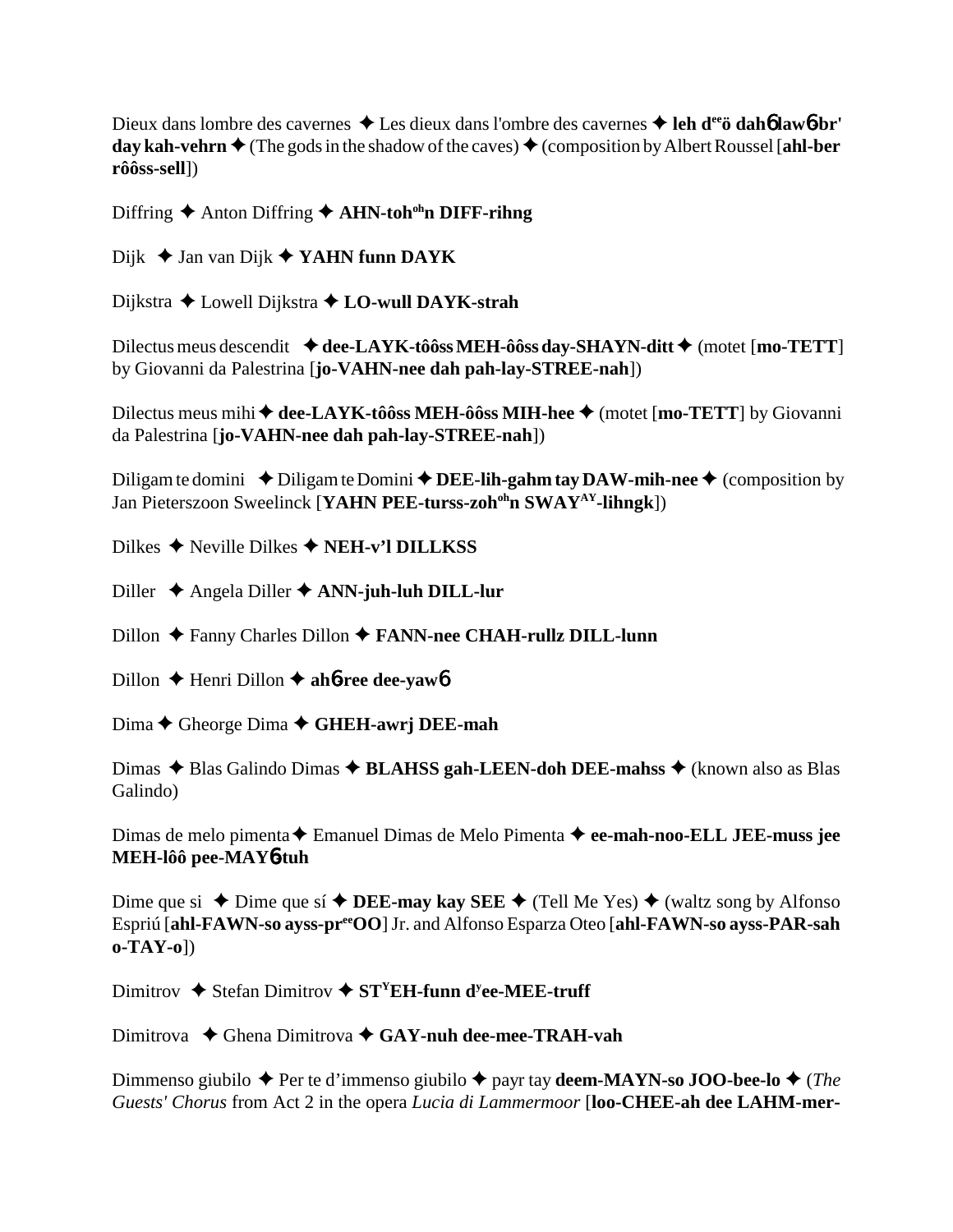Dieux dans lombre des cavernes ✦ Les dieux dans l'ombre des cavernes ✦ **leh d[ee]ö dahɓ lawɓ-br' day kah-vehrn** ✦ (The gods in the shadow of the caves) ✦ (composition by Albert Roussel [**ahl-ber rôôss-sell**])

Diffring ✦ Anton Diffring ✦ **AHN-toh[oh]n DIFF-rihng**

Dijk ✦ Jan van Dijk ✦ **YAHN funn DAYK**

Dijkstra ✦ Lowell Dijkstra ✦ **LO-wull DAYK-strah**

Dilectus meus descendit ✦ **dee-LAYK-tôôss MEH-ôôss day-SHAYN-ditt** ✦ (motet [**mo-TETT**] by Giovanni da Palestrina [**jo-VAHN-nee dah pah-lay-STREE-nah**])

Dilectus meus mihi ✦ **dee-LAYK-tôôss MEH-ôôss MIH-hee** ✦ (motet [**mo-TETT**] by Giovanni da Palestrina [**jo-VAHN-nee dah pah-lay-STREE-nah**])

Diligam te domini ✦ Diligam te Domini ✦ **DEE-lih-gahm tay DAW-mih-nee** ✦ (composition by Jan Pieterszoon Sweelinck [**YAHN PEE-turss-zoh[oh]n SWAY[AY]-lihngk**])

Dilkes ✦ Neville Dilkes ✦ **NEH-v'l DILLKSS**

Diller ✦ Angela Diller ✦ **ANN-juh-luh DILL-lur**

Dillon ✦ Fanny Charles Dillon ✦ **FANN-nee CHAH-rullz DILL-lunn**

Dillon ✦ Henri Dillon ✦ **ahɓ-ree dee-yawɓ**

Dima ✦ Gheorge Dima ✦ **GHEH-awrj DEE-mah**

Dimas ✦ Blas Galindo Dimas ✦ **BLAHSS gah-LEEN-doh DEE-mahss** ✦ (known also as Blas Galindo)

Dimas de melo pimenta ✦ Emanuel Dimas de Melo Pimenta ✦ **ee-mah-noo-ELL JEE-muss jee MEH-lôô pee-MAYɓ-tuh**

Dime que si ✦ Dime que sí ✦ **DEE-may kay SEE** ✦ (Tell Me Yes) ✦ (waltz song by Alfonso Espriú [**ahl-FAWN-so ayss-pr[ee]OO**] Jr. and Alfonso Esparza Oteo [**ahl-FAWN-so ayss-PAR-sah o-TAY-o**])

Dimitrov ✦ Stefan Dimitrov ✦ **ST[Y]EH-funn d[y]ee-MEE-truff**

Dimitrova ✦ Ghena Dimitrova ✦ **GAY-nuh dee-mee-TRAH-vah**

Dimmenso giubilo ✦ Per te d'immenso giubilo ✦ payr tay **deem-MAYN-so JOO-bee-lo** ✦ (*The Guests' Chorus* from Act 2 in the opera *Lucia di Lammermoor* [**loo-CHEE-ah dee LAHM-mer-**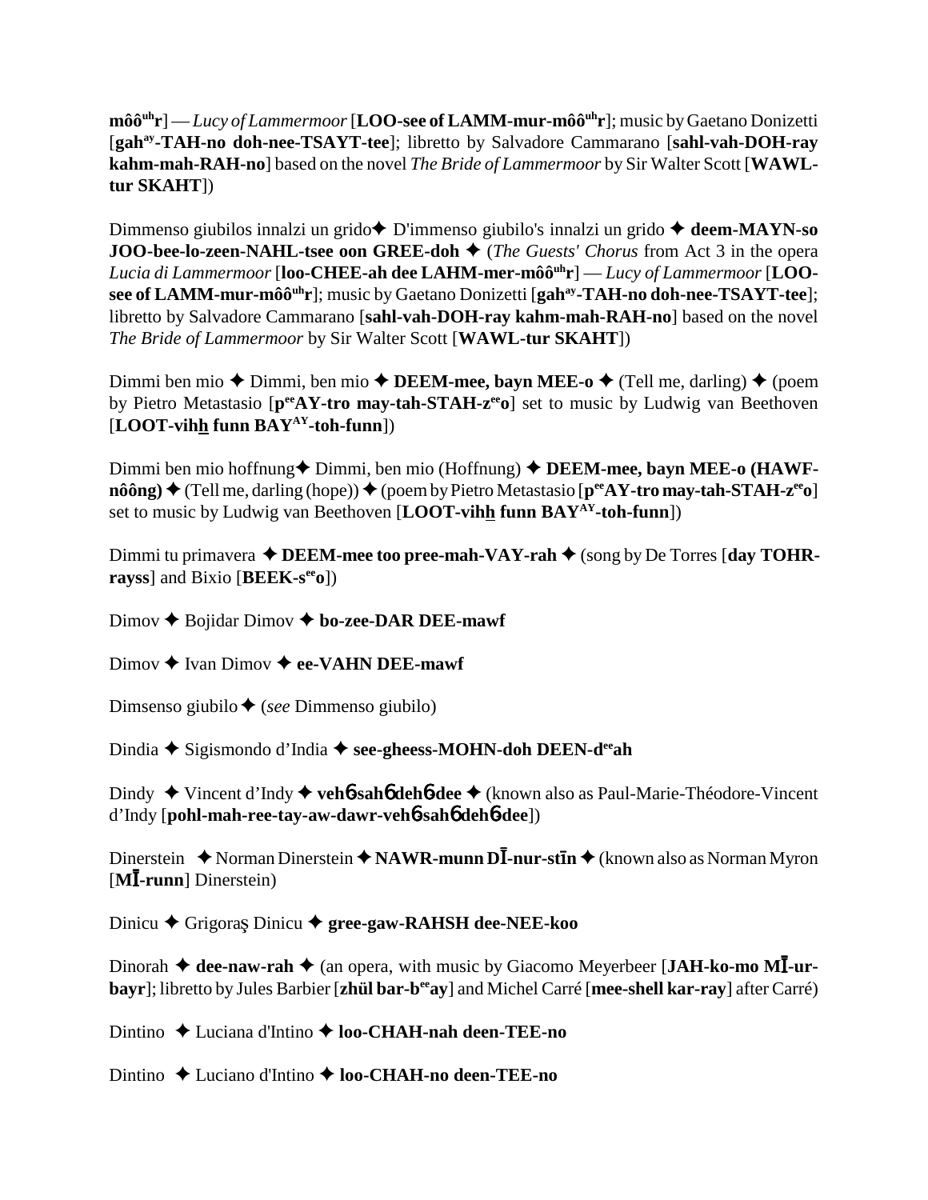**môôuhr**] — *Lucy of Lammermoor* [**LOO-see of LAMM-mur-môôuhr**]; music by Gaetano Donizetti [**gahay-TAH-no doh-nee-TSAYT-tee**]; libretto by Salvadore Cammarano [**sahl-vah-DOH-ray kahm-mah-RAH-no**] based on the novel *The Bride of Lammermoor* by Sir Walter Scott [**WAWL-tur SKAHT**])

Dimmenso giubilos innalzi un grido✦ D'immenso giubilo's innalzi un grido ✦ **deem-MAYN-so JOO-bee-lo-zeen-NAHL-tsee oon GREE-doh** ✦ (*The Guests' Chorus* from Act 3 in the opera *Lucia di Lammermoor* [**loo-CHEE-ah dee LAHM-mer-môôuhr**] — *Lucy of Lammermoor* [**LOO-see of LAMM-mur-môôuhr**]; music by Gaetano Donizetti [**gahay-TAH-no doh-nee-TSAYT-tee**]; libretto by Salvadore Cammarano [**sahl-vah-DOH-ray kahm-mah-RAH-no**] based on the novel *The Bride of Lammermoor* by Sir Walter Scott [**WAWL-tur SKAHT**])

Dimmi ben mio ✦ Dimmi, ben mio ✦ **DEEM-mee, bayn MEE-o** ✦ (Tell me, darling) ✦ (poem by Pietro Metastasio [**peeAY-tro may-tah-STAH-zeeo**] set to music by Ludwig van Beethoven [**LOOT-vihh funn BAYAY-toh-funn**])

Dimmi ben mio hoffnung✦ Dimmi, ben mio (Hoffnung) ✦ **DEEM-mee, bayn MEE-o (HAWF-nôông)** ✦ (Tell me, darling (hope)) ✦ (poem by Pietro Metastasio [**peeAY-tro may-tah-STAH-zeeo**] set to music by Ludwig van Beethoven [**LOOT-vihh funn BAYAY-toh-funn**])

Dimmi tu primavera ✦ **DEEM-mee too pree-mah-VAY-rah** ✦ (song by De Torres [**day TOHR-rayss**] and Bixio [**BEEK-seeo**])

Dimov ✦ Bojidar Dimov ✦ **bo-zee-DAR DEE-mawf**

Dimov ✦ Ivan Dimov ✦ **ee-VAHN DEE-mawf**

Dimsenso giubilo ✦ (*see* Dimmenso giubilo)

Dindia ✦ Sigismondo d'India ✦ **see-gheess-MOHN-doh DEEN-deeah**

Dindy ✦ Vincent d'Indy ✦ **vehɴ-sahɴ dehɴ-dee** ✦ (known also as Paul-Marie-Théodore-Vincent d'Indy [**pohl-mah-ree-tay-aw-dawr-vehɴ-sahɴ dehɴ-dee**])

Dinerstein ✦ Norman Dinerstein ✦ **NAWR-munn DĪ-nur-stīn** ✦ (known also as Norman Myron [**MĪ-runn**] Dinerstein)

Dinicu ✦ Grigoraş Dinicu ✦ **gree-gaw-RAHSH dee-NEE-koo**

Dinorah ✦ **dee-naw-rah** ✦ (an opera, with music by Giacomo Meyerbeer [**JAH-ko-mo MĪ-ur-bayr**]; libretto by Jules Barbier [**zhül bar-beeay**] and Michel Carré [**mee-shell kar-ray**] after Carré)

Dintino ✦ Luciana d'Intino ✦ **loo-CHAH-nah deen-TEE-no**

Dintino ✦ Luciano d'Intino ✦ **loo-CHAH-no deen-TEE-no**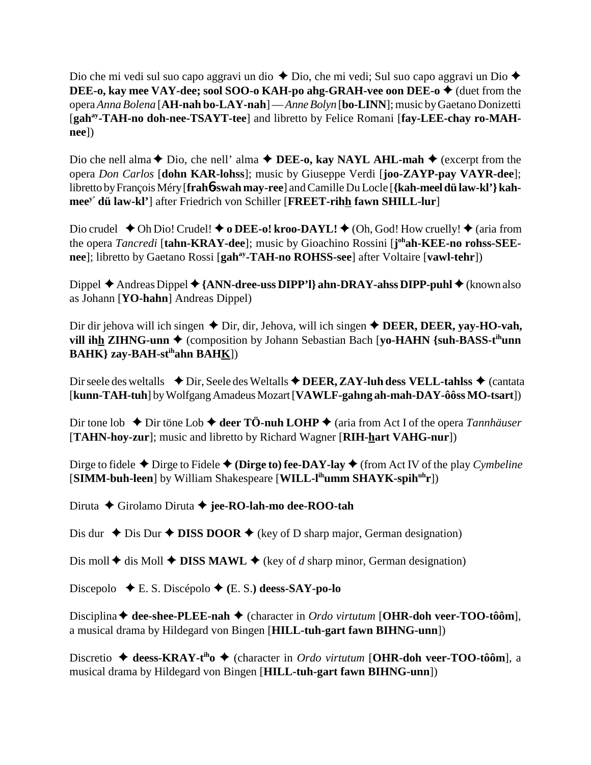Dio che mi vedi sul suo capo aggravi un dio ✦ Dio, che mi vedi; Sul suo capo aggravi un Dio ✦ **DEE-o, kay mee VAY-dee; sool SOO-o KAH-po ahg-GRAH-vee oon DEE-o** ✦ (duet from the opera *Anna Bolena* [**AH-nah bo-LAY-nah**] — *Anne Bolyn* [**bo-LINN**]; music by Gaetano Donizetti [**gah**[ay]**-TAH-no doh-nee-TSAYT-tee**] and libretto by Felice Romani [**fay-LEE-chay ro-MAH-nee**])

Dio che nell alma ✦ Dio, che nell' alma ✦ **DEE-o, kay NAYL AHL-mah** ✦ (excerpt from the opera *Don Carlos* [**dohn KAR-lohss**]; music by Giuseppe Verdi [**joo-ZAYP-pay VAYR-dee**]; libretto by François Méry [**frah6-swah may-ree**] and Camille Du Locle [**{kah-meel dü law-kl'} kah-mee**[y'] **dü law-kl'**] after Friedrich von Schiller [**FREET-rihh fawn SHILL-lur**]

Dio crudel ✦ Oh Dio! Crudel! ✦ **o DEE-o! kroo-DAYL!** ✦ (Oh, God! How cruelly! ✦ (aria from the opera *Tancredi* [**tahn-KRAY-dee**]; music by Gioachino Rossini [**j**[oh]**ah-KEE-no rohss-SEE-nee**]; libretto by Gaetano Rossi [**gah**[ay]**-TAH-no ROHSS-see**] after Voltaire [**vawl-tehr**])

Dippel ✦ Andreas Dippel ✦ **{ANN-dree-uss DIPP'l} ahn-DRAY-ahss DIPP-puhl** ✦ (known also as Johann [**YO-hahn**] Andreas Dippel)

Dir dir jehova will ich singen ✦ Dir, dir, Jehova, will ich singen ✦ **DEER, DEER, yay-HO-vah, vill ihh ZIHNG-unn** ✦ (composition by Johann Sebastian Bach [**yo-HAHN {suh-BASS-t**[ih]**unn BAHK} zay-BAH-st**[ih]**ahn BAHK**])

Dir seele des weltalls ✦ Dir, Seele des Weltalls ✦ **DEER, ZAY-luh dess VELL-tahlss** ✦ (cantata [**kunn-TAH-tuh**] by Wolfgang Amadeus Mozart [**VAWLF-gahng ah-mah-DAY-ôôss MO-tsart**])

Dir tone lob ✦ Dir töne Lob ✦ **deer TÖ-nuh LOHP** ✦ (aria from Act I of the opera *Tannhäuser* [**TAHN-hoy-zur**]; music and libretto by Richard Wagner [**RIH-hart VAHG-nur**])

Dirge to fidele ✦ Dirge to Fidele ✦ **(Dirge to) fee-DAY-lay** ✦ (from Act IV of the play *Cymbeline* [**SIMM-buh-leen**] by William Shakespeare [**WILL-l**[ih]**umm SHAYK-spih**[uh]**r**])

Diruta ✦ Girolamo Diruta ✦ **jee-RO-lah-mo dee-ROO-tah**

Dis dur ✦ Dis Dur ✦ **DISS DOOR** ✦ (key of D sharp major, German designation)

Dis moll ✦ dis Moll ✦ **DISS MAWL** ✦ (key of *d* sharp minor, German designation)

Discepolo ✦ E. S. Discépolo ✦ **(**E. S.**) deess-SAY-po-lo**

Disciplina ✦ **dee-shee-PLEE-nah** ✦ (character in *Ordo virtutum* [**OHR-doh veer-TOO-tôôm**], a musical drama by Hildegard von Bingen [**HILL-tuh-gart fawn BIHNG-unn**])

Discretio ✦ **deess-KRAY-t**[ih]**o** ✦ (character in *Ordo virtutum* [**OHR-doh veer-TOO-tôôm**], a musical drama by Hildegard von Bingen [**HILL-tuh-gart fawn BIHNG-unn**])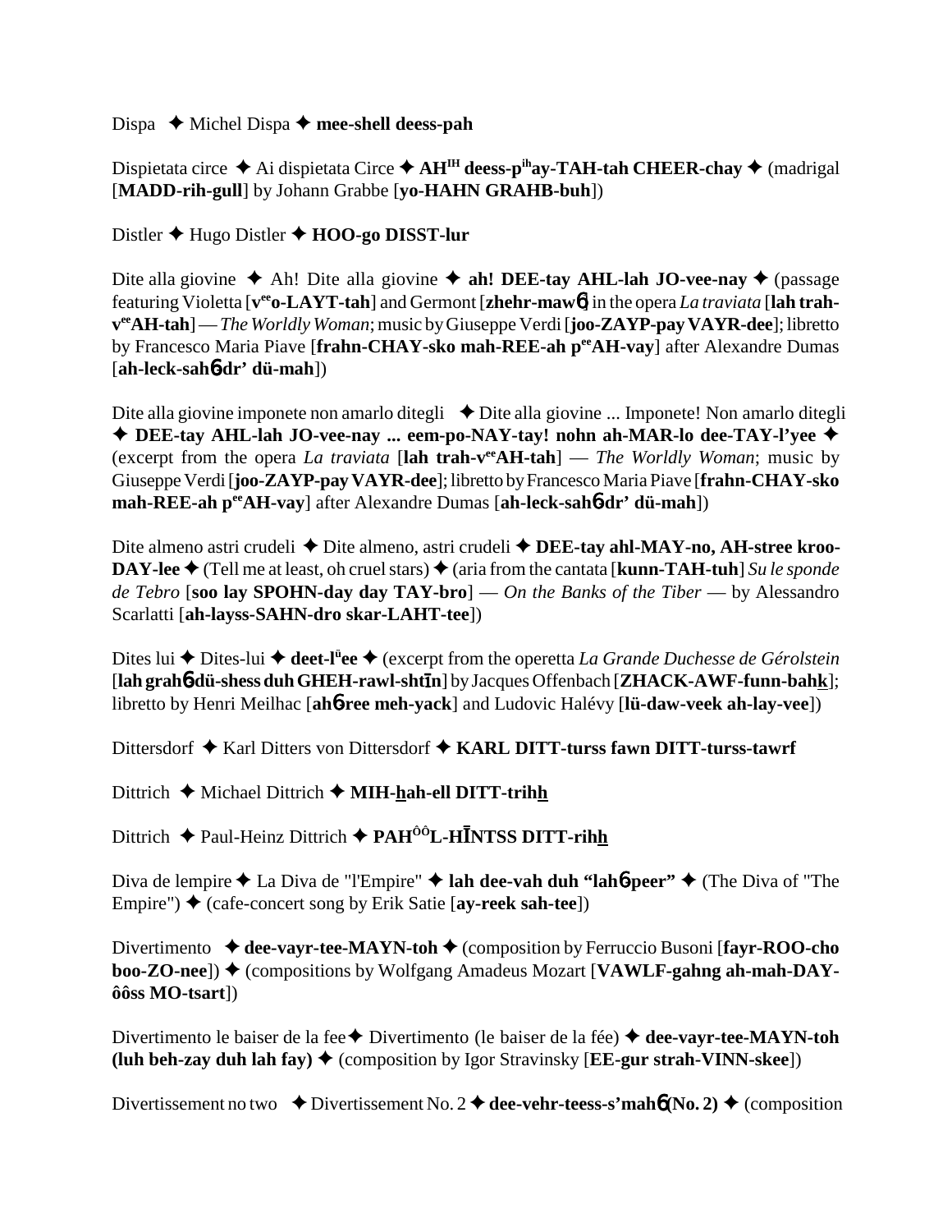Dispa ✦ Michel Dispa ✦ **mee-shell deess-pah**

Dispietata circe ✦ Ai dispietata Circe ✦ **AH[IH] deess-p[ih]ay-TAH-tah CHEER-chay** ✦ (madrigal [**MADD-rih-gull**] by Johann Grabbe [**yo-HAHN GRAHB-buh**])

Distler ✦ Hugo Distler ✦ **HOO-go DISST-lur**

Dite alla giovine ✦ Ah! Dite alla giovine ✦ **ah! DEE-tay AHL-lah JO-vee-nay** ✦ (passage featuring Violetta [**v[ee]o-LAYT-tah**] and Germont [**zhehr-maw6**] in the opera *La traviata* [**lah trah-v[ee]AH-tah**] — *The Worldly Woman*; music by Giuseppe Verdi [**joo-ZAYP-pay VAYR-dee**]; libretto by Francesco Maria Piave [**frahn-CHAY-sko mah-REE-ah p[ee]AH-vay**] after Alexandre Dumas [**ah-leck-sah6-dr' dü-mah**])

Dite alla giovine imponete non amarlo ditegli ✦ Dite alla giovine ... Imponete! Non amarlo ditegli ✦ **DEE-tay AHL-lah JO-vee-nay ... eem-po-NAY-tay! nohn ah-MAR-lo dee-TAY-l'yee** ✦ (excerpt from the opera *La traviata* [**lah trah-v[ee]AH-tah**] — *The Worldly Woman*; music by Giuseppe Verdi [**joo-ZAYP-pay VAYR-dee**]; libretto by Francesco Maria Piave [**frahn-CHAY-sko mah-REE-ah p[ee]AH-vay**] after Alexandre Dumas [**ah-leck-sah6-dr' dü-mah**])

Dite almeno astri crudeli ✦ Dite almeno, astri crudeli ✦ **DEE-tay ahl-MAY-no, AH-stree kroo-DAY-lee** ✦ (Tell me at least, oh cruel stars) ✦ (aria from the cantata [**kunn-TAH-tuh**] *Su le sponde de Tebro* [**soo lay SPOHN-day day TAY-bro**] — *On the Banks of the Tiber* — by Alessandro Scarlatti [**ah-layss-SAHN-dro skar-LAHT-tee**])

Dites lui ✦ Dites-lui ✦ **deet-l[ü]ee** ✦ (excerpt from the operetta *La Grande Duchesse de Gérolstein* [**lah grah6 dü-shess duh GHEH-rawl-shtīn**] by Jacques Offenbach [**ZHACK-AWF-funn-bahk**]; libretto by Henri Meilhac [**ah6-ree meh-yack**] and Ludovic Halévy [**lü-daw-veek ah-lay-vee**])

Dittersdorf ✦ Karl Ditters von Dittersdorf ✦ **KARL DITT-turss fawn DITT-turss-tawrf**

Dittrich ✦ Michael Dittrich ✦ **MIH-hah-ell DITT-trihh**

Dittrich ✦ Paul-Heinz Dittrich ✦ **PAH[ôô]L-HĪNTSS DITT-rihh**

Diva de lempire ✦ La Diva de "l'Empire" ✦ **lah dee-vah duh "lah6-peer"** ✦ (The Diva of "The Empire") ✦ (cafe-concert song by Erik Satie [**ay-reek sah-tee**])

Divertimento ✦ **dee-vayr-tee-MAYN-toh** ✦ (composition by Ferruccio Busoni [**fayr-ROO-cho boo-ZO-nee**]) ✦ (compositions by Wolfgang Amadeus Mozart [**VAWLF-gahng ah-mah-DAY-ôôss MO-tsart**])

Divertimento le baiser de la fee ✦ Divertimento (le baiser de la fée) ✦ **dee-vayr-tee-MAYN-toh (luh beh-zay duh lah fay)** ✦ (composition by Igor Stravinsky [**EE-gur strah-VINN-skee**])

Divertissement no two ✦ Divertissement No. 2 ✦ **dee-vehr-teess-s'mah6 (No. 2)** ✦ (composition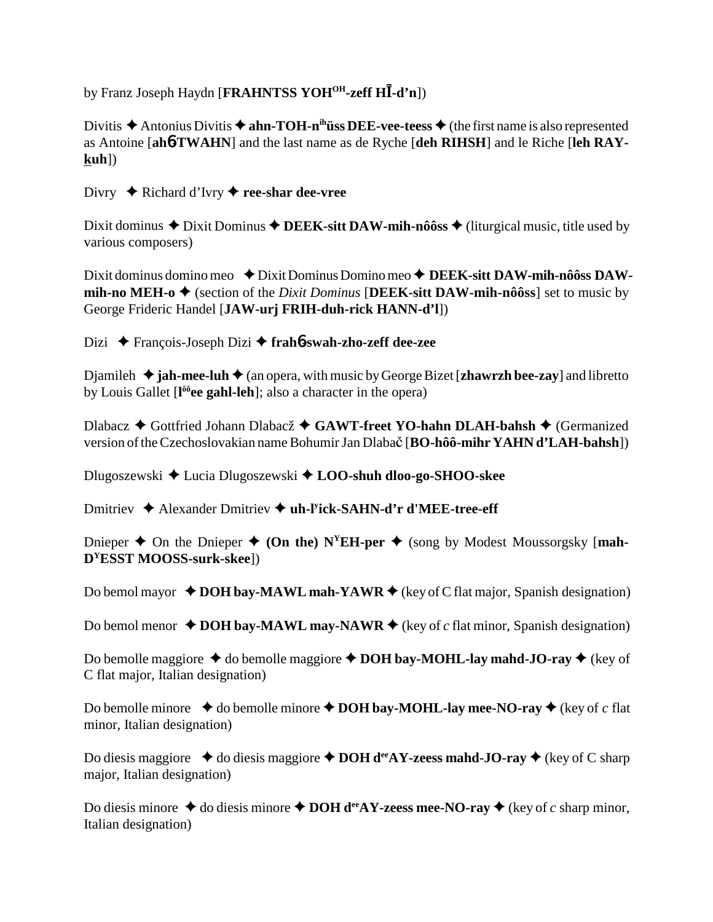by Franz Joseph Haydn [**FRAHNTSS YOH**[OH]**-zeff HĪ-d'n**])

Divitis ✦ Antonius Divitis ✦ **ahn-TOH-n**[ih]**üss DEE-vee-teess** ✦ (the first name is also represented as Antoine [**ah6TWAHN**] and the last name as de Ryche [**deh RIHSH**] and le Riche [**leh RAY-kuh**])

Divry ✦ Richard d'Ivry ✦ **ree-shar dee-vree**

Dixit dominus ✦ Dixit Dominus ✦ **DEEK-sitt DAW-mih-nôôss** ✦ (liturgical music, title used by various composers)

Dixit dominus domino meo ✦ Dixit Dominus Domino meo ✦ **DEEK-sitt DAW-mih-nôôss DAW-mih-no MEH-o** ✦ (section of the *Dixit Dominus* [**DEEK-sitt DAW-mih-nôôss**] set to music by George Frideric Handel [**JAW-urj FRIH-duh-rick HANN-d'l**])

Dizi ✦ François-Joseph Dizi ✦ **frah6swah-zho-zeff dee-zee**

Djamileh ✦ **jah-mee-luh** ✦ (an opera, with music by George Bizet [**zhawrzh bee-zay**] and libretto by Louis Gallet [**l**[ôô]**ee gahl-leh**]; also a character in the opera)

Dlabacz ✦ Gottfried Johann Dlabacž ✦ **GAWT-freet YO-hahn DLAH-bahsh** ✦ (Germanized version of the Czechoslovakian name Bohumir Jan Dlabač [**BO-hôô-mihr YAHN d'LAH-bahsh**])

Dlugoszewski ✦ Lucia Dlugoszewski ✦ **LOO-shuh dloo-go-SHOO-skee**

Dmitriev ✦ Alexander Dmitriev ✦ **uh-l**[y]**ick-SAHN-d'r d'MEE-tree-eff**

Dnieper ✦ On the Dnieper ✦ **(On the) N**[Y]**EH-per** ✦ (song by Modest Moussorgsky [**mah-D**[Y]**ESST MOOSS-surk-skee**])

Do bemol mayor ✦ **DOH bay-MAWL mah-YAWR** ✦ (key of C flat major, Spanish designation)

Do bemol menor ✦ **DOH bay-MAWL may-NAWR** ✦ (key of *c* flat minor, Spanish designation)

Do bemolle maggiore ✦ do bemolle maggiore ✦ **DOH bay-MOHL-lay mahd-JO-ray** ✦ (key of C flat major, Italian designation)

Do bemolle minore ✦ do bemolle minore ✦ **DOH bay-MOHL-lay mee-NO-ray** ✦ (key of *c* flat minor, Italian designation)

Do diesis maggiore ✦ do diesis maggiore ✦ **DOH d**[ee]**AY-zeess mahd-JO-ray** ✦ (key of C sharp major, Italian designation)

Do diesis minore ✦ do diesis minore ✦ **DOH d**[ee]**AY-zeess mee-NO-ray** ✦ (key of *c* sharp minor, Italian designation)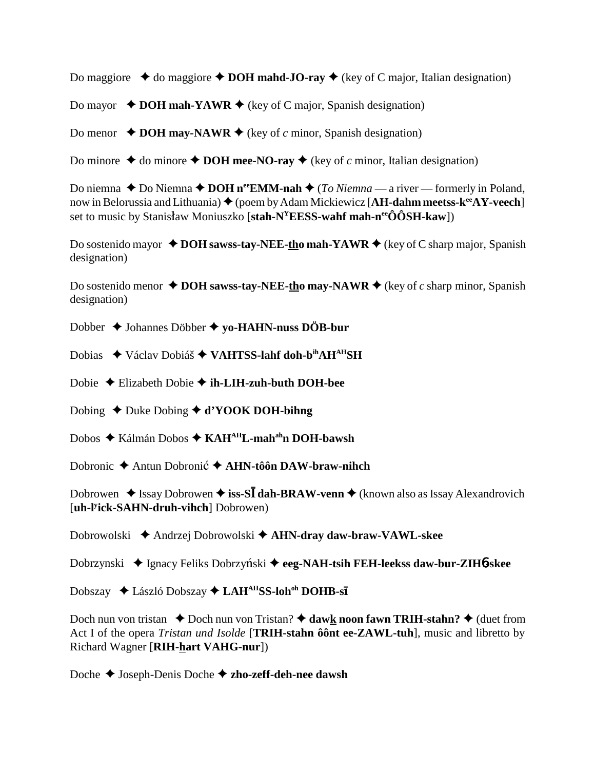Do maggiore ✦ do maggiore ✦ **DOH mahd-JO-ray** ✦ (key of C major, Italian designation)

Do mayor ✦ **DOH mah-YAWR** ✦ (key of C major, Spanish designation)

Do menor ✦ **DOH may-NAWR** ✦ (key of *c* minor, Spanish designation)

Do minore ✦ do minore ✦ **DOH mee-NO-ray** ✦ (key of *c* minor, Italian designation)

Do niemna ✦ Do Niemna ✦ **DOH n[ee]EMM-nah** ✦ (*To Niemna* — a river — formerly in Poland, now in Belorussia and Lithuania) ✦ (poem by Adam Mickiewicz [**AH-dahm meetss-k[ee]AY-veech**] set to music by Stanisław Moniuszko [**stah-N[Y]EESS-wahf mah-n[ee]ÔÔSH-kaw**])

Do sostenido mayor ✦ **DOH sawss-tay-NEE-tho mah-YAWR** ✦ (key of C sharp major, Spanish designation)

Do sostenido menor ✦ **DOH sawss-tay-NEE-tho may-NAWR** ✦ (key of *c* sharp minor, Spanish designation)

Dobber ✦ Johannes Döbber ✦ **yo-HAHN-nuss DÖB-bur**

Dobias ✦ Václav Dobiáš ✦ **VAHTSS-lahf doh-b[ih]AH[AH]SH**

Dobie ✦ Elizabeth Dobie ✦ **ih-LIH-zuh-buth DOH-bee**

Dobing ✦ Duke Dobing ✦ **d'YOOK DOH-bihng**

Dobos ✦ Kálmán Dobos ✦ **KAH[AH]L-mah[ah]n DOH-bawsh**

Dobronic ✦ Antun Dobronić ✦ **AHN-tôôn DAW-braw-nihch**

Dobrowen ✦ Issay Dobrowen ✦ **iss-SĪ dah-BRAW-venn** ✦ (known also as Issay Alexandrovich [**uh-l[y]ick-SAHN-druh-vihch**] Dobrowen)

Dobrowolski ✦ Andrzej Dobrowolski ✦ **AHN-dray daw-braw-VAWL-skee**

Dobrzynski ✦ Ignacy Feliks Dobrzyński ✦ **eeg-NAH-tsih FEH-leekss daw-bur-ZIHɓ-skee**

Dobszay ✦ László Dobszay ✦ **LAH[AH]SS-loh[oh] DOHB-sī**

Doch nun von tristan ✦ Doch nun von Tristan? ✦ **dawk noon fawn TRIH-stahn?** ✦ (duet from Act I of the opera *Tristan und Isolde* [**TRIH-stahn ôônt ee-ZAWL-tuh**], music and libretto by Richard Wagner [**RIH-hart VAHG-nur**])

Doche ✦ Joseph-Denis Doche ✦ **zho-zeff-deh-nee dawsh**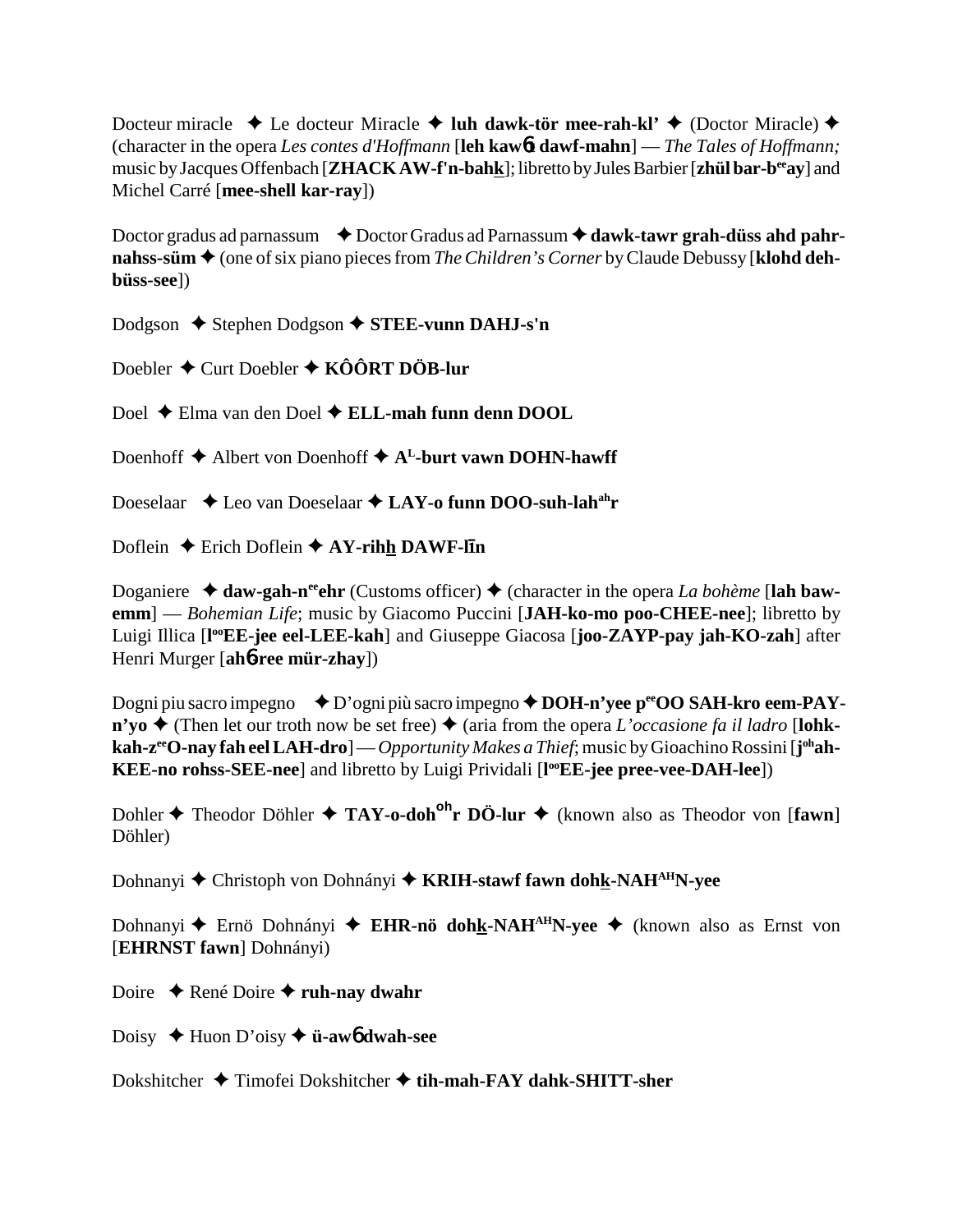Docteur miracle ✦ Le docteur Miracle ✦ **luh dawk-tör mee-rah-kl'** ✦ (Doctor Miracle) ✦ (character in the opera *Les contes d'Hoffmann* [**leh kawɓt dawf-mahn**] — *The Tales of Hoffmann;* music by Jacques Offenbach [**ZHACK AW-f'n-bahk**]; libretto by Jules Barbier [**zhül bar-b**ee**ay**] and Michel Carré [**mee-shell kar-ray**])

Doctor gradus ad parnassum ✦ Doctor Gradus ad Parnassum ✦ **dawk-tawr grah-düss ahd pahr-nahss-süm** ✦ (one of six piano pieces from *The Children's Corner* by Claude Debussy [**klohd deh-büss-see**])

Dodgson ✦ Stephen Dodgson ✦ **STEE-vunn DAHJ-s'n**

Doebler ✦ Curt Doebler ✦ **KÔÔRT DÖB-lur**

Doel ✦ Elma van den Doel ✦ **ELL-mah funn denn DOOL**

Doenhoff ✦ Albert von Doenhoff ✦ **A**L**-burt vawn DOHN-hawff**

Doeselaar ✦ Leo van Doeselaar ✦ **LAY-o funn DOO-suh-lah**ah**r**

Doflein ✦ Erich Doflein ✦ **AY-rihh DAWF-līn**

Doganiere ✦ **daw-gah-n**ee**ehr** (Customs officer) ✦ (character in the opera *La bohème* [**lah baw-emm**] — *Bohemian Life*; music by Giacomo Puccini [**JAH-ko-mo poo-CHEE-nee**]; libretto by Luigi Illica [**l**oo**EE-jee eel-LEE-kah**] and Giuseppe Giacosa [**joo-ZAYP-pay jah-KO-zah**] after Henri Murger [**ahɓ-ree mür-zhay**])

Dogni piu sacro impegno ✦ D'ogni più sacro impegno ✦ **DOH-n'yee p**ee**OO SAH-kro eem-PAY-n'yo** ✦ (Then let our troth now be set free) ✦ (aria from the opera *L'occasione fa il ladro* [**lohk-kah-z**ee**O-nay fah eel LAH-dro**] — *Opportunity Makes a Thief*; music by Gioachino Rossini [**j**oh**ah-KEE-no rohss-SEE-nee**] and libretto by Luigi Prividali [**l**oo**EE-jee pree-vee-DAH-lee**])

Dohler ✦ Theodor Döhler ✦ **TAY-o-doh**oh**r DÖ-lur** ✦ (known also as Theodor von [**fawn**] Döhler)

Dohnanyi ✦ Christoph von Dohnányi ✦ **KRIH-stawf fawn dohk-NAH**AH**N-yee**

Dohnanyi ✦ Ernö Dohnányi ✦ **EHR-nö dohk-NAH**AH**N-yee** ✦ (known also as Ernst von [**EHRNST fawn**] Dohnányi)

Doire ✦ René Doire ✦ **ruh-nay dwahr**

Doisy ✦ Huon D'oisy ✦ **ü-awɓ dwah-see**

Dokshitcher ✦ Timofei Dokshitcher ✦ **tih-mah-FAY dahk-SHITT-sher**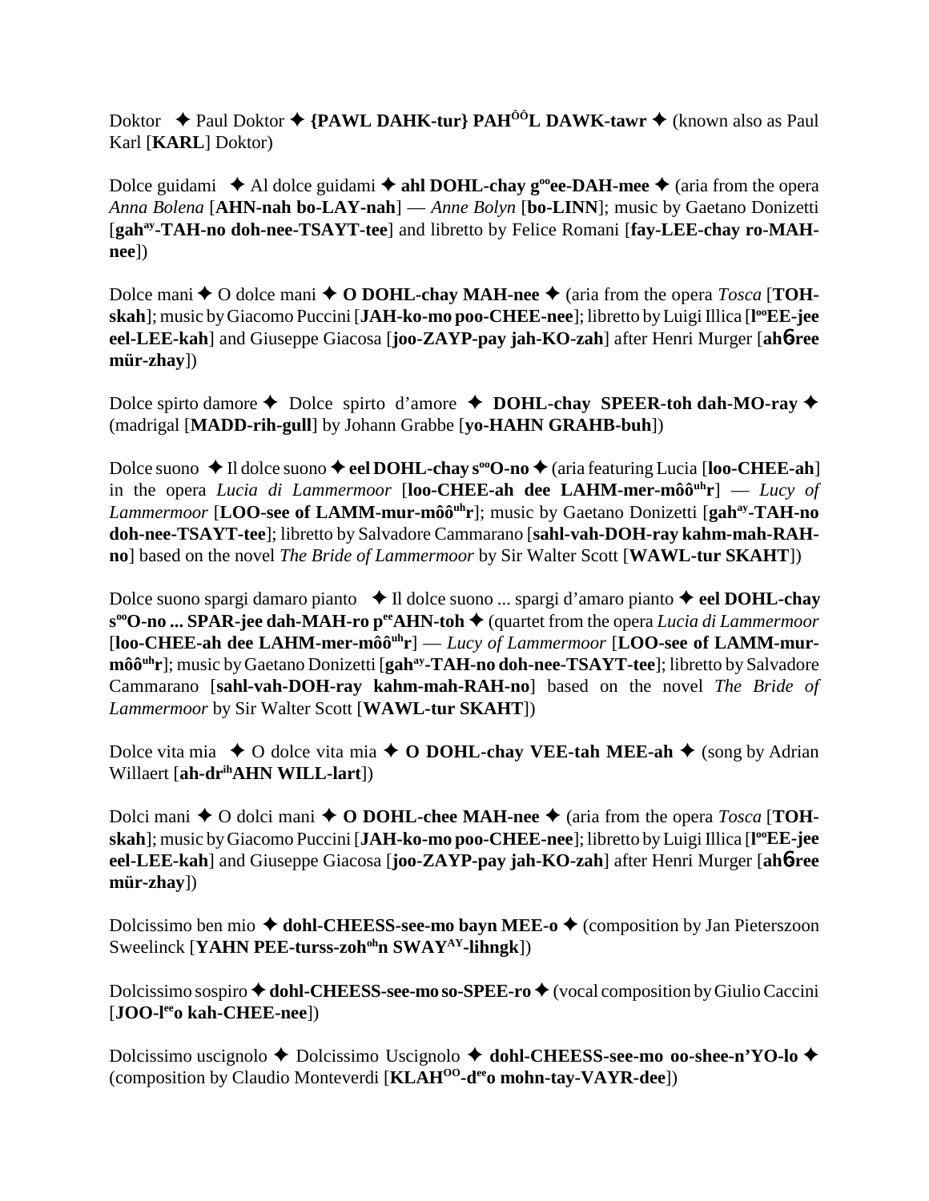Doktor ✦ Paul Doktor ✦ **{PAWL DAHK-tur} PAHÔÔL DAWK-tawr** ✦ (known also as Paul Karl [**KARL**] Doktor)

Dolce guidami ✦ Al dolce guidami ✦ **ahl DOHL-chay g°°ee-DAH-mee** ✦ (aria from the opera *Anna Bolena* [**AHN-nah bo-LAY-nah**] — *Anne Bolyn* [**bo-LINN**]; music by Gaetano Donizetti [**gah^ay-TAH-no doh-nee-TSAYT-tee**] and libretto by Felice Romani [**fay-LEE-chay ro-MAH-nee**])

Dolce mani ✦ O dolce mani ✦ **O DOHL-chay MAH-nee** ✦ (aria from the opera *Tosca* [**TOH-skah**]; music by Giacomo Puccini [**JAH-ko-mo poo-CHEE-nee**]; libretto by Luigi Illica [**l°°EE-jee eel-LEE-kah**] and Giuseppe Giacosa [**joo-ZAYP-pay jah-KO-zah**] after Henri Murger [**ahб-ree mür-zhay**])

Dolce spirto damore ✦ Dolce spirto d'amore ✦ **DOHL-chay SPEER-toh dah-MO-ray** ✦ (madrigal [**MADD-rih-gull**] by Johann Grabbe [**yo-HAHN GRAHB-buh**])

Dolce suono ✦ Il dolce suono ✦ **eel DOHL-chay s°°O-no** ✦ (aria featuring Lucia [**loo-CHEE-ah**] in the opera *Lucia di Lammermoor* [**loo-CHEE-ah dee LAHM-mer-môô^uh r**] — *Lucy of Lammermoor* [**LOO-see of LAMM-mur-môô^uh r**]; music by Gaetano Donizetti [**gah^ay-TAH-no doh-nee-TSAYT-tee**]; libretto by Salvadore Cammarano [**sahl-vah-DOH-ray kahm-mah-RAH-no**] based on the novel *The Bride of Lammermoor* by Sir Walter Scott [**WAWL-tur SKAHT**])

Dolce suono spargi damaro pianto ✦ Il dolce suono ... spargi d'amaro pianto ✦ **eel DOHL-chay s°°O-no ... SPAR-jee dah-MAH-ro p^ee AHN-toh** ✦ (quartet from the opera *Lucia di Lammermoor* [**loo-CHEE-ah dee LAHM-mer-môô^uh r**] — *Lucy of Lammermoor* [**LOO-see of LAMM-mur-môô^uh r**]; music by Gaetano Donizetti [**gah^ay-TAH-no doh-nee-TSAYT-tee**]; libretto by Salvadore Cammarano [**sahl-vah-DOH-ray kahm-mah-RAH-no**] based on the novel *The Bride of Lammermoor* by Sir Walter Scott [**WAWL-tur SKAHT**])

Dolce vita mia ✦ O dolce vita mia ✦ **O DOHL-chay VEE-tah MEE-ah** ✦ (song by Adrian Willaert [**ah-dr^ih AHN WILL-lart**])

Dolci mani ✦ O dolci mani ✦ **O DOHL-chee MAH-nee** ✦ (aria from the opera *Tosca* [**TOH-skah**]; music by Giacomo Puccini [**JAH-ko-mo poo-CHEE-nee**]; libretto by Luigi Illica [**l°°EE-jee eel-LEE-kah**] and Giuseppe Giacosa [**joo-ZAYP-pay jah-KO-zah**] after Henri Murger [**ahб-ree mür-zhay**])

Dolcissimo ben mio ✦ **dohl-CHEESS-see-mo bayn MEE-o** ✦ (composition by Jan Pieterszoon Sweelinck [**YAHN PEE-turss-zoh^oh n SWAY^AY-lihngk**])

Dolcissimo sospiro ✦ **dohl-CHEESS-see-mo so-SPEE-ro** ✦ (vocal composition by Giulio Caccini [**JOO-l^ee o kah-CHEE-nee**])

Dolcissimo uscignolo ✦ Dolcissimo Uscignolo ✦ **dohl-CHEESS-see-mo oo-shee-n'YO-lo** ✦ (composition by Claudio Monteverdi [**KLAH^OO-d^ee o mohn-tay-VAYR-dee**])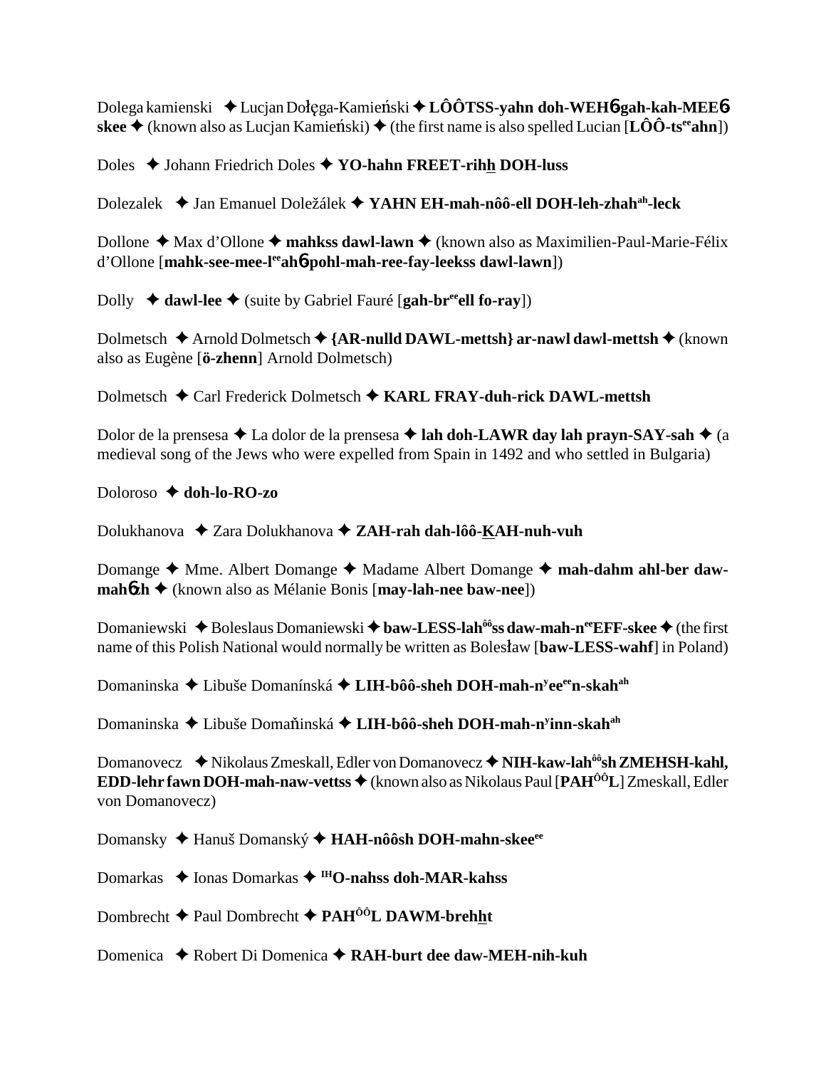Dolega kamienski ✦ Lucjan Dołęga-Kamieński ✦ **LÔÔTSS-yahn doh-WEH6gah-kah-MEE6 skee** ✦ (known also as Lucjan Kamieński) ✦ (the first name is also spelled Lucian [**LÔÔ-ts$^{ee}$ahn**])

Doles ✦ Johann Friedrich Doles ✦ **YO-hahn FREET-rihh DOH-luss**

Dolezalek ✦ Jan Emanuel Doležálek ✦ **YAHN EH-mah-nôô-ell DOH-leh-zhah$^{ah}$-leck**

Dollone ✦ Max d'Ollone ✦ **mahkss dawl-lawn** ✦ (known also as Maximilien-Paul-Marie-Félix d'Ollone [**mahk-see-mee-l$^{ee}$ah6-pohl-mah-ree-fay-leekss dawl-lawn**])

Dolly ✦ **dawl-lee** ✦ (suite by Gabriel Fauré [**gah-br$^{ee}$ell fo-ray**])

Dolmetsch ✦ Arnold Dolmetsch ✦ **{AR-nulld DAWL-mettsh} ar-nawl dawl-mettsh** ✦ (known also as Eugène [**ö-zhenn**] Arnold Dolmetsch)

Dolmetsch ✦ Carl Frederick Dolmetsch ✦ **KARL FRAY-duh-rick DAWL-mettsh**

Dolor de la prensesa ✦ La dolor de la prensesa ✦ **lah doh-LAWR day lah prayn-SAY-sah** ✦ (a medieval song of the Jews who were expelled from Spain in 1492 and who settled in Bulgaria)

Doloroso ✦ **doh-lo-RO-zo**

Dolukhanova ✦ Zara Dolukhanova ✦ **ZAH-rah dah-lôô-KAH-nuh-vuh**

Domange ✦ Mme. Albert Domange ✦ Madame Albert Domange ✦ **mah-dahm ahl-ber daw-mah6zh** ✦ (known also as Mélanie Bonis [**may-lah-nee baw-nee**])

Domaniewski ✦ Boleslaus Domaniewski ✦ **baw-LESS-lah$^{ôô}$ss daw-mah-n$^{ee}$EFF-skee** ✦ (the first name of this Polish National would normally be written as Bolesław [**baw-LESS-wahf**] in Poland)

Domaninska ✦ Libuše Domanínská ✦ **LIH-bôô-sheh DOH-mah-n$^{y}$ee$^{ee}$n-skah$^{ah}$**

Domaninska ✦ Libuše Domaňinská ✦ **LIH-bôô-sheh DOH-mah-n$^{y}$inn-skah$^{ah}$**

Domanovecz ✦ Nikolaus Zmeskall, Edler von Domanovecz ✦ **NIH-kaw-lah$^{ôô}$sh ZMEHSH-kahl, EDD-lehr fawn DOH-mah-naw-vettss** ✦ (known also as Nikolaus Paul [**PAH$^{ÔÔ}$L**] Zmeskall, Edler von Domanovecz)

Domansky ✦ Hanuš Domanský ✦ **HAH-nôôsh DOH-mahn-skee$^{ee}$**

Domarkas ✦ Ionas Domarkas ✦ **$^{IH}$O-nahss doh-MAR-kahss**

Dombrecht ✦ Paul Dombrecht ✦ **PAH$^{ÔÔ}$L DAWM-brehht**

Domenica ✦ Robert Di Domenica ✦ **RAH-burt dee daw-MEH-nih-kuh**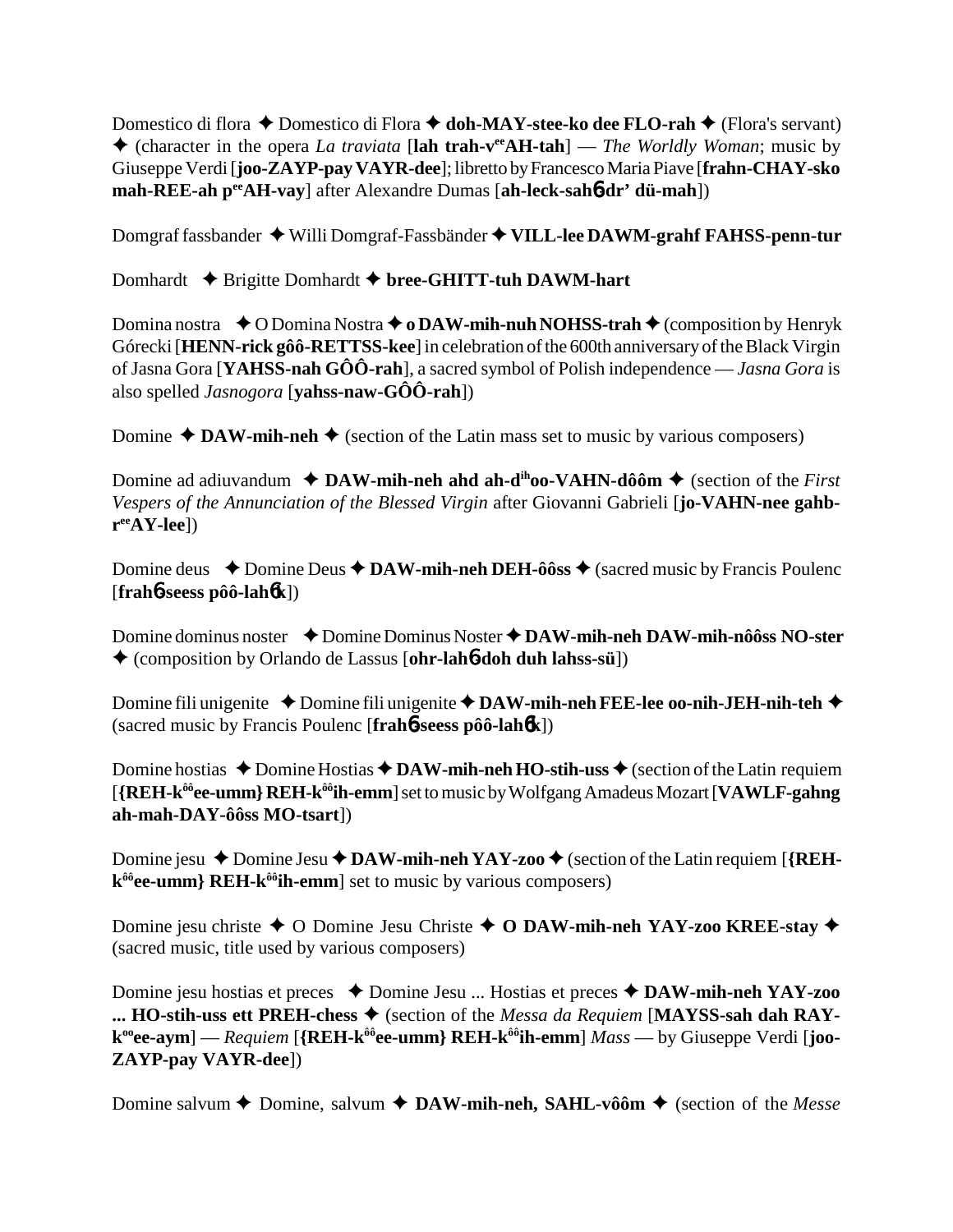Domestico di flora ✦ Domestico di Flora ✦ **doh-MAY-stee-ko dee FLO-rah** ✦ (Flora's servant) ✦ (character in the opera *La traviata* [**lah trah-v<sup>ee</sup>AH-tah**] — *The Worldly Woman*; music by Giuseppe Verdi [**joo-ZAYP-pay VAYR-dee**]; libretto by Francesco Maria Piave [**frahn-CHAY-sko mah-REE-ah p<sup>ee</sup>AH-vay**] after Alexandre Dumas [**ah-leck-sahɲ-dr' dü-mah**])

Domgraf fassbander ✦ Willi Domgraf-Fassbänder ✦ **VILL-lee DAWM-grahf FAHSS-penn-tur**

Domhardt ✦ Brigitte Domhardt ✦ **bree-GHITT-tuh DAWM-hart**

Domina nostra ✦ O Domina Nostra ✦ **o DAW-mih-nuh NOHSS-trah** ✦ (composition by Henryk Górecki [**HENN-rick gôô-RETTSS-kee**] in celebration of the 600th anniversary of the Black Virgin of Jasna Gora [**YAHSS-nah GÔÔ-rah**], a sacred symbol of Polish independence — *Jasna Gora* is also spelled *Jasnogora* [**yahss-naw-GÔÔ-rah**])

Domine ✦ **DAW-mih-neh** ✦ (section of the Latin mass set to music by various composers)

Domine ad adiuvandum ✦ **DAW-mih-neh ahd ah-d<sup>ih</sup>oo-VAHN-dôôm** ✦ (section of the *First Vespers of the Annunciation of the Blessed Virgin* after Giovanni Gabrieli [**jo-VAHN-nee gahb-r<sup>ee</sup>AY-lee**])

Domine deus ✦ Domine Deus ✦ **DAW-mih-neh DEH-ôôss** ✦ (sacred music by Francis Poulenc [**frahɲ-seess pôô-lahɲk**])

Domine dominus noster ✦ Domine Dominus Noster ✦ **DAW-mih-neh DAW-mih-nôôss NO-ster** ✦ (composition by Orlando de Lassus [**ohr-lahɲ-doh duh lahss-sü**])

Domine fili unigenite ✦ Domine fili unigenite ✦ **DAW-mih-neh FEE-lee oo-nih-JEH-nih-teh** ✦ (sacred music by Francis Poulenc [**frahɲ-seess pôô-lahɲk**])

Domine hostias ✦ Domine Hostias ✦ **DAW-mih-neh HO-stih-uss** ✦ (section of the Latin requiem [**{REH-k<sup>ôô</sup>ee-umm} REH-k<sup>ôô</sup>ih-emm**] set to music by Wolfgang Amadeus Mozart [**VAWLF-gahng ah-mah-DAY-ôôss MO-tsart**])

Domine jesu ✦ Domine Jesu ✦ **DAW-mih-neh YAY-zoo** ✦ (section of the Latin requiem [**{REH-k<sup>ôô</sup>ee-umm} REH-k<sup>ôô</sup>ih-emm**] set to music by various composers)

Domine jesu christe ✦ O Domine Jesu Christe ✦ **O DAW-mih-neh YAY-zoo KREE-stay** ✦ (sacred music, title used by various composers)

Domine jesu hostias et preces ✦ Domine Jesu ... Hostias et preces ✦ **DAW-mih-neh YAY-zoo ... HO-stih-uss ett PREH-chess** ✦ (section of the *Messa da Requiem* [**MAYSS-sah dah RAY-k<sup>oo</sup>ee-aym**] — *Requiem* [**{REH-k<sup>ôô</sup>ee-umm} REH-k<sup>ôô</sup>ih-emm**] *Mass* — by Giuseppe Verdi [**joo-ZAYP-pay VAYR-dee**])

Domine salvum ✦ Domine, salvum ✦ **DAW-mih-neh, SAHL-vôôm** ✦ (section of the *Messe*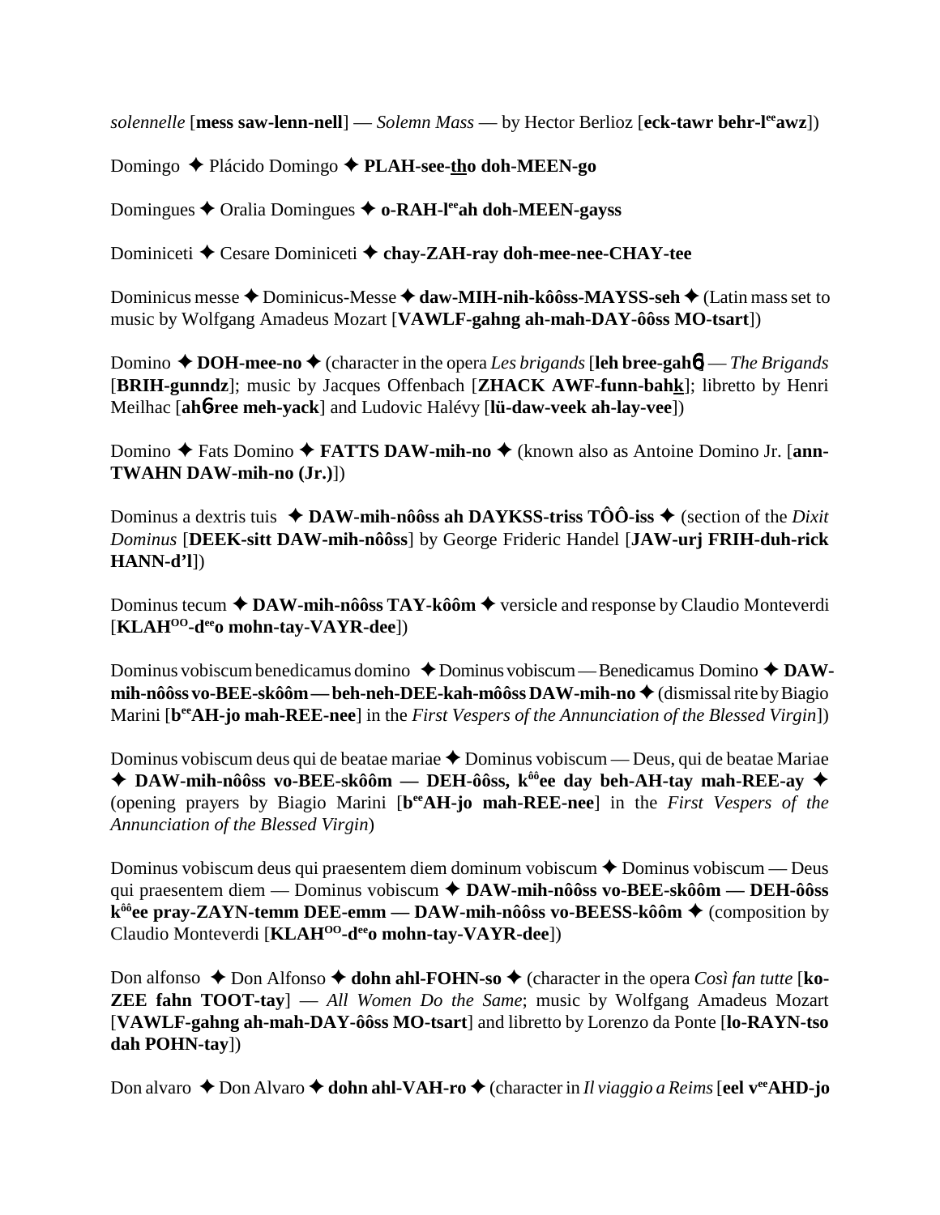*solennelle* [**mess saw-lenn-nell**] — *Solemn Mass* — by Hector Berlioz [**eck-tawr behr-l**[ee]**awz**])

Domingo ✦ Plácido Domingo ✦ **PLAH-see-tho doh-MEEN-go**

Domingues ✦ Oralia Domingues ✦ **o-RAH-l**[ee]**ah doh-MEEN-gayss**

Dominiceti ✦ Cesare Dominiceti ✦ **chay-ZAH-ray doh-mee-nee-CHAY-tee**

Dominicus messe ✦ Dominicus-Messe ✦ **daw-MIH-nih-kôôss-MAYSS-seh** ✦ (Latin mass set to music by Wolfgang Amadeus Mozart [**VAWLF-gahng ah-mah-DAY-ôôss MO-tsart**])

Domino ✦ **DOH-mee-no** ✦ (character in the opera *Les brigands* [**leh bree-gahɳ**] — *The Brigands* [**BRIH-gunndz**]; music by Jacques Offenbach [**ZHACK AWF-funn-bahk**]; libretto by Henri Meilhac [**ahɳ-ree meh-yack**] and Ludovic Halévy [**lü-daw-veek ah-lay-vee**])

Domino ✦ Fats Domino ✦ **FATTS DAW-mih-no** ✦ (known also as Antoine Domino Jr. [**ann-TWAHN DAW-mih-no (Jr.)**])

Dominus a dextris tuis ✦ **DAW-mih-nôôss ah DAYKSS-triss TÔÔ-iss** ✦ (section of the *Dixit Dominus* [**DEEK-sitt DAW-mih-nôôss**] by George Frideric Handel [**JAW-urj FRIH-duh-rick HANN-d'l**])

Dominus tecum ✦ **DAW-mih-nôôss TAY-kôôm** ✦ versicle and response by Claudio Monteverdi [**KLAH**[OO]**-d**[ee]**o mohn-tay-VAYR-dee**])

Dominus vobiscum benedicamus domino ✦ Dominus vobiscum — Benedicamus Domino ✦ **DAW-mih-nôôss vo-BEE-skôôm — beh-neh-DEE-kah-môôss DAW-mih-no** ✦ (dismissal rite by Biagio Marini [**b**[ee]**AH-jo mah-REE-nee**] in the *First Vespers of the Annunciation of the Blessed Virgin*])

Dominus vobiscum deus qui de beatae mariae ✦ Dominus vobiscum — Deus, qui de beatae Mariae ✦ **DAW-mih-nôôss vo-BEE-skôôm — DEH-ôôss, k**[ôô]**ee day beh-AH-tay mah-REE-ay** ✦ (opening prayers by Biagio Marini [**b**[ee]**AH-jo mah-REE-nee**] in the *First Vespers of the Annunciation of the Blessed Virgin*)

Dominus vobiscum deus qui praesentem diem dominum vobiscum ✦ Dominus vobiscum — Deus qui praesentem diem — Dominus vobiscum ✦ **DAW-mih-nôôss vo-BEE-skôôm — DEH-ôôss k**[ôô]**ee pray-ZAYN-temm DEE-emm — DAW-mih-nôôss vo-BEESS-kôôm** ✦ (composition by Claudio Monteverdi [**KLAH**[OO]**-d**[ee]**o mohn-tay-VAYR-dee**])

Don alfonso ✦ Don Alfonso ✦ **dohn ahl-FOHN-so** ✦ (character in the opera *Così fan tutte* [**ko-ZEE fahn TOOT-tay**] — *All Women Do the Same*; music by Wolfgang Amadeus Mozart [**VAWLF-gahng ah-mah-DAY-ôôss MO-tsart**] and libretto by Lorenzo da Ponte [**lo-RAYN-tso dah POHN-tay**])

Don alvaro ✦ Don Alvaro ✦ **dohn ahl-VAH-ro** ✦ (character in *Il viaggio a Reims* [**eel v**[ee]**AHD-jo**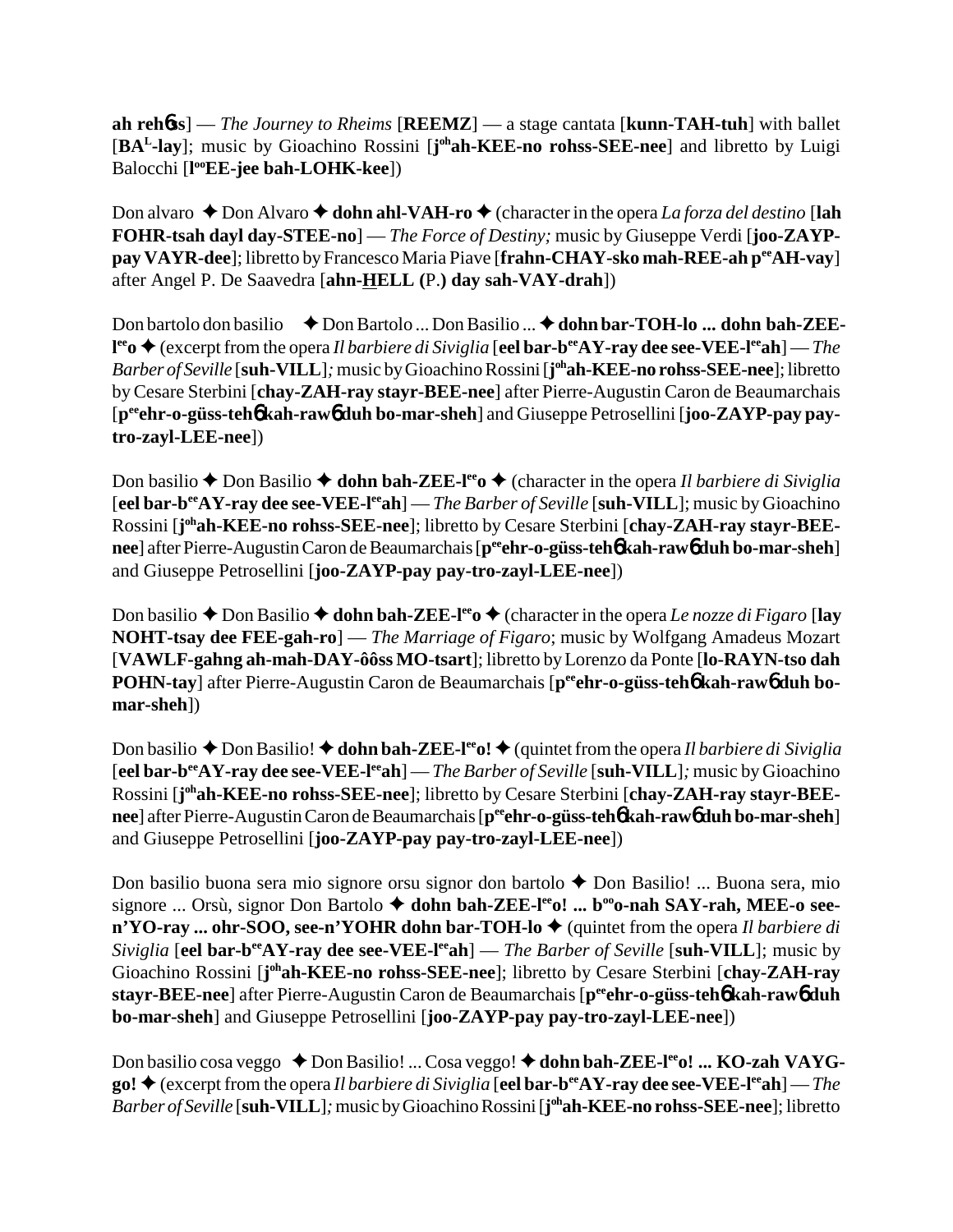**ah reh6ss**] — *The Journey to Rheims* [**REEMZ**] — a stage cantata [**kunn-TAH-tuh**] with ballet [**BA**[L]**-lay**]; music by Gioachino Rossini [**j**[oh]**ah-KEE-no rohss-SEE-nee**] and libretto by Luigi Balocchi [**l**[oo]**EE-jee bah-LOHK-kee**])

Don alvaro ✦ Don Alvaro ✦ **dohn ahl-VAH-ro** ✦ (character in the opera *La forza del destino* [**lah FOHR-tsah dayl day-STEE-no**] — *The Force of Destiny;* music by Giuseppe Verdi [**joo-ZAYP-pay VAYR-dee**]; libretto by Francesco Maria Piave [**frahn-CHAY-sko mah-REE-ah p**[ee]**AH-vay**] after Angel P. De Saavedra [**ahn-HELL (**P.**) day sah-VAY-drah**])

Don bartolo don basilio ✦ Don Bartolo ... Don Basilio ... ✦ **dohn bar-TOH-lo ... dohn bah-ZEE-l**[ee]**o** ✦ (excerpt from the opera *Il barbiere di Siviglia* [**eel bar-b**[ee]**AY-ray dee see-VEE-l**[ee]**ah**] — *The Barber of Seville* [**suh-VILL**]*;* music by Gioachino Rossini [**j**[oh]**ah-KEE-no rohss-SEE-nee**]; libretto by Cesare Sterbini [**chay-ZAH-ray stayr-BEE-nee**] after Pierre-Augustin Caron de Beaumarchais [**p**[ee]**ehr-o-güss-teh6 kah-raw6 duh bo-mar-sheh**] and Giuseppe Petrosellini [**joo-ZAYP-pay pay-tro-zayl-LEE-nee**])

Don basilio ✦ Don Basilio ✦ **dohn bah-ZEE-l**[ee]**o** ✦ (character in the opera *Il barbiere di Siviglia* [**eel bar-b**[ee]**AY-ray dee see-VEE-l**[ee]**ah**] — *The Barber of Seville* [**suh-VILL**]; music by Gioachino Rossini [**j**[oh]**ah-KEE-no rohss-SEE-nee**]; libretto by Cesare Sterbini [**chay-ZAH-ray stayr-BEE-nee**] after Pierre-Augustin Caron de Beaumarchais [**p**[ee]**ehr-o-güss-teh6 kah-raw6 duh bo-mar-sheh**] and Giuseppe Petrosellini [**joo-ZAYP-pay pay-tro-zayl-LEE-nee**])

Don basilio ✦ Don Basilio ✦ **dohn bah-ZEE-l**[ee]**o** ✦ (character in the opera *Le nozze di Figaro* [**lay NOHT-tsay dee FEE-gah-ro**] — *The Marriage of Figaro*; music by Wolfgang Amadeus Mozart [**VAWLF-gahng ah-mah-DAY-ôôss MO-tsart**]; libretto by Lorenzo da Ponte [**lo-RAYN-tso dah POHN-tay**] after Pierre-Augustin Caron de Beaumarchais [**p**[ee]**ehr-o-güss-teh6 kah-raw6 duh bo-mar-sheh**])

Don basilio ✦ Don Basilio! ✦ **dohn bah-ZEE-l**[ee]**o!** ✦ (quintet from the opera *Il barbiere di Siviglia* [**eel bar-b**[ee]**AY-ray dee see-VEE-l**[ee]**ah**] — *The Barber of Seville* [**suh-VILL**]*;* music by Gioachino Rossini [**j**[oh]**ah-KEE-no rohss-SEE-nee**]; libretto by Cesare Sterbini [**chay-ZAH-ray stayr-BEE-nee**] after Pierre-Augustin Caron de Beaumarchais [**p**[ee]**ehr-o-güss-teh6 kah-raw6 duh bo-mar-sheh**] and Giuseppe Petrosellini [**joo-ZAYP-pay pay-tro-zayl-LEE-nee**])

Don basilio buona sera mio signore orsu signor don bartolo ✦ Don Basilio! ... Buona sera, mio signore ... Orsù, signor Don Bartolo ✦ **dohn bah-ZEE-l**[ee]**o! ... b**[oo]**o-nah SAY-rah, MEE-o see-n'YO-ray ... ohr-SOO, see-n'YOHR dohn bar-TOH-lo** ✦ (quintet from the opera *Il barbiere di Siviglia* [**eel bar-b**[ee]**AY-ray dee see-VEE-l**[ee]**ah**] — *The Barber of Seville* [**suh-VILL**]; music by Gioachino Rossini [**j**[oh]**ah-KEE-no rohss-SEE-nee**]; libretto by Cesare Sterbini [**chay-ZAH-ray stayr-BEE-nee**] after Pierre-Augustin Caron de Beaumarchais [**p**[ee]**ehr-o-güss-teh6 kah-raw6 duh bo-mar-sheh**] and Giuseppe Petrosellini [**joo-ZAYP-pay pay-tro-zayl-LEE-nee**])

Don basilio cosa veggo ✦ Don Basilio! ... Cosa veggo! ✦ **dohn bah-ZEE-l**[ee]**o! ... KO-zah VAYG-go!** ✦ (excerpt from the opera *Il barbiere di Siviglia* [**eel bar-b**[ee]**AY-ray dee see-VEE-l**[ee]**ah**] — *The Barber of Seville* [**suh-VILL**]*;* music by Gioachino Rossini [**j**[oh]**ah-KEE-no rohss-SEE-nee**]; libretto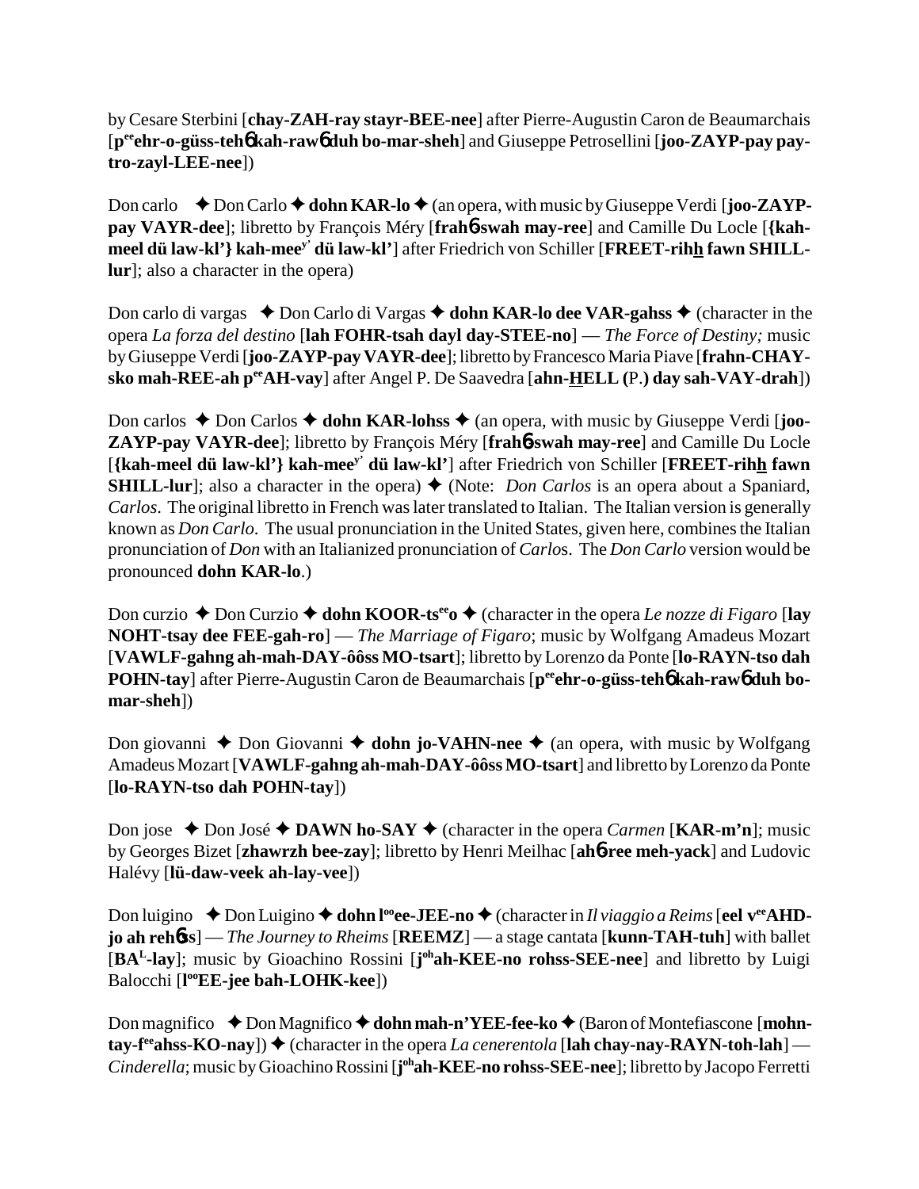by Cesare Sterbini [**chay-ZAH-ray stayr-BEE-nee**] after Pierre-Augustin Caron de Beaumarchais [**p$^{ee}$ehr-o-güss-teh6 kah-raw6 duh bo-mar-sheh**] and Giuseppe Petrosellini [**joo-ZAYP-pay pay-tro-zayl-LEE-nee**])

Don carlo ✦ Don Carlo ✦ **dohn KAR-lo** ✦ (an opera, with music by Giuseppe Verdi [**joo-ZAYP-pay VAYR-dee**]; libretto by François Méry [**frah6-swah may-ree**] and Camille Du Locle [**{kah-meel dü law-kl'} kah-mee$^{y'}$ dü law-kl'**] after Friedrich von Schiller [**FREET-rihh fawn SHILL-lur**]; also a character in the opera)

Don carlo di vargas ✦ Don Carlo di Vargas ✦ **dohn KAR-lo dee VAR-gahss** ✦ (character in the opera *La forza del destino* [**lah FOHR-tsah dayl day-STEE-no**] — *The Force of Destiny;* music by Giuseppe Verdi [**joo-ZAYP-pay VAYR-dee**]; libretto by Francesco Maria Piave [**frahn-CHAY-sko mah-REE-ah p$^{ee}$AH-vay**] after Angel P. De Saavedra [**ahn-HELL (**P.**) day sah-VAY-drah**])

Don carlos ✦ Don Carlos ✦ **dohn KAR-lohss** ✦ (an opera, with music by Giuseppe Verdi [**joo-ZAYP-pay VAYR-dee**]; libretto by François Méry [**frah6-swah may-ree**] and Camille Du Locle [**{kah-meel dü law-kl'} kah-mee$^{y'}$ dü law-kl'**] after Friedrich von Schiller [**FREET-rihh fawn SHILL-lur**]; also a character in the opera) ✦ (Note: *Don Carlos* is an opera about a Spaniard, *Carlos*. The original libretto in French was later translated to Italian. The Italian version is generally known as *Don Carlo*. The usual pronunciation in the United States, given here, combines the Italian pronunciation of *Don* with an Italianized pronunciation of *Carlo*s. The *Don Carlo* version would be pronounced **dohn KAR-lo**.)

Don curzio ✦ Don Curzio ✦ **dohn KOOR-ts$^{ee}$o** ✦ (character in the opera *Le nozze di Figaro* [**lay NOHT-tsay dee FEE-gah-ro**] — *The Marriage of Figaro*; music by Wolfgang Amadeus Mozart [**VAWLF-gahng ah-mah-DAY-ôôss MO-tsart**]; libretto by Lorenzo da Ponte [**lo-RAYN-tso dah POHN-tay**] after Pierre-Augustin Caron de Beaumarchais [**p$^{ee}$ehr-o-güss-teh6 kah-raw6 duh bo-mar-sheh**])

Don giovanni ✦ Don Giovanni ✦ **dohn jo-VAHN-nee** ✦ (an opera, with music by Wolfgang Amadeus Mozart [**VAWLF-gahng ah-mah-DAY-ôôss MO-tsart**] and libretto by Lorenzo da Ponte [**lo-RAYN-tso dah POHN-tay**])

Don jose ✦ Don José ✦ **DAWN ho-SAY** ✦ (character in the opera *Carmen* [**KAR-m'n**]; music by Georges Bizet [**zhawrzh bee-zay**]; libretto by Henri Meilhac [**ah6-ree meh-yack**] and Ludovic Halévy [**lü-daw-veek ah-lay-vee**])

Don luigino ✦ Don Luigino ✦ **dohn l$^{oo}$ee-JEE-no** ✦ (character in *Il viaggio a Reims* [**eel v$^{ee}$AHD-jo ah reh6ss**] — *The Journey to Rheims* [**REEMZ**] — a stage cantata [**kunn-TAH-tuh**] with ballet [**BA$^{L}$-lay**]; music by Gioachino Rossini [**j$^{oh}$ah-KEE-no rohss-SEE-nee**] and libretto by Luigi Balocchi [**l$^{oo}$EE-jee bah-LOHK-kee**])

Don magnifico ✦ Don Magnifico ✦ **dohn mah-n'YEE-fee-ko** ✦ (Baron of Montefiascone [**mohn-tay-f$^{ee}$ahss-KO-nay**]) ✦ (character in the opera *La cenerentola* [**lah chay-nay-RAYN-toh-lah**] — *Cinderella*; music by Gioachino Rossini [**j$^{oh}$ah-KEE-no rohss-SEE-nee**]; libretto by Jacopo Ferretti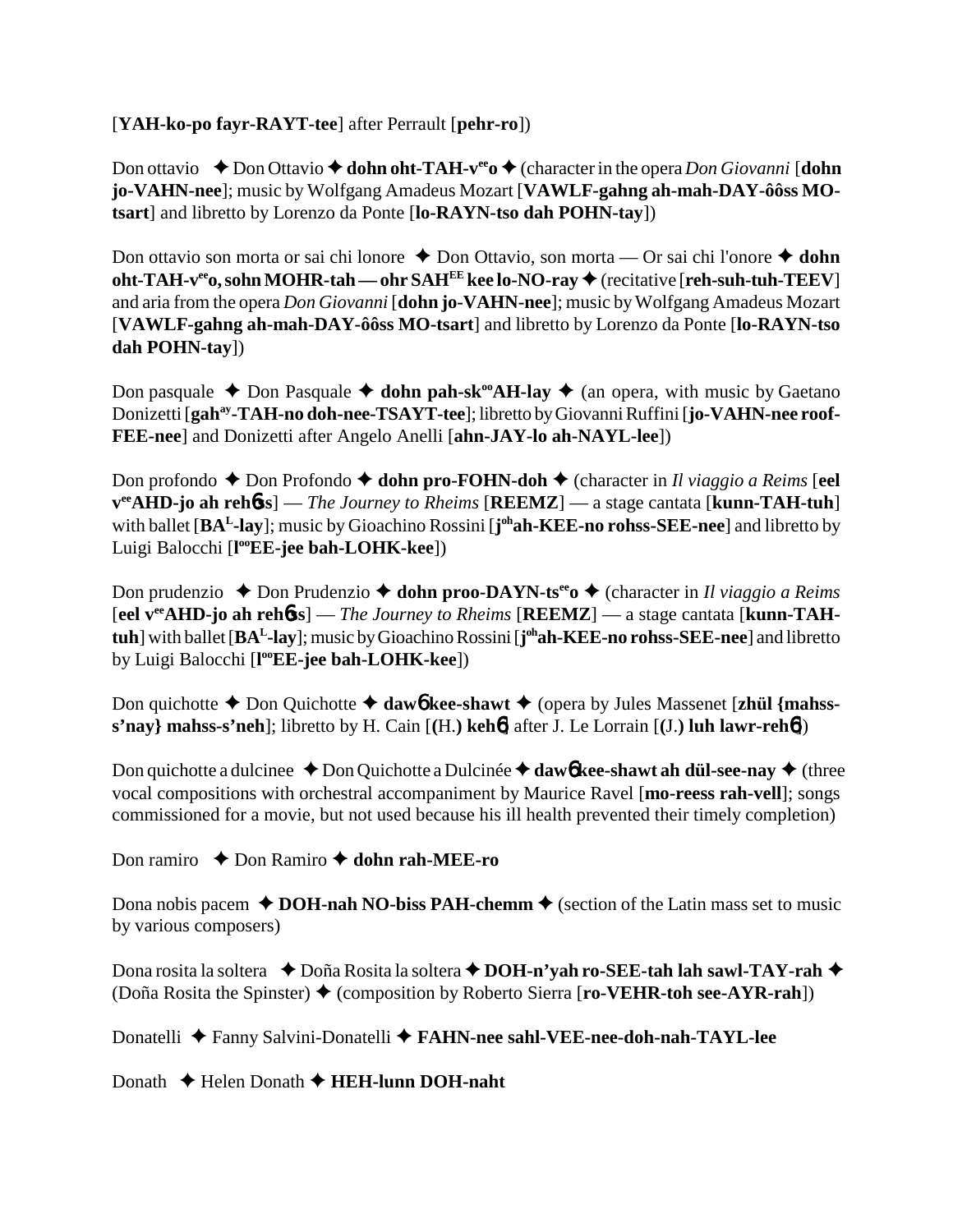[**YAH-ko-po fayr-RAYT-tee**] after Perrault [**pehr-ro**])

Don ottavio ✦ Don Ottavio ✦ **dohn oht-TAH-v<sup>ee</sup>o** ✦ (character in the opera *Don Giovanni* [**dohn jo-VAHN-nee**]; music by Wolfgang Amadeus Mozart [**VAWLF-gahng ah-mah-DAY-ôôss MO-tsart**] and libretto by Lorenzo da Ponte [**lo-RAYN-tso dah POHN-tay**])

Don ottavio son morta or sai chi lonore ✦ Don Ottavio, son morta — Or sai chi l'onore ✦ **dohn oht-TAH-v<sup>ee</sup>o, sohn MOHR-tah — ohr SAH<sup>EE</sup> kee lo-NO-ray** ✦ (recitative [**reh-suh-tuh-TEEV**] and aria from the opera *Don Giovanni* [**dohn jo-VAHN-nee**]; music by Wolfgang Amadeus Mozart [**VAWLF-gahng ah-mah-DAY-ôôss MO-tsart**] and libretto by Lorenzo da Ponte [**lo-RAYN-tso dah POHN-tay**])

Don pasquale ✦ Don Pasquale ✦ **dohn pah-sk<sup>oo</sup>AH-lay** ✦ (an opera, with music by Gaetano Donizetti [**gah<sup>ay</sup>-TAH-no doh-nee-TSAYT-tee**]; libretto by Giovanni Ruffini [**jo-VAHN-nee roof-FEE-nee**] and Donizetti after Angelo Anelli [**ahn-JAY-lo ah-NAYL-lee**])

Don profondo ✦ Don Profondo ✦ **dohn pro-FOHN-doh** ✦ (character in *Il viaggio a Reims* [**eel v<sup>ee</sup>AHD-jo ah reh6ss**] — *The Journey to Rheims* [**REEMZ**] — a stage cantata [**kunn-TAH-tuh**] with ballet [**BA<sup>L</sup>-lay**]; music by Gioachino Rossini [**j<sup>oh</sup>ah-KEE-no rohss-SEE-nee**] and libretto by Luigi Balocchi [**l<sup>oo</sup>EE-jee bah-LOHK-kee**])

Don prudenzio ✦ Don Prudenzio ✦ **dohn proo-DAYN-ts<sup>ee</sup>o** ✦ (character in *Il viaggio a Reims* [**eel v<sup>ee</sup>AHD-jo ah reh6ss**] — *The Journey to Rheims* [**REEMZ**] — a stage cantata [**kunn-TAH-tuh**] with ballet [**BA<sup>L</sup>-lay**]; music by Gioachino Rossini [**j<sup>oh</sup>ah-KEE-no rohss-SEE-nee**] and libretto by Luigi Balocchi [**l<sup>oo</sup>EE-jee bah-LOHK-kee**])

Don quichotte ✦ Don Quichotte ✦ **daw6 kee-shawt** ✦ (opera by Jules Massenet [**zhül {mahss-s'nay} mahss-s'neh**]; libretto by H. Cain [**(H.) keh6**] after J. Le Lorrain [**(J.) luh lawr-reh6**])

Don quichotte a dulcinee ✦ Don Quichotte a Dulcinée ✦ **daw6 kee-shawt ah dül-see-nay** ✦ (three vocal compositions with orchestral accompaniment by Maurice Ravel [**mo-reess rah-vell**]; songs commissioned for a movie, but not used because his ill health prevented their timely completion)

Don ramiro ✦ Don Ramiro ✦ **dohn rah-MEE-ro**

Dona nobis pacem ✦ **DOH-nah NO-biss PAH-chemm** ✦ (section of the Latin mass set to music by various composers)

Dona rosita la soltera ✦ Doña Rosita la soltera ✦ **DOH-n'yah ro-SEE-tah lah sawl-TAY-rah** ✦ (Doña Rosita the Spinster) ✦ (composition by Roberto Sierra [**ro-VEHR-toh see-AYR-rah**])

Donatelli ✦ Fanny Salvini-Donatelli ✦ **FAHN-nee sahl-VEE-nee-doh-nah-TAYL-lee**

Donath ✦ Helen Donath ✦ **HEH-lunn DOH-naht**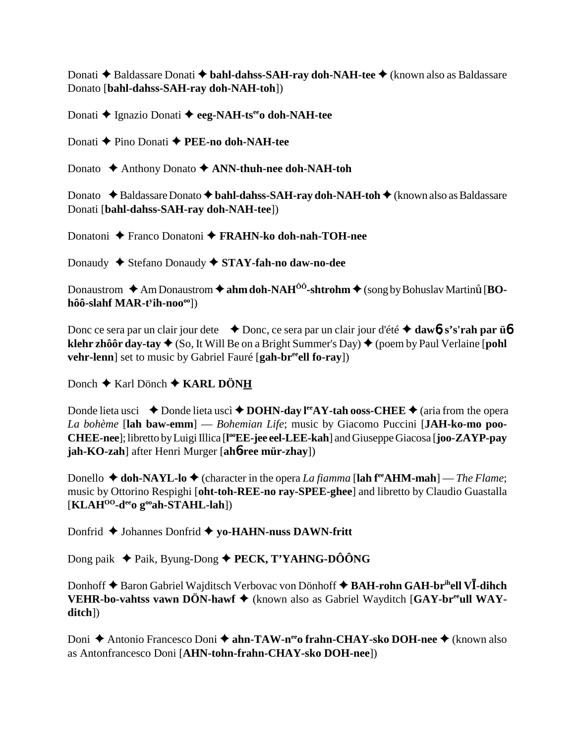Donati ✦ Baldassare Donati ✦ **bahl-dahss-SAH-ray doh-NAH-tee** ✦ (known also as Baldassare Donato [**bahl-dahss-SAH-ray doh-NAH-toh**])

Donati ✦ Ignazio Donati ✦ **eeg-NAH-tseeo doh-NAH-tee**

Donati ✦ Pino Donati ✦ **PEE-no doh-NAH-tee**

Donato ✦ Anthony Donato ✦ **ANN-thuh-nee doh-NAH-toh**

Donato ✦ Baldassare Donato ✦ **bahl-dahss-SAH-ray doh-NAH-toh** ✦ (known also as Baldassare Donati [**bahl-dahss-SAH-ray doh-NAH-tee**])

Donatoni ✦ Franco Donatoni ✦ **FRAHN-ko doh-nah-TOH-nee**

Donaudy ✦ Stefano Donaudy ✦ **STAY-fah-no daw-no-dee**

Donaustrom ✦ Am Donaustrom ✦ **ahm doh-NAHÔÔ-shtrohm** ✦ (song by Bohuslav Martinů [**BO-hôô-slahf MAR-tyih-nooo**])

Donc ce sera par un clair jour dete ✦ Donc, ce sera par un clair jour d'été ✦ **dawɓ s's'rah par üɓ klehr zhôôr day-tay** ✦ (So, It Will Be on a Bright Summer's Day) ✦ (poem by Paul Verlaine [**pohl vehr-lenn**] set to music by Gabriel Fauré [**gah-breeell fo-ray**])

Donch ✦ Karl Dönch ✦ **KARL DÖNH**

Donde lieta usci ✦ Donde lieta uscì ✦ **DOHN-day leeAY-tah ooss-CHEE** ✦ (aria from the opera *La bohème* [**lah baw-emm**] — *Bohemian Life*; music by Giacomo Puccini [**JAH-ko-mo poo-CHEE-nee**]; libretto by Luigi Illica [**looEE-jee eel-LEE-kah**] and Giuseppe Giacosa [**joo-ZAYP-pay jah-KO-zah**] after Henri Murger [**ahɓree mür-zhay**])

Donello ✦ **doh-NAYL-lo** ✦ (character in the opera *La fiamma* [**lah feeAHM-mah**] — *The Flame*; music by Ottorino Respighi [**oht-toh-REE-no ray-SPEE-ghee**] and libretto by Claudio Guastalla [**KLAHOO-deeo gooah-STAHL-lah**])

Donfrid ✦ Johannes Donfrid ✦ **yo-HAHN-nuss DAWN-fritt**

Dong paik ✦ Paik, Byung-Dong ✦ **PECK, T'YAHNG-DÔÔNG**

Donhoff ✦ Baron Gabriel Wajditsch Verbovac von Dönhoff ✦ **BAH-rohn GAH-brihell VĪ-dihch VEHR-bo-vahtss vawn DÖN-hawf** ✦ (known also as Gabriel Wayditch [**GAY-breeull WAY-ditch**])

Doni ✦ Antonio Francesco Doni ✦ **ahn-TAW-neeo frahn-CHAY-sko DOH-nee** ✦ (known also as Antonfrancesco Doni [**AHN-tohn-frahn-CHAY-sko DOH-nee**])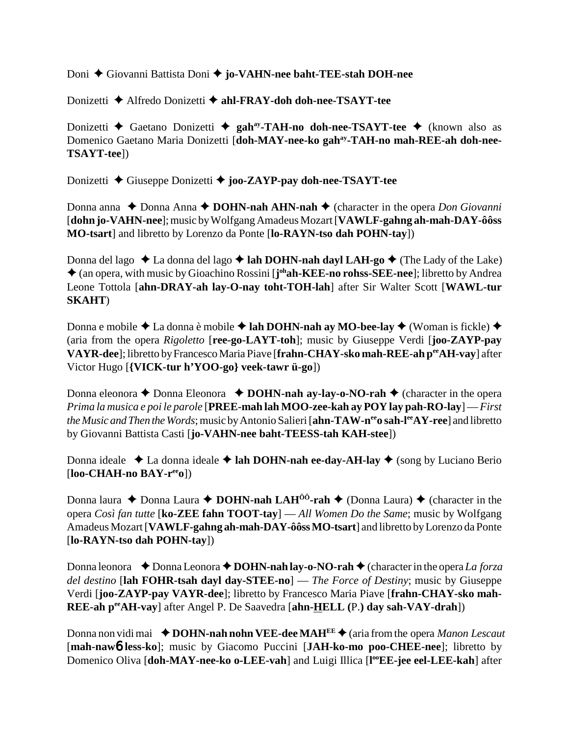Doni ✦ Giovanni Battista Doni ✦ **jo-VAHN-nee baht-TEE-stah DOH-nee**

Donizetti ✦ Alfredo Donizetti ✦ **ahl-FRAY-doh doh-nee-TSAYT-tee**

Donizetti ✦ Gaetano Donizetti ✦ **gah$^{ay}$-TAH-no doh-nee-TSAYT-tee** ✦ (known also as Domenico Gaetano Maria Donizetti [**doh-MAY-nee-ko gah$^{ay}$-TAH-no mah-REE-ah doh-nee-TSAYT-tee**])

Donizetti ✦ Giuseppe Donizetti ✦ **joo-ZAYP-pay doh-nee-TSAYT-tee**

Donna anna ✦ Donna Anna ✦ **DOHN-nah AHN-nah** ✦ (character in the opera *Don Giovanni* [**dohn jo-VAHN-nee**]; music by Wolfgang Amadeus Mozart [**VAWLF-gahng ah-mah-DAY-ôôss MO-tsart**] and libretto by Lorenzo da Ponte [**lo-RAYN-tso dah POHN-tay**])

Donna del lago ✦ La donna del lago ✦ **lah DOHN-nah dayl LAH-go** ✦ (The Lady of the Lake) ✦ (an opera, with music by Gioachino Rossini [**j$^{oh}$ah-KEE-no rohss-SEE-nee**]; libretto by Andrea Leone Tottola [**ahn-DRAY-ah lay-O-nay toht-TOH-lah**] after Sir Walter Scott [**WAWL-tur SKAHT**)

Donna e mobile ✦ La donna è mobile ✦ **lah DOHN-nah ay MO-bee-lay** ✦ (Woman is fickle) ✦ (aria from the opera *Rigoletto* [**ree-go-LAYT-toh**]; music by Giuseppe Verdi [**joo-ZAYP-pay VAYR-dee**]; libretto by Francesco Maria Piave [**frahn-CHAY-sko mah-REE-ah p$^{ee}$AH-vay**] after Victor Hugo [**{VICK-tur h'YOO-go} veek-tawr ü-go**])

Donna eleonora ✦ Donna Eleonora ✦ **DOHN-nah ay-lay-o-NO-rah** ✦ (character in the opera *Prima la musica e poi le parole* [**PREE-mah lah MOO-zee-kah ay POY lay pah-RO-lay**] — *First the Music and Then the Words*; music by Antonio Salieri [**ahn-TAW-n$^{ee}$o sah-l$^{ee}$AY-ree**] and libretto by Giovanni Battista Casti [**jo-VAHN-nee baht-TEESS-tah KAH-stee**])

Donna ideale ✦ La donna ideale ✦ **lah DOHN-nah ee-day-AH-lay** ✦ (song by Luciano Berio [**loo-CHAH-no BAY-r$^{ee}$o**])

Donna laura ✦ Donna Laura ✦ **DOHN-nah LAH$^{ôô}$-rah** ✦ (Donna Laura) ✦ (character in the opera *Così fan tutte* [**ko-ZEE fahn TOOT-tay**] — *All Women Do the Same*; music by Wolfgang Amadeus Mozart [**VAWLF-gahng ah-mah-DAY-ôôss MO-tsart**] and libretto by Lorenzo da Ponte [**lo-RAYN-tso dah POHN-tay**])

Donna leonora ✦ Donna Leonora ✦ **DOHN-nah lay-o-NO-rah** ✦ (character in the opera *La forza del destino* [**lah FOHR-tsah dayl day-STEE-no**] — *The Force of Destiny*; music by Giuseppe Verdi [**joo-ZAYP-pay VAYR-dee**]; libretto by Francesco Maria Piave [**frahn-CHAY-sko mah-REE-ah p$^{ee}$AH-vay**] after Angel P. De Saavedra [**ahn-HELL (**P.**) day sah-VAY-drah**])

Donna non vidi mai ✦ **DOHN-nah nohn VEE-dee MAH$^{EE}$** ✦ (aria from the opera *Manon Lescaut* [**mah-nawб less-ko**]; music by Giacomo Puccini [**JAH-ko-mo poo-CHEE-nee**]; libretto by Domenico Oliva [**doh-MAY-nee-ko o-LEE-vah**] and Luigi Illica [**l$^{oo}$EE-jee eel-LEE-kah**] after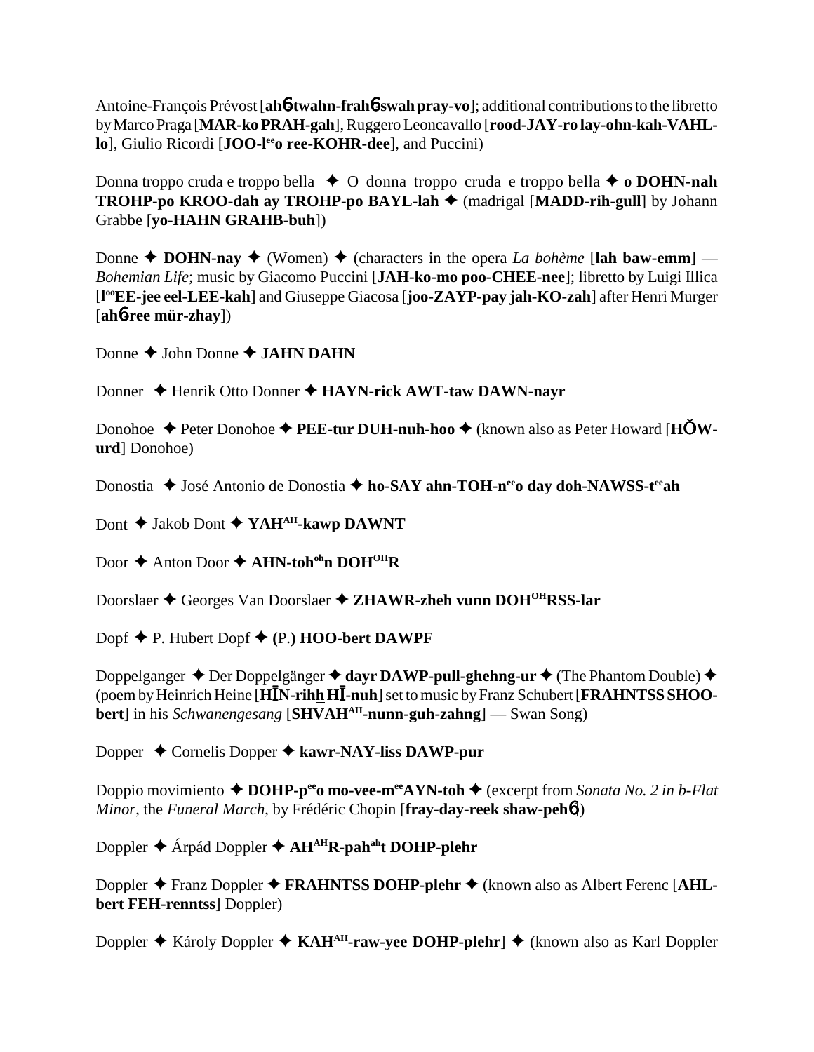Antoine-François Prévost [**ah**6**-twahn-frah**6**-swah pray-vo**]; additional contributions to the libretto by Marco Praga [**MAR-ko PRAH-gah**], Ruggero Leoncavallo [**rood-JAY-ro lay-ohn-kah-VAHL-lo**], Giulio Ricordi [**JOO-l**[ee]**o ree-KOHR-dee**], and Puccini)

Donna troppo cruda e troppo bella ✦ O donna troppo cruda e troppo bella ✦ **o DOHN-nah TROHP-po KROO-dah ay TROHP-po BAYL-lah** ✦ (madrigal [**MADD-rih-gull**] by Johann Grabbe [**yo-HAHN GRAHB-buh**])

Donne ✦ **DOHN-nay** ✦ (Women) ✦ (characters in the opera *La bohème* [**lah baw-emm**] — *Bohemian Life*; music by Giacomo Puccini [**JAH-ko-mo poo-CHEE-nee**]; libretto by Luigi Illica [**l**[oo]**EE-jee eel-LEE-kah**] and Giuseppe Giacosa [**joo-ZAYP-pay jah-KO-zah**] after Henri Murger [**ah**6**-ree mür-zhay**])

Donne ✦ John Donne ✦ **JAHN DAHN**

Donner ✦ Henrik Otto Donner ✦ **HAYN-rick AWT-taw DAWN-nayr**

Donohoe ✦ Peter Donohoe ✦ **PEE-tur DUH-nuh-hoo** ✦ (known also as Peter Howard [**HŎW-urd**] Donohoe)

Donostia ✦ José Antonio de Donostia ✦ **ho-SAY ahn-TOH-n**[ee]**o day doh-NAWSS-t**[ee]**ah**

Dont ✦ Jakob Dont ✦ **YAH**[AH]**-kawp DAWNT**

Door ✦ Anton Door ✦ **AHN-toh**[oh]**n DOH**[OH]**R**

Doorslaer ✦ Georges Van Doorslaer ✦ **ZHAWR-zheh vunn DOH**[OH]**RSS-lar**

Dopf ✦ P. Hubert Dopf ✦ **(P.) HOO-bert DAWPF**

Doppelganger ✦ Der Doppelgänger ✦ **dayr DAWP-pull-ghehng-ur** ✦ (The Phantom Double) ✦ (poem by Heinrich Heine [**HĪN-rihh HĪ-nuh**] set to music by Franz Schubert [**FRAHNTSS SHOO-bert**] in his *Schwanengesang* [**SHVAH**[AH]**-nunn-guh-zahng**] — Swan Song)

Dopper ✦ Cornelis Dopper ✦ **kawr-NAY-liss DAWP-pur**

Doppio movimiento ✦ **DOHP-p**[ee]**o mo-vee-m**[ee]**AYN-toh** ✦ (excerpt from *Sonata No. 2 in b-Flat Minor*, the *Funeral March*, by Frédéric Chopin [**fray-day-reek shaw-peh**6])

Doppler ✦ Árpád Doppler ✦ **AH**[AH]**R-pah**[ah]**t DOHP-plehr**

Doppler ✦ Franz Doppler ✦ **FRAHNTSS DOHP-plehr** ✦ (known also as Albert Ferenc [**AHL-bert FEH-renntss**] Doppler)

Doppler ✦ Károly Doppler ✦ **KAH**[AH]**-raw-yee DOHP-plehr**] ✦ (known also as Karl Doppler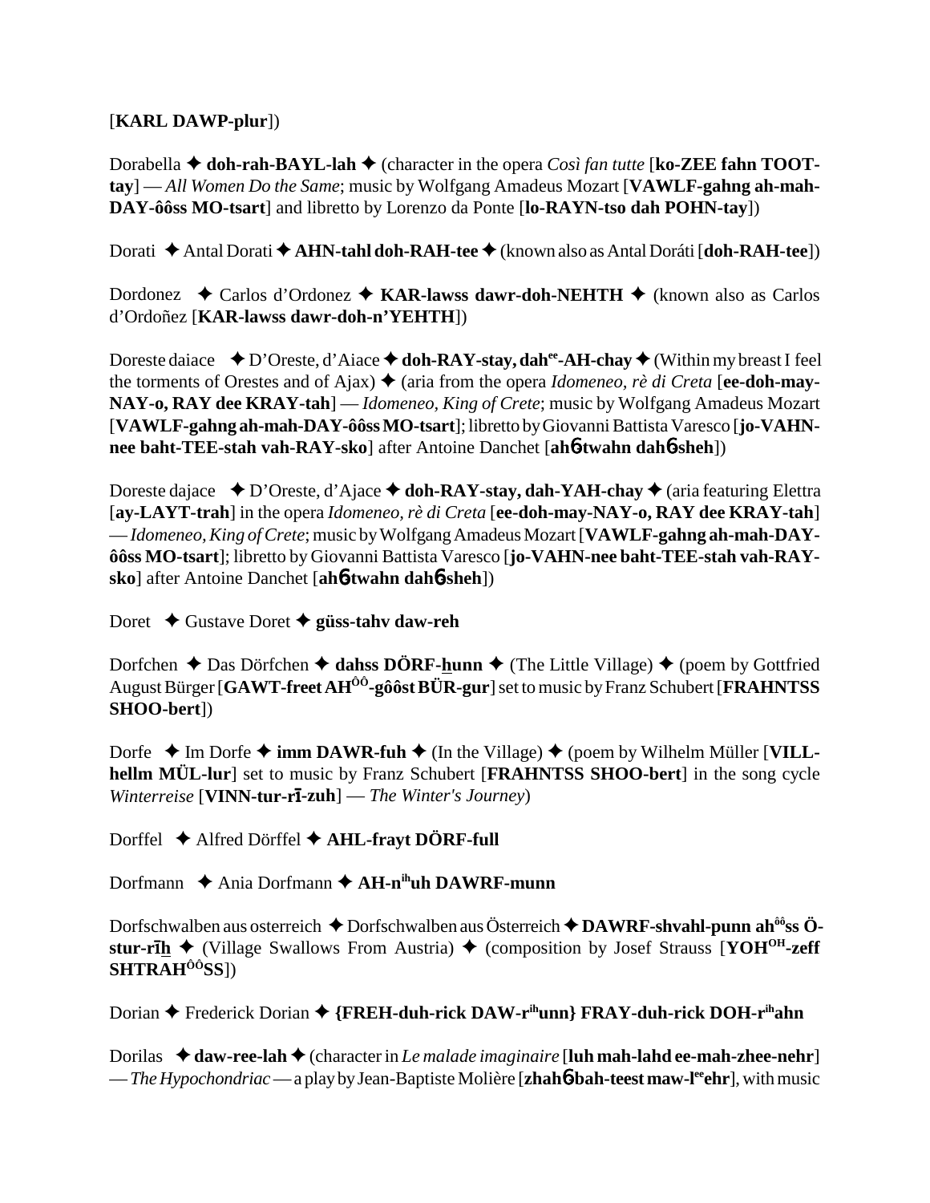[**KARL DAWP-plur**])

Dorabella ✦ **doh-rah-BAYL-lah** ✦ (character in the opera *Così fan tutte* [**ko-ZEE fahn TOOT-tay**] — *All Women Do the Same*; music by Wolfgang Amadeus Mozart [**VAWLF-gahng ah-mah-DAY-ôôss MO-tsart**] and libretto by Lorenzo da Ponte [**lo-RAYN-tso dah POHN-tay**])

Dorati ✦ Antal Dorati ✦ **AHN-tahl doh-RAH-tee** ✦ (known also as Antal Doráti [**doh-RAH-tee**])

Dordonez ✦ Carlos d'Ordonez ✦ **KAR-lawss dawr-doh-NEHTH** ✦ (known also as Carlos d'Ordoñez [**KAR-lawss dawr-doh-n'YEHTH**])

Doreste daiace ✦ D'Oreste, d'Aiace ✦ **doh-RAY-stay, dah$^{ee}$-AH-chay** ✦ (Within my breast I feel the torments of Orestes and of Ajax) ✦ (aria from the opera *Idomeneo, rè di Creta* [**ee-doh-may-NAY-o, RAY dee KRAY-tah**] — *Idomeneo, King of Crete*; music by Wolfgang Amadeus Mozart [**VAWLF-gahng ah-mah-DAY-ôôss MO-tsart**]; libretto by Giovanni Battista Varesco [**jo-VAHN-nee baht-TEE-stah vah-RAY-sko**] after Antoine Danchet [**ahɓ-twahn dahɓ-sheh**])

Doreste dajace ✦ D'Oreste, d'Ajace ✦ **doh-RAY-stay, dah-YAH-chay** ✦ (aria featuring Elettra [**ay-LAYT-trah**] in the opera *Idomeneo, rè di Creta* [**ee-doh-may-NAY-o, RAY dee KRAY-tah**] — *Idomeneo, King of Crete*; music by Wolfgang Amadeus Mozart [**VAWLF-gahng ah-mah-DAY-ôôss MO-tsart**]; libretto by Giovanni Battista Varesco [**jo-VAHN-nee baht-TEE-stah vah-RAY-sko**] after Antoine Danchet [**ahɓ-twahn dahɓ-sheh**])

Doret ✦ Gustave Doret ✦ **güss-tahv daw-reh**

Dorfchen ✦ Das Dörfchen ✦ **dahss DÖRF-hunn** ✦ (The Little Village) ✦ (poem by Gottfried August Bürger [**GAWT-freet AH$^{ôô}$-gôôst BÜR-gur**] set to music by Franz Schubert [**FRAHNTSS SHOO-bert**])

Dorfe ✦ Im Dorfe ✦ **imm DAWR-fuh** ✦ (In the Village) ✦ (poem by Wilhelm Müller [**VILL-hellm MÜL-lur**] set to music by Franz Schubert [**FRAHNTSS SHOO-bert**] in the song cycle *Winterreise* [**VINN-tur-rī-zuh**] — *The Winter's Journey*)

Dorffel ✦ Alfred Dörffel ✦ **AHL-frayt DÖRF-full**

Dorfmann ✦ Ania Dorfmann ✦ **AH-n$^{ih}$uh DAWRF-munn**

Dorfschwalben aus osterreich ✦ Dorfschwalben aus Österreich ✦ **DAWRF-shvahl-punn ah$^{ôô}$ss Ö-stur-rīh** ✦ (Village Swallows From Austria) ✦ (composition by Josef Strauss [**YOH$^{OH}$-zeff SHTRAH$^{ÔÔ}$SS**])

Dorian ✦ Frederick Dorian ✦ **{FREH-duh-rick DAW-r$^{ih}$unn} FRAY-duh-rick DOH-r$^{ih}$ahn**

Dorilas ✦ **daw-ree-lah** ✦ (character in *Le malade imaginaire* [**luh mah-lahd ee-mah-zhee-nehr**] — *The Hypochondriac* — a play by Jean-Baptiste Molière [**zhahɓ-bah-teest maw-l$^{ee}$ehr**], with music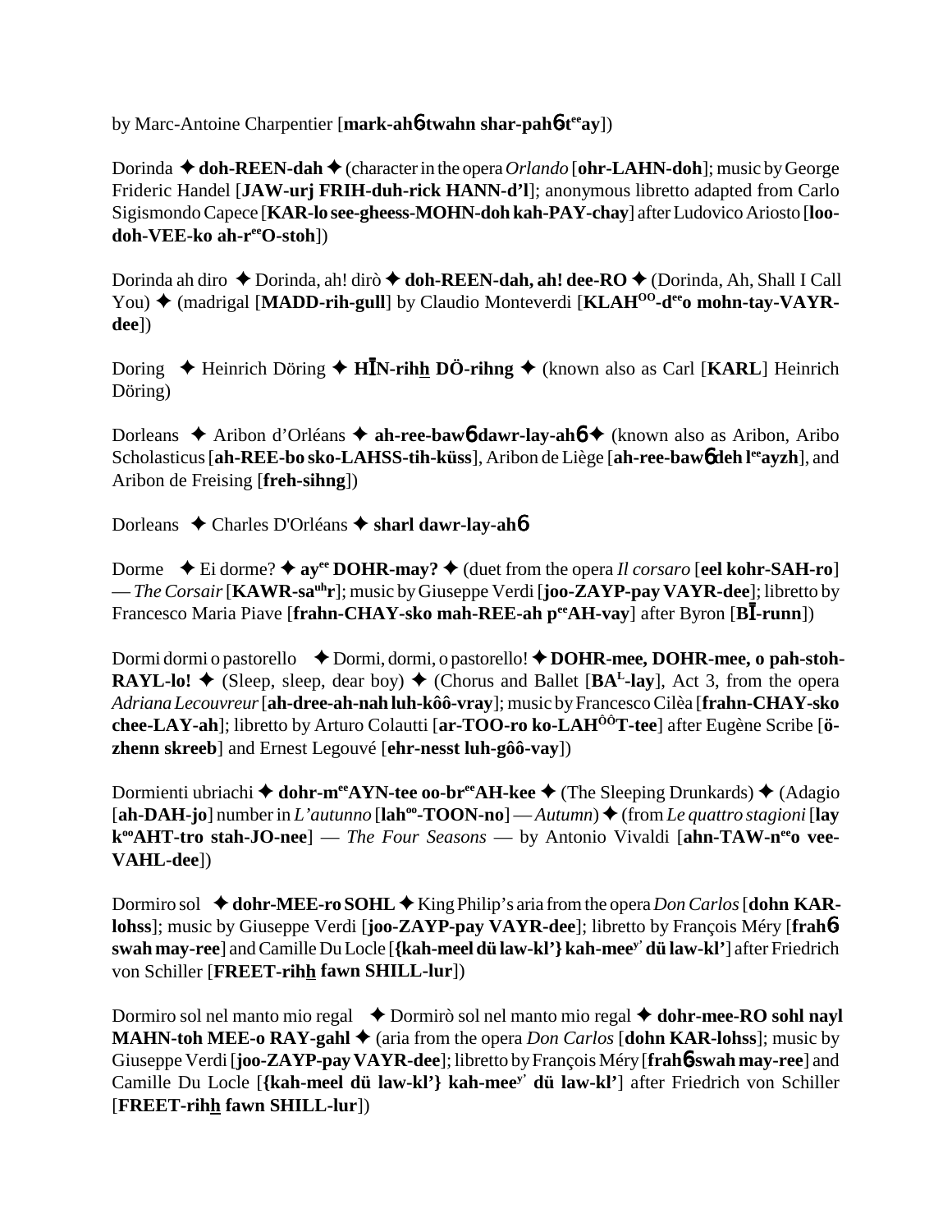by Marc-Antoine Charpentier [**mark-ah6-twahn shar-pah6-t$^{ee}$ay**])

Dorinda ✦ **doh-REEN-dah** ✦ (character in the opera *Orlando* [**ohr-LAHN-doh**]; music by George Frideric Handel [**JAW-urj FRIH-duh-rick HANN-d'l**]; anonymous libretto adapted from Carlo Sigismondo Capece [**KAR-lo see-gheess-MOHN-doh kah-PAY-chay**] after Ludovico Ariosto [**loo-doh-VEE-ko ah-r$^{ee}$O-stoh**])

Dorinda ah diro ✦ Dorinda, ah! dirò ✦ **doh-REEN-dah, ah! dee-RO** ✦ (Dorinda, Ah, Shall I Call You) ✦ (madrigal [**MADD-rih-gull**] by Claudio Monteverdi [**KLAH$^{OO}$-d$^{ee}$o mohn-tay-VAYR-dee**])

Doring ✦ Heinrich Döring ✦ **HĪN-rihh DÖ-rihng** ✦ (known also as Carl [**KARL**] Heinrich Döring)

Dorleans ✦ Aribon d'Orléans ✦ **ah-ree-baw6-dawr-lay-ah6** ✦ (known also as Aribon, Aribo Scholasticus [**ah-REE-bo sko-LAHSS-tih-küss**], Aribon de Liège [**ah-ree-baw6 deh l$^{ee}$ayzh**], and Aribon de Freising [**freh-sihng**])

Dorleans ✦ Charles D'Orléans ✦ **sharl dawr-lay-ah6**

Dorme ✦ Ei dorme? ✦ **ay$^{ee}$ DOHR-may?** ✦ (duet from the opera *Il corsaro* [**eel kohr-SAH-ro**] — *The Corsair* [**KAWR-sa$^{uh}$r**]; music by Giuseppe Verdi [**joo-ZAYP-pay VAYR-dee**]; libretto by Francesco Maria Piave [**frahn-CHAY-sko mah-REE-ah p$^{ee}$AH-vay**] after Byron [**BĪ-runn**])

Dormi dormi o pastorello ✦ Dormi, dormi, o pastorello! ✦ **DOHR-mee, DOHR-mee, o pah-stoh-RAYL-lo!** ✦ (Sleep, sleep, dear boy) ✦ (Chorus and Ballet [**BA$^{L}$-lay**], Act 3, from the opera *Adriana Lecouvreur* [**ah-dree-ah-nah luh-kôô-vray**]; music by Francesco Cilèa [**frahn-CHAY-sko chee-LAY-ah**]; libretto by Arturo Colautti [**ar-TOO-ro ko-LAH$^{ÔÔ}$T-tee**] after Eugène Scribe [**ö-zhenn skreeb**] and Ernest Legouvé [**ehr-nesst luh-gôô-vay**])

Dormienti ubriachi ✦ **dohr-m$^{ee}$AYN-tee oo-br$^{ee}$AH-kee** ✦ (The Sleeping Drunkards) ✦ (Adagio [**ah-DAH-jo**] number in *L'autunno* [**lah$^{oo}$-TOON-no**] — *Autumn*) ✦ (from *Le quattro stagioni* [**lay k$^{oo}$AHT-tro stah-JO-nee**] — *The Four Seasons* — by Antonio Vivaldi [**ahn-TAW-n$^{ee}$o vee-VAHL-dee**])

Dormiro sol ✦ **dohr-MEE-ro SOHL** ✦ King Philip's aria from the opera *Don Carlos* [**dohn KAR-lohss**]; music by Giuseppe Verdi [**joo-ZAYP-pay VAYR-dee**]; libretto by François Méry [**frah6-swah may-ree**] and Camille Du Locle [**{kah-meel dü law-kl'} kah-mee$^{y'}$ dü law-kl'**] after Friedrich von Schiller [**FREET-rihh fawn SHILL-lur**])

Dormiro sol nel manto mio regal ✦ Dormirò sol nel manto mio regal ✦ **dohr-mee-RO sohl nayl MAHN-toh MEE-o RAY-gahl** ✦ (aria from the opera *Don Carlos* [**dohn KAR-lohss**]; music by Giuseppe Verdi [**joo-ZAYP-pay VAYR-dee**]; libretto by François Méry [**frah6-swah may-ree**] and Camille Du Locle [**{kah-meel dü law-kl'} kah-mee$^{y'}$ dü law-kl'**] after Friedrich von Schiller [**FREET-rihh fawn SHILL-lur**])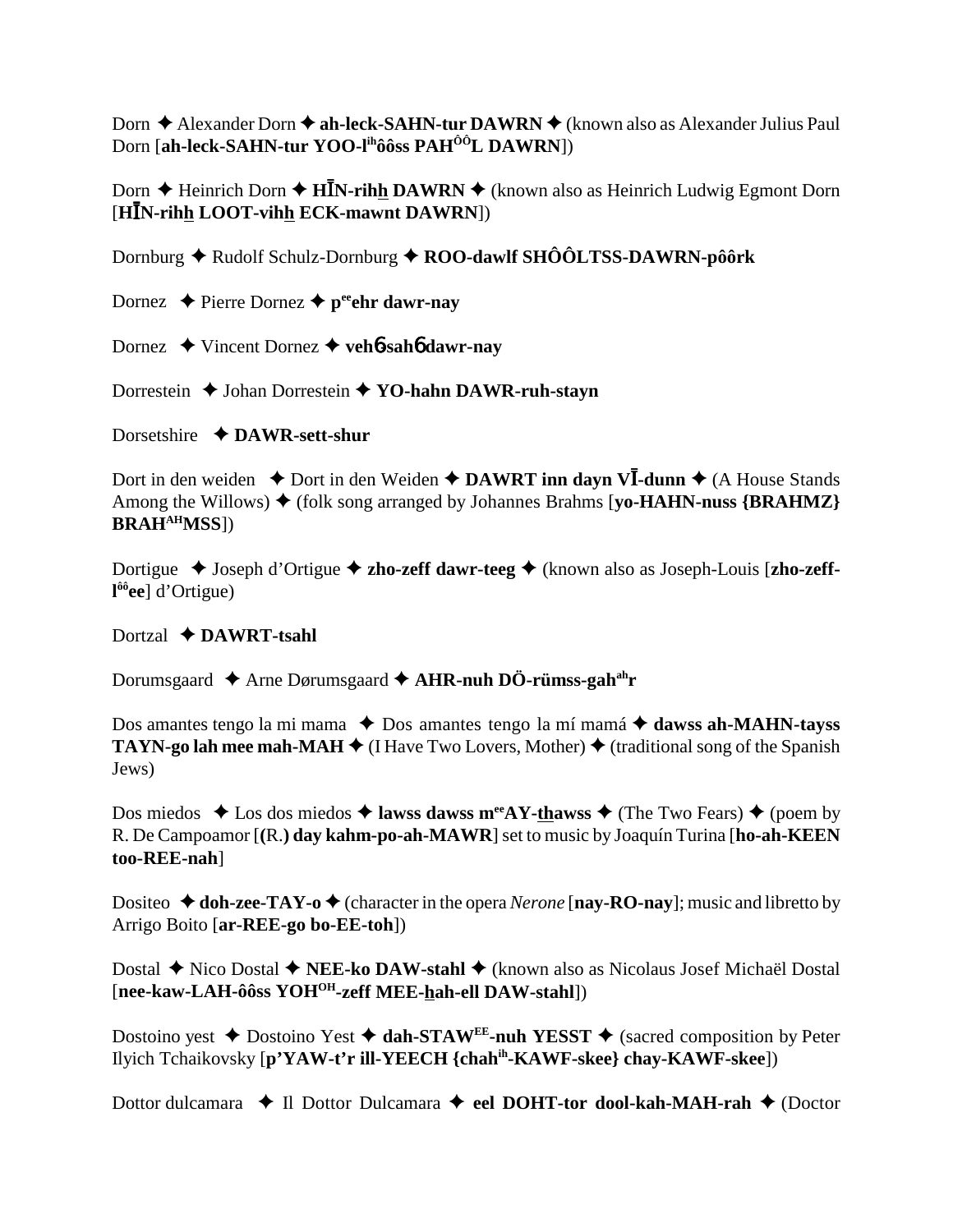Dorn ✦ Alexander Dorn ✦ **ah-leck-SAHN-tur DAWRN** ✦ (known also as Alexander Julius Paul Dorn [**ah-leck-SAHN-tur YOO-l**[ih]**ôôss PAH**[ÔÔ]**L DAWRN**])

Dorn ✦ Heinrich Dorn ✦ **HĪN-rihh DAWRN** ✦ (known also as Heinrich Ludwig Egmont Dorn [**HĪN-rihh LOOT-vihh ECK-mawnt DAWRN**])

Dornburg ✦ Rudolf Schulz-Dornburg ✦ **ROO-dawlf SHÔÔLTSS-DAWRN-pôôrk**

Dornez ✦ Pierre Dornez ✦ **p**[ee]**ehr dawr-nay**

Dornez ✦ Vincent Dornez ✦ **vehɓ-sahɓ dawr-nay**

Dorrestein ✦ Johan Dorrestein ✦ **YO-hahn DAWR-ruh-stayn**

Dorsetshire ✦ **DAWR-sett-shur**

Dort in den weiden ✦ Dort in den Weiden ✦ **DAWRT inn dayn VĪ-dunn** ✦ (A House Stands Among the Willows) ✦ (folk song arranged by Johannes Brahms [**yo-HAHN-nuss {BRAHMZ} BRAH**[AH]**MSS**])

Dortigue ✦ Joseph d'Ortigue ✦ **zho-zeff dawr-teeg** ✦ (known also as Joseph-Louis [**zho-zeff-l**[ôô]**ee**] d'Ortigue)

Dortzal ✦ **DAWRT-tsahl**

Dorumsgaard ✦ Arne Dørumsgaard ✦ **AHR-nuh DÖ-rümss-gah**[ah]**r**

Dos amantes tengo la mi mama ✦ Dos amantes tengo la mí mamá ✦ **dawss ah-MAHN-tayss TAYN-go lah mee mah-MAH** ✦ (I Have Two Lovers, Mother) ✦ (traditional song of the Spanish Jews)

Dos miedos ✦ Los dos miedos ✦ **lawss dawss m**[ee]**AY-thawss** ✦ (The Two Fears) ✦ (poem by R. De Campoamor [(R.) **day kahm-po-ah-MAWR**] set to music by Joaquín Turina [**ho-ah-KEEN too-REE-nah**]

Dositeo ✦ **doh-zee-TAY-o** ✦ (character in the opera *Nerone* [**nay-RO-nay**]; music and libretto by Arrigo Boito [**ar-REE-go bo-EE-toh**])

Dostal ✦ Nico Dostal ✦ **NEE-ko DAW-stahl** ✦ (known also as Nicolaus Josef Michaël Dostal [**nee-kaw-LAH-ôôss YOH**[OH]**-zeff MEE-hah-ell DAW-stahl**])

Dostoino yest ✦ Dostoino Yest ✦ **dah-STAW**[EE]**-nuh YESST** ✦ (sacred composition by Peter Ilyich Tchaikovsky [**p'YAW-t'r ill-YEECH {chah**[ih]**-KAWF-skee} chay-KAWF-skee**])

Dottor dulcamara ✦ Il Dottor Dulcamara ✦ **eel DOHT-tor dool-kah-MAH-rah** ✦ (Doctor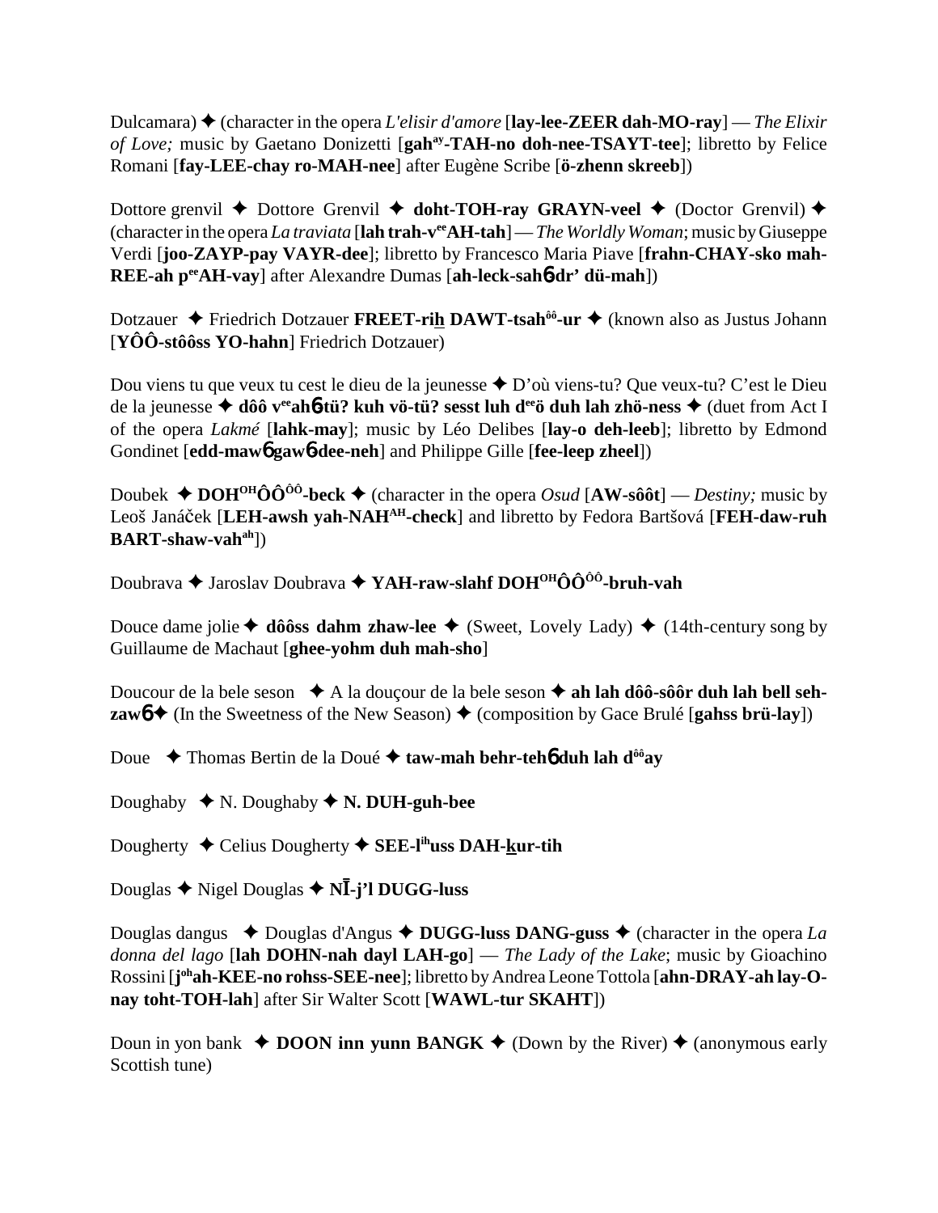Dulcamara) ✦ (character in the opera *L'elisir d'amore* [**lay-lee-ZEER dah-MO-ray**] — *The Elixir of Love;* music by Gaetano Donizetti [**gah**[ay]**-TAH-no doh-nee-TSAYT-tee**]; libretto by Felice Romani [**fay-LEE-chay ro-MAH-nee**] after Eugène Scribe [**ö-zhenn skreeb**])

Dottore grenvil ✦ Dottore Grenvil ✦ **doht-TOH-ray GRAYN-veel** ✦ (Doctor Grenvil) ✦ (character in the opera *La traviata* [**lah trah-v**[ee]**AH-tah**] — *The Worldly Woman*; music by Giuseppe Verdi [**joo-ZAYP-pay VAYR-dee**]; libretto by Francesco Maria Piave [**frahn-CHAY-sko mah-REE-ah p**[ee]**AH-vay**] after Alexandre Dumas [**ah-leck-sahɓ-dr' dü-mah**])

Dotzauer ✦ Friedrich Dotzauer **FREET-rih DAWT-tsah**[ôô]**-ur** ✦ (known also as Justus Johann [**YÔÔ-stôôss YO-hahn**] Friedrich Dotzauer)

Dou viens tu que veux tu cest le dieu de la jeunesse ✦ D'où viens-tu? Que veux-tu? C'est le Dieu de la jeunesse ✦ **dôô v**[ee]**ahɓ-tü? kuh vö-tü? sesst luh d**[ee]**ö duh lah zhö-ness** ✦ (duet from Act I of the opera *Lakmé* [**lahk-may**]; music by Léo Delibes [**lay-o deh-leeb**]; libretto by Edmond Gondinet [**edd-mawɓ gawɓ-dee-neh**] and Philippe Gille [**fee-leep zheel**])

Doubek ✦ **DOH**[OH]**ÔÔ**[ÔÔ]**-beck** ✦ (character in the opera *Osud* [**AW-sôôt**] — *Destiny;* music by Leoš Janáček [**LEH-awsh yah-NAH**[AH]**-check**] and libretto by Fedora Bartšová [**FEH-daw-ruh BART-shaw-vah**[ah]])

Doubrava ✦ Jaroslav Doubrava ✦ **YAH-raw-slahf DOH**[OH]**ÔÔ**[ÔÔ]**-bruh-vah**

Douce dame jolie ✦ **dôôss dahm zhaw-lee** ✦ (Sweet, Lovely Lady) ✦ (14th-century song by Guillaume de Machaut [**ghee-yohm duh mah-sho**]

Doucour de la bele seson ✦ A la douçour de la bele seson ✦ **ah lah dôô-sôôr duh lah bell seh-zawɓ** ✦ (In the Sweetness of the New Season) ✦ (composition by Gace Brulé [**gahss brü-lay**])

Doue ✦ Thomas Bertin de la Doué ✦ **taw-mah behr-tehɓ duh lah d**[ôô]**ay**

Doughaby ✦ N. Doughaby ✦ **N. DUH-guh-bee**

Dougherty ✦ Celius Dougherty ✦ **SEE-l**[ih]**uss DAH-kur-tih**

Douglas ✦ Nigel Douglas ✦ **NĪ-j'l DUGG-luss**

Douglas dangus ✦ Douglas d'Angus ✦ **DUGG-luss DANG-guss** ✦ (character in the opera *La donna del lago* [**lah DOHN-nah dayl LAH-go**] — *The Lady of the Lake*; music by Gioachino Rossini [**j**[oh]**ah-KEE-no rohss-SEE-nee**]; libretto by Andrea Leone Tottola [**ahn-DRAY-ah lay-O-nay toht-TOH-lah**] after Sir Walter Scott [**WAWL-tur SKAHT**])

Doun in yon bank ✦ **DOON inn yunn BANGK** ✦ (Down by the River) ✦ (anonymous early Scottish tune)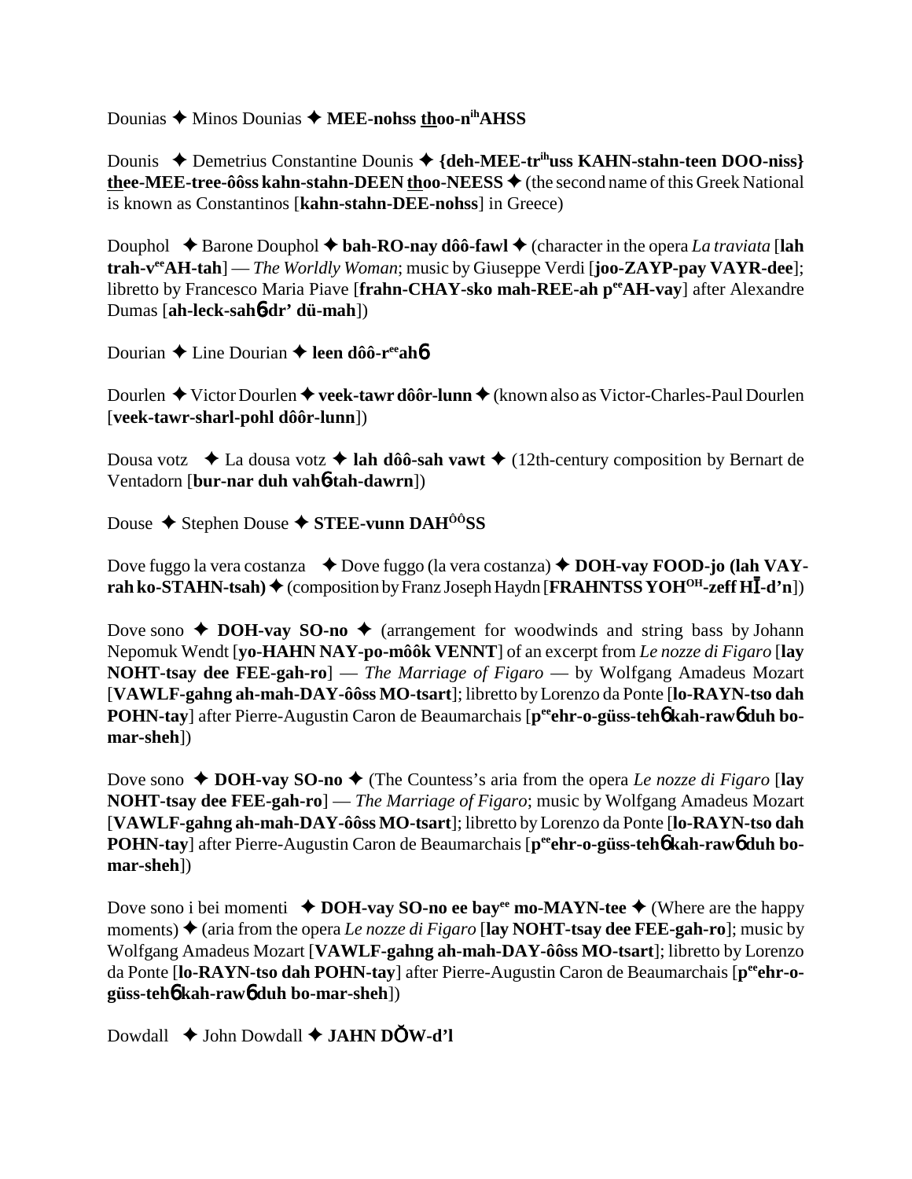Dounias ✦ Minos Dounias ✦ **MEE-nohss thoo-n^ih^AHSS**

Dounis ✦ Demetrius Constantine Dounis ✦ **{deh-MEE-tr^ih^uss KAHN-stahn-teen DOO-niss} thee-MEE-tree-ôôss kahn-stahn-DEEN thoo-NEESS** ✦ (the second name of this Greek National is known as Constantinos [**kahn-stahn-DEE-nohss**] in Greece)

Douphol ✦ Barone Douphol ✦ **bah-RO-nay dôô-fawl** ✦ (character in the opera *La traviata* [**lah trah-v^ee^AH-tah**] — *The Worldly Woman*; music by Giuseppe Verdi [**joo-ZAYP-pay VAYR-dee**]; libretto by Francesco Maria Piave [**frahn-CHAY-sko mah-REE-ah p^ee^AH-vay**] after Alexandre Dumas [**ah-leck-sahб-dr' dü-mah**])

Dourian ✦ Line Dourian ✦ **leen dôô-r^ee^ahб**

Dourlen ✦ Victor Dourlen ✦ **veek-tawr dôôr-lunn** ✦ (known also as Victor-Charles-Paul Dourlen [**veek-tawr-sharl-pohl dôôr-lunn**])

Dousa votz ✦ La dousa votz ✦ **lah dôô-sah vawt** ✦ (12th-century composition by Bernart de Ventadorn [**bur-nar duh vahб-tah-dawrn**])

Douse ✦ Stephen Douse ✦ **STEE-vunn DAH^ÔÔ^SS**

Dove fuggo la vera costanza ✦ Dove fuggo (la vera costanza) ✦ **DOH-vay FOOD-jo (lah VAY-rah ko-STAHN-tsah)** ✦ (composition by Franz Joseph Haydn [**FRAHNTSS YOH^OH^-zeff HĪ-d'n**])

Dove sono ✦ **DOH-vay SO-no** ✦ (arrangement for woodwinds and string bass by Johann Nepomuk Wendt [**yo-HAHN NAY-po-môôk VENNT**] of an excerpt from *Le nozze di Figaro* [**lay NOHT-tsay dee FEE-gah-ro**] — *The Marriage of Figaro* — by Wolfgang Amadeus Mozart [**VAWLF-gahng ah-mah-DAY-ôôss MO-tsart**]; libretto by Lorenzo da Ponte [**lo-RAYN-tso dah POHN-tay**] after Pierre-Augustin Caron de Beaumarchais [**p^ee^ehr-o-güss-tehб kah-rawб duh bo-mar-sheh**])

Dove sono ✦ **DOH-vay SO-no** ✦ (The Countess's aria from the opera *Le nozze di Figaro* [**lay NOHT-tsay dee FEE-gah-ro**] — *The Marriage of Figaro*; music by Wolfgang Amadeus Mozart [**VAWLF-gahng ah-mah-DAY-ôôss MO-tsart**]; libretto by Lorenzo da Ponte [**lo-RAYN-tso dah POHN-tay**] after Pierre-Augustin Caron de Beaumarchais [**p^ee^ehr-o-güss-tehб kah-rawб duh bo-mar-sheh**])

Dove sono i bei momenti ✦ **DOH-vay SO-no ee bay^ee^ mo-MAYN-tee** ✦ (Where are the happy moments) ✦ (aria from the opera *Le nozze di Figaro* [**lay NOHT-tsay dee FEE-gah-ro**]; music by Wolfgang Amadeus Mozart [**VAWLF-gahng ah-mah-DAY-ôôss MO-tsart**]; libretto by Lorenzo da Ponte [**lo-RAYN-tso dah POHN-tay**] after Pierre-Augustin Caron de Beaumarchais [**p^ee^ehr-o-güss-tehб kah-rawб duh bo-mar-sheh**])

Dowdall ✦ John Dowdall ✦ **JAHN DŎW-d'l**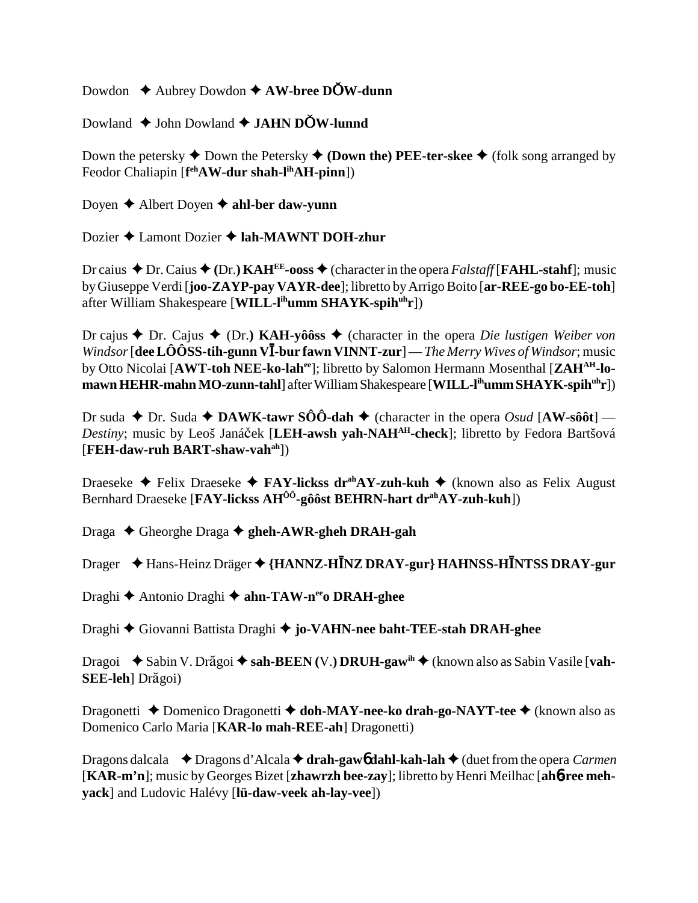Dowdon ✦ Aubrey Dowdon ✦ **AW-bree DŎW-dunn**

Dowland ✦ John Dowland ✦ **JAHN DŎW-lunnd**

Down the petersky ✦ Down the Petersky ✦ **(Down the) PEE-ter-skee** ✦ (folk song arranged by Feodor Chaliapin [**f**[eh]**AW-dur shah-l**[ih]**AH-pinn**])

Doyen ✦ Albert Doyen ✦ **ahl-ber daw-yunn**

Dozier ✦ Lamont Dozier ✦ **lah-MAWNT DOH-zhur**

Dr caius ✦ Dr. Caius ✦ **(**Dr.**) KAH**[EE]**-ooss** ✦ (character in the opera *Falstaff* [**FAHL-stahf**]; music by Giuseppe Verdi [**joo-ZAYP-pay VAYR-dee**]; libretto by Arrigo Boito [**ar-REE-go bo-EE-toh**] after William Shakespeare [**WILL-l**[ih]**umm SHAYK-spih**[uh]**r**])

Dr cajus ✦ Dr. Cajus ✦ (Dr.**) KAH-yôôss** ✦ (character in the opera *Die lustigen Weiber von Windsor* [**dee LÔÔSS-tih-gunn VĪ-bur fawn VINNT-zur**] — *The Merry Wives of Windsor*; music by Otto Nicolai [**AWT-toh NEE-ko-lah**[ee]]; libretto by Salomon Hermann Mosenthal [**ZAH**[AH]**-lo-mawn HEHR-mahn MO-zunn-tahl**] after William Shakespeare [**WILL-l**[ih]**umm SHAYK-spih**[uh]**r**])

Dr suda ✦ Dr. Suda ✦ **DAWK-tawr SÔÔ-dah** ✦ (character in the opera *Osud* [**AW-sôôt**] — *Destiny*; music by Leoš Janáček [**LEH-awsh yah-NAH**[AH]**-check**]; libretto by Fedora Bartšová [**FEH-daw-ruh BART-shaw-vah**[ah]])

Draeseke ✦ Felix Draeseke ✦ **FAY-lickss dr**[ah]**AY-zuh-kuh** ✦ (known also as Felix August Bernhard Draeseke [**FAY-lickss AH**[ÔÔ]**-gôôst BEHRN-hart dr**[ah]**AY-zuh-kuh**])

Draga ✦ Gheorghe Draga ✦ **gheh-AWR-gheh DRAH-gah**

Drager ✦ Hans-Heinz Dräger ✦ **{HANNZ-HĪNZ DRAY-gur} HAHNSS-HĪNTSS DRAY-gur**

Draghi ✦ Antonio Draghi ✦ **ahn-TAW-n**[ee]**o DRAH-ghee**

Draghi ✦ Giovanni Battista Draghi ✦ **jo-VAHN-nee baht-TEE-stah DRAH-ghee**

Dragoi ✦ Sabin V. Drăgoi ✦ **sah-BEEN (**V.**) DRUH-gaw**[ih] ✦ (known also as Sabin Vasile [**vah-SEE-leh**] Drăgoi)

Dragonetti ✦ Domenico Dragonetti ✦ **doh-MAY-nee-ko drah-go-NAYT-tee** ✦ (known also as Domenico Carlo Maria [**KAR-lo mah-REE-ah**] Dragonetti)

Dragons dalcala ✦ Dragons d'Alcala ✦ **drah-gawɓ dahl-kah-lah** ✦ (duet from the opera *Carmen* [**KAR-m'n**]; music by Georges Bizet [**zhawrzh bee-zay**]; libretto by Henri Meilhac [**ahɓ-ree meh-yack**] and Ludovic Halévy [**lü-daw-veek ah-lay-vee**])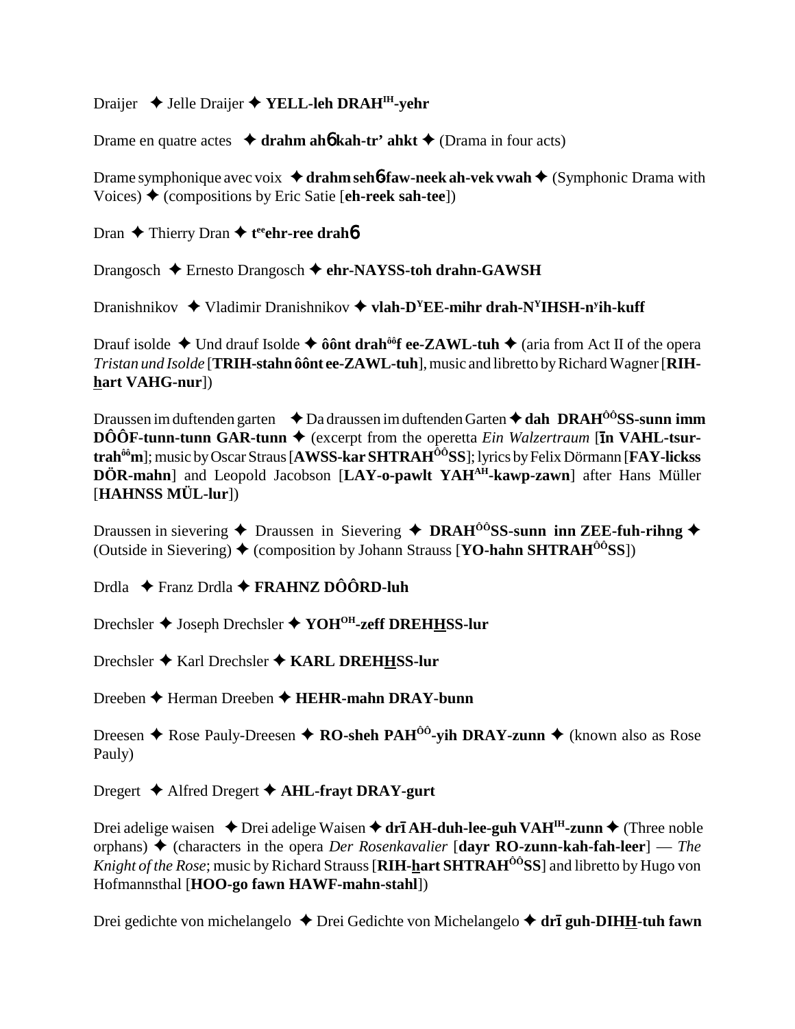Draijer ✦ Jelle Draijer ✦ **YELL-leh DRAH^IH-yehr**

Drame en quatre actes ✦ **drahm ahɓ kah-tr' ahkt** ✦ (Drama in four acts)

Drame symphonique avec voix ✦ **drahm sehɓ-faw-neek ah-vek vwah** ✦ (Symphonic Drama with Voices) ✦ (compositions by Eric Satie [**eh-reek sah-tee**])

Dran ✦ Thierry Dran ✦ **t^ee ehr-ree drahɓ**

Drangosch ✦ Ernesto Drangosch ✦ **ehr-NAYSS-toh drahn-GAWSH**

Dranishnikov ✦ Vladimir Dranishnikov ✦ **vlah-D^Y EE-mihr drah-N^Y IHSH-n^y ih-kuff**

Drauf isolde ✦ Und drauf Isolde ✦ **ôônt drah^ôô f ee-ZAWL-tuh** ✦ (aria from Act II of the opera *Tristan und Isolde* [**TRIH-stahn ôônt ee-ZAWL-tuh**], music and libretto by Richard Wagner [**RIH-hart VAHG-nur**])

Draussen im duftenden garten ✦ Da draussen im duftenden Garten ✦ **dah DRAH^ÔÔ SS-sunn imm DÔÔF-tunn-tunn GAR-tunn** ✦ (excerpt from the operetta *Ein Walzertraum* [**īn VAHL-tsur-trah^ôô m**]; music by Oscar Straus [**AWSS-kar SHTRAH^ÔÔ SS**]; lyrics by Felix Dörmann [**FAY-lickss DÖR-mahn**] and Leopold Jacobson [**LAY-o-pawlt YAH^AH-kawp-zawn**] after Hans Müller [**HAHNSS MÜL-lur**])

Draussen in sievering ✦ Draussen in Sievering ✦ **DRAH^ÔÔ SS-sunn inn ZEE-fuh-rihng** ✦ (Outside in Sievering) ✦ (composition by Johann Strauss [**YO-hahn SHTRAH^ÔÔ SS**])

Drdla ✦ Franz Drdla ✦ **FRAHNZ DÔÔRD-luh**

Drechsler ✦ Joseph Drechsler ✦ **YOH^OH-zeff DREHHSS-lur**

Drechsler ✦ Karl Drechsler ✦ **KARL DREHHSS-lur**

Dreeben ✦ Herman Dreeben ✦ **HEHR-mahn DRAY-bunn**

Dreesen ✦ Rose Pauly-Dreesen ✦ **RO-sheh PAH^ÔÔ-yih DRAY-zunn** ✦ (known also as Rose Pauly)

Dregert ✦ Alfred Dregert ✦ **AHL-frayt DRAY-gurt**

Drei adelige waisen ✦ Drei adelige Waisen ✦ **drī AH-duh-lee-guh VAH^IH-zunn** ✦ (Three noble orphans) ✦ (characters in the opera *Der Rosenkavalier* [**dayr RO-zunn-kah-fah-leer**] — *The Knight of the Rose*; music by Richard Strauss [**RIH-hart SHTRAH^ÔÔ SS**] and libretto by Hugo von Hofmannsthal [**HOO-go fawn HAWF-mahn-stahl**])

Drei gedichte von michelangelo ✦ Drei Gedichte von Michelangelo ✦ **drī guh-DIHH-tuh fawn**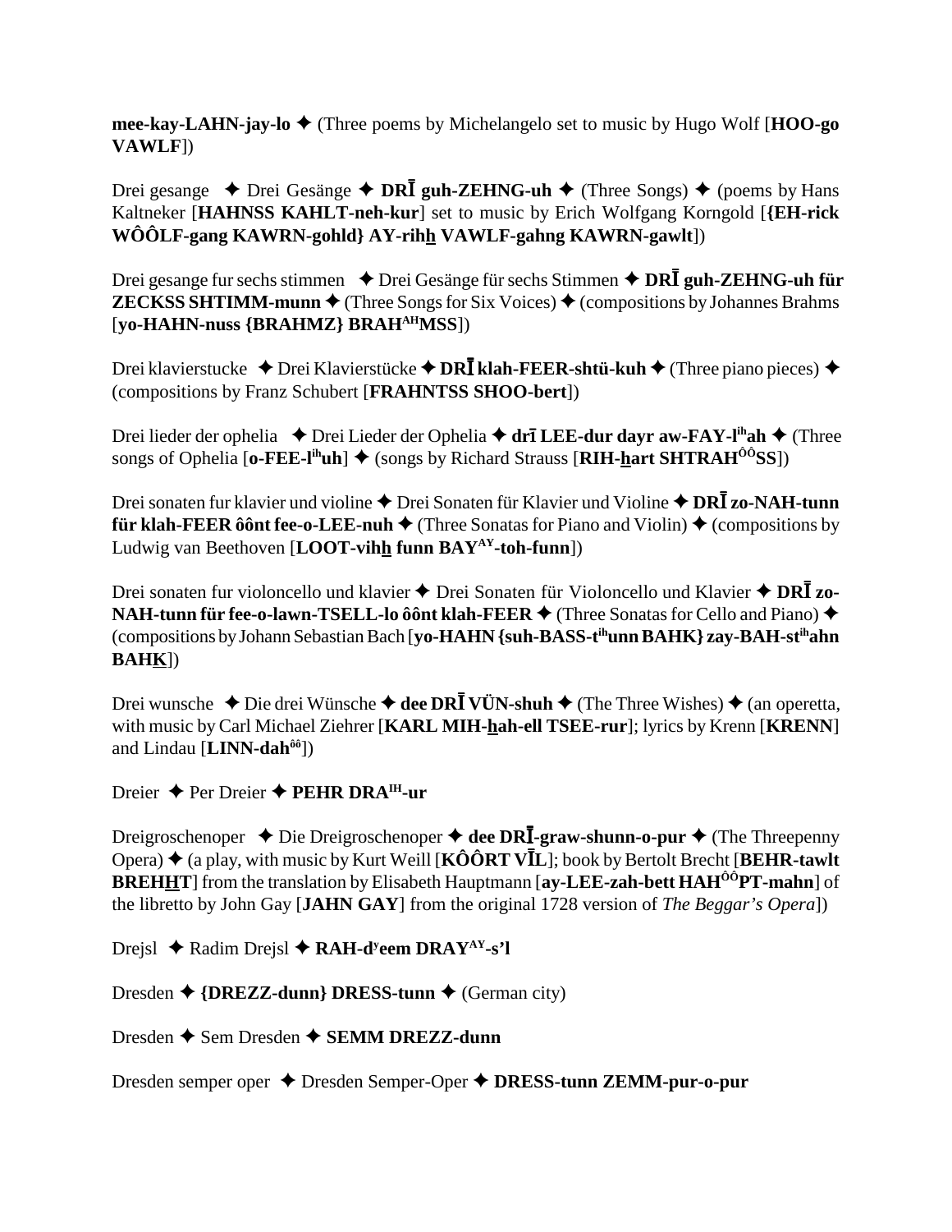**mee-kay-LAHN-jay-lo** ✦ (Three poems by Michelangelo set to music by Hugo Wolf [**HOO-go VAWLF**])

Drei gesange ✦ Drei Gesänge ✦ **DRĪ guh-ZEHNG-uh** ✦ (Three Songs) ✦ (poems by Hans Kaltneker [**HAHNSS KAHLT-neh-kur**] set to music by Erich Wolfgang Korngold [**{EH-rick WÔÔLF-gang KAWRN-gohld} AY-rihh VAWLF-gahng KAWRN-gawlt**])

Drei gesange fur sechs stimmen ✦ Drei Gesänge für sechs Stimmen ✦ **DRĪ guh-ZEHNG-uh für ZECKSS SHTIMM-munn** ✦ (Three Songs for Six Voices) ✦ (compositions by Johannes Brahms [**yo-HAHN-nuss {BRAHMZ} BRAH[AH]MSS**])

Drei klavierstucke ✦ Drei Klavierstücke ✦ **DRĪ klah-FEER-shtü-kuh** ✦ (Three piano pieces) ✦ (compositions by Franz Schubert [**FRAHNTSS SHOO-bert**])

Drei lieder der ophelia ✦ Drei Lieder der Ophelia ✦ **drī LEE-dur dayr aw-FAY-l[ih]ah** ✦ (Three songs of Ophelia [**o-FEE-l[ih]uh**] ✦ (songs by Richard Strauss [**RIH-hart SHTRAH[ÔÔ]SS**])

Drei sonaten fur klavier und violine ✦ Drei Sonaten für Klavier und Violine ✦ **DRĪ zo-NAH-tunn für klah-FEER ôônt fee-o-LEE-nuh** ✦ (Three Sonatas for Piano and Violin) ✦ (compositions by Ludwig van Beethoven [**LOOT-vihh funn BAY[AY]-toh-funn**])

Drei sonaten fur violoncello und klavier ✦ Drei Sonaten für Violoncello und Klavier ✦ **DRĪ zo-NAH-tunn für fee-o-lawn-TSELL-lo ôônt klah-FEER** ✦ (Three Sonatas for Cello and Piano) ✦ (compositions by Johann Sebastian Bach [**yo-HAHN {suh-BASS-t[ih]unn BAHK} zay-BAH-st[ih]ahn BAHK**])

Drei wunsche ✦ Die drei Wünsche ✦ **dee DRĪ VÜN-shuh** ✦ (The Three Wishes) ✦ (an operetta, with music by Carl Michael Ziehrer [**KARL MIH-hah-ell TSEE-rur**]; lyrics by Krenn [**KRENN**] and Lindau [**LINN-dah[ôô]**])

Dreier ✦ Per Dreier ✦ **PEHR DRA[IH]-ur**

Dreigroschenoper ✦ Die Dreigroschenoper ✦ **dee DRĪ-graw-shunn-o-pur** ✦ (The Threepenny Opera) ✦ (a play, with music by Kurt Weill [**KÔÔRT VĪL**]; book by Bertolt Brecht [**BEHR-tawlt BREHHT**] from the translation by Elisabeth Hauptmann [**ay-LEE-zah-bett HAH[ÔÔ]PT-mahn**] of the libretto by John Gay [**JAHN GAY**] from the original 1728 version of *The Beggar's Opera*])

Drejsl ✦ Radim Drejsl ✦ **RAH-d[y]eem DRAY[AY]-s'l**

Dresden ✦ **{DREZZ-dunn} DRESS-tunn** ✦ (German city)

Dresden ✦ Sem Dresden ✦ **SEMM DREZZ-dunn**

Dresden semper oper ✦ Dresden Semper-Oper ✦ **DRESS-tunn ZEMM-pur-o-pur**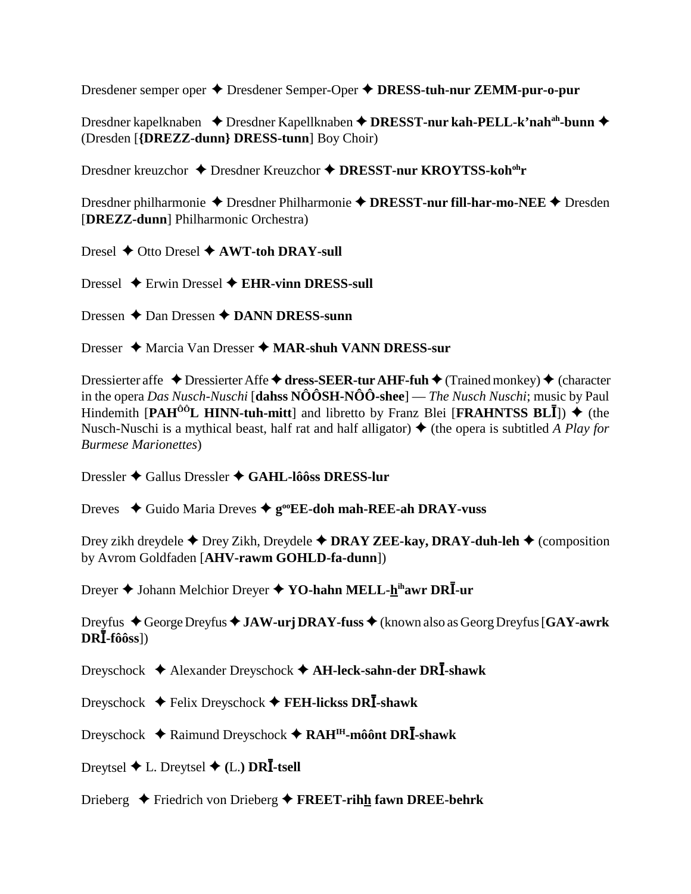Dresdener semper oper ✦ Dresdener Semper-Oper ✦ **DRESS-tuh-nur ZEMM-pur-o-pur**

Dresdner kapelknaben ✦ Dresdner Kapellknaben ✦ **DRESST-nur kah-PELL-k'nah[ah]-bunn** ✦ (Dresden [**{DREZZ-dunn} DRESS-tunn**] Boy Choir)

Dresdner kreuzchor ✦ Dresdner Kreuzchor ✦ **DRESST-nur KROYTSS-koh[oh]r**

Dresdner philharmonie ✦ Dresdner Philharmonie ✦ **DRESST-nur fill-har-mo-NEE** ✦ Dresden [**DREZZ-dunn**] Philharmonic Orchestra)

Dresel ✦ Otto Dresel ✦ **AWT-toh DRAY-sull**

Dressel ✦ Erwin Dressel ✦ **EHR-vinn DRESS-sull**

Dressen ✦ Dan Dressen ✦ **DANN DRESS-sunn**

Dresser ✦ Marcia Van Dresser ✦ **MAR-shuh VANN DRESS-sur**

Dressierter affe ✦ Dressierter Affe ✦ **dress-SEER-tur AHF-fuh** ✦ (Trained monkey) ✦ (character in the opera *Das Nusch-Nuschi* [**dahss NÔÔSH-NÔÔ-shee**] — *The Nusch Nuschi*; music by Paul Hindemith [**PAH[ÔÔ]L HINN-tuh-mitt**] and libretto by Franz Blei [**FRAHNTSS BLĪ**]) ✦ (the Nusch-Nuschi is a mythical beast, half rat and half alligator) ✦ (the opera is subtitled *A Play for Burmese Marionettes*)

Dressler ✦ Gallus Dressler ✦ **GAHL-lôôss DRESS-lur**

Dreves ✦ Guido Maria Dreves ✦ **g[oo]EE-doh mah-REE-ah DRAY-vuss**

Drey zikh dreydele ✦ Drey Zikh, Dreydele ✦ **DRAY ZEE-kay, DRAY-duh-leh** ✦ (composition by Avrom Goldfaden [**AHV-rawm GOHLD-fa-dunn**])

Dreyer ✦ Johann Melchior Dreyer ✦ **YO-hahn MELL-h[ih]awr DRĪ-ur**

Dreyfus ✦ George Dreyfus ✦ **JAW-urj DRAY-fuss** ✦ (known also as Georg Dreyfus [**GAY-awrk DRĪ-fôôss**])

Dreyschock ✦ Alexander Dreyschock ✦ **AH-leck-sahn-der DRĪ-shawk**

Dreyschock ✦ Felix Dreyschock ✦ **FEH-lickss DRĪ-shawk**

Dreyschock ✦ Raimund Dreyschock ✦ **RAH[IH]-môônt DRĪ-shawk**

Dreytsel ✦ L. Dreytsel ✦ **(L.) DRĪ-tsell**

Drieberg ✦ Friedrich von Drieberg ✦ **FREET-rihh fawn DREE-behrk**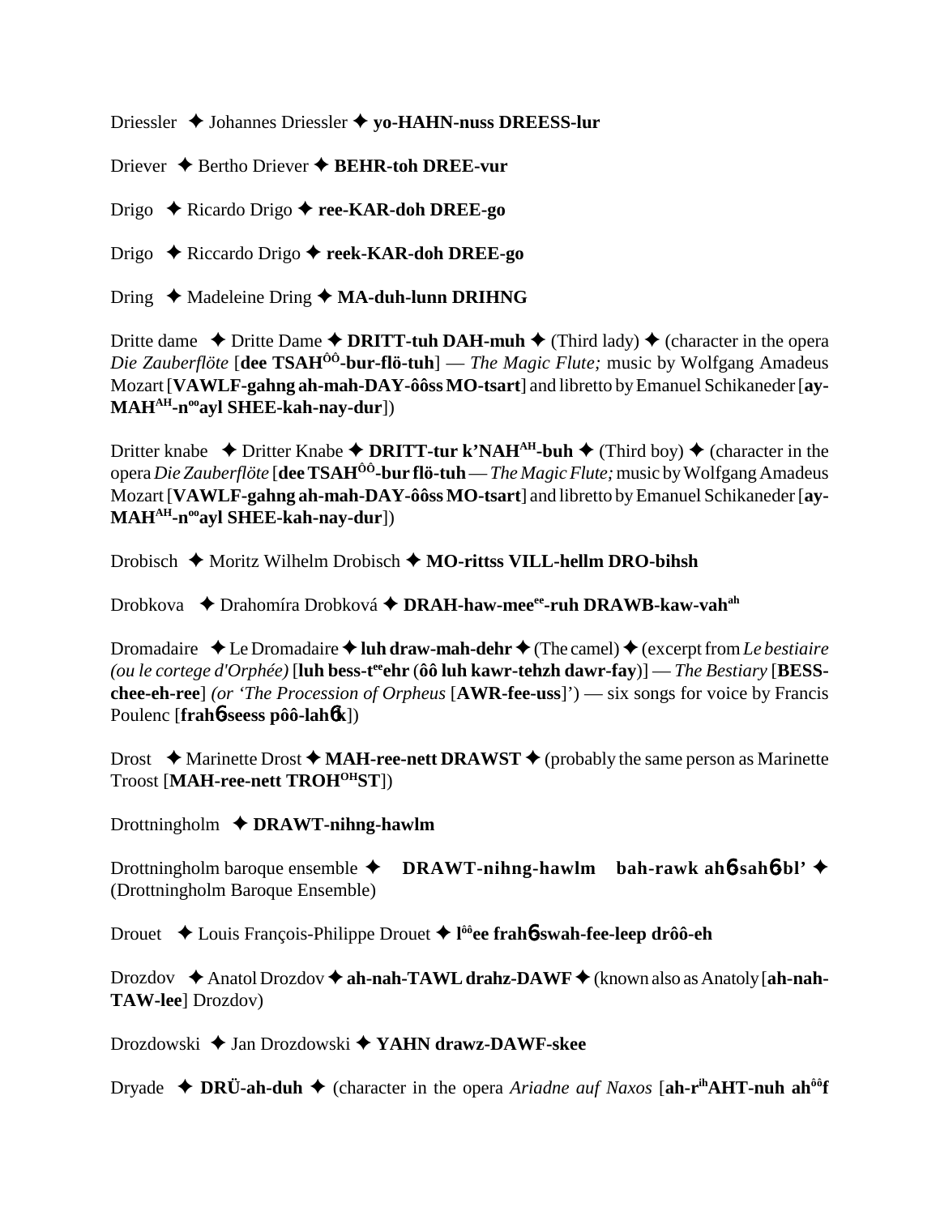Driessler ✦ Johannes Driessler ✦ **yo-HAHN-nuss DREESS-lur**

Driever ✦ Bertho Driever ✦ **BEHR-toh DREE-vur**

Drigo ✦ Ricardo Drigo ✦ **ree-KAR-doh DREE-go**

Drigo ✦ Riccardo Drigo ✦ **reek-KAR-doh DREE-go**

Dring ✦ Madeleine Dring ✦ **MA-duh-lunn DRIHNG**

Dritte dame ✦ Dritte Dame ✦ **DRITT-tuh DAH-muh** ✦ (Third lady) ✦ (character in the opera *Die Zauberflöte* [**dee TSAH$^{ÔÔ}$-bur-flö-tuh**] — *The Magic Flute;* music by Wolfgang Amadeus Mozart [**VAWLF-gahng ah-mah-DAY-ôôss MO-tsart**] and libretto by Emanuel Schikaneder [**ay-MAH$^{AH}$-n$^{oo}$ayl SHEE-kah-nay-dur**])

Dritter knabe ✦ Dritter Knabe ✦ **DRITT-tur k'NAH$^{AH}$-buh** ✦ (Third boy) ✦ (character in the opera *Die Zauberflöte* [**dee TSAH$^{ÔÔ}$-bur flö-tuh** — *The Magic Flute;* music by Wolfgang Amadeus Mozart [**VAWLF-gahng ah-mah-DAY-ôôss MO-tsart**] and libretto by Emanuel Schikaneder [**ay-MAH$^{AH}$-n$^{oo}$ayl SHEE-kah-nay-dur**])

Drobisch ✦ Moritz Wilhelm Drobisch ✦ **MO-rittss VILL-hellm DRO-bihsh**

Drobkova ✦ Drahomíra Drobková ✦ **DRAH-haw-mee$^{ee}$-ruh DRAWB-kaw-vah$^{ah}$**

Dromadaire ✦ Le Dromadaire ✦ **luh draw-mah-dehr** ✦ (The camel) ✦ (excerpt from *Le bestiaire (ou le cortege d'Orphée)* [**luh bess-t$^{ee}$ehr** (**ôô luh kawr-tehzh dawr-fay**)] — *The Bestiary* [**BESS-chee-eh-ree**] *(or 'The Procession of Orpheus* [**AWR-fee-uss**]') — six songs for voice by Francis Poulenc [**frahɓ-seess pôô-lahɓk**])

Drost ✦ Marinette Drost ✦ **MAH-ree-nett DRAWST** ✦ (probably the same person as Marinette Troost [**MAH-ree-nett TROH$^{OH}$ST**])

Drottningholm ✦ **DRAWT-nihng-hawlm**

Drottningholm baroque ensemble ✦ **DRAWT-nihng-hawlm bah-rawk ahɓ-sahɓ-bl'** ✦ (Drottningholm Baroque Ensemble)

Drouet ✦ Louis François-Philippe Drouet ✦ **l$^{ôô}$ee frahɓ-swah-fee-leep drôô-eh**

Drozdov ✦ Anatol Drozdov ✦ **ah-nah-TAWL drahz-DAWF** ✦ (known also as Anatoly [**ah-nah-TAW-lee**] Drozdov)

Drozdowski ✦ Jan Drozdowski ✦ **YAHN drawz-DAWF-skee**

Dryade ✦ **DRÜ-ah-duh** ✦ (character in the opera *Ariadne auf Naxos* [**ah-r$^{ih}$AHT-nuh ah$^{ôô}$f**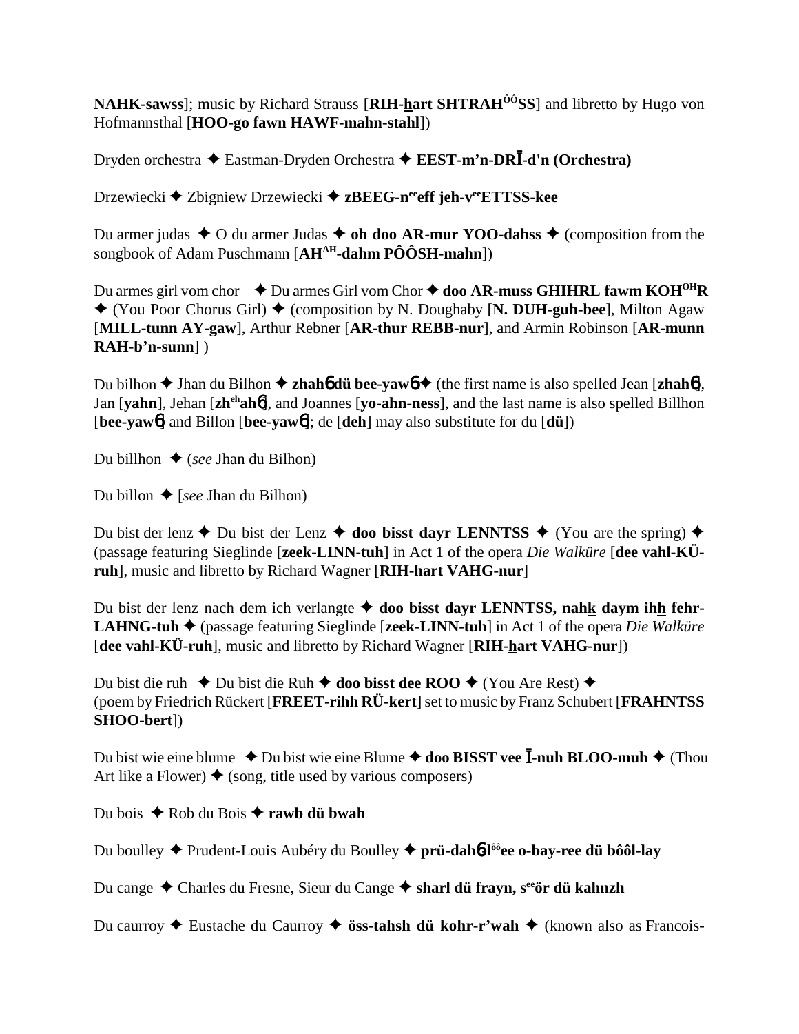**NAHK-sawss**]; music by Richard Strauss [**RIH-h̲art SHTRAH^ÔÔ^SS**] and libretto by Hugo von Hofmannsthal [**HOO-go fawn HAWF-mahn-stahl**])

Dryden orchestra ✦ Eastman-Dryden Orchestra ✦ **EEST-m'n-DRĪ-d'n (Orchestra)**

Drzewiecki ✦ Zbigniew Drzewiecki ✦ **zBEEG-n^ee^eff jeh-v^ee^ETTSS-kee**

Du armer judas ✦ O du armer Judas ✦ **oh doo AR-mur YOO-dahss** ✦ (composition from the songbook of Adam Puschmann [**AH^AH^-dahm PÔÔSH-mahn**])

Du armes girl vom chor ✦ Du armes Girl vom Chor ✦ **doo AR-muss GHIHRL fawm KOH^OH^R** ✦ (You Poor Chorus Girl) ✦ (composition by N. Doughaby [**N. DUH-guh-bee**], Milton Agaw [**MILL-tunn AY-gaw**], Arthur Rebner [**AR-thur REBB-nur**], and Armin Robinson [**AR-munn RAH-b'n-sunn**] )

Du bilhon ✦ Jhan du Bilhon ✦ **zhahɶ dü bee-yawɶ** ✦ (the first name is also spelled Jean [**zhahɶ**], Jan [**yahn**], Jehan [**zh^eh^ahɶ**], and Joannes [**yo-ahn-ness**], and the last name is also spelled Billhon [**bee-yawɶ**] and Billon [**bee-yawɶ**]; de [**deh**] may also substitute for du [**dü**])

Du billhon ✦ (*see* Jhan du Bilhon)

Du billon ✦ [*see* Jhan du Bilhon)

Du bist der lenz ✦ Du bist der Lenz ✦ **doo bisst dayr LENNTSS** ✦ (You are the spring) ✦ (passage featuring Sieglinde [**zeek-LINN-tuh**] in Act 1 of the opera *Die Walküre* [**dee vahl-KÜ-ruh**], music and libretto by Richard Wagner [**RIH-h̲art VAHG-nur**]

Du bist der lenz nach dem ich verlangte ✦ **doo bisst dayr LENNTSS, nahk̲ daym ihh̲ fehr-LAHNG-tuh** ✦ (passage featuring Sieglinde [**zeek-LINN-tuh**] in Act 1 of the opera *Die Walküre* [**dee vahl-KÜ-ruh**], music and libretto by Richard Wagner [**RIH-h̲art VAHG-nur**])

Du bist die ruh ✦ Du bist die Ruh ✦ **doo bisst dee ROO** ✦ (You Are Rest) ✦ (poem by Friedrich Rückert [**FREET-rihh̲ RÜ-kert**] set to music by Franz Schubert [**FRAHNTSS SHOO-bert**])

Du bist wie eine blume ✦ Du bist wie eine Blume ✦ **doo BISST vee Ī-nuh BLOO-muh** ✦ (Thou Art like a Flower) ✦ (song, title used by various composers)

Du bois ✦ Rob du Bois ✦ **rawb dü bwah**

Du boulley ✦ Prudent-Louis Aubéry du Boulley ✦ **prü-dahɶ-l^ôô^ee o-bay-ree dü bôôl-lay**

Du cange ✦ Charles du Fresne, Sieur du Cange ✦ **sharl dü frayn, s^ee^ör dü kahnzh**

Du caurroy ✦ Eustache du Caurroy ✦ **öss-tahsh dü kohr-r'wah** ✦ (known also as Francois-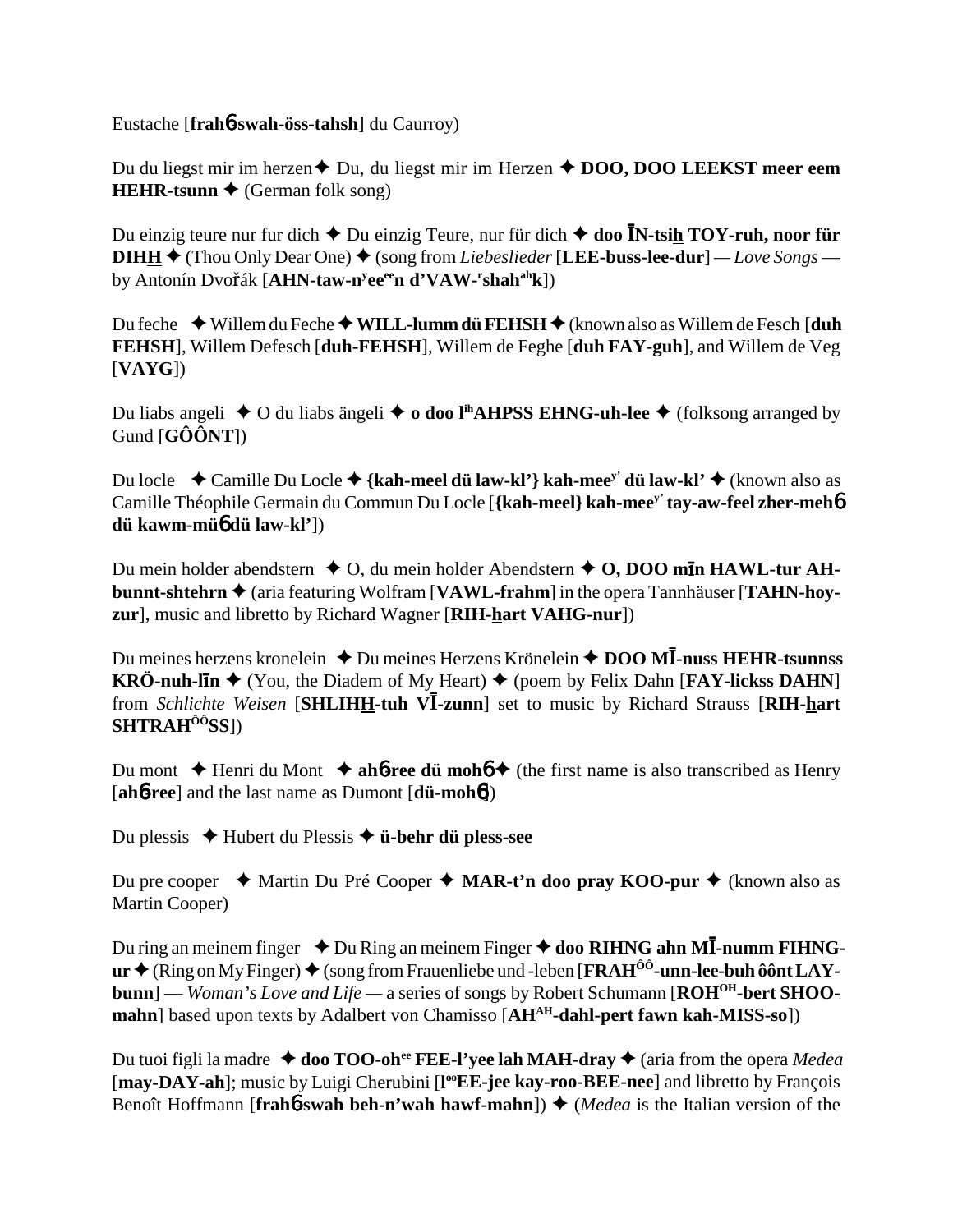Eustache [**frahɓ-swah-öss-tahsh**] du Caurroy)

Du du liegst mir im herzen ✦ Du, du liegst mir im Herzen ✦ **DOO, DOO LEEKST meer eem HEHR-tsunn** ✦ (German folk song)

Du einzig teure nur fur dich ✦ Du einzig Teure, nur für dich ✦ **doo ĪN-tsih̲ TOY-ruh, noor für DIHH̲** ✦ (Thou Only Dear One) ✦ (song from *Liebeslieder* [**LEE-buss-lee-dur**] — *Love Songs* — by Antonín Dvořák [**AHN-taw-nʸeeᵉᵉn d'VAW-ʳshahᵃʰk**])

Du feche ✦ Willem du Feche ✦ **WILL-lumm dü FEHSH** ✦ (known also as Willem de Fesch [**duh FEHSH**], Willem Defesch [**duh-FEHSH**], Willem de Feghe [**duh FAY-guh**], and Willem de Veg [**VAYG**])

Du liabs angeli ✦ O du liabs ängeli ✦ **o doo lⁱʰAHPSS EHNG-uh-lee** ✦ (folksong arranged by Gund [**GÔÔNT**])

Du locle ✦ Camille Du Locle ✦ **{kah-meel dü law-kl'} kah-meeʸ' dü law-kl'** ✦ (known also as Camille Théophile Germain du Commun Du Locle [**{kah-meel} kah-meeʸ' tay-aw-feel zher-mehɓ dü kawm-müɓ dü law-kl'**])

Du mein holder abendstern ✦ O, du mein holder Abendstern ✦ **O, DOO mīn HAWL-tur AH-bunnt-shtehrn** ✦ (aria featuring Wolfram [**VAWL-frahm**] in the opera Tannhäuser [**TAHN-hoy-zur**], music and libretto by Richard Wagner [**RIH-h̲art VAHG-nur**])

Du meines herzens kronelein ✦ Du meines Herzens Krönelein ✦ **DOO MĪ-nuss HEHR-tsunnss KRÖ-nuh-līn** ✦ (You, the Diadem of My Heart) ✦ (poem by Felix Dahn [**FAY-lickss DAHN**] from *Schlichte Weisen* [**SHLIHH̲-tuh VĪ-zunn**] set to music by Richard Strauss [**RIH-h̲art SHTRAHÔÔSS**])

Du mont ✦ Henri du Mont ✦ **ahɓ-ree dü mohɓ** ✦ (the first name is also transcribed as Henry [**ahɓ-ree**] and the last name as Dumont [**dü-mohɓ**])

Du plessis ✦ Hubert du Plessis ✦ **ü-behr dü pless-see**

Du pre cooper ✦ Martin Du Pré Cooper ✦ **MAR-t'n doo pray KOO-pur** ✦ (known also as Martin Cooper)

Du ring an meinem finger ✦ Du Ring an meinem Finger ✦ **doo RIHNG ahn MĪ-numm FIHNG-ur** ✦ (Ring on My Finger) ✦ (song from Frauenliebe und -leben [**FRAHÔÔ-unn-lee-buh ôônt LAY-bunn**] — *Woman's Love and Life* — a series of songs by Robert Schumann [**ROHᴼᴴ-bert SHOO-mahn**] based upon texts by Adalbert von Chamisso [**AHᴬᴴ-dahl-pert fawn kah-MISS-so**])

Du tuoi figli la madre ✦ **doo TOO-ohᵉᵉ FEE-l'yee lah MAH-dray** ✦ (aria from the opera *Medea* [**may-DAY-ah**]; music by Luigi Cherubini [**lᵒᵒEE-jee kay-roo-BEE-nee**] and libretto by François Benoît Hoffmann [**frahɓ-swah beh-n'wah hawf-mahn**]) ✦ (*Medea* is the Italian version of the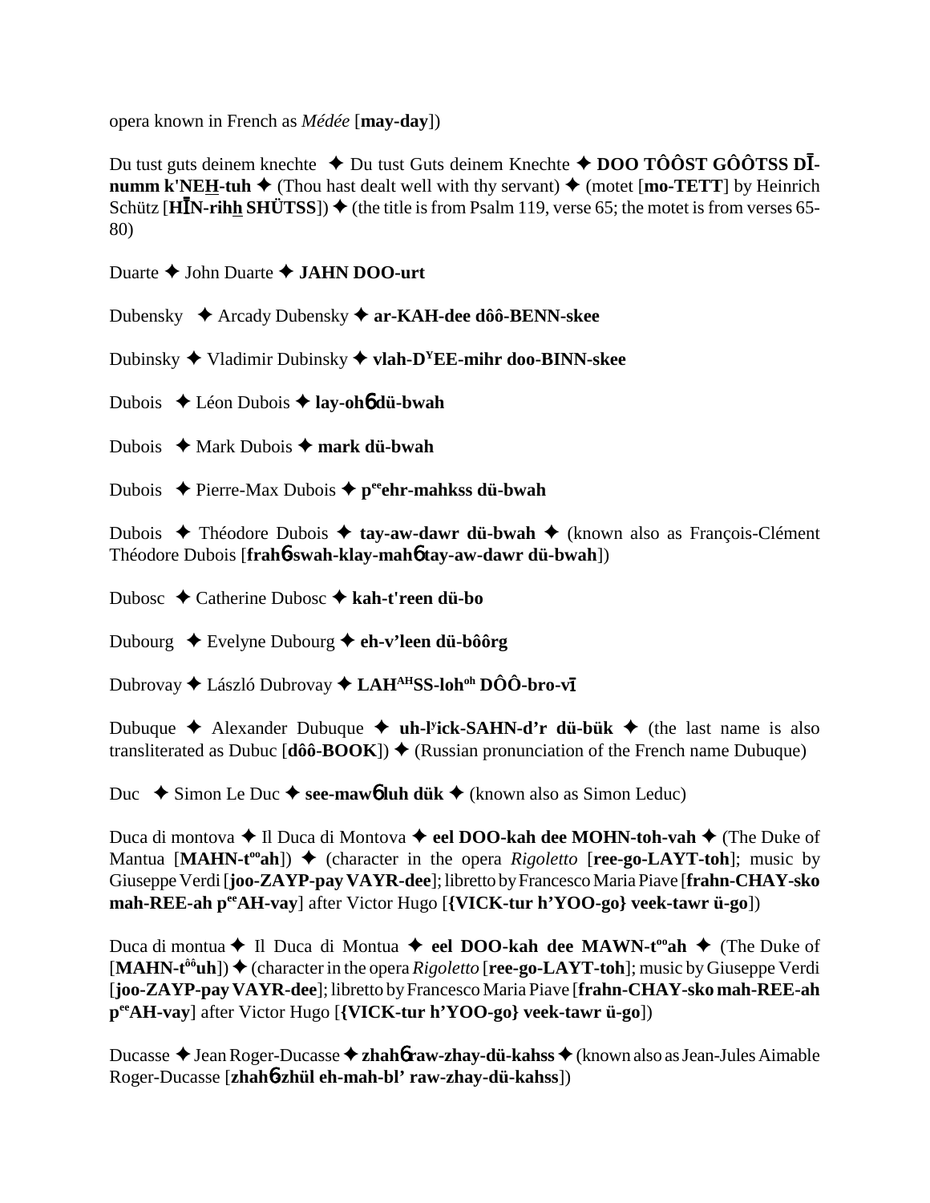opera known in French as *Médée* [**may-day**])

Du tust guts deinem knechte ✦ Du tust Guts deinem Knechte ✦ **DOO TÔÔST GÔÔTSS DĪ-numm k'NEH-tuh** ✦ (Thou hast dealt well with thy servant) ✦ (motet [**mo-TETT**] by Heinrich Schütz [**HĪN-rihh SHÜTSS**]) ✦ (the title is from Psalm 119, verse 65; the motet is from verses 65-80)

Duarte ✦ John Duarte ✦ **JAHN DOO-urt**

Dubensky ✦ Arcady Dubensky ✦ **ar-KAH-dee dôô-BENN-skee**

Dubinsky ✦ Vladimir Dubinsky ✦ **vlah-D^Y^EE-mihr doo-BINN-skee**

Dubois ✦ Léon Dubois ✦ **lay-oh6 dü-bwah**

Dubois ✦ Mark Dubois ✦ **mark dü-bwah**

Dubois ✦ Pierre-Max Dubois ✦ **p^ee^ehr-mahkss dü-bwah**

Dubois ✦ Théodore Dubois ✦ **tay-aw-dawr dü-bwah** ✦ (known also as François-Clément Théodore Dubois [**frah6-swah-klay-mah6 tay-aw-dawr dü-bwah**])

Dubosc ✦ Catherine Dubosc ✦ **kah-t'reen dü-bo**

Dubourg ✦ Evelyne Dubourg ✦ **eh-v'leen dü-bôôrg**

Dubrovay ✦ László Dubrovay ✦ **LAH^AH^SS-loh^oh^ DÔÔ-bro-vī**

Dubuque ✦ Alexander Dubuque ✦ **uh-l^y^ick-SAHN-d'r dü-bük** ✦ (the last name is also transliterated as Dubuc [**dôô-BOOK**]) ✦ (Russian pronunciation of the French name Dubuque)

Duc ✦ Simon Le Duc ✦ **see-maw6 luh dük** ✦ (known also as Simon Leduc)

Duca di montova ✦ Il Duca di Montova ✦ **eel DOO-kah dee MOHN-toh-vah** ✦ (The Duke of Mantua [**MAHN-t^oo^ah**]) ✦ (character in the opera *Rigoletto* [**ree-go-LAYT-toh**]; music by Giuseppe Verdi [**joo-ZAYP-pay VAYR-dee**]; libretto by Francesco Maria Piave [**frahn-CHAY-sko mah-REE-ah p^ee^AH-vay**] after Victor Hugo [**{VICK-tur h'YOO-go} veek-tawr ü-go**])

Duca di montua ✦ Il Duca di Montua ✦ **eel DOO-kah dee MAWN-t^oo^ah** ✦ (The Duke of [**MAHN-t^ôô^uh**]) ✦ (character in the opera *Rigoletto* [**ree-go-LAYT-toh**]; music by Giuseppe Verdi [**joo-ZAYP-pay VAYR-dee**]; libretto by Francesco Maria Piave [**frahn-CHAY-sko mah-REE-ah p^ee^AH-vay**] after Victor Hugo [**{VICK-tur h'YOO-go} veek-tawr ü-go**])

Ducasse ✦ Jean Roger-Ducasse ✦ **zhah6 raw-zhay-dü-kahss** ✦ (known also as Jean-Jules Aimable Roger-Ducasse [**zhah6-zhül eh-mah-bl' raw-zhay-dü-kahss**])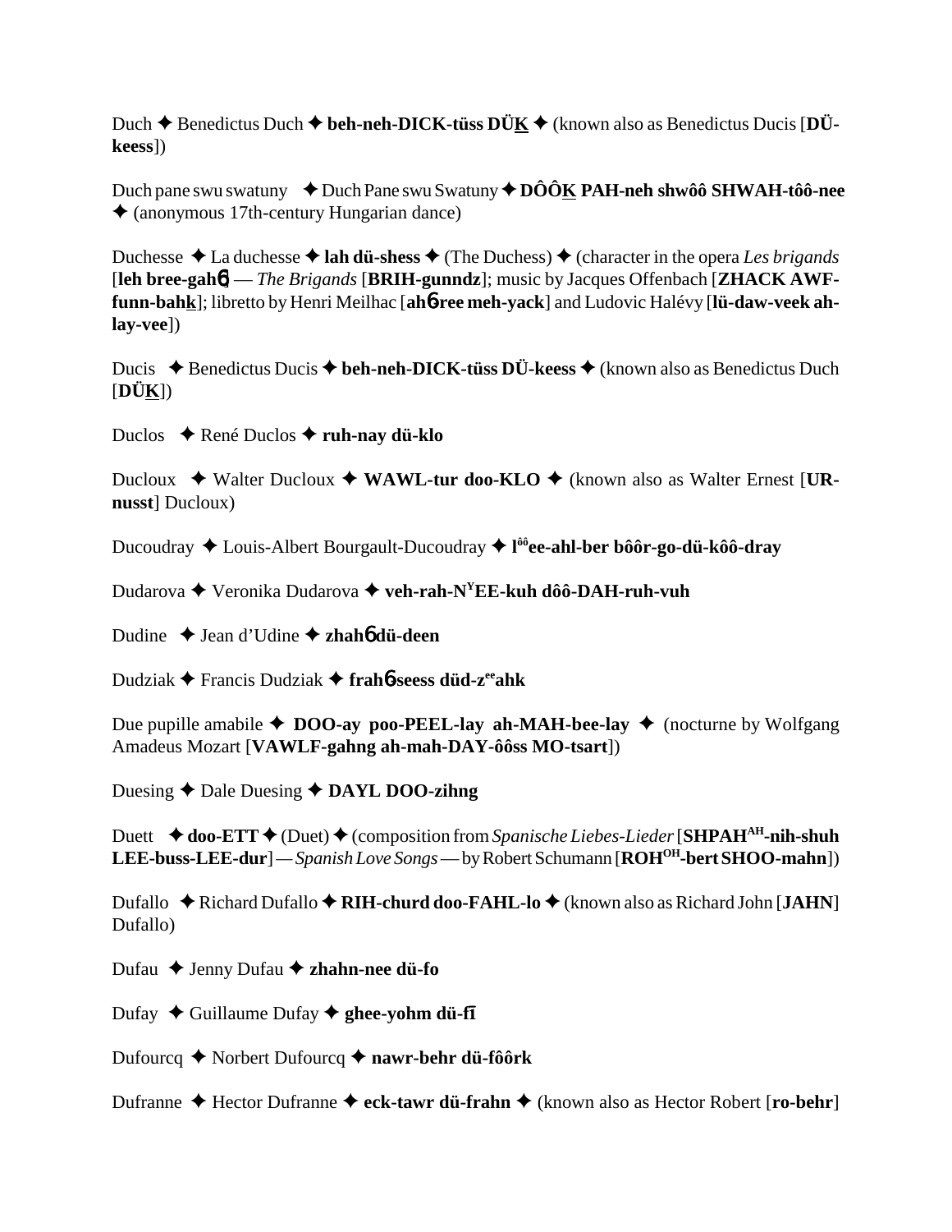Duch ✦ Benedictus Duch ✦ **beh-neh-DICK-tüss DÜK** ✦ (known also as Benedictus Ducis [**DÜ-keess**])

Duch pane swu swatuny ✦ Duch Pane swu Swatuny ✦ **DÔÔK PAH-neh shwôô SHWAH-tôô-nee** ✦ (anonymous 17th-century Hungarian dance)

Duchesse ✦ La duchesse ✦ **lah dü-shess** ✦ (The Duchess) ✦ (character in the opera *Les brigands* [**leh bree-gahɳ** — *The Brigands* [**BRIH-gunndz**]; music by Jacques Offenbach [**ZHACK AWF-funn-bahk**]; libretto by Henri Meilhac [**ahɳ-ree meh-yack**] and Ludovic Halévy [**lü-daw-veek ah-lay-vee**])

Ducis ✦ Benedictus Ducis ✦ **beh-neh-DICK-tüss DÜ-keess** ✦ (known also as Benedictus Duch [**DÜK**])

Duclos ✦ René Duclos ✦ **ruh-nay dü-klo**

Ducloux ✦ Walter Ducloux ✦ **WAWL-tur doo-KLO** ✦ (known also as Walter Ernest [**UR-nusst**] Ducloux)

Ducoudray ✦ Louis-Albert Bourgault-Ducoudray ✦ **l[ôô]ee-ahl-ber bôôr-go-dü-kôô-dray**

Dudarova ✦ Veronika Dudarova ✦ **veh-rah-N[Y]EE-kuh dôô-DAH-ruh-vuh**

Dudine ✦ Jean d'Udine ✦ **zhahɳ dü-deen**

Dudziak ✦ Francis Dudziak ✦ **frahɳ-seess düd-z[ee]ahk**

Due pupille amabile ✦ **DOO-ay poo-PEEL-lay ah-MAH-bee-lay** ✦ (nocturne by Wolfgang Amadeus Mozart [**VAWLF-gahng ah-mah-DAY-ôôss MO-tsart**])

Duesing ✦ Dale Duesing ✦ **DAYL DOO-zihng**

Duett ✦ **doo-ETT** ✦ (Duet) ✦ (composition from *Spanische Liebes-Lieder* [**SHPAH[AH]-nih-shuh LEE-buss-LEE-dur**] — *Spanish Love Songs* — by Robert Schumann [**ROH[OH]-bert SHOO-mahn**])

Dufallo ✦ Richard Dufallo ✦ **RIH-churd doo-FAHL-lo** ✦ (known also as Richard John [**JAHN**] Dufallo)

Dufau ✦ Jenny Dufau ✦ **zhahn-nee dü-fo**

Dufay ✦ Guillaume Dufay ✦ **ghee-yohm dü-fī**

Dufourcq ✦ Norbert Dufourcq ✦ **nawr-behr dü-fôôrk**

Dufranne ✦ Hector Dufranne ✦ **eck-tawr dü-frahn** ✦ (known also as Hector Robert [**ro-behr**]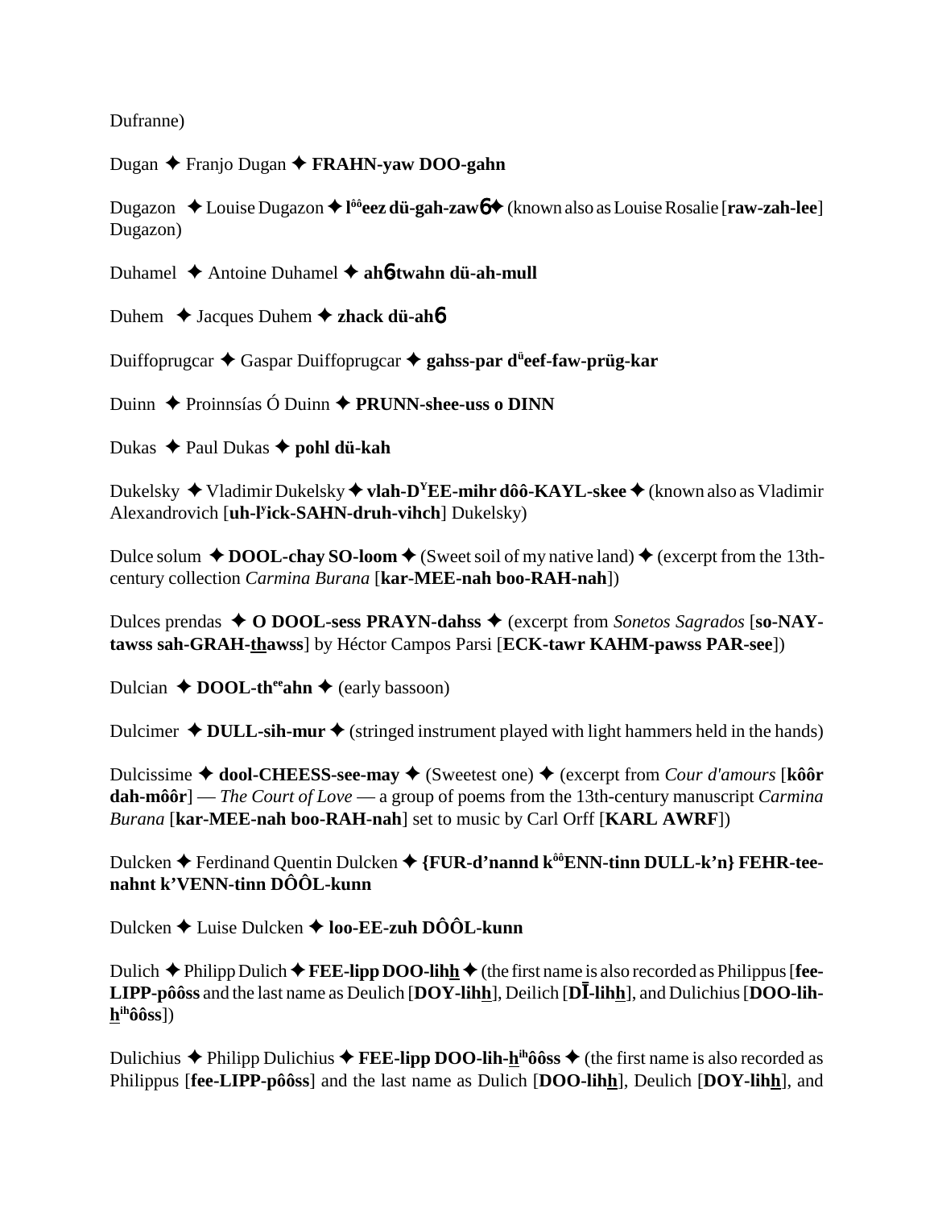Dufranne)

Dugan ✦ Franjo Dugan ✦ **FRAHN-yaw DOO-gahn**

Dugazon ✦ Louise Dugazon ✦ **l[ôô]eez dü-gah-zaw6** ✦ (known also as Louise Rosalie [**raw-zah-lee**] Dugazon)

Duhamel ✦ Antoine Duhamel ✦ **ah6twahn dü-ah-mull**

Duhem ✦ Jacques Duhem ✦ **zhack dü-ah6**

Duiffoprugcar ✦ Gaspar Duiffoprugcar ✦ **gahss-par d[ü]eef-faw-prüg-kar**

Duinn ✦ Proinnsías Ó Duinn ✦ **PRUNN-shee-uss o DINN**

Dukas ✦ Paul Dukas ✦ **pohl dü-kah**

Dukelsky ✦ Vladimir Dukelsky ✦ **vlah-D[Y]EE-mihr dôô-KAYL-skee** ✦ (known also as Vladimir Alexandrovich [**uh-l[y]ick-SAHN-druh-vihch**] Dukelsky)

Dulce solum ✦ **DOOL-chay SO-loom** ✦ (Sweet soil of my native land) ✦ (excerpt from the 13th-century collection *Carmina Burana* [**kar-MEE-nah boo-RAH-nah**])

Dulces prendas ✦ **O DOOL-sess PRAYN-dahss** ✦ (excerpt from *Sonetos Sagrados* [**so-NAY-tawss sah-GRAH-thawss**] by Héctor Campos Parsi [**ECK-tawr KAHM-pawss PAR-see**])

Dulcian ✦ **DOOL-th[ee]ahn** ✦ (early bassoon)

Dulcimer ✦ **DULL-sih-mur** ✦ (stringed instrument played with light hammers held in the hands)

Dulcissime ✦ **dool-CHEESS-see-may** ✦ (Sweetest one) ✦ (excerpt from *Cour d'amours* [**kôôr dah-môôr**] — *The Court of Love* — a group of poems from the 13th-century manuscript *Carmina Burana* [**kar-MEE-nah boo-RAH-nah**] set to music by Carl Orff [**KARL AWRF**])

Dulcken ✦ Ferdinand Quentin Dulcken ✦ **{FUR-d'nannd k[ôô]ENN-tinn DULL-k'n} FEHR-tee-nahnt k'VENN-tinn DÔÔL-kunn**

Dulcken ✦ Luise Dulcken ✦ **loo-EE-zuh DÔÔL-kunn**

Dulich ✦ Philipp Dulich ✦ **FEE-lipp DOO-lihh** ✦ (the first name is also recorded as Philippus [**fee-LIPP-pôôss** and the last name as Deulich [**DOY-lihh**], Deilich [**DĪ-lihh**], and Dulichius [**DOO-lih-h[ih]ôôss**])

Dulichius ✦ Philipp Dulichius ✦ **FEE-lipp DOO-lih-h[ih]ôôss** ✦ (the first name is also recorded as Philippus [**fee-LIPP-pôôss**] and the last name as Dulich [**DOO-lihh**], Deulich [**DOY-lihh**], and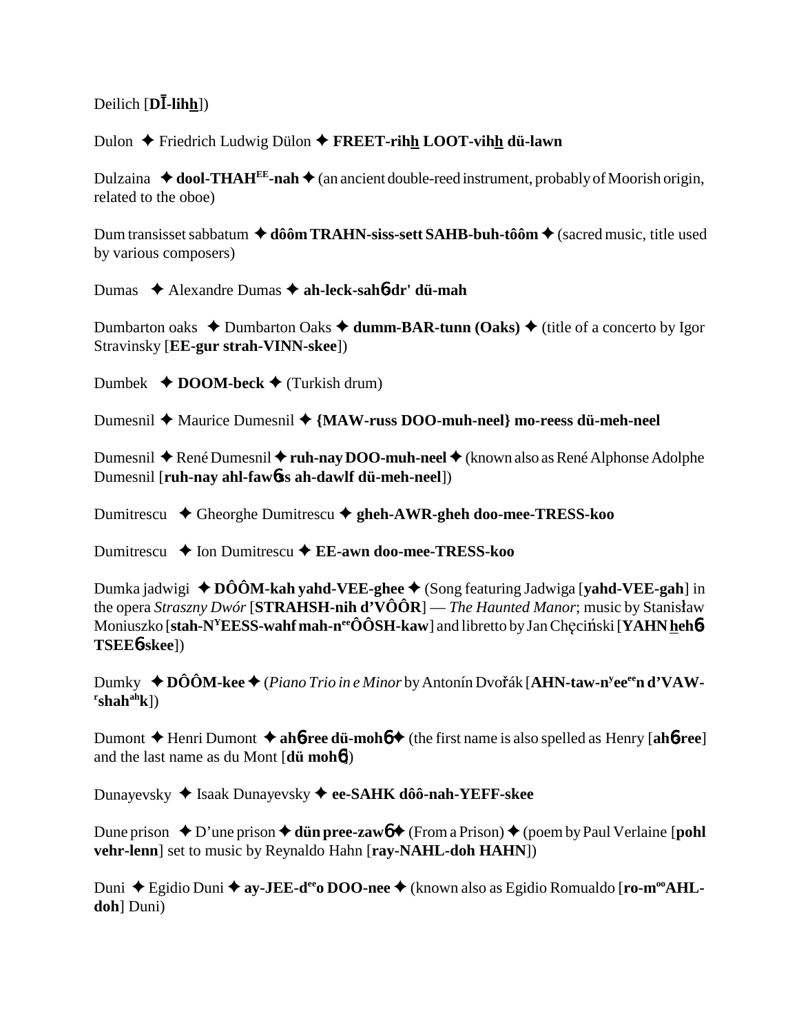Deilich [**DĪ-lihh**])

Dulon ✦ Friedrich Ludwig Dülon ✦ **FREET-rihh LOOT-vihh dü-lawn**

Dulzaina ✦ **dool-THAH$^{EE}$-nah** ✦ (an ancient double-reed instrument, probably of Moorish origin, related to the oboe)

Dum transisset sabbatum ✦ **dôôm TRAHN-siss-sett SAHB-buh-tôôm** ✦ (sacred music, title used by various composers)

Dumas ✦ Alexandre Dumas ✦ **ah-leck-sah6-dr' dü-mah**

Dumbarton oaks ✦ Dumbarton Oaks ✦ **dumm-BAR-tunn (Oaks)** ✦ (title of a concerto by Igor Stravinsky [**EE-gur strah-VINN-skee**])

Dumbek ✦ **DOOM-beck** ✦ (Turkish drum)

Dumesnil ✦ Maurice Dumesnil ✦ **{MAW-russ DOO-muh-neel} mo-reess dü-meh-neel**

Dumesnil ✦ René Dumesnil ✦ **ruh-nay DOO-muh-neel** ✦ (known also as René Alphonse Adolphe Dumesnil [**ruh-nay ahl-faw6ss ah-dawlf dü-meh-neel**])

Dumitrescu ✦ Gheorghe Dumitrescu ✦ **gheh-AWR-gheh doo-mee-TRESS-koo**

Dumitrescu ✦ Ion Dumitrescu ✦ **EE-awn doo-mee-TRESS-koo**

Dumka jadwigi ✦ **DÔÔM-kah yahd-VEE-ghee** ✦ (Song featuring Jadwiga [**yahd-VEE-gah**] in the opera *Straszny Dwór* [**STRAHSH-nih d'VÔÔR**] — *The Haunted Manor*; music by Stanisław Moniuszko [**stah-N$^{Y}$EESS-wahf mah-n$^{ee}$ÔÔSH-kaw**] and libretto by Jan Chęciński [**YAHN hheh6 TSEE6-skee**])

Dumky ✦ **DÔÔM-kee** ✦ (*Piano Trio in e Minor* by Antonín Dvořák [**AHN-taw-n$^{y}$ee$^{ee}$n d'VAW-$^{r}$shah$^{ah}$k**])

Dumont ✦ Henri Dumont ✦ **ah6-ree dü-moh6** ✦ (the first name is also spelled as Henry [**ah6-ree**] and the last name as du Mont [**dü moh6**])

Dunayevsky ✦ Isaak Dunayevsky ✦ **ee-SAHK dôô-nah-YEFF-skee**

Dune prison ✦ D'une prison ✦ **dün pree-zaw6** ✦ (From a Prison) ✦ (poem by Paul Verlaine [**pohl vehr-lenn**] set to music by Reynaldo Hahn [**ray-NAHL-doh HAHN**])

Duni ✦ Egidio Duni ✦ **ay-JEE-d$^{ee}$o DOO-nee** ✦ (known also as Egidio Romualdo [**ro-m$^{oo}$AHL-doh**] Duni)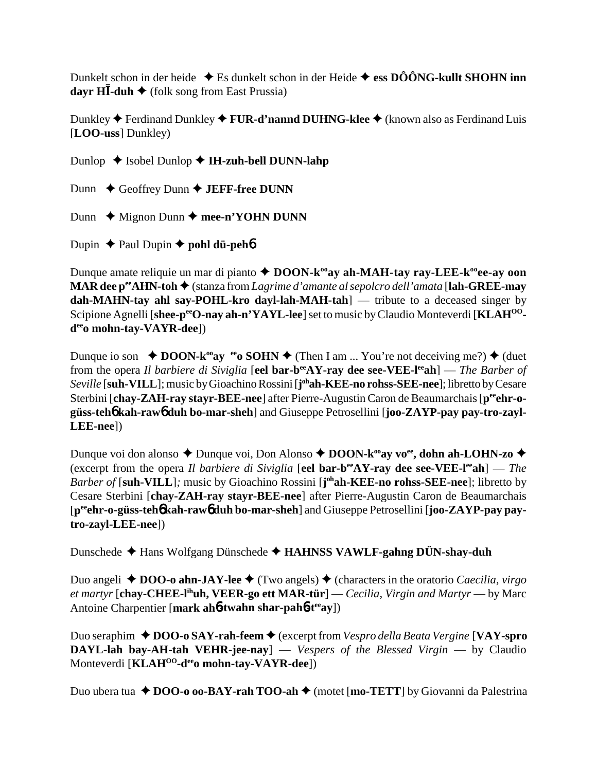Dunkelt schon in der heide ✦ Es dunkelt schon in der Heide ✦ **ess DÔÔNG-kullt SHOHN inn dayr HĪ-duh** ✦ (folk song from East Prussia)

Dunkley ✦ Ferdinand Dunkley ✦ **FUR-d'nannd DUHNG-klee** ✦ (known also as Ferdinand Luis [**LOO-uss**] Dunkley)

Dunlop ✦ Isobel Dunlop ✦ **IH-zuh-bell DUNN-lahp**

Dunn ✦ Geoffrey Dunn ✦ **JEFF-free DUNN**

Dunn ✦ Mignon Dunn ✦ **mee-n'YOHN DUNN**

Dupin ✦ Paul Dupin ✦ **pohl dü-peh6**

Dunque amate reliquie un mar di pianto ✦ **DOON-k[oo]ay ah-MAH-tay ray-LEE-k[oo]ee-ay oon MAR dee p[ee]AHN-toh** ✦ (stanza from *Lagrime d'amante al sepolcro dell'amata* [**lah-GREE-may dah-MAHN-tay ahl say-POHL-kro dayl-lah-MAH-tah**] — tribute to a deceased singer by Scipione Agnelli [**shee-p[ee]O-nay ah-n'YAYL-lee**] set to music by Claudio Monteverdi [**KLAH[OO]-d[ee]o mohn-tay-VAYR-dee**])

Dunque io son ✦ **DOON-k[oo]ay [ee]o SOHN** ✦ (Then I am ... You're not deceiving me?) ✦ (duet from the opera *Il barbiere di Siviglia* [**eel bar-b[ee]AY-ray dee see-VEE-l[ee]ah**] — *The Barber of Seville* [**suh-VILL**]; music by Gioachino Rossini [**j[oh]ah-KEE-no rohss-SEE-nee**]; libretto by Cesare Sterbini [**chay-ZAH-ray stayr-BEE-nee**] after Pierre-Augustin Caron de Beaumarchais [**p[ee]ehr-o-güss-teh6 kah-raw6 duh bo-mar-sheh**] and Giuseppe Petrosellini [**joo-ZAYP-pay pay-tro-zayl-LEE-nee**])

Dunque voi don alonso ✦ Dunque voi, Don Alonso ✦ **DOON-k[oo]ay vo[ee], dohn ah-LOHN-zo** ✦ (excerpt from the opera *Il barbiere di Siviglia* [**eel bar-b[ee]AY-ray dee see-VEE-l[ee]ah**] — *The Barber of* [**suh-VILL**]; music by Gioachino Rossini [**j[oh]ah-KEE-no rohss-SEE-nee**]; libretto by Cesare Sterbini [**chay-ZAH-ray stayr-BEE-nee**] after Pierre-Augustin Caron de Beaumarchais [**p[ee]ehr-o-güss-teh6 kah-raw6 duh bo-mar-sheh**] and Giuseppe Petrosellini [**joo-ZAYP-pay pay-tro-zayl-LEE-nee**])

Dunschede ✦ Hans Wolfgang Dünschede ✦ **HAHNSS VAWLF-gahng DÜN-shay-duh**

Duo angeli ✦ **DOO-o ahn-JAY-lee** ✦ (Two angels) ✦ (characters in the oratorio *Caecilia, virgo et martyr* [**chay-CHEE-l[ih]uh, VEER-go ett MAR-tür**] — *Cecilia, Virgin and Martyr* — by Marc Antoine Charpentier [**mark ah6-twahn shar-pah6-t[ee]ay**])

Duo seraphim ✦ **DOO-o SAY-rah-feem** ✦ (excerpt from *Vespro della Beata Vergine* [**VAY-spro DAYL-lah bay-AH-tah VEHR-jee-nay**] — *Vespers of the Blessed Virgin* — by Claudio Monteverdi [**KLAH[OO]-d[ee]o mohn-tay-VAYR-dee**])

Duo ubera tua ✦ **DOO-o oo-BAY-rah TOO-ah** ✦ (motet [**mo-TETT**] by Giovanni da Palestrina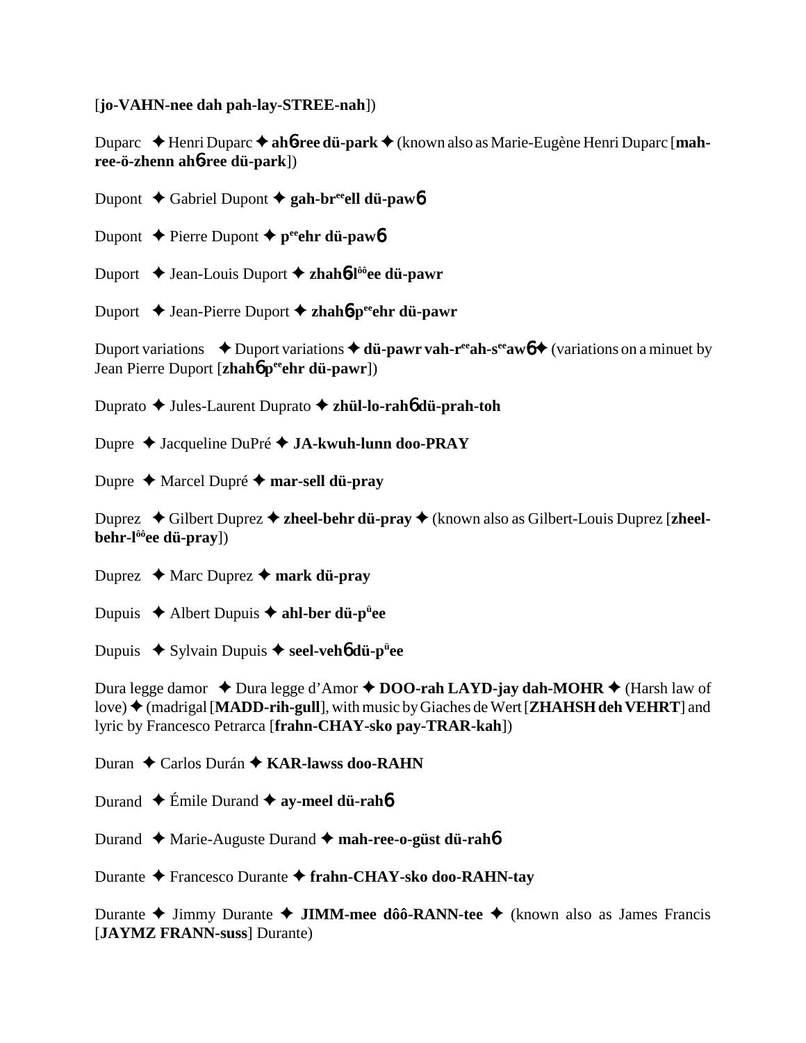[**jo-VAHN-nee dah pah-lay-STREE-nah**])

Duparc ✦ Henri Duparc ✦ **ah**6**ree dü-park** ✦ (known also as Marie-Eugène Henri Duparc [**mah-ree-ö-zhenn ah**6**ree dü-park**])

Dupont ✦ Gabriel Dupont ✦ **gah-br**ee**ell dü-paw**6

Dupont ✦ Pierre Dupont ✦ **p**ee**ehr dü-paw**6

Duport ✦ Jean-Louis Duport ✦ **zhah**6**l**ôô**ee dü-pawr**

Duport ✦ Jean-Pierre Duport ✦ **zhah**6**p**ee**ehr dü-pawr**

Duport variations ✦ Duport variations ✦ **dü-pawr vah-r**ee**ah-s**ee**aw**6 ✦ (variations on a minuet by Jean Pierre Duport [**zhah**6**p**ee**ehr dü-pawr**])

Duprato ✦ Jules-Laurent Duprato ✦ **zhül-lo-rah**6 **dü-prah-toh**

Dupre ✦ Jacqueline DuPré ✦ **JA-kwuh-lunn doo-PRAY**

Dupre ✦ Marcel Dupré ✦ **mar-sell dü-pray**

Duprez ✦ Gilbert Duprez ✦ **zheel-behr dü-pray** ✦ (known also as Gilbert-Louis Duprez [**zheel-behr-l**ôô**ee dü-pray**])

Duprez ✦ Marc Duprez ✦ **mark dü-pray**

Dupuis ✦ Albert Dupuis ✦ **ahl-ber dü-p**ü**ee**

Dupuis ✦ Sylvain Dupuis ✦ **seel-veh**6 **dü-p**ü**ee**

Dura legge damor ✦ Dura legge d'Amor ✦ **DOO-rah LAYD-jay dah-MOHR** ✦ (Harsh law of love) ✦ (madrigal [**MADD-rih-gull**], with music by Giaches de Wert [**ZHAHSH deh VEHRT**] and lyric by Francesco Petrarca [**frahn-CHAY-sko pay-TRAR-kah**])

Duran ✦ Carlos Durán ✦ **KAR-lawss doo-RAHN**

Durand ✦ Émile Durand ✦ **ay-meel dü-rah**6

Durand ✦ Marie-Auguste Durand ✦ **mah-ree-o-güst dü-rah**6

Durante ✦ Francesco Durante ✦ **frahn-CHAY-sko doo-RAHN-tay**

Durante ✦ Jimmy Durante ✦ **JIMM-mee dôô-RANN-tee** ✦ (known also as James Francis [**JAYMZ FRANN-suss**] Durante)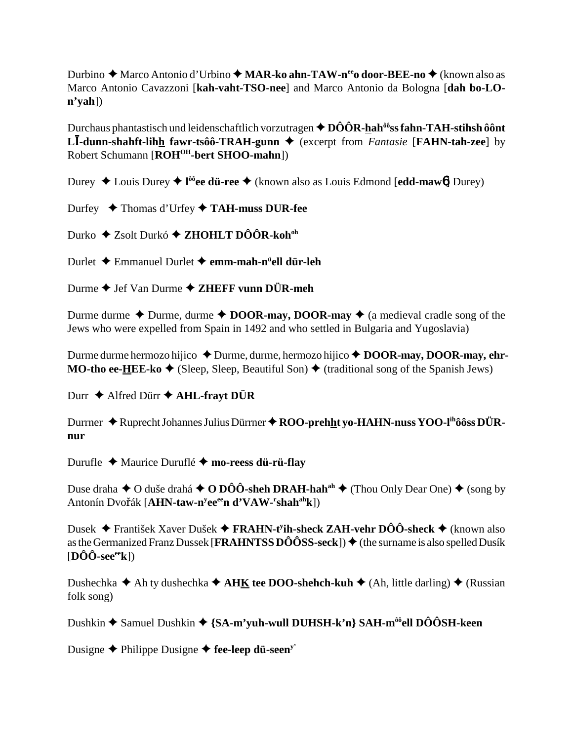Durbino ✦ Marco Antonio d'Urbino ✦ **MAR-ko ahn-TAW-n[ee]o door-BEE-no** ✦ (known also as Marco Antonio Cavazzoni [**kah-vaht-TSO-nee**] and Marco Antonio da Bologna [**dah bo-LO-n'yah**])

Durchaus phantastisch und leidenschaftlich vorzutragen ✦ **DÔÔR-hah[ôô]ss fahn-TAH-stihsh ôônt LĪ-dunn-shahft-lihh fawr-tsôô-TRAH-gunn** ✦ (excerpt from *Fantasie* [**FAHN-tah-zee**] by Robert Schumann [**ROH[OH]-bert SHOO-mahn**])

Durey ✦ Louis Durey ✦ **l[ôô]ee dü-ree** ✦ (known also as Louis Edmond [**edd-mawɵ**] Durey)

Durfey ✦ Thomas d'Urfey ✦ **TAH-muss DUR-fee**

Durko ✦ Zsolt Durkó ✦ **ZHOHLT DÔÔR-koh[oh]**

Durlet ✦ Emmanuel Durlet ✦ **emm-mah-n[ü]ell dür-leh**

Durme ✦ Jef Van Durme ✦ **ZHEFF vunn DÜR-meh**

Durme durme ✦ Durme, durme ✦ **DOOR-may, DOOR-may** ✦ (a medieval cradle song of the Jews who were expelled from Spain in 1492 and who settled in Bulgaria and Yugoslavia)

Durme durme hermozo hijico ✦ Durme, durme, hermozo hijico ✦ **DOOR-may, DOOR-may, ehr-MO-tho ee-HEE-ko** ✦ (Sleep, Sleep, Beautiful Son) ✦ (traditional song of the Spanish Jews)

Durr ✦ Alfred Dürr ✦ **AHL-frayt DÜR**

Durrner ✦ Ruprecht Johannes Julius Dürrner ✦ **ROO-prehht yo-HAHN-nuss YOO-l[ih]ôôss DÜR-nur**

Durufle ✦ Maurice Duruflé ✦ **mo-reess dü-rü-flay**

Duse draha ✦ O duše drahá ✦ **O DÔÔ-sheh DRAH-hah[ah]** ✦ (Thou Only Dear One) ✦ (song by Antonín Dvořák [**AHN-taw-n[y]ee[ee]n d'VAW-[r]shah[ah]k**])

Dusek ✦ František Xaver Dušek ✦ **FRAHN-t[y]ih-sheck ZAH-vehr DÔÔ-sheck** ✦ (known also as the Germanized Franz Dussek [**FRAHNTSS DÔÔSS-seck**]) ✦ (the surname is also spelled Dusík [**DÔÔ-see[ee]k**])

Dushechka ✦ Ah ty dushechka ✦ **AHK tee DOO-shehch-kuh** ✦ (Ah, little darling) ✦ (Russian folk song)

Dushkin ✦ Samuel Dushkin ✦ **{SA-m'yuh-wull DUHSH-k'n} SAH-m[ôô]ell DÔÔSH-keen**

Dusigne ✦ Philippe Dusigne ✦ **fee-leep dü-seen[y']**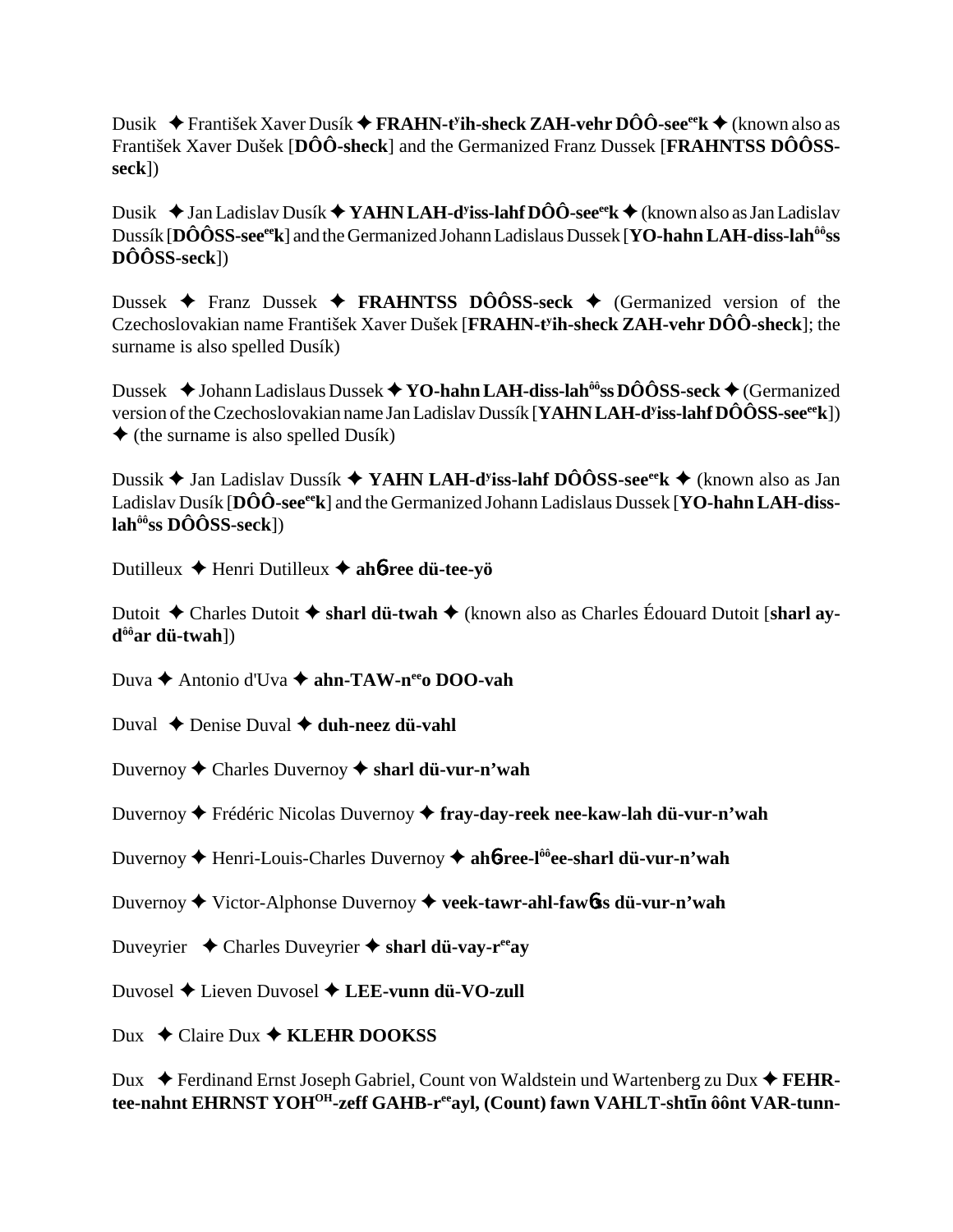Dusik ✦ František Xaver Dusík ✦ **FRAHN-t[y]ih-sheck ZAH-vehr DÔÔ-see[ee]k** ✦ (known also as František Xaver Dušek [**DÔÔ-sheck**] and the Germanized Franz Dussek [**FRAHNTSS DÔÔSS-seck**])

Dusik ✦ Jan Ladislav Dusík ✦ **YAHN LAH-d[y]iss-lahf DÔÔ-see[ee]k** ✦ (known also as Jan Ladislav Dussík [**DÔÔSS-see[ee]k**] and the Germanized Johann Ladislaus Dussek [**YO-hahn LAH-diss-lah[ôô]ss DÔÔSS-seck**])

Dussek ✦ Franz Dussek ✦ **FRAHNTSS DÔÔSS-seck** ✦ (Germanized version of the Czechoslovakian name František Xaver Dušek [**FRAHN-t[y]ih-sheck ZAH-vehr DÔÔ-sheck**]; the surname is also spelled Dusík)

Dussek ✦ Johann Ladislaus Dussek ✦ **YO-hahn LAH-diss-lah[ôô]ss DÔÔSS-seck** ✦ (Germanized version of the Czechoslovakian name Jan Ladislav Dussík [**YAHN LAH-d[y]iss-lahf DÔÔSS-see[ee]k**]) ✦ (the surname is also spelled Dusík)

Dussik ✦ Jan Ladislav Dussík ✦ **YAHN LAH-d[y]iss-lahf DÔÔSS-see[ee]k** ✦ (known also as Jan Ladislav Dusík [**DÔÔ-see[ee]k**] and the Germanized Johann Ladislaus Dussek [**YO-hahn LAH-diss-lah[ôô]ss DÔÔSS-seck**])

Dutilleux ✦ Henri Dutilleux ✦ **ahɓ-ree dü-tee-yö**

Dutoit ✦ Charles Dutoit ✦ **sharl dü-twah** ✦ (known also as Charles Édouard Dutoit [**sharl ay-d[ôô]ar dü-twah**])

Duva ✦ Antonio d'Uva ✦ **ahn-TAW-n[ee]o DOO-vah**

Duval ✦ Denise Duval ✦ **duh-neez dü-vahl**

Duvernoy ✦ Charles Duvernoy ✦ **sharl dü-vur-n'wah**

Duvernoy ✦ Frédéric Nicolas Duvernoy ✦ **fray-day-reek nee-kaw-lah dü-vur-n'wah**

Duvernoy ✦ Henri-Louis-Charles Duvernoy ✦ **ahɓ-ree-l[ôô]ee-sharl dü-vur-n'wah**

Duvernoy ✦ Victor-Alphonse Duvernoy ✦ **veek-tawr-ahl-fawɓss dü-vur-n'wah**

Duveyrier ✦ Charles Duveyrier ✦ **sharl dü-vay-r[ee]ay**

Duvosel ✦ Lieven Duvosel ✦ **LEE-vunn dü-VO-zull**

Dux ✦ Claire Dux ✦ **KLEHR DOOKSS**

Dux ✦ Ferdinand Ernst Joseph Gabriel, Count von Waldstein und Wartenberg zu Dux ✦ **FEHR-tee-nahnt EHRNST YOH[OH]-zeff GAHB-r[ee]ayl, (Count) fawn VAHLT-shtīn ôônt VAR-tunn-**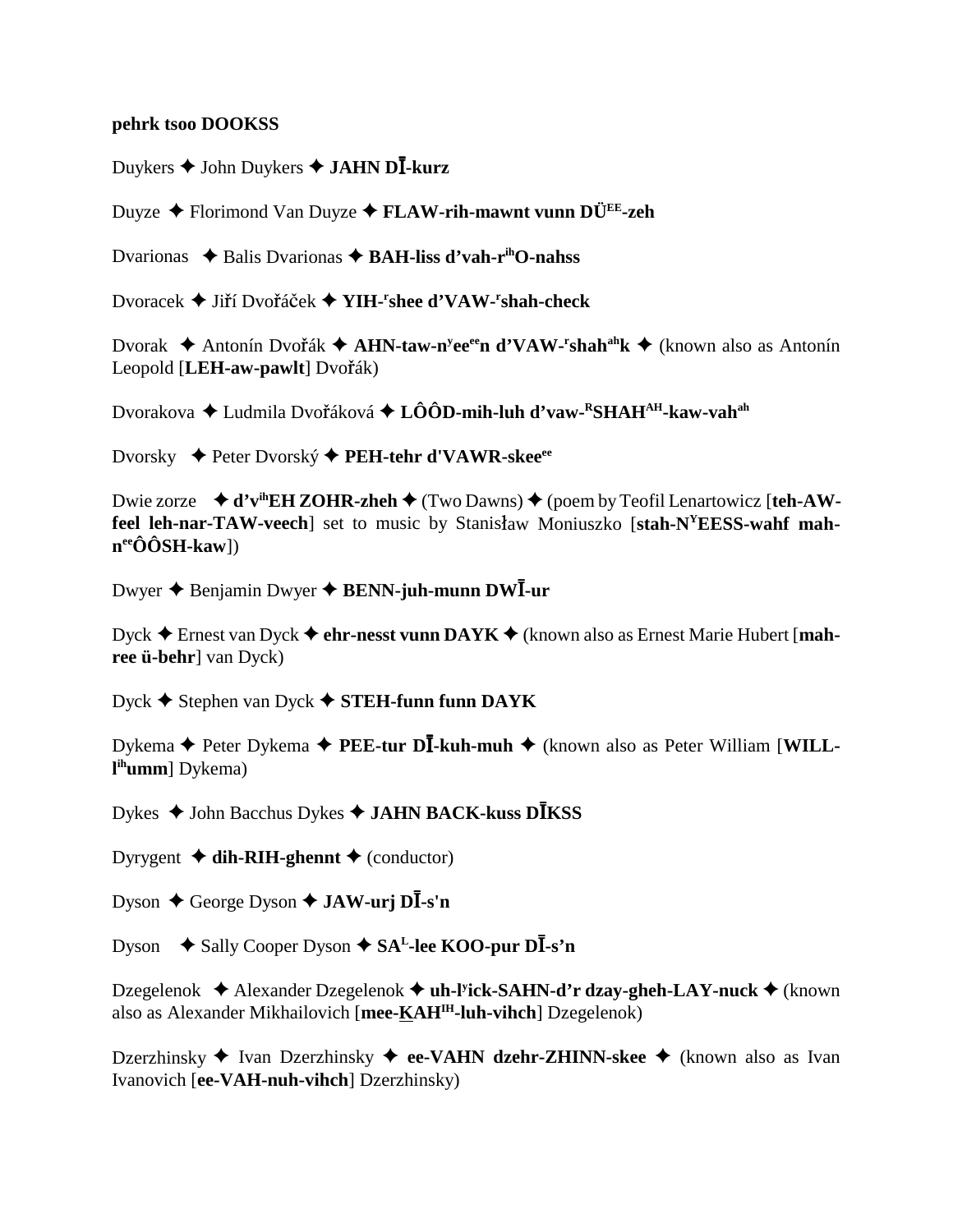**pehrk tsoo DOOKSS**

Duykers ✦ John Duykers ✦ **JAHN DĪ-kurz**

Duyze ✦ Florimond Van Duyze ✦ **FLAW-rih-mawnt vunn DÜ^EE-zeh**

Dvarionas ✦ Balis Dvarionas ✦ **BAH-liss d'vah-r^ihO-nahss**

Dvoracek ✦ Jiří Dvořáček ✦ **YIH-^rshee d'VAW-^rshah-check**

Dvorak ✦ Antonín Dvořák ✦ **AHN-taw-n^yee^een d'VAW-^rshah^ahk** ✦ (known also as Antonín Leopold [**LEH-aw-pawlt**] Dvořák)

Dvorakova ✦ Ludmila Dvořáková ✦ **LÔÔD-mih-luh d'vaw-^RSHAH^AH-kaw-vah^ah**

Dvorsky ✦ Peter Dvorský ✦ **PEH-tehr d'VAWR-skee^ee**

Dwie zorze ✦ **d'v^ihEH ZOHR-zheh** ✦ (Two Dawns) ✦ (poem by Teofil Lenartowicz [**teh-AW-feel leh-nar-TAW-veech**] set to music by Stanisław Moniuszko [**stah-N^YEESS-wahf mah-n^eeÔÔSH-kaw**])

Dwyer ✦ Benjamin Dwyer ✦ **BENN-juh-munn DWĪ-ur**

Dyck ✦ Ernest van Dyck ✦ **ehr-nesst vunn DAYK** ✦ (known also as Ernest Marie Hubert [**mah-ree ü-behr**] van Dyck)

Dyck ✦ Stephen van Dyck ✦ **STEH-funn funn DAYK**

Dykema ✦ Peter Dykema ✦ **PEE-tur DĪ-kuh-muh** ✦ (known also as Peter William [**WILL-l^ihumm**] Dykema)

Dykes ✦ John Bacchus Dykes ✦ **JAHN BACK-kuss DĪKSS**

Dyrygent ✦ **dih-RIH-ghennt** ✦ (conductor)

Dyson ✦ George Dyson ✦ **JAW-urj DĪ-s'n**

Dyson ✦ Sally Cooper Dyson ✦ **SA^L-lee KOO-pur DĪ-s'n**

Dzegelenok ✦ Alexander Dzegelenok ✦ **uh-l^yick-SAHN-d'r dzay-gheh-LAY-nuck** ✦ (known also as Alexander Mikhailovich [**mee-KAH^IH-luh-vihch**] Dzegelenok)

Dzerzhinsky ✦ Ivan Dzerzhinsky ✦ **ee-VAHN dzehr-ZHINN-skee** ✦ (known also as Ivan Ivanovich [**ee-VAH-nuh-vihch**] Dzerzhinsky)